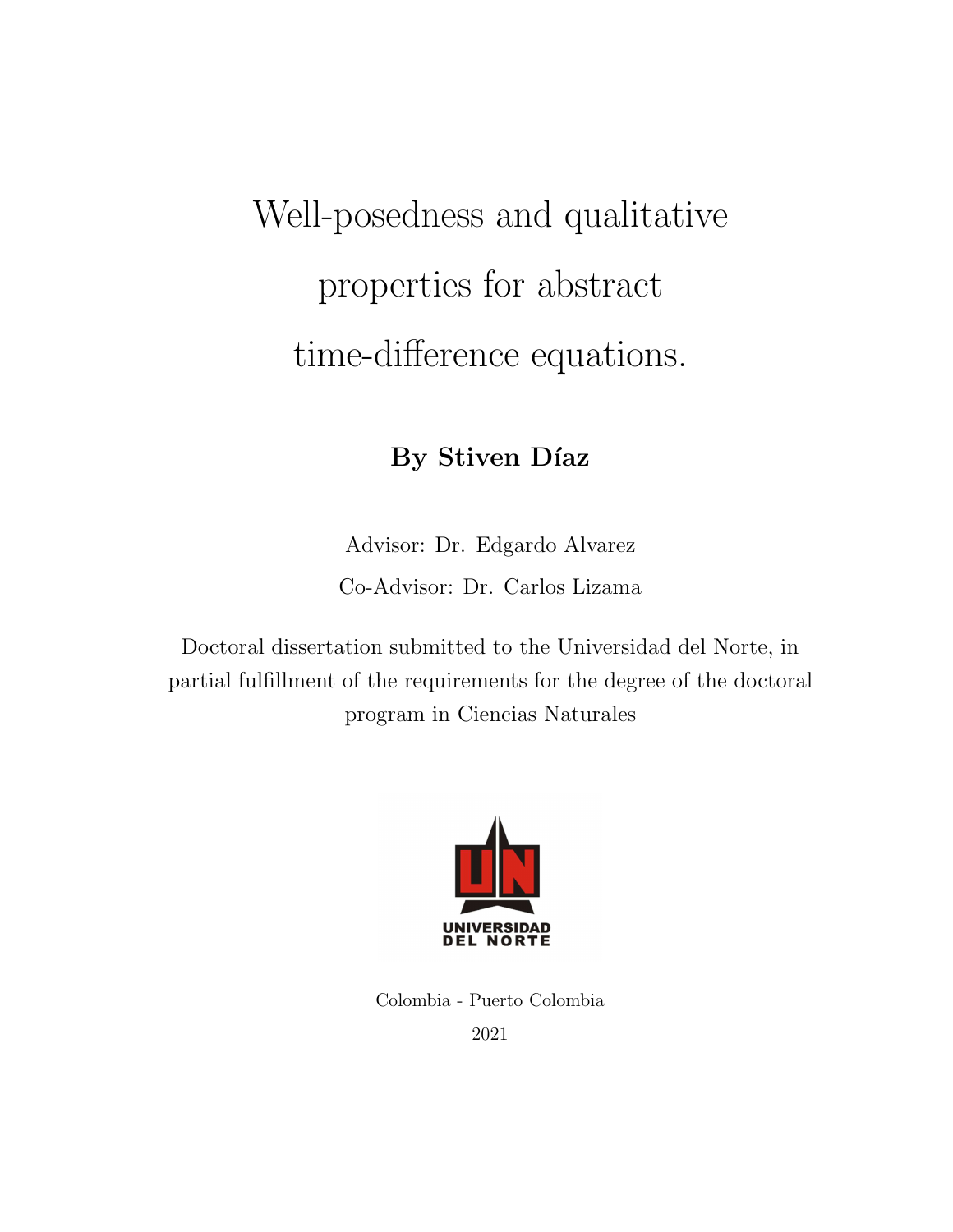# Well-posedness and qualitative properties for abstract time-difference equations.

**By Stiven Díaz**

Advisor: Dr. Edgardo Alvarez

Co-Advisor: Dr. Carlos Lizama

Doctoral dissertation submitted to the Universidad del Norte, in partial fulfillment of the requirements for the degree of the doctoral program in Ciencias Naturales

UNIVERSIDAD DEL NORTE

Colombia - Puerto Colombia

2021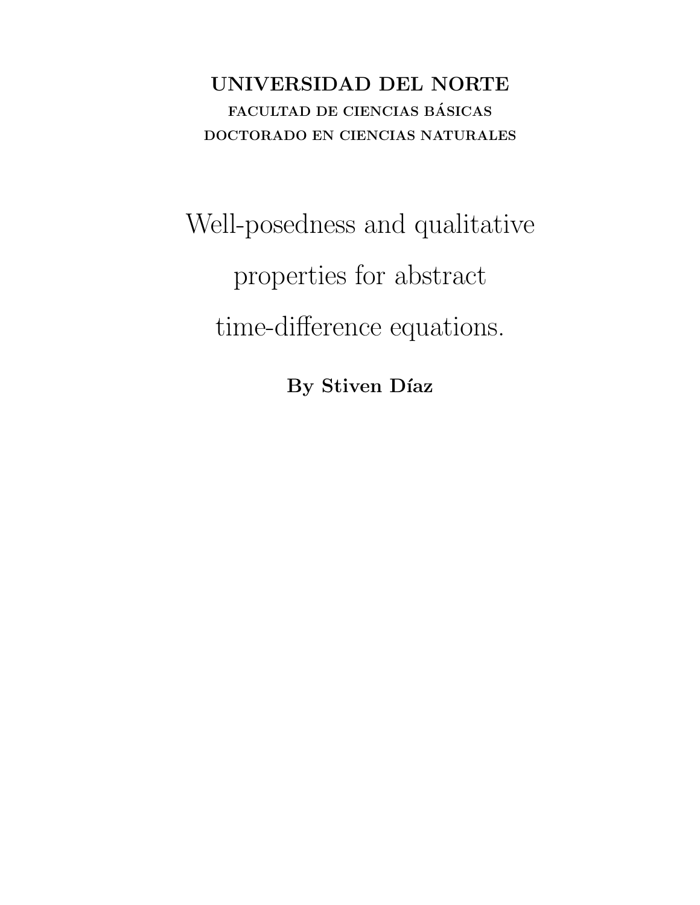**UNIVERSIDAD DEL NORTE**

FACULTAD DE CIENCIAS BÁSICAS

DOCTORADO EN CIENCIAS NATURALES

# Well-posedness and qualitative properties for abstract time-difference equations.

**By Stiven Díaz**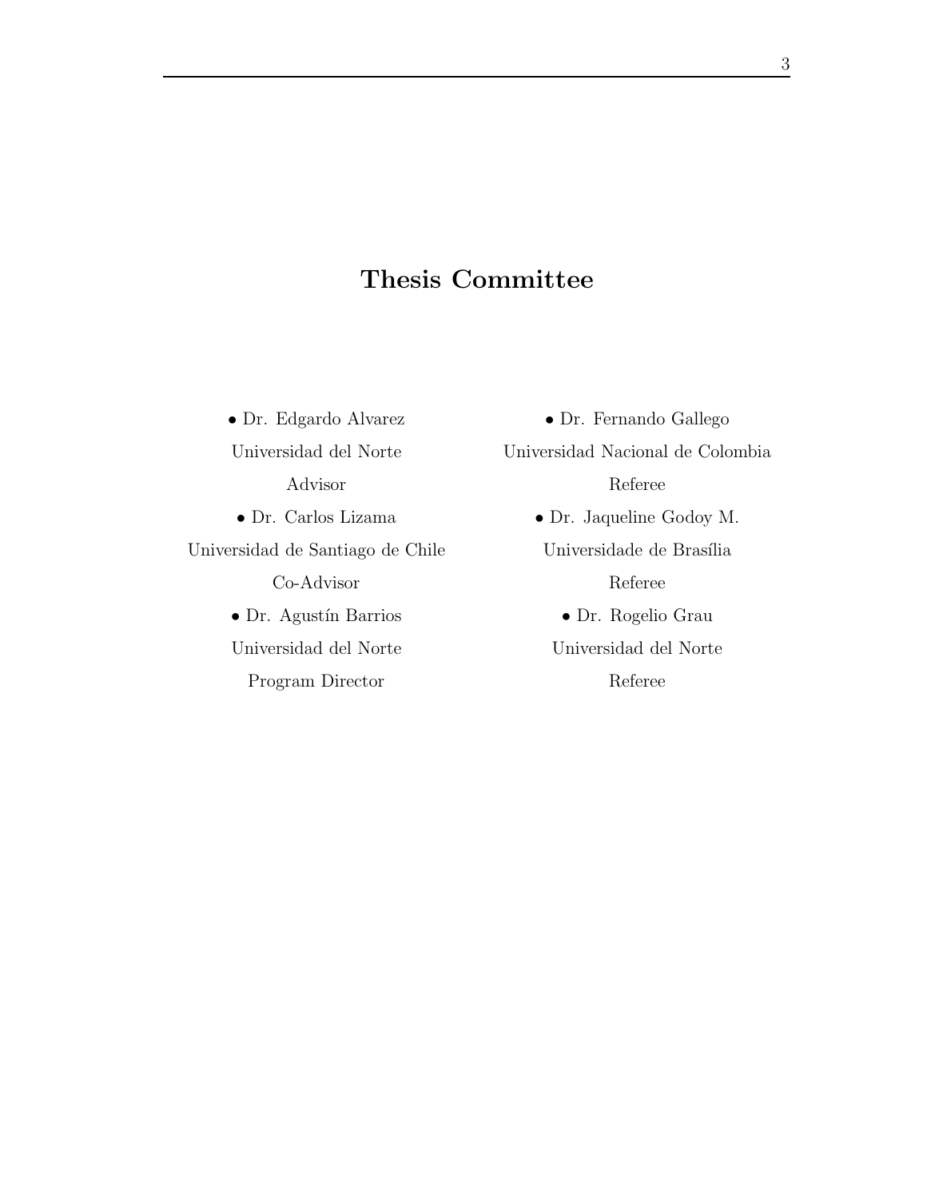# Thesis Committee

- Dr. Edgardo Alvarez
  Universidad del Norte
  Advisor

- Dr. Carlos Lizama
  Universidad de Santiago de Chile
  Co-Advisor

- Dr. Agustín Barrios
  Universidad del Norte
  Program Director

- Dr. Fernando Gallego
  Universidad Nacional de Colombia
  Referee

- Dr. Jaqueline Godoy M.
  Universidade de Brasília
  Referee

- Dr. Rogelio Grau
  Universidad del Norte
  Referee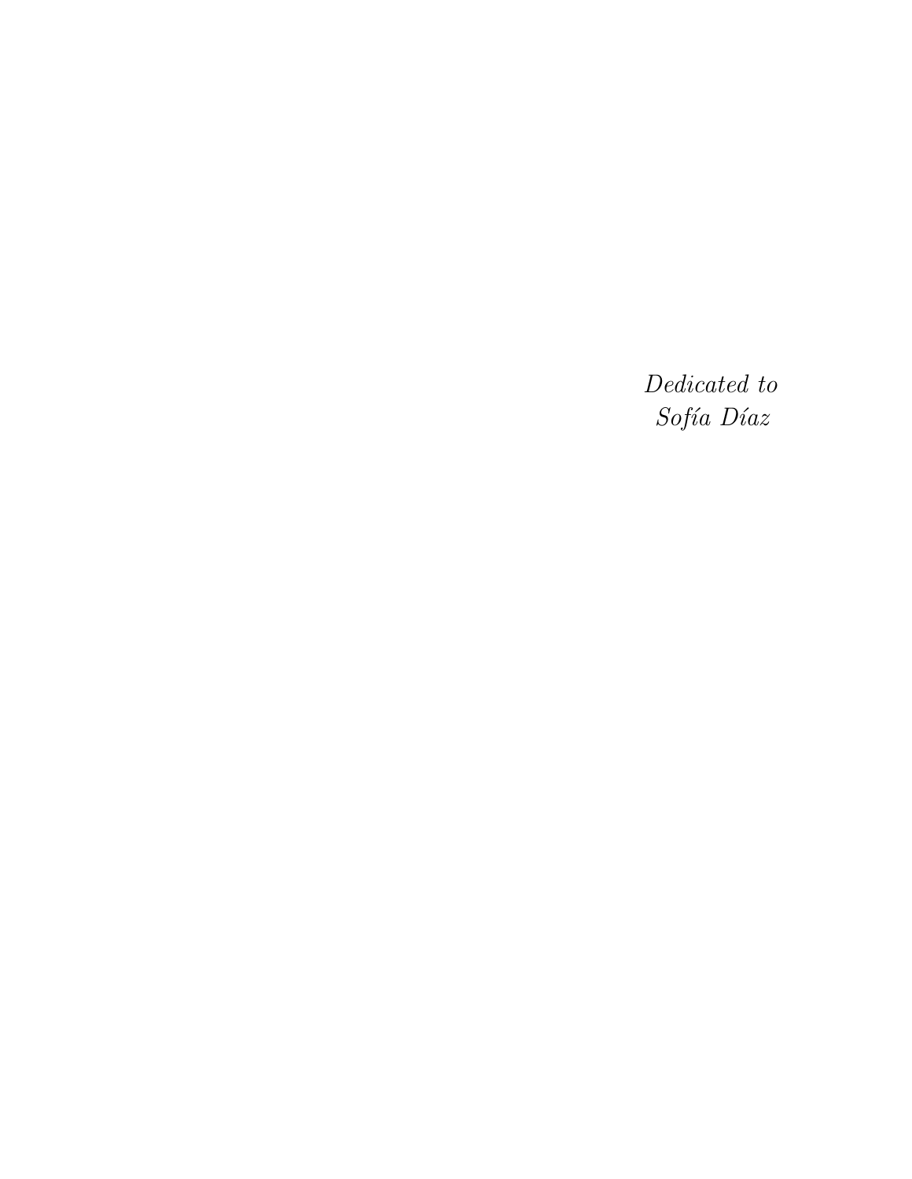*Dedicated to*
*Sofía Díaz*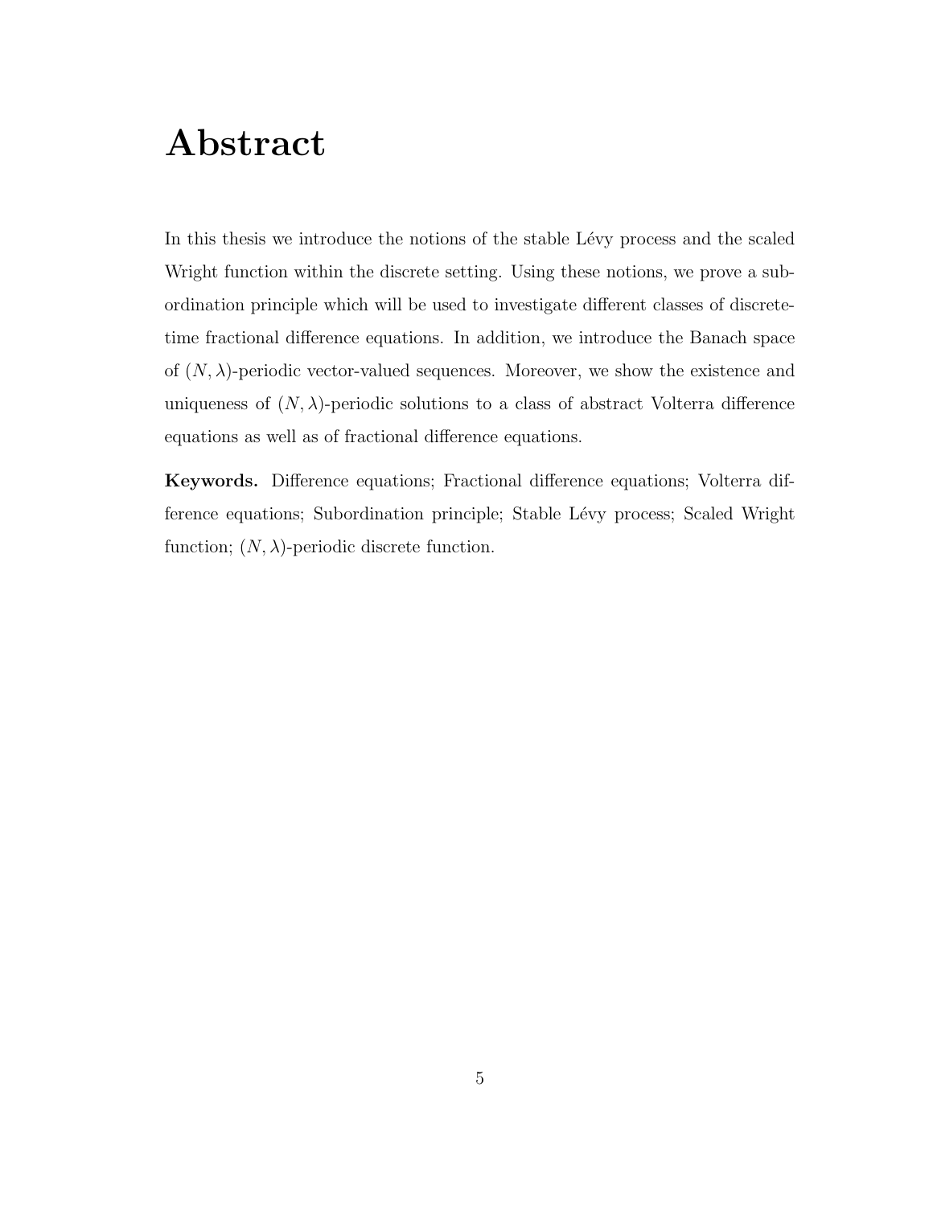# Abstract

In this thesis we introduce the notions of the stable Lévy process and the scaled Wright function within the discrete setting. Using these notions, we prove a subordination principle which will be used to investigate different classes of discrete-time fractional difference equations. In addition, we introduce the Banach space of $(N, \lambda)$-periodic vector-valued sequences. Moreover, we show the existence and uniqueness of $(N, \lambda)$-periodic solutions to a class of abstract Volterra difference equations as well as of fractional difference equations.

**Keywords.** Difference equations; Fractional difference equations; Volterra difference equations; Subordination principle; Stable Lévy process; Scaled Wright function; $(N, \lambda)$-periodic discrete function.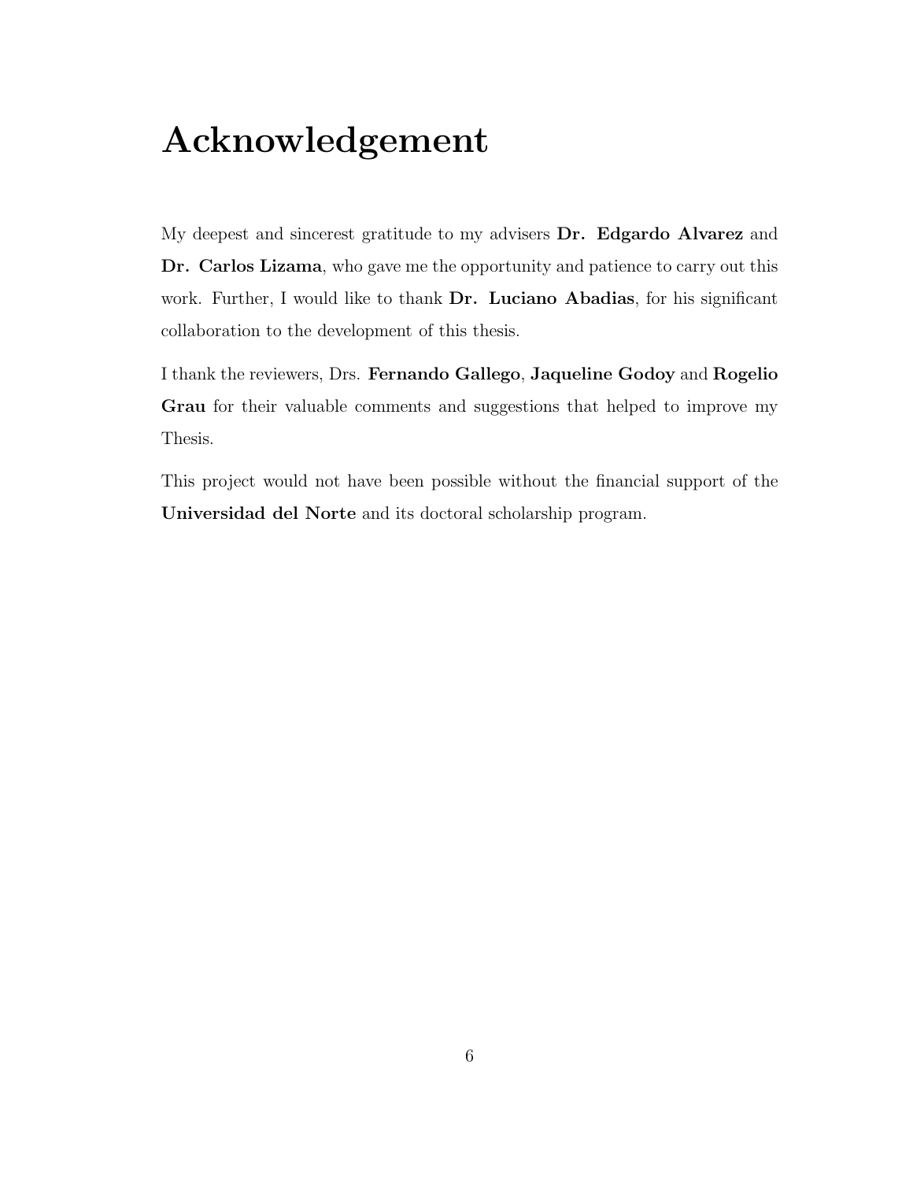# Acknowledgement

My deepest and sincerest gratitude to my advisers **Dr. Edgardo Alvarez** and **Dr. Carlos Lizama**, who gave me the opportunity and patience to carry out this work. Further, I would like to thank **Dr. Luciano Abadias**, for his significant collaboration to the development of this thesis.

I thank the reviewers, Drs. **Fernando Gallego**, **Jaqueline Godoy** and **Rogelio Grau** for their valuable comments and suggestions that helped to improve my Thesis.

This project would not have been possible without the financial support of the **Universidad del Norte** and its doctoral scholarship program.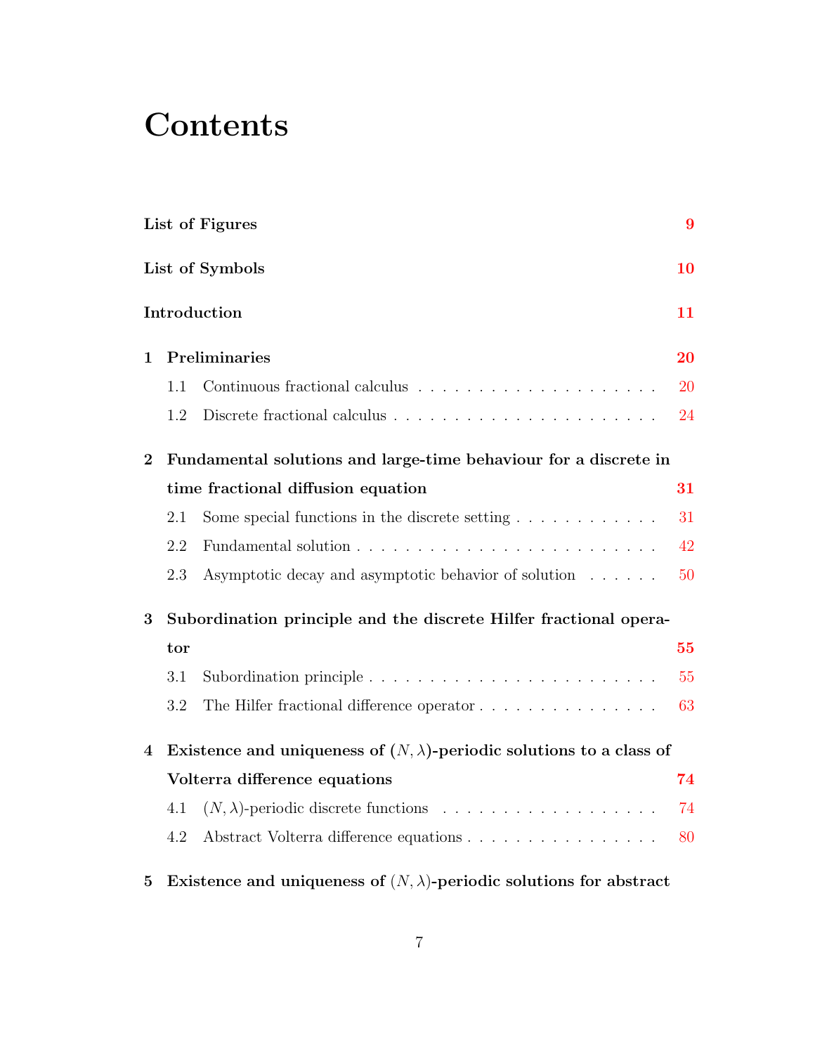# Contents

**List of Figures** **9**

**List of Symbols** **10**

**Introduction** **11**

**1 Preliminaries** **20**

- 1.1 Continuous fractional calculus . . . . . . . . . . . . . . . . . . . . . 20
- 1.2 Discrete fractional calculus . . . . . . . . . . . . . . . . . . . . . . . 24

**2 Fundamental solutions and large-time behaviour for a discrete in time fractional diffusion equation** **31**

- 2.1 Some special functions in the discrete setting . . . . . . . . . . . . . 31
- 2.2 Fundamental solution . . . . . . . . . . . . . . . . . . . . . . . . . . 42
- 2.3 Asymptotic decay and asymptotic behavior of solution . . . . . . 50

**3 Subordination principle and the discrete Hilfer fractional operator** **55**

- 3.1 Subordination principle . . . . . . . . . . . . . . . . . . . . . . . . . 55
- 3.2 The Hilfer fractional difference operator . . . . . . . . . . . . . . . . 63

**4 Existence and uniqueness of $(N, \lambda)$-periodic solutions to a class of Volterra difference equations** **74**

- 4.1 $(N, \lambda)$-periodic discrete functions . . . . . . . . . . . . . . . . . . 74
- 4.2 Abstract Volterra difference equations . . . . . . . . . . . . . . . . . 80

**5 Existence and uniqueness of $(N, \lambda)$-periodic solutions for abstract**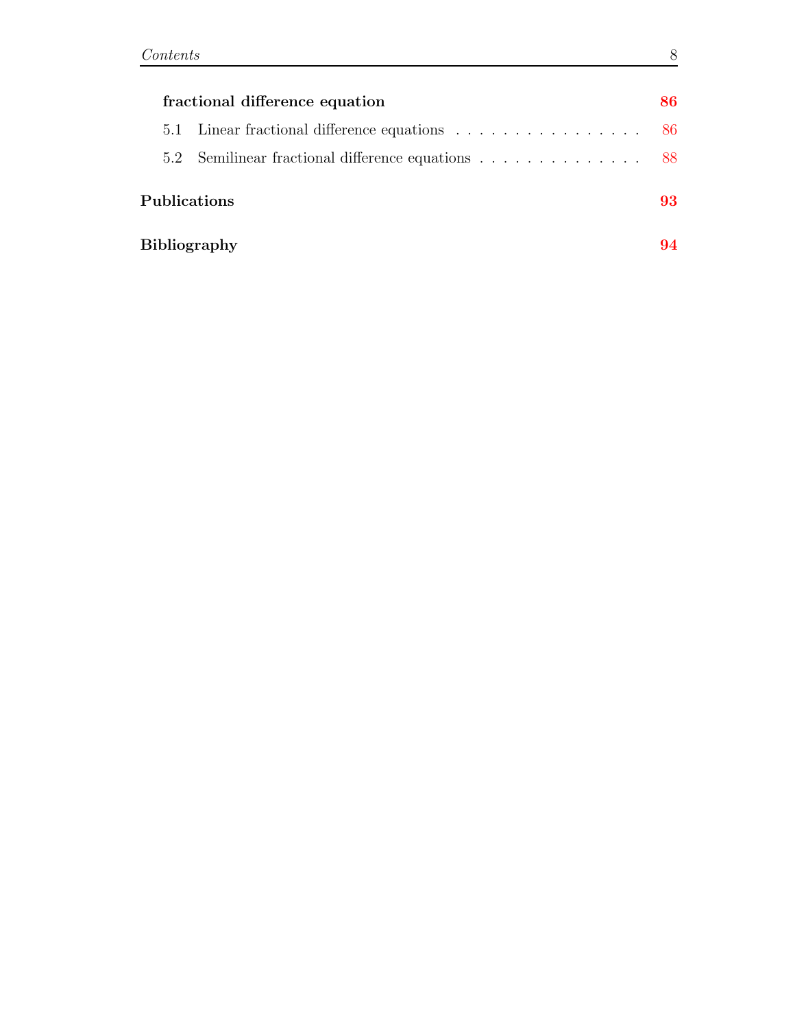**fractional difference equation** **86**

5.1 Linear fractional difference equations . . . . . . . . . . . . . . . . . 86

5.2 Semilinear fractional difference equations . . . . . . . . . . . . . . . 88

**Publications** **93**

**Bibliography** **94**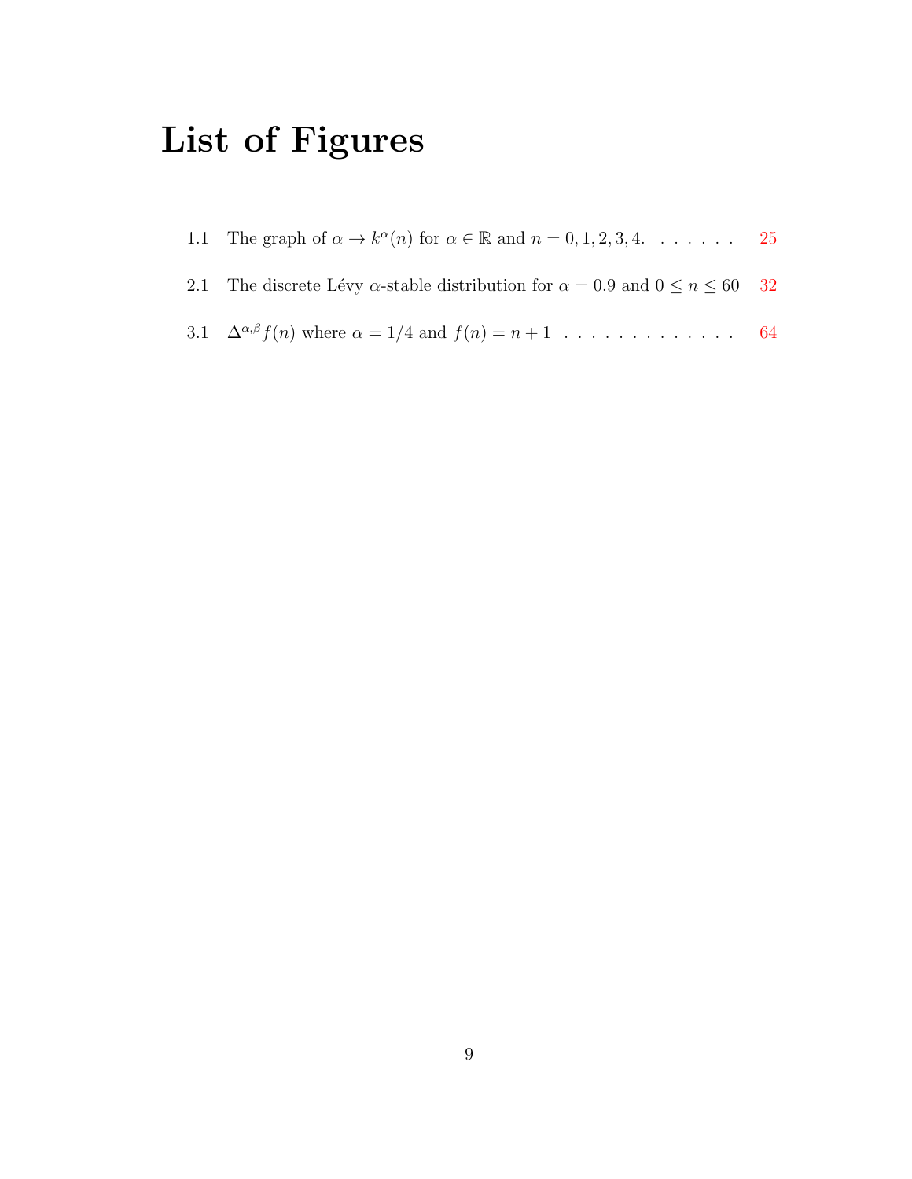# List of Figures

1.1 The graph of $\alpha \to k^{\alpha}(n)$ for $\alpha \in \mathbb{R}$ and $n = 0, 1, 2, 3, 4$. . . . . . . . 25

2.1 The discrete Lévy $\alpha$-stable distribution for $\alpha = 0.9$ and $0 \leq n \leq 60$ 32

3.1 $\Delta^{\alpha,\beta} f(n)$ where $\alpha = 1/4$ and $f(n) = n + 1$ . . . . . . . . . . . . . . 64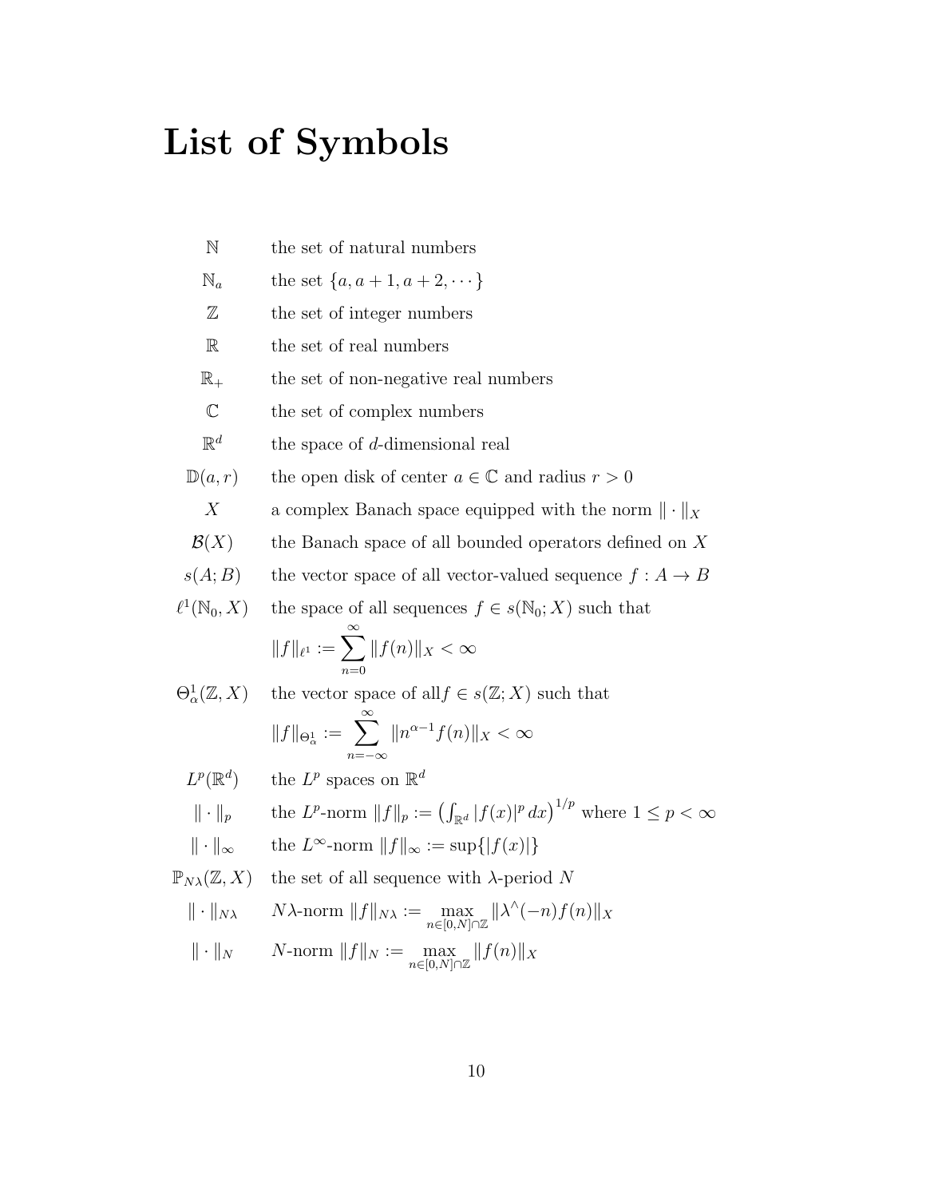# List of Symbols

| | |
|---|---|
| $\mathbb{N}$ | the set of natural numbers |
| $\mathbb{N}_a$ | the set $\{a, a+1, a+2, \cdots\}$ |
| $\mathbb{Z}$ | the set of integer numbers |
| $\mathbb{R}$ | the set of real numbers |
| $\mathbb{R}_+$ | the set of non-negative real numbers |
| $\mathbb{C}$ | the set of complex numbers |
| $\mathbb{R}^d$ | the space of $d$-dimensional real |
| $\mathbb{D}(a, r)$ | the open disk of center $a \in \mathbb{C}$ and radius $r > 0$ |
| $X$ | a complex Banach space equipped with the norm $\\|\cdot\\|_X$ |
| $\mathcal{B}(X)$ | the Banach space of all bounded operators defined on $X$ |
| $s(A; B)$ | the vector space of all vector-valued sequence $f : A \to B$ |
| $\ell^1(\mathbb{N}_0, X)$ | the space of all sequences $f \in s(\mathbb{N}_0; X)$ such that $\\|f\\|_{\ell^1} := \sum_{n=0}^{\infty} \\|f(n)\\|_X < \infty$ |
| $\Theta^1_\alpha(\mathbb{Z}, X)$ | the vector space of all$f \in s(\mathbb{Z}; X)$ such that $\\|f\\|_{\Theta^1_\alpha} := \sum_{n=-\infty}^{\infty} \\|n^{\alpha-1} f(n)\\|_X < \infty$ |
| $L^p(\mathbb{R}^d)$ | the $L^p$ spaces on $\mathbb{R}^d$ |
| $\\|\cdot\\|_p$ | the $L^p$-norm $\\|f\\|_p := \left(\int_{\mathbb{R}^d} \|f(x)\|^p \, dx\right)^{1/p}$ where $1 \leq p < \infty$ |
| $\\|\cdot\\|_\infty$ | the $L^\infty$-norm $\\|f\\|_\infty := \sup\{\|f(x)\|\}$ |
| $\mathbb{P}_{N\lambda}(\mathbb{Z}, X)$ | the set of all sequence with $\lambda$-period $N$ |
| $\\|\cdot\\|_{N\lambda}$ | $N\lambda$-norm $\\|f\\|_{N\lambda} := \max_{n \in [0,N] \cap \mathbb{Z}} \\|\lambda^\wedge(-n) f(n)\\|_X$ |
| $\\|\cdot\\|_N$ | $N$-norm $\\|f\\|_N := \max_{n \in [0,N] \cap \mathbb{Z}} \\|f(n)\\|_X$ |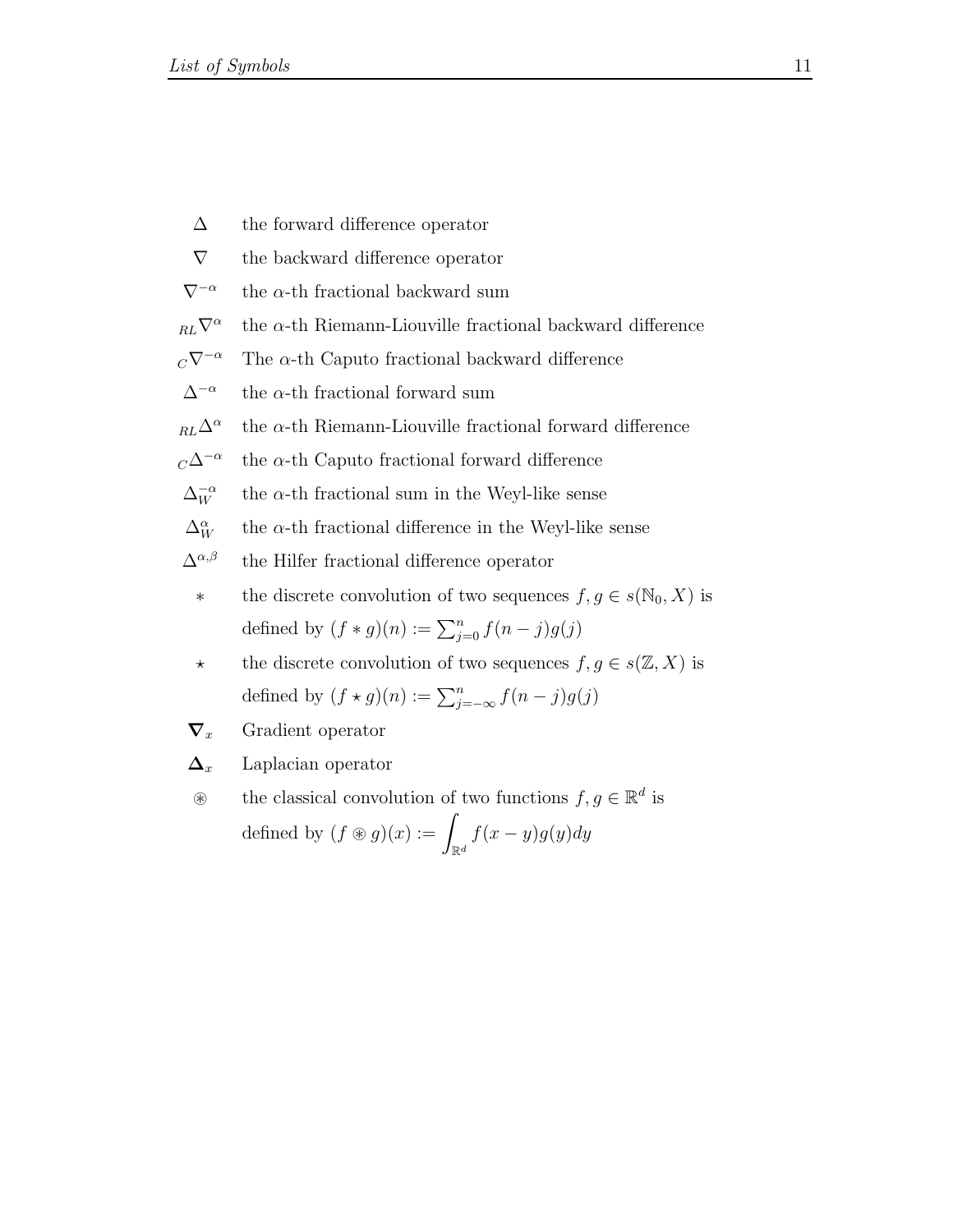$\Delta$ the forward difference operator

$\nabla$ the backward difference operator

$\nabla^{-\alpha}$ the $\alpha$-th fractional backward sum

${}_{RL}\nabla^{\alpha}$ the $\alpha$-th Riemann-Liouville fractional backward difference

${}_{C}\nabla^{-\alpha}$ The $\alpha$-th Caputo fractional backward difference

$\Delta^{-\alpha}$ the $\alpha$-th fractional forward sum

${}_{RL}\Delta^{\alpha}$ the $\alpha$-th Riemann-Liouville fractional forward difference

${}_{C}\Delta^{-\alpha}$ the $\alpha$-th Caputo fractional forward difference

$\Delta_W^{-\alpha}$ the $\alpha$-th fractional sum in the Weyl-like sense

$\Delta_W^{\alpha}$ the $\alpha$-th fractional difference in the Weyl-like sense

$\Delta^{\alpha,\beta}$ the Hilfer fractional difference operator

$*$ the discrete convolution of two sequences $f, g \in s(\mathbb{N}_0, X)$ is defined by $(f * g)(n) := \sum_{j=0}^{n} f(n-j)g(j)$

$\star$ the discrete convolution of two sequences $f, g \in s(\mathbb{Z}, X)$ is defined by $(f \star g)(n) := \sum_{j=-\infty}^{n} f(n-j)g(j)$

$\boldsymbol{\nabla}_x$ Gradient operator

$\boldsymbol{\Delta}_x$ Laplacian operator

$\circledast$ the classical convolution of two functions $f, g \in \mathbb{R}^d$ is defined by $(f \circledast g)(x) := \displaystyle\int_{\mathbb{R}^d} f(x-y)g(y)dy$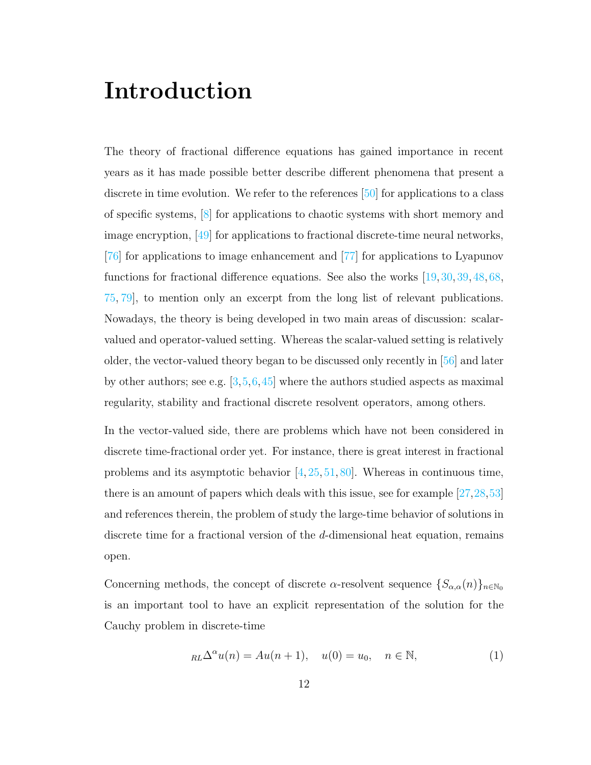# Introduction

The theory of fractional difference equations has gained importance in recent years as it has made possible better describe different phenomena that present a discrete in time evolution. We refer to the references [50] for applications to a class of specific systems, [8] for applications to chaotic systems with short memory and image encryption, [49] for applications to fractional discrete-time neural networks, [76] for applications to image enhancement and [77] for applications to Lyapunov functions for fractional difference equations. See also the works [19, 30, 39, 48, 68, 75, 79], to mention only an excerpt from the long list of relevant publications. Nowadays, the theory is being developed in two main areas of discussion: scalar-valued and operator-valued setting. Whereas the scalar-valued setting is relatively older, the vector-valued theory began to be discussed only recently in [56] and later by other authors; see e.g. [3, 5, 6, 45] where the authors studied aspects as maximal regularity, stability and fractional discrete resolvent operators, among others.

In the vector-valued side, there are problems which have not been considered in discrete time-fractional order yet. For instance, there is great interest in fractional problems and its asymptotic behavior [4, 25, 51, 80]. Whereas in continuous time, there is an amount of papers which deals with this issue, see for example [27, 28, 53] and references therein, the problem of study the large-time behavior of solutions in discrete time for a fractional version of the $d$-dimensional heat equation, remains open.

Concerning methods, the concept of discrete $\alpha$-resolvent sequence $\{S_{\alpha,\alpha}(n)\}_{n\in\mathbb{N}_0}$ is an important tool to have an explicit representation of the solution for the Cauchy problem in discrete-time

$$
{}_{RL}\Delta^{\alpha} u(n) = Au(n+1), \quad u(0) = u_0, \quad n \in \mathbb{N}, \tag{1}
$$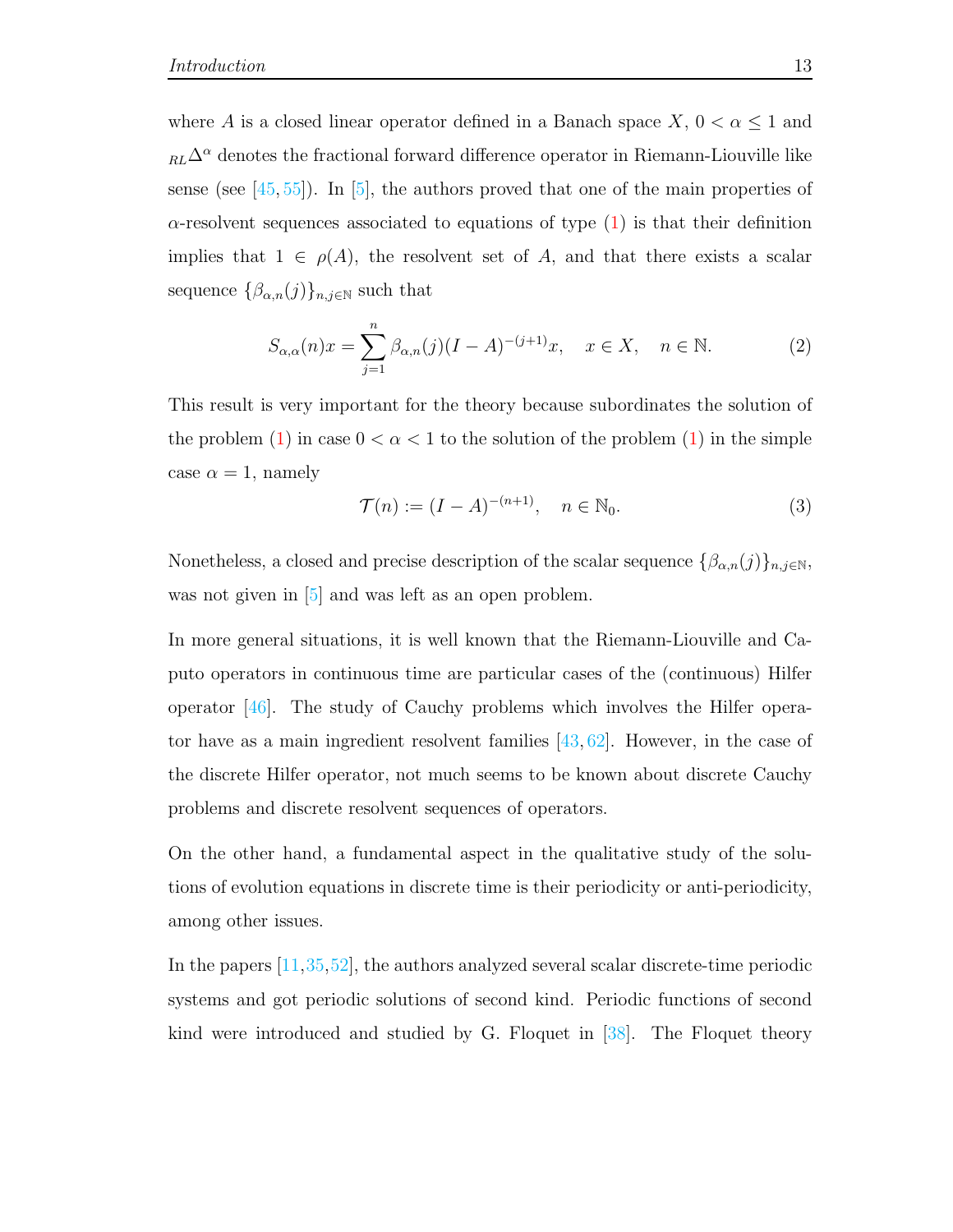where $A$ is a closed linear operator defined in a Banach space $X$, $0 < \alpha \leq 1$ and ${}_{RL}\Delta^{\alpha}$ denotes the fractional forward difference operator in Riemann-Liouville like sense (see [45, 55]). In [5], the authors proved that one of the main properties of $\alpha$-resolvent sequences associated to equations of type (1) is that their definition implies that $1 \in \rho(A)$, the resolvent set of $A$, and that there exists a scalar sequence $\{\beta_{\alpha,n}(j)\}_{n,j\in\mathbb{N}}$ such that

$$S_{\alpha,\alpha}(n)x = \sum_{j=1}^{n} \beta_{\alpha,n}(j)(I-A)^{-(j+1)}x, \quad x \in X, \quad n \in \mathbb{N}. \tag{2}$$

This result is very important for the theory because subordinates the solution of the problem (1) in case $0 < \alpha < 1$ to the solution of the problem (1) in the simple case $\alpha = 1$, namely

$$\mathcal{T}(n) := (I-A)^{-(n+1)}, \quad n \in \mathbb{N}_0. \tag{3}$$

Nonetheless, a closed and precise description of the scalar sequence $\{\beta_{\alpha,n}(j)\}_{n,j\in\mathbb{N}}$, was not given in [5] and was left as an open problem.

In more general situations, it is well known that the Riemann-Liouville and Caputo operators in continuous time are particular cases of the (continuous) Hilfer operator [46]. The study of Cauchy problems which involves the Hilfer operator have as a main ingredient resolvent families [43, 62]. However, in the case of the discrete Hilfer operator, not much seems to be known about discrete Cauchy problems and discrete resolvent sequences of operators.

On the other hand, a fundamental aspect in the qualitative study of the solutions of evolution equations in discrete time is their periodicity or anti-periodicity, among other issues.

In the papers [11,35,52], the authors analyzed several scalar discrete-time periodic systems and got periodic solutions of second kind. Periodic functions of second kind were introduced and studied by G. Floquet in [38]. The Floquet theory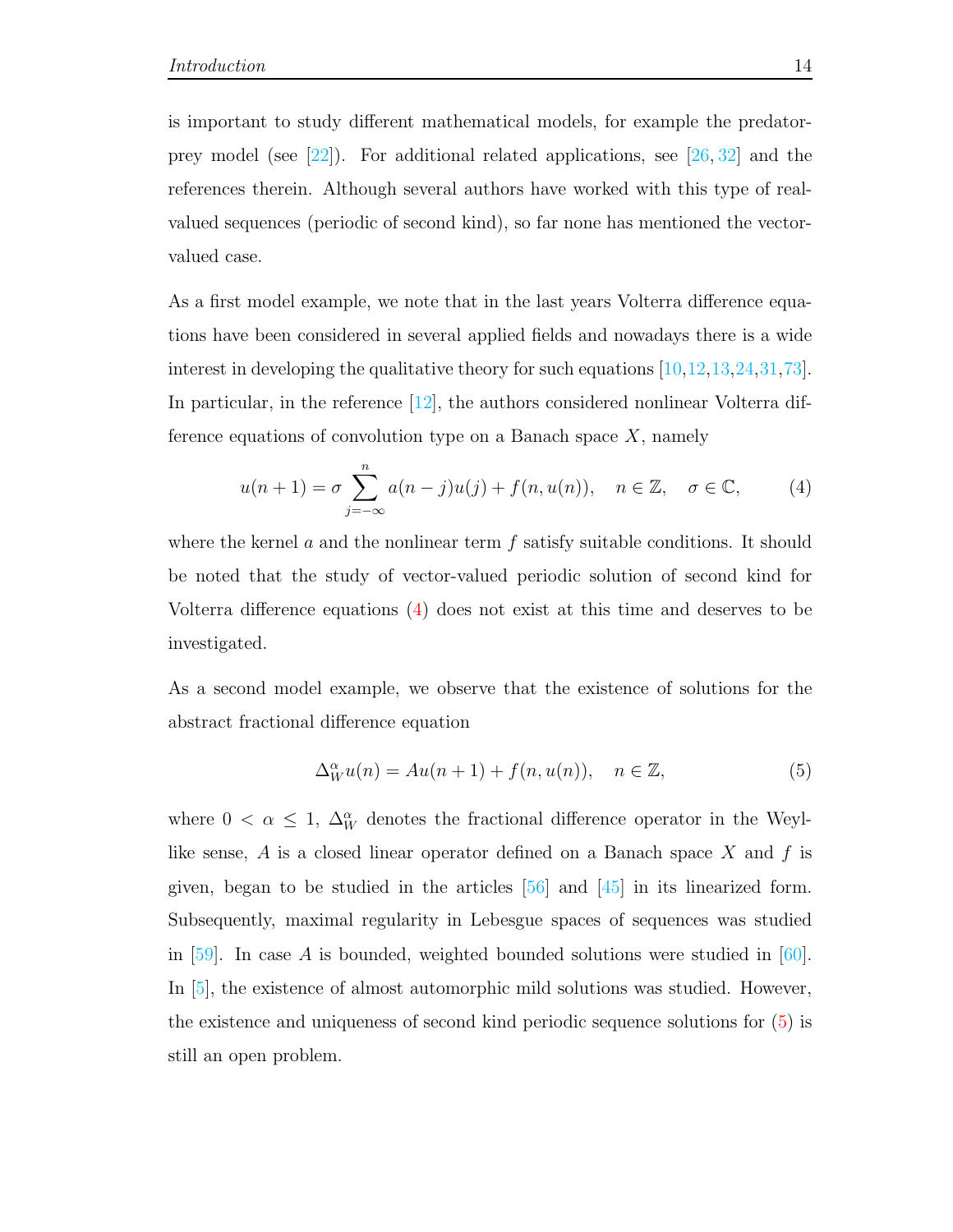is important to study different mathematical models, for example the predator-prey model (see [22]). For additional related applications, see [26, 32] and the references therein. Although several authors have worked with this type of real-valued sequences (periodic of second kind), so far none has mentioned the vector-valued case.

As a first model example, we note that in the last years Volterra difference equations have been considered in several applied fields and nowadays there is a wide interest in developing the qualitative theory for such equations [10,12,13,24,31,73]. In particular, in the reference [12], the authors considered nonlinear Volterra difference equations of convolution type on a Banach space $X$, namely

$$u(n+1) = \sigma \sum_{j=-\infty}^{n} a(n-j)u(j) + f(n, u(n)), \quad n \in \mathbb{Z}, \quad \sigma \in \mathbb{C}, \tag{4}$$

where the kernel $a$ and the nonlinear term $f$ satisfy suitable conditions. It should be noted that the study of vector-valued periodic solution of second kind for Volterra difference equations (4) does not exist at this time and deserves to be investigated.

As a second model example, we observe that the existence of solutions for the abstract fractional difference equation

$$\Delta_W^{\alpha} u(n) = Au(n+1) + f(n, u(n)), \quad n \in \mathbb{Z}, \tag{5}$$

where $0 < \alpha \leq 1$, $\Delta_W^{\alpha}$ denotes the fractional difference operator in the Weyl-like sense, $A$ is a closed linear operator defined on a Banach space $X$ and $f$ is given, began to be studied in the articles [56] and [45] in its linearized form. Subsequently, maximal regularity in Lebesgue spaces of sequences was studied in [59]. In case $A$ is bounded, weighted bounded solutions were studied in [60]. In [5], the existence of almost automorphic mild solutions was studied. However, the existence and uniqueness of second kind periodic sequence solutions for (5) is still an open problem.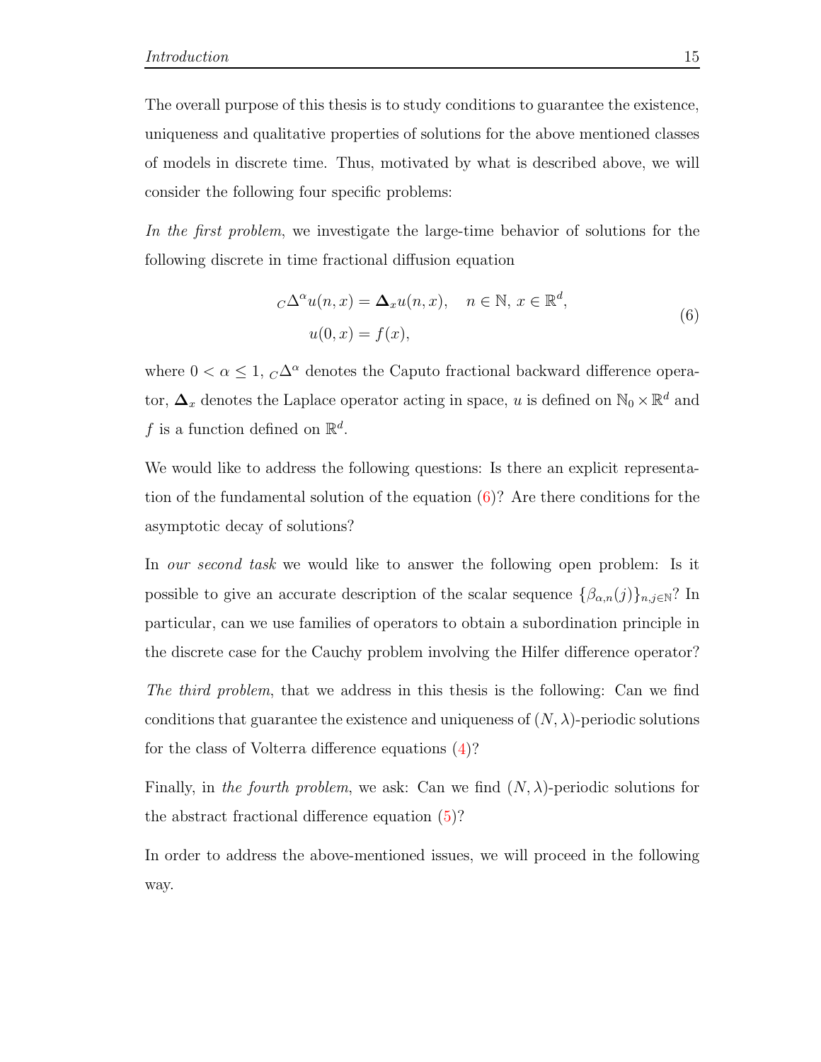The overall purpose of this thesis is to study conditions to guarantee the existence, uniqueness and qualitative properties of solutions for the above mentioned classes of models in discrete time. Thus, motivated by what is described above, we will consider the following four specific problems:

*In the first problem*, we investigate the large-time behavior of solutions for the following discrete in time fractional diffusion equation

$$
\begin{aligned}
{}_C\Delta^\alpha u(n,x) &= \boldsymbol{\Delta}_x u(n,x), \quad n \in \mathbb{N},\, x \in \mathbb{R}^d, \\
u(0,x) &= f(x),
\end{aligned}
\tag{6}
$$

where $0 < \alpha \leq 1$, ${}_C\Delta^\alpha$ denotes the Caputo fractional backward difference operator, $\boldsymbol{\Delta}_x$ denotes the Laplace operator acting in space, $u$ is defined on $\mathbb{N}_0 \times \mathbb{R}^d$ and $f$ is a function defined on $\mathbb{R}^d$.

We would like to address the following questions: Is there an explicit representation of the fundamental solution of the equation (6)? Are there conditions for the asymptotic decay of solutions?

In *our second task* we would like to answer the following open problem: Is it possible to give an accurate description of the scalar sequence $\{\beta_{\alpha,n}(j)\}_{n,j\in\mathbb{N}}$? In particular, can we use families of operators to obtain a subordination principle in the discrete case for the Cauchy problem involving the Hilfer difference operator?

*The third problem*, that we address in this thesis is the following: Can we find conditions that guarantee the existence and uniqueness of $(N,\lambda)$-periodic solutions for the class of Volterra difference equations (4)?

Finally, in *the fourth problem*, we ask: Can we find $(N,\lambda)$-periodic solutions for the abstract fractional difference equation (5)?

In order to address the above-mentioned issues, we will proceed in the following way.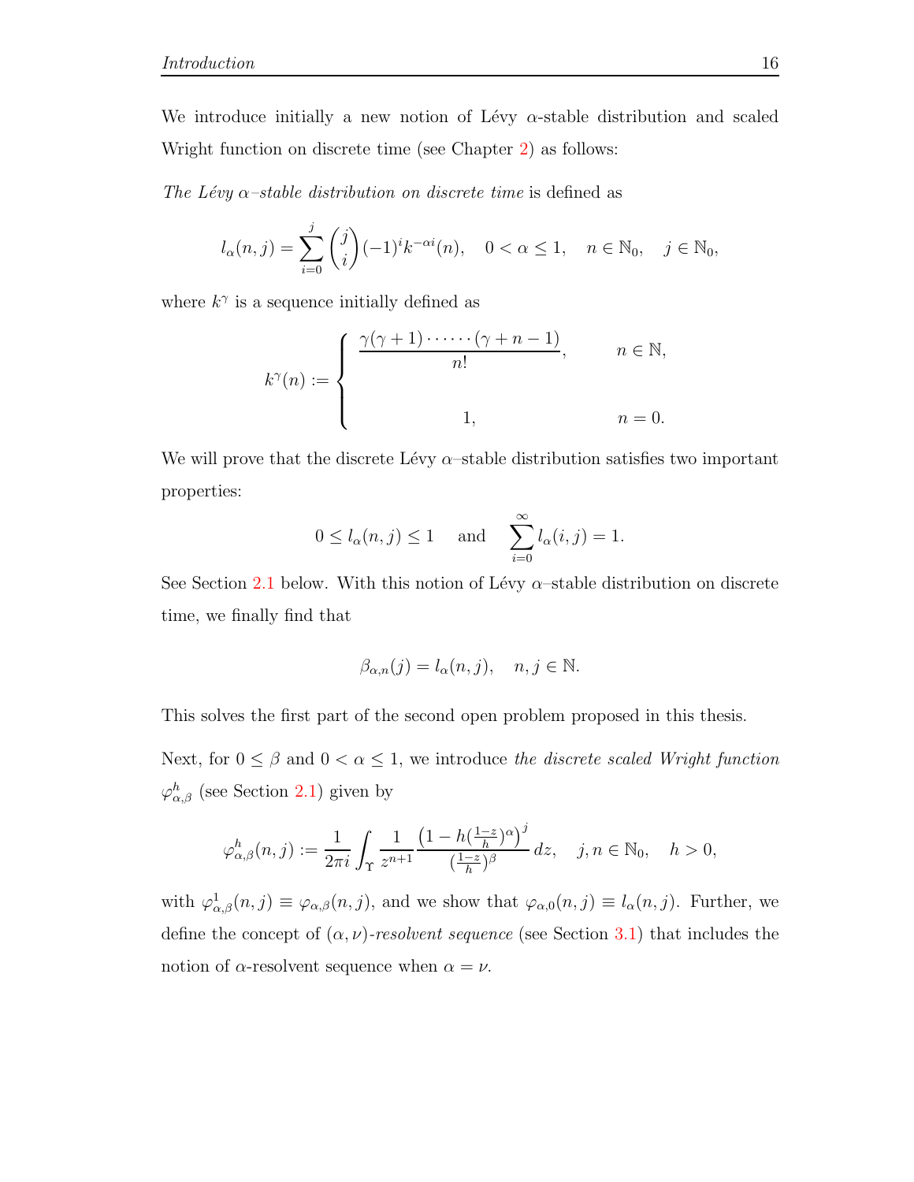We introduce initially a new notion of Lévy $\alpha$-stable distribution and scaled Wright function on discrete time (see Chapter 2) as follows:

*The Lévy $\alpha$–stable distribution on discrete time* is defined as

$$l_\alpha(n,j) = \sum_{i=0}^{j} \binom{j}{i} (-1)^i k^{-\alpha i}(n), \quad 0 < \alpha \leq 1, \quad n \in \mathbb{N}_0, \quad j \in \mathbb{N}_0,$$

where $k^\gamma$ is a sequence initially defined as

$$k^\gamma(n) := \begin{cases} \dfrac{\gamma(\gamma+1)\cdot\dots\cdot(\gamma+n-1)}{n!}, & n \in \mathbb{N}, \\ \\ 1, & n = 0. \end{cases}$$

We will prove that the discrete Lévy $\alpha$–stable distribution satisfies two important properties:

$$0 \leq l_\alpha(n,j) \leq 1 \quad \text{and} \quad \sum_{i=0}^{\infty} l_\alpha(i,j) = 1.$$

See Section 2.1 below. With this notion of Lévy $\alpha$–stable distribution on discrete time, we finally find that

$$\beta_{\alpha,n}(j) = l_\alpha(n,j), \quad n, j \in \mathbb{N}.$$

This solves the first part of the second open problem proposed in this thesis.

Next, for $0 \leq \beta$ and $0 < \alpha \leq 1$, we introduce *the discrete scaled Wright function* $\varphi^h_{\alpha,\beta}$ (see Section 2.1) given by

$$\varphi^h_{\alpha,\beta}(n,j) := \frac{1}{2\pi i} \int_{\Upsilon} \frac{1}{z^{n+1}} \frac{\left(1 - h(\frac{1-z}{h})^\alpha\right)^j}{(\frac{1-z}{h})^\beta} \, dz, \quad j, n \in \mathbb{N}_0, \quad h > 0,$$

with $\varphi^1_{\alpha,\beta}(n,j) \equiv \varphi_{\alpha,\beta}(n,j)$, and we show that $\varphi_{\alpha,0}(n,j) \equiv l_\alpha(n,j)$. Further, we define the concept of $(\alpha,\nu)$-*resolvent sequence* (see Section 3.1) that includes the notion of $\alpha$-resolvent sequence when $\alpha = \nu$.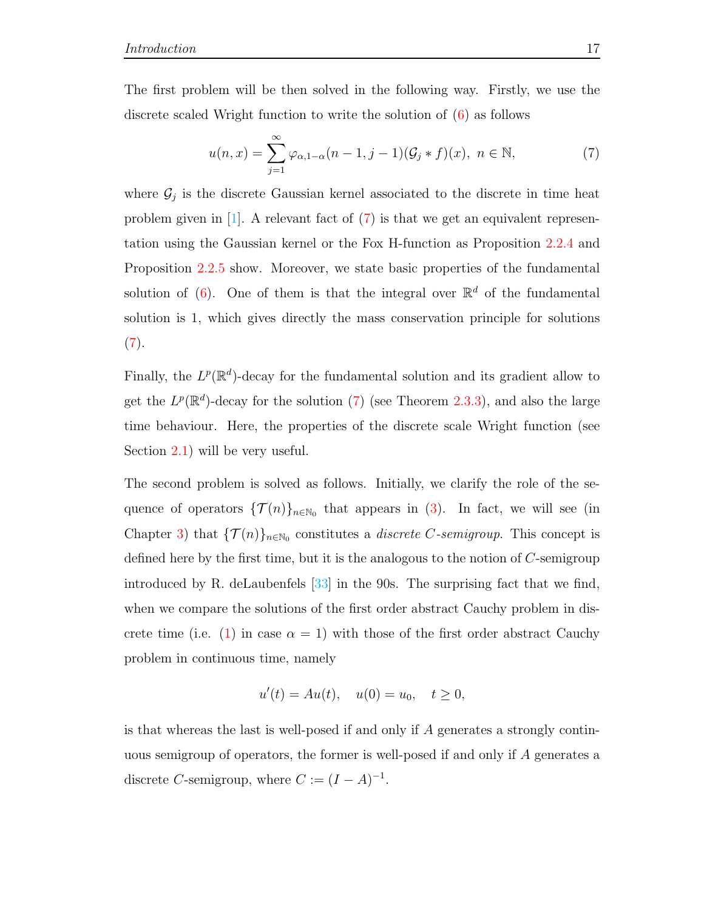The first problem will be then solved in the following way. Firstly, we use the discrete scaled Wright function to write the solution of (6) as follows

$$u(n,x) = \sum_{j=1}^{\infty} \varphi_{\alpha,1-\alpha}(n-1,j-1)(\mathcal{G}_j * f)(x), \ n \in \mathbb{N}, \tag{7}$$

where $\mathcal{G}_j$ is the discrete Gaussian kernel associated to the discrete in time heat problem given in [1]. A relevant fact of (7) is that we get an equivalent representation using the Gaussian kernel or the Fox H-function as Proposition 2.2.4 and Proposition 2.2.5 show. Moreover, we state basic properties of the fundamental solution of (6). One of them is that the integral over $\mathbb{R}^d$ of the fundamental solution is 1, which gives directly the mass conservation principle for solutions (7).

Finally, the $L^p(\mathbb{R}^d)$-decay for the fundamental solution and its gradient allow to get the $L^p(\mathbb{R}^d)$-decay for the solution (7) (see Theorem 2.3.3), and also the large time behaviour. Here, the properties of the discrete scale Wright function (see Section 2.1) will be very useful.

The second problem is solved as follows. Initially, we clarify the role of the sequence of operators $\{\mathcal{T}(n)\}_{n\in\mathbb{N}_0}$ that appears in (3). In fact, we will see (in Chapter 3) that $\{\mathcal{T}(n)\}_{n\in\mathbb{N}_0}$ constitutes a *discrete $C$-semigroup*. This concept is defined here by the first time, but it is the analogous to the notion of $C$-semigroup introduced by R. deLaubenfels [33] in the 90s. The surprising fact that we find, when we compare the solutions of the first order abstract Cauchy problem in discrete time (i.e. (1) in case $\alpha = 1$) with those of the first order abstract Cauchy problem in continuous time, namely

$$u'(t) = Au(t), \quad u(0) = u_0, \quad t \geq 0,$$

is that whereas the last is well-posed if and only if $A$ generates a strongly continuous semigroup of operators, the former is well-posed if and only if $A$ generates a discrete $C$-semigroup, where $C := (I - A)^{-1}$.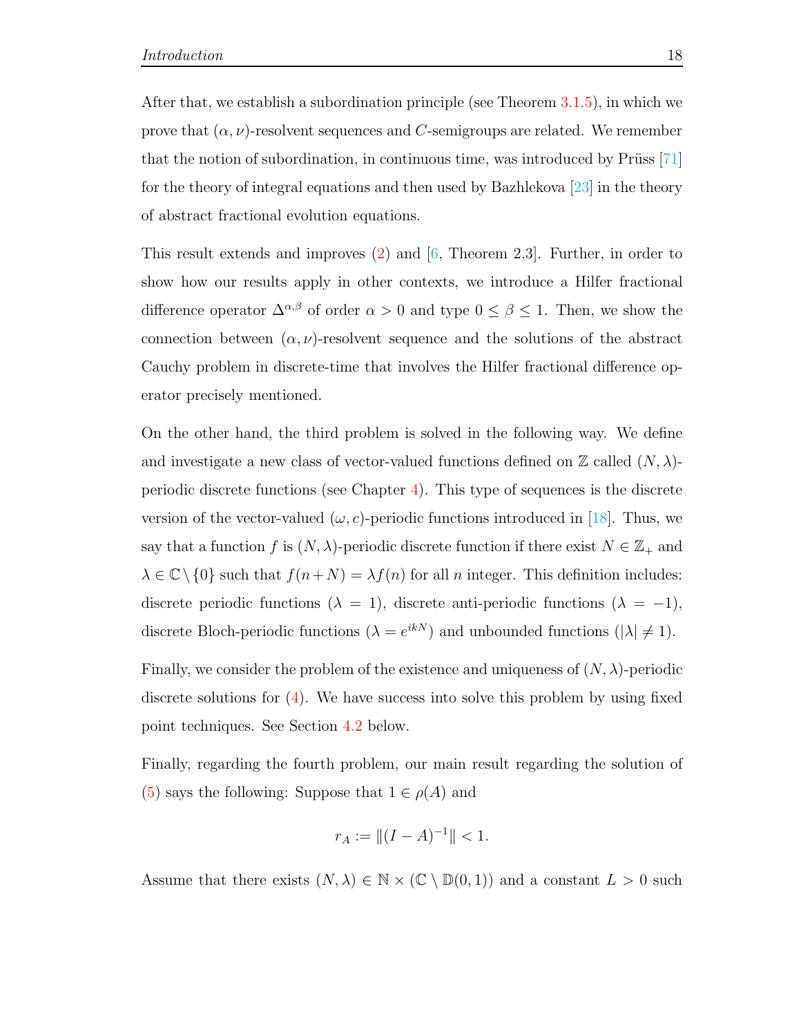After that, we establish a subordination principle (see Theorem 3.1.5), in which we prove that $(\alpha, \nu)$-resolvent sequences and $C$-semigroups are related. We remember that the notion of subordination, in continuous time, was introduced by Prüss [71] for the theory of integral equations and then used by Bazhlekova [23] in the theory of abstract fractional evolution equations.

This result extends and improves (2) and [6, Theorem 2.3]. Further, in order to show how our results apply in other contexts, we introduce a Hilfer fractional difference operator $\Delta^{\alpha,\beta}$ of order $\alpha > 0$ and type $0 \leq \beta \leq 1$. Then, we show the connection between $(\alpha, \nu)$-resolvent sequence and the solutions of the abstract Cauchy problem in discrete-time that involves the Hilfer fractional difference operator precisely mentioned.

On the other hand, the third problem is solved in the following way. We define and investigate a new class of vector-valued functions defined on $\mathbb{Z}$ called $(N, \lambda)$-periodic discrete functions (see Chapter 4). This type of sequences is the discrete version of the vector-valued $(\omega, c)$-periodic functions introduced in [18]. Thus, we say that a function $f$ is $(N, \lambda)$-periodic discrete function if there exist $N \in \mathbb{Z}_+$ and $\lambda \in \mathbb{C} \setminus \{0\}$ such that $f(n+N) = \lambda f(n)$ for all $n$ integer. This definition includes: discrete periodic functions ($\lambda = 1$), discrete anti-periodic functions ($\lambda = -1$), discrete Bloch-periodic functions ($\lambda = e^{ikN}$) and unbounded functions ($|\lambda| \neq 1$).

Finally, we consider the problem of the existence and uniqueness of $(N, \lambda)$-periodic discrete solutions for (4). We have success into solve this problem by using fixed point techniques. See Section 4.2 below.

Finally, regarding the fourth problem, our main result regarding the solution of (5) says the following: Suppose that $1 \in \rho(A)$ and

$$r_A := \|(I - A)^{-1}\| < 1.$$

Assume that there exists $(N, \lambda) \in \mathbb{N} \times (\mathbb{C} \setminus \mathbb{D}(0, 1))$ and a constant $L > 0$ such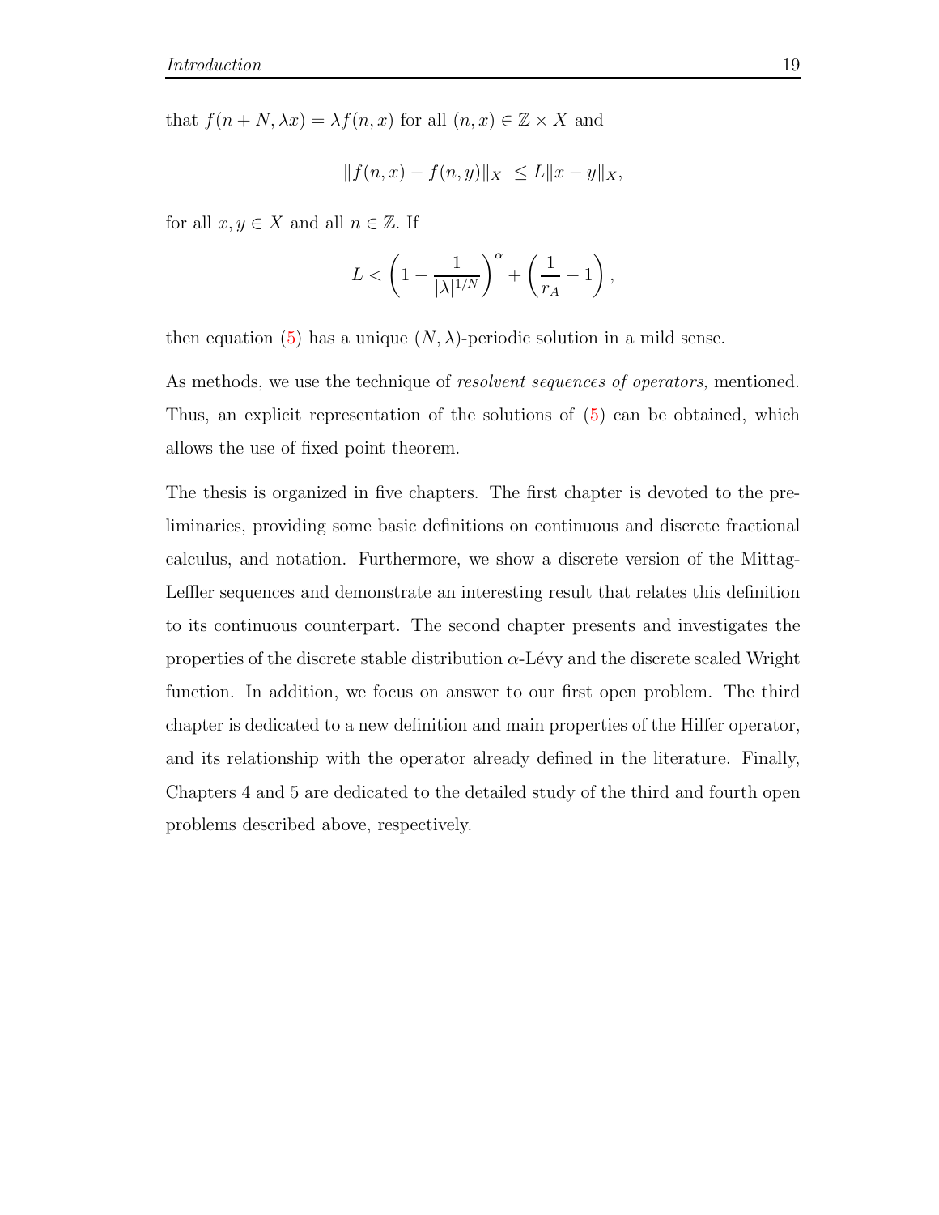that $f(n+N, \lambda x) = \lambda f(n,x)$ for all $(n,x) \in \mathbb{Z} \times X$ and

$$\|f(n,x) - f(n,y)\|_X \ \leq L\|x-y\|_X,$$

for all $x, y \in X$ and all $n \in \mathbb{Z}$. If

$$L < \left(1 - \frac{1}{|\lambda|^{1/N}}\right)^{\alpha} + \left(\frac{1}{r_A} - 1\right),$$

then equation (5) has a unique $(N, \lambda)$-periodic solution in a mild sense.

As methods, we use the technique of *resolvent sequences of operators,* mentioned. Thus, an explicit representation of the solutions of (5) can be obtained, which allows the use of fixed point theorem.

The thesis is organized in five chapters. The first chapter is devoted to the preliminaries, providing some basic definitions on continuous and discrete fractional calculus, and notation. Furthermore, we show a discrete version of the Mittag-Leffler sequences and demonstrate an interesting result that relates this definition to its continuous counterpart. The second chapter presents and investigates the properties of the discrete stable distribution $\alpha$-Lévy and the discrete scaled Wright function. In addition, we focus on answer to our first open problem. The third chapter is dedicated to a new definition and main properties of the Hilfer operator, and its relationship with the operator already defined in the literature. Finally, Chapters 4 and 5 are dedicated to the detailed study of the third and fourth open problems described above, respectively.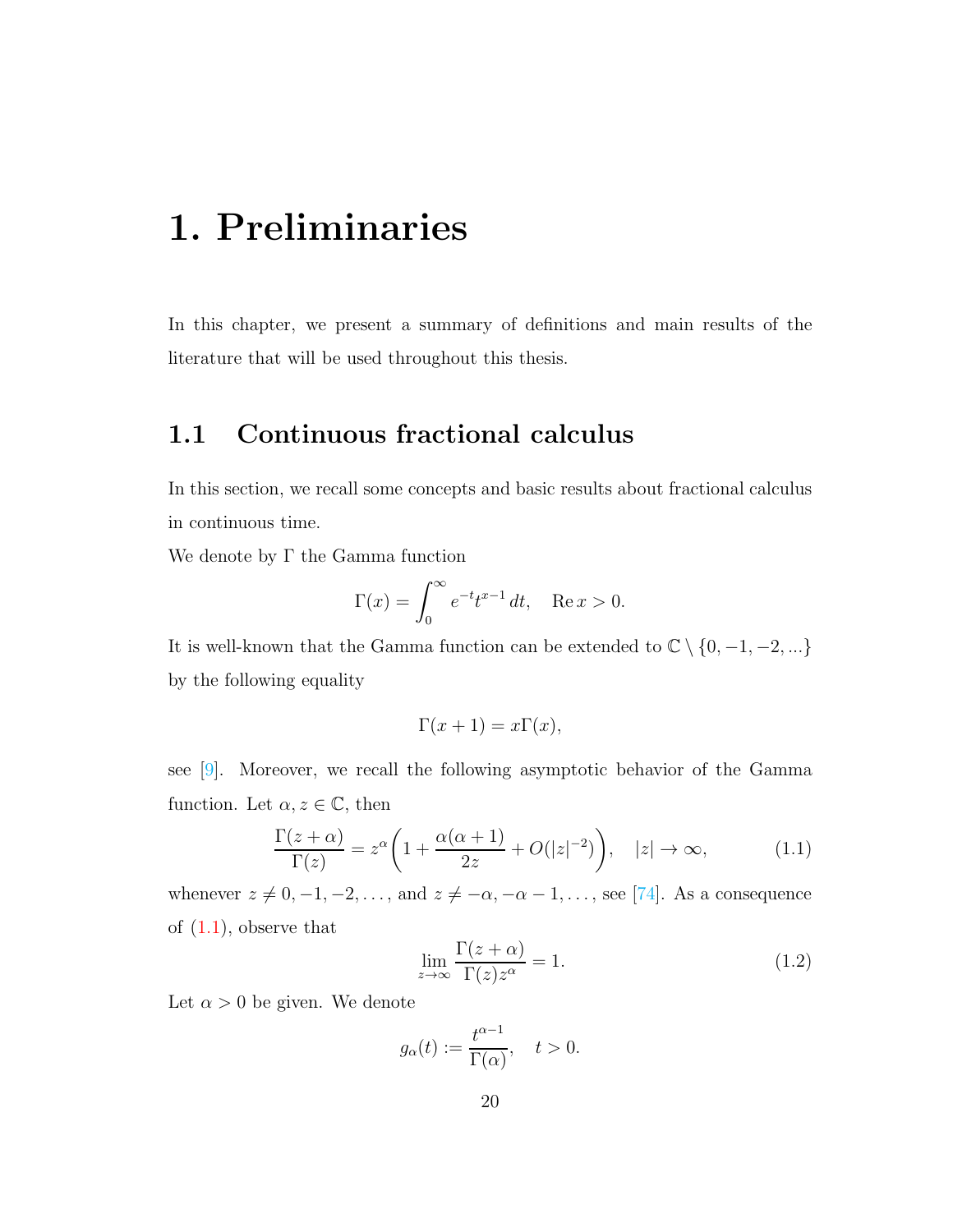# 1. Preliminaries

In this chapter, we present a summary of definitions and main results of the literature that will be used throughout this thesis.

## 1.1 Continuous fractional calculus

In this section, we recall some concepts and basic results about fractional calculus in continuous time.

We denote by $\Gamma$ the Gamma function

$$\Gamma(x) = \int_0^\infty e^{-t} t^{x-1}\, dt, \quad \operatorname{Re} x > 0.$$

It is well-known that the Gamma function can be extended to $\mathbb{C} \setminus \{0, -1, -2, ...\}$ by the following equality

$$\Gamma(x+1) = x\Gamma(x),$$

see [9]. Moreover, we recall the following asymptotic behavior of the Gamma function. Let $\alpha, z \in \mathbb{C}$, then

$$\frac{\Gamma(z+\alpha)}{\Gamma(z)} = z^\alpha \left(1 + \frac{\alpha(\alpha+1)}{2z} + O(|z|^{-2})\right), \quad |z| \to \infty, \tag{1.1}$$

whenever $z \neq 0, -1, -2, \ldots,$ and $z \neq -\alpha, -\alpha - 1, \ldots,$ see [74]. As a consequence of (1.1), observe that

$$\lim_{z \to \infty} \frac{\Gamma(z+\alpha)}{\Gamma(z) z^\alpha} = 1. \tag{1.2}$$

Let $\alpha > 0$ be given. We denote

$$g_\alpha(t) := \frac{t^{\alpha-1}}{\Gamma(\alpha)}, \quad t > 0.$$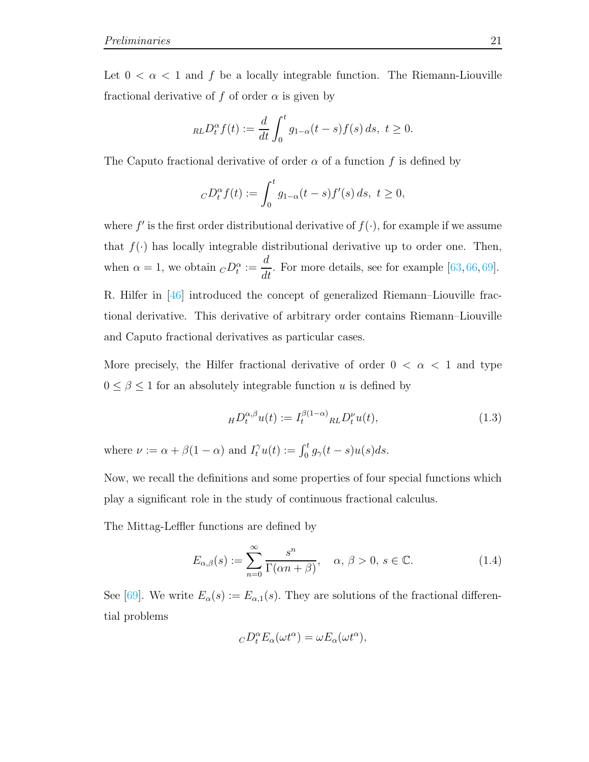Let $0 < \alpha < 1$ and $f$ be a locally integrable function. The Riemann-Liouville fractional derivative of $f$ of order $\alpha$ is given by

$$ {}_{RL}D_t^{\alpha} f(t) := \frac{d}{dt} \int_0^t g_{1-\alpha}(t-s) f(s)\, ds,\ t \geq 0. $$

The Caputo fractional derivative of order $\alpha$ of a function $f$ is defined by

$$ {}_{C}D_t^{\alpha} f(t) := \int_0^t g_{1-\alpha}(t-s) f'(s)\, ds,\ t \geq 0, $$

where $f'$ is the first order distributional derivative of $f(\cdot)$, for example if we assume that $f(\cdot)$ has locally integrable distributional derivative up to order one. Then, when $\alpha = 1$, we obtain ${}_{C}D_t^{\alpha} := \dfrac{d}{dt}$. For more details, see for example [63, 66, 69].

R. Hilfer in [46] introduced the concept of generalized Riemann–Liouville fractional derivative. This derivative of arbitrary order contains Riemann–Liouville and Caputo fractional derivatives as particular cases.

More precisely, the Hilfer fractional derivative of order $0 < \alpha < 1$ and type $0 \leq \beta \leq 1$ for an absolutely integrable function $u$ is defined by

$$ {}_{H}D_t^{\alpha,\beta} u(t) := I_t^{\beta(1-\alpha)}\, {}_{RL}D_t^{\nu} u(t), \tag{1.3} $$

where $\nu := \alpha + \beta(1-\alpha)$ and $I_t^{\gamma} u(t) := \int_0^t g_{\gamma}(t-s) u(s) ds$.

Now, we recall the definitions and some properties of four special functions which play a significant role in the study of continuous fractional calculus.

The Mittag-Leffler functions are defined by

$$ E_{\alpha,\beta}(s) := \sum_{n=0}^{\infty} \frac{s^n}{\Gamma(\alpha n + \beta)}, \quad \alpha,\, \beta > 0,\, s \in \mathbb{C}. \tag{1.4} $$

See [69]. We write $E_{\alpha}(s) := E_{\alpha,1}(s)$. They are solutions of the fractional differential problems

$$ {}_{C}D_t^{\alpha} E_{\alpha}(\omega t^{\alpha}) = \omega E_{\alpha}(\omega t^{\alpha}), $$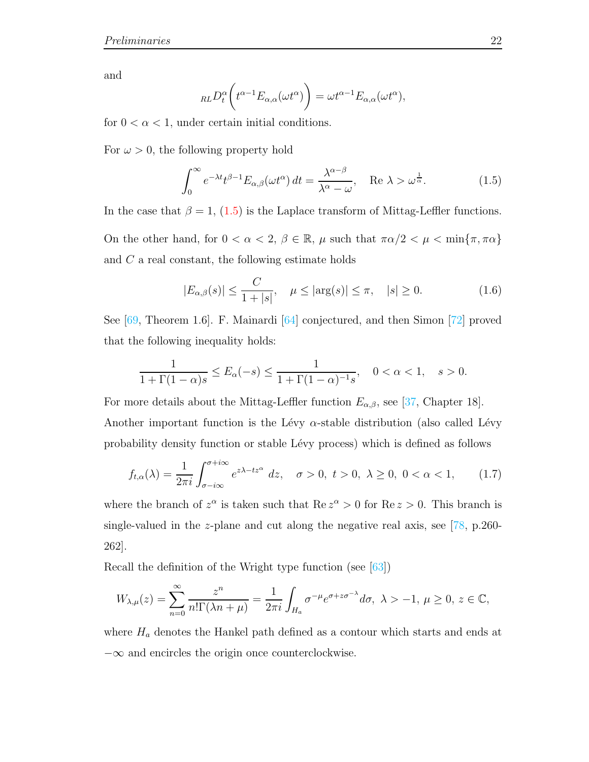and

$$
{}_{RL}D_t^{\alpha}\left(t^{\alpha-1}E_{\alpha,\alpha}(\omega t^{\alpha})\right) = \omega t^{\alpha-1}E_{\alpha,\alpha}(\omega t^{\alpha}),
$$

for $0 < \alpha < 1$, under certain initial conditions.

For $\omega > 0$, the following property hold

$$
\int_0^{\infty} e^{-\lambda t} t^{\beta-1} E_{\alpha,\beta}(\omega t^{\alpha})\, dt = \frac{\lambda^{\alpha-\beta}}{\lambda^{\alpha}-\omega}, \quad \operatorname{Re}\lambda > \omega^{\frac{1}{\alpha}}. \tag{1.5}
$$

In the case that $\beta = 1$, (1.5) is the Laplace transform of Mittag-Leffler functions.

On the other hand, for $0 < \alpha < 2$, $\beta \in \mathbb{R}$, $\mu$ such that $\pi\alpha/2 < \mu < \min\{\pi, \pi\alpha\}$ and $C$ a real constant, the following estimate holds

$$
|E_{\alpha,\beta}(s)| \leq \frac{C}{1+|s|}, \quad \mu \leq |\arg(s)| \leq \pi, \quad |s| \geq 0. \tag{1.6}
$$

See [69, Theorem 1.6]. F. Mainardi [64] conjectured, and then Simon [72] proved that the following inequality holds:

$$
\frac{1}{1+\Gamma(1-\alpha)s} \leq E_{\alpha}(-s) \leq \frac{1}{1+\Gamma(1-\alpha)^{-1}s}, \quad 0 < \alpha < 1, \quad s > 0.
$$

For more details about the Mittag-Leffler function $E_{\alpha,\beta}$, see [37, Chapter 18].

Another important function is the Lévy $\alpha$-stable distribution (also called Lévy probability density function or stable Lévy process) which is defined as follows

$$
f_{t,\alpha}(\lambda) = \frac{1}{2\pi i}\int_{\sigma-i\infty}^{\sigma+i\infty} e^{z\lambda - tz^{\alpha}}\, dz, \quad \sigma > 0,\ t > 0,\ \lambda \geq 0,\ 0 < \alpha < 1, \tag{1.7}
$$

where the branch of $z^{\alpha}$ is taken such that $\operatorname{Re} z^{\alpha} > 0$ for $\operatorname{Re} z > 0$. This branch is single-valued in the $z$-plane and cut along the negative real axis, see [78, p.260-262].

Recall the definition of the Wright type function (see [63])

$$
W_{\lambda,\mu}(z) = \sum_{n=0}^{\infty} \frac{z^n}{n!\Gamma(\lambda n + \mu)} = \frac{1}{2\pi i}\int_{H_a} \sigma^{-\mu} e^{\sigma + z\sigma^{-\lambda}} d\sigma,\ \lambda > -1,\ \mu \geq 0,\ z \in \mathbb{C},
$$

where $H_a$ denotes the Hankel path defined as a contour which starts and ends at $-\infty$ and encircles the origin once counterclockwise.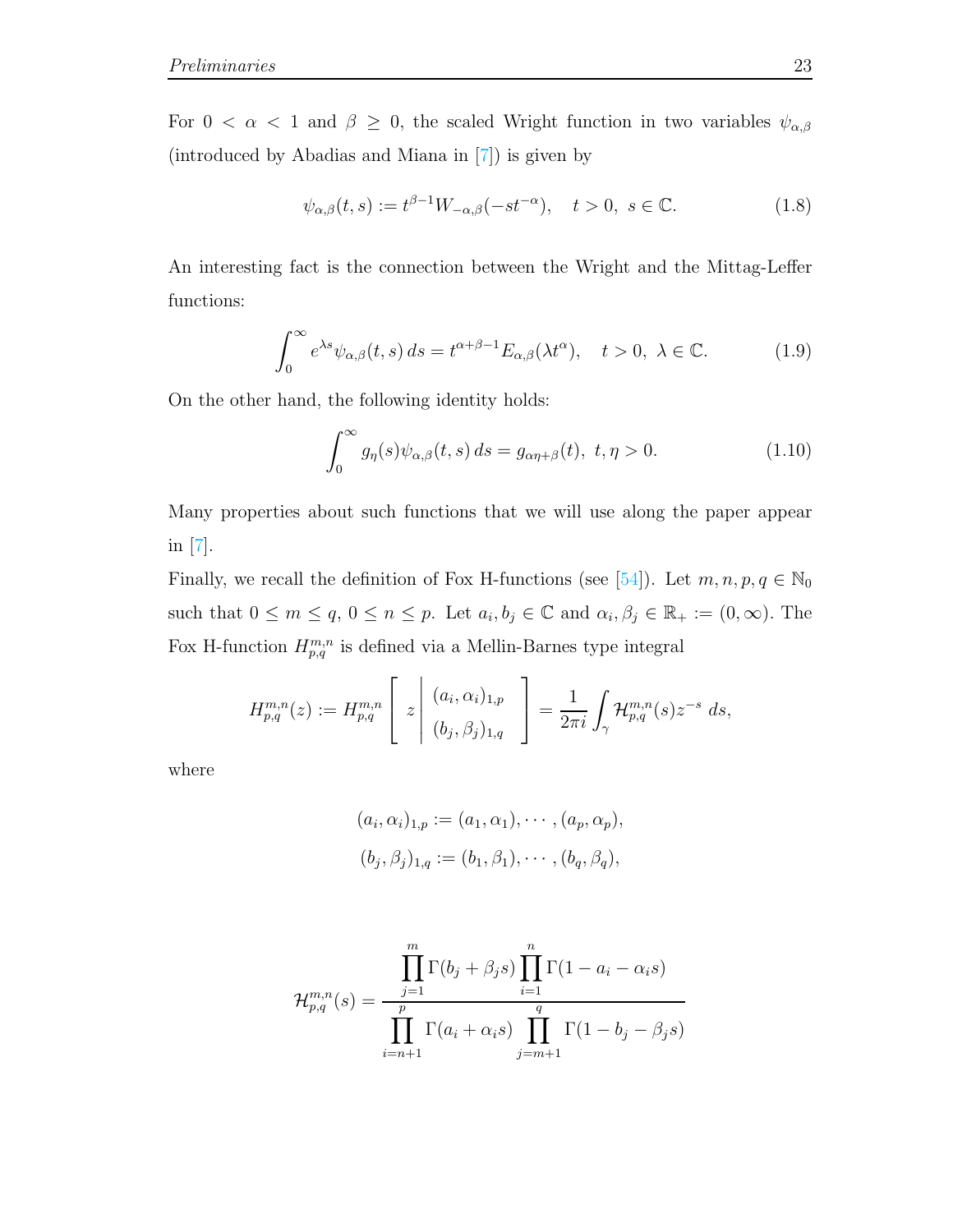For $0 < \alpha < 1$ and $\beta \geq 0$, the scaled Wright function in two variables $\psi_{\alpha,\beta}$ (introduced by Abadias and Miana in [7]) is given by

$$\psi_{\alpha,\beta}(t,s) := t^{\beta-1}W_{-\alpha,\beta}(-st^{-\alpha}), \quad t > 0,\ s \in \mathbb{C}. \tag{1.8}$$

An interesting fact is the connection between the Wright and the Mittag-Leffer functions:

$$\int_0^\infty e^{\lambda s}\psi_{\alpha,\beta}(t,s)\,ds = t^{\alpha+\beta-1}E_{\alpha,\beta}(\lambda t^\alpha), \quad t > 0,\ \lambda \in \mathbb{C}. \tag{1.9}$$

On the other hand, the following identity holds:

$$\int_0^\infty g_\eta(s)\psi_{\alpha,\beta}(t,s)\,ds = g_{\alpha\eta+\beta}(t),\ t, \eta > 0. \tag{1.10}$$

Many properties about such functions that we will use along the paper appear in [7].

Finally, we recall the definition of Fox H-functions (see [54]). Let $m, n, p, q \in \mathbb{N}_0$ such that $0 \leq m \leq q$, $0 \leq n \leq p$. Let $a_i, b_j \in \mathbb{C}$ and $\alpha_i, \beta_j \in \mathbb{R}_+ := (0, \infty)$. The Fox H-function $H^{m,n}_{p,q}$ is defined via a Mellin-Barnes type integral

$$H^{m,n}_{p,q}(z) := H^{m,n}_{p,q}\left[\, z \,\middle|\, \begin{matrix} (a_i,\alpha_i)_{1,p} \\ (b_j,\beta_j)_{1,q} \end{matrix} \,\right] = \frac{1}{2\pi i}\int_\gamma \mathcal{H}^{m,n}_{p,q}(s) z^{-s}\ ds,$$

where

$$(a_i,\alpha_i)_{1,p} := (a_1,\alpha_1), \cdots, (a_p,\alpha_p),$$
$$(b_j,\beta_j)_{1,q} := (b_1,\beta_1), \cdots, (b_q,\beta_q),$$

$$\mathcal{H}^{m,n}_{p,q}(s) = \frac{\displaystyle\prod_{j=1}^{m}\Gamma(b_j+\beta_j s)\prod_{i=1}^{n}\Gamma(1-a_i-\alpha_i s)}{\displaystyle\prod_{i=n+1}^{p}\Gamma(a_i+\alpha_i s)\prod_{j=m+1}^{q}\Gamma(1-b_j-\beta_j s)}$$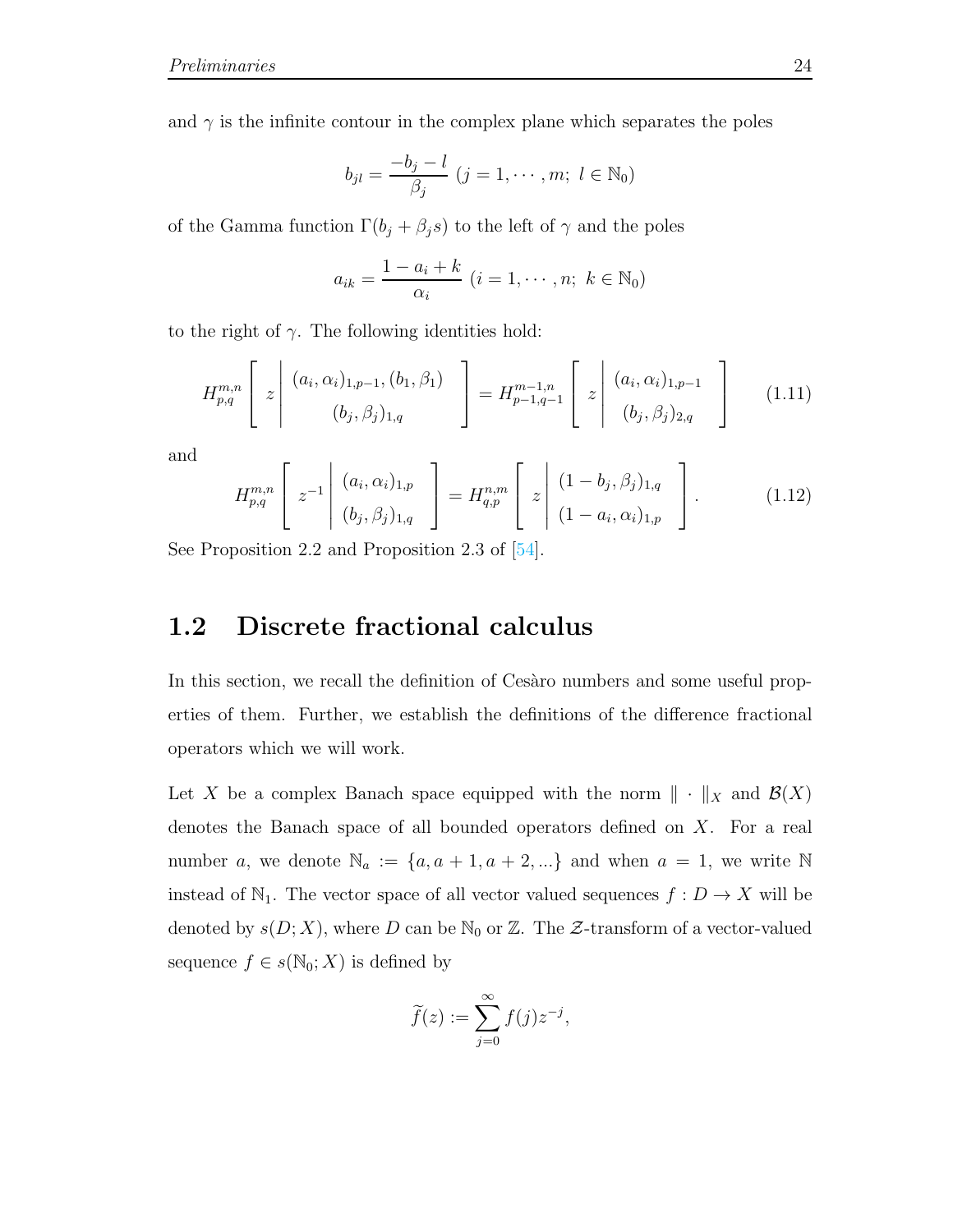and $\gamma$ is the infinite contour in the complex plane which separates the poles

$$b_{jl} = \frac{-b_j - l}{\beta_j} \ (j = 1, \cdots, m;\ l \in \mathbb{N}_0)$$

of the Gamma function $\Gamma(b_j + \beta_j s)$ to the left of $\gamma$ and the poles

$$a_{ik} = \frac{1 - a_i + k}{\alpha_i} \ (i = 1, \cdots, n;\ k \in \mathbb{N}_0)$$

to the right of $\gamma$. The following identities hold:

$$H_{p,q}^{m,n}\left[ z \left| \begin{array}{c} (a_i, \alpha_i)_{1,p-1}, (b_1, \beta_1) \\ (b_j, \beta_j)_{1,q} \end{array} \right. \right] = H_{p-1,q-1}^{m-1,n}\left[ z \left| \begin{array}{c} (a_i, \alpha_i)_{1,p-1} \\ (b_j, \beta_j)_{2,q} \end{array} \right. \right] \tag{1.11}$$

and

$$H_{p,q}^{m,n}\left[ z^{-1} \left| \begin{array}{c} (a_i, \alpha_i)_{1,p} \\ (b_j, \beta_j)_{1,q} \end{array} \right. \right] = H_{q,p}^{n,m}\left[ z \left| \begin{array}{c} (1 - b_j, \beta_j)_{1,q} \\ (1 - a_i, \alpha_i)_{1,p} \end{array} \right. \right]. \tag{1.12}$$

See Proposition 2.2 and Proposition 2.3 of [54].

## 1.2 Discrete fractional calculus

In this section, we recall the definition of Cesàro numbers and some useful properties of them. Further, we establish the definitions of the difference fractional operators which we will work.

Let $X$ be a complex Banach space equipped with the norm $\|\cdot\|_X$ and $\mathcal{B}(X)$ denotes the Banach space of all bounded operators defined on $X$. For a real number $a$, we denote $\mathbb{N}_a := \{a, a+1, a+2, ...\}$ and when $a = 1$, we write $\mathbb{N}$ instead of $\mathbb{N}_1$. The vector space of all vector valued sequences $f : D \to X$ will be denoted by $s(D; X)$, where $D$ can be $\mathbb{N}_0$ or $\mathbb{Z}$. The $\mathcal{Z}$-transform of a vector-valued sequence $f \in s(\mathbb{N}_0; X)$ is defined by

$$\widetilde{f}(z) := \sum_{j=0}^{\infty} f(j) z^{-j},$$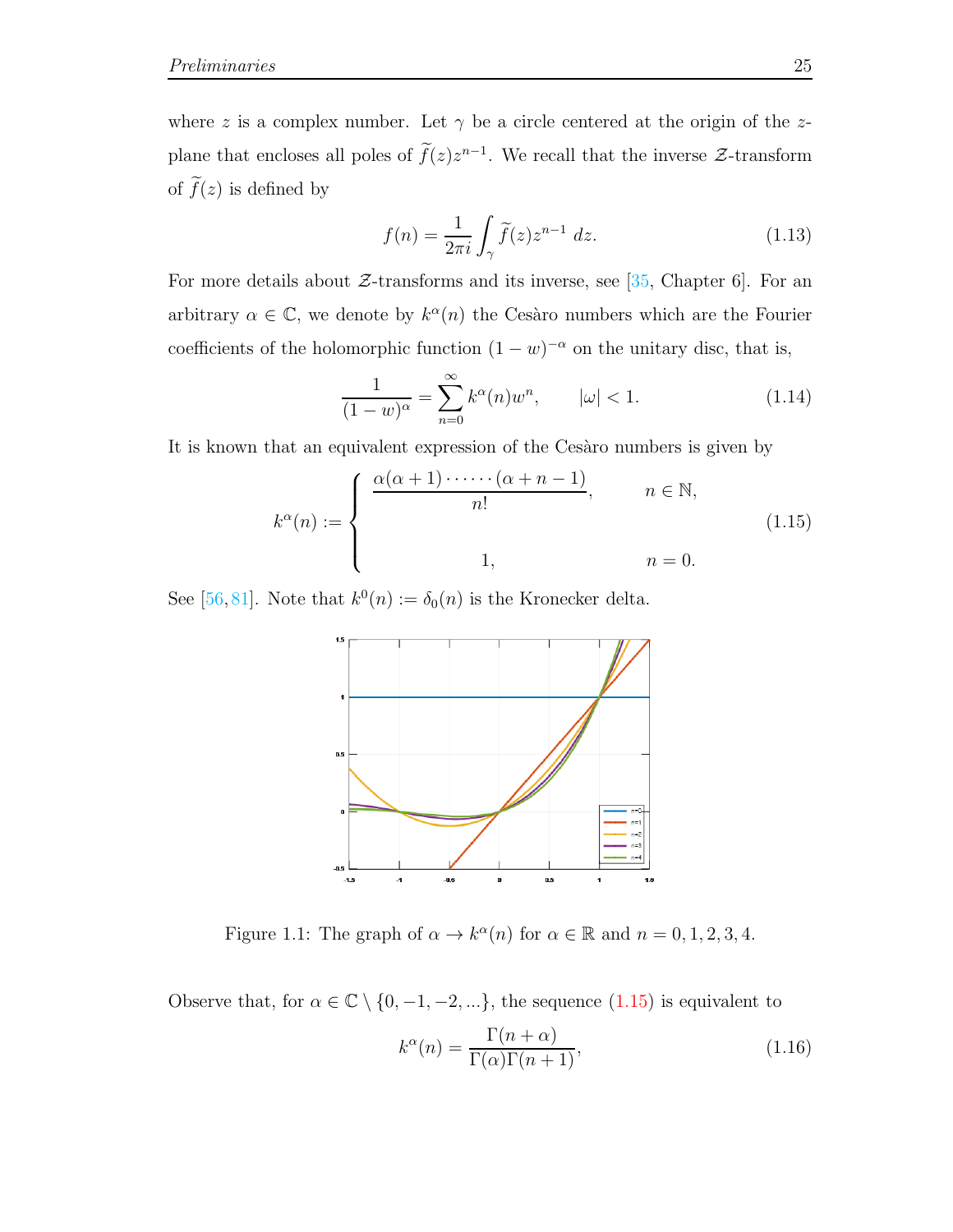where $z$ is a complex number. Let $\gamma$ be a circle centered at the origin of the $z$-plane that encloses all poles of $\widetilde{f}(z)z^{n-1}$. We recall that the inverse $\mathcal{Z}$-transform of $\widetilde{f}(z)$ is defined by

$$f(n) = \frac{1}{2\pi i}\int_{\gamma} \widetilde{f}(z)z^{n-1}\, dz. \tag{1.13}$$

For more details about $\mathcal{Z}$-transforms and its inverse, see [35, Chapter 6]. For an arbitrary $\alpha \in \mathbb{C}$, we denote by $k^{\alpha}(n)$ the Cesàro numbers which are the Fourier coefficients of the holomorphic function $(1-w)^{-\alpha}$ on the unitary disc, that is,

$$\frac{1}{(1-w)^{\alpha}} = \sum_{n=0}^{\infty} k^{\alpha}(n)w^{n}, \qquad |\omega| < 1. \tag{1.14}$$

It is known that an equivalent expression of the Cesàro numbers is given by

$$k^{\alpha}(n) := \begin{cases} \dfrac{\alpha(\alpha+1)\cdot\cdots\cdot(\alpha+n-1)}{n!}, & n \in \mathbb{N}, \\ \\ 1, & n = 0. \end{cases} \tag{1.15}$$

See [56, 81]. Note that $k^{0}(n) := \delta_{0}(n)$ is the Kronecker delta.

Figure 1.1: The graph of $\alpha \to k^{\alpha}(n)$ for $\alpha \in \mathbb{R}$ and $n = 0, 1, 2, 3, 4$.

Observe that, for $\alpha \in \mathbb{C} \setminus \{0, -1, -2, ...\}$, the sequence (1.15) is equivalent to

$$k^{\alpha}(n) = \frac{\Gamma(n+\alpha)}{\Gamma(\alpha)\Gamma(n+1)}, \tag{1.16}$$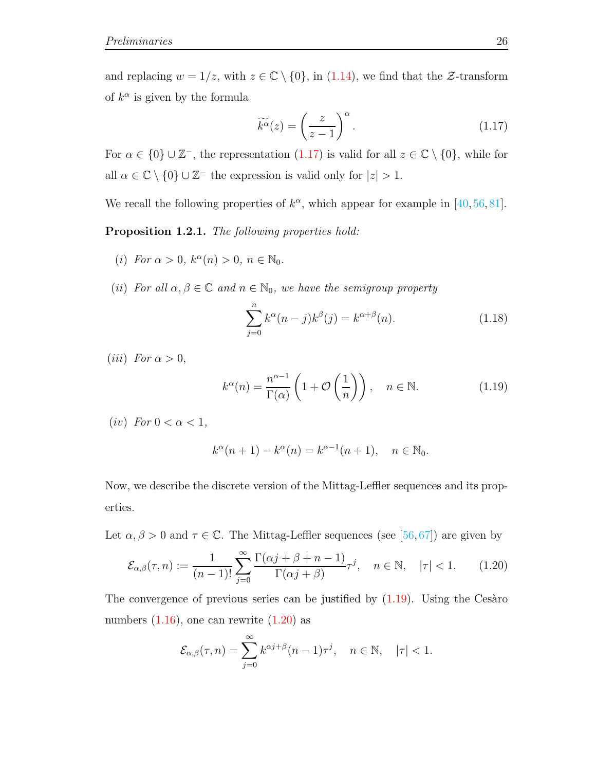and replacing $w = 1/z$, with $z \in \mathbb{C} \setminus \{0\}$, in (1.14), we find that the $\mathcal{Z}$-transform of $k^\alpha$ is given by the formula

$$\widetilde{k^\alpha}(z) = \left(\frac{z}{z-1}\right)^\alpha. \tag{1.17}$$

For $\alpha \in \{0\} \cup \mathbb{Z}^-$, the representation (1.17) is valid for all $z \in \mathbb{C} \setminus \{0\}$, while for all $\alpha \in \mathbb{C} \setminus \{0\} \cup \mathbb{Z}^-$ the expression is valid only for $|z| > 1$.

We recall the following properties of $k^\alpha$, which appear for example in [40, 56, 81].

**Proposition 1.2.1.** *The following properties hold:*

(*i*) *For $\alpha > 0$, $k^\alpha(n) > 0$, $n \in \mathbb{N}_0$.*

(*ii*) *For all $\alpha, \beta \in \mathbb{C}$ and $n \in \mathbb{N}_0$, we have the semigroup property*

$$\sum_{j=0}^{n} k^\alpha(n-j)k^\beta(j) = k^{\alpha+\beta}(n). \tag{1.18}$$

(*iii*) *For $\alpha > 0$,*

$$k^\alpha(n) = \frac{n^{\alpha-1}}{\Gamma(\alpha)}\left(1 + \mathcal{O}\left(\frac{1}{n}\right)\right), \quad n \in \mathbb{N}. \tag{1.19}$$

(*iv*) *For $0 < \alpha < 1$,*

$$k^\alpha(n+1) - k^\alpha(n) = k^{\alpha-1}(n+1), \quad n \in \mathbb{N}_0.$$

Now, we describe the discrete version of the Mittag-Leffler sequences and its properties.

Let $\alpha, \beta > 0$ and $\tau \in \mathbb{C}$. The Mittag-Leffler sequences (see [56, 67]) are given by

$$\mathcal{E}_{\alpha,\beta}(\tau, n) := \frac{1}{(n-1)!}\sum_{j=0}^{\infty} \frac{\Gamma(\alpha j + \beta + n - 1)}{\Gamma(\alpha j + \beta)}\tau^j, \quad n \in \mathbb{N}, \quad |\tau| < 1. \tag{1.20}$$

The convergence of previous series can be justified by (1.19). Using the Cesàro numbers (1.16), one can rewrite (1.20) as

$$\mathcal{E}_{\alpha,\beta}(\tau, n) = \sum_{j=0}^{\infty} k^{\alpha j+\beta}(n-1)\tau^j, \quad n \in \mathbb{N}, \quad |\tau| < 1.$$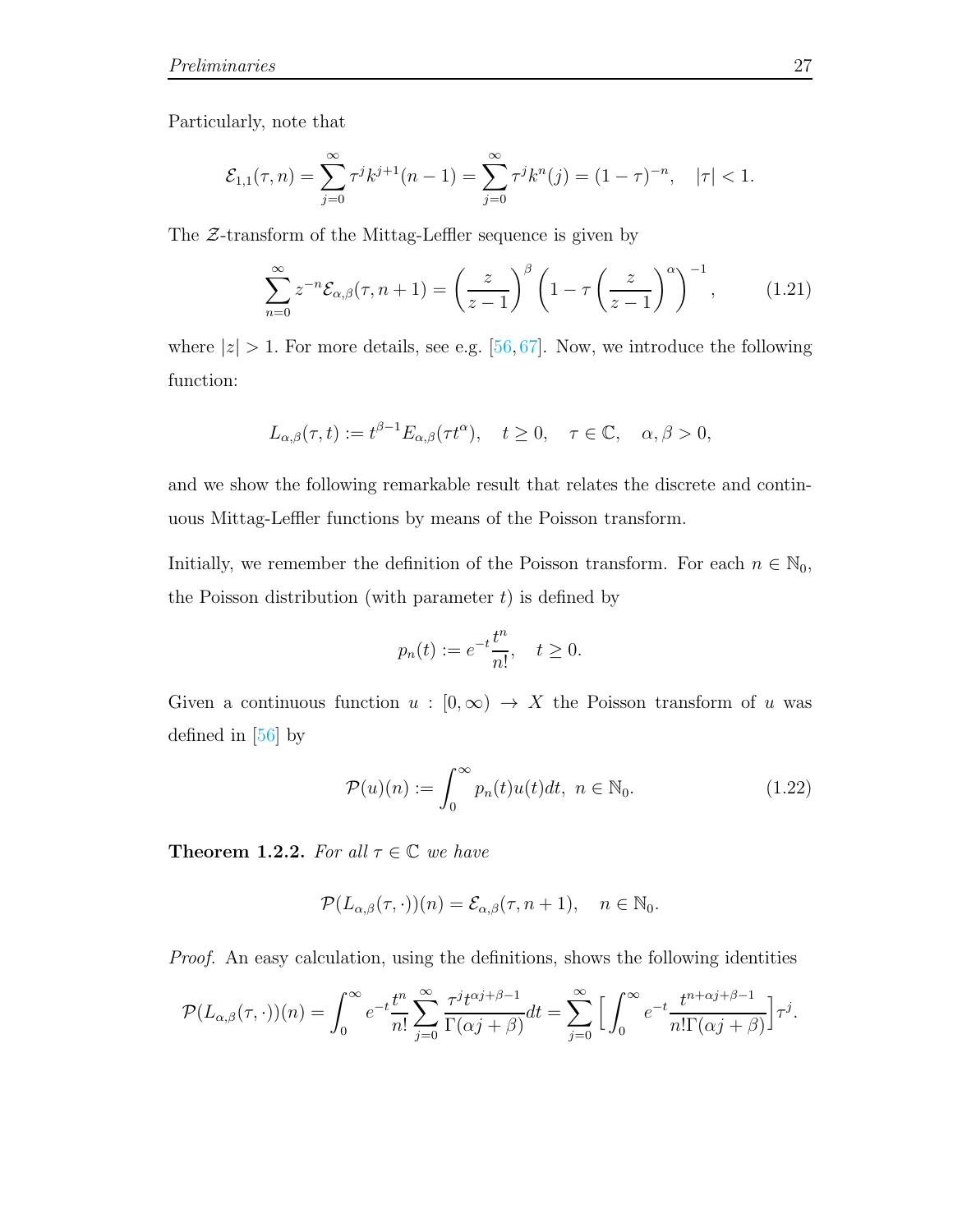Particularly, note that

$$\mathcal{E}_{1,1}(\tau, n) = \sum_{j=0}^{\infty} \tau^j k^{j+1}(n-1) = \sum_{j=0}^{\infty} \tau^j k^n(j) = (1-\tau)^{-n}, \quad |\tau| < 1.$$

The $\mathcal{Z}$-transform of the Mittag-Leffler sequence is given by

$$\sum_{n=0}^{\infty} z^{-n} \mathcal{E}_{\alpha,\beta}(\tau, n+1) = \left(\frac{z}{z-1}\right)^{\beta} \left(1 - \tau \left(\frac{z}{z-1}\right)^{\alpha}\right)^{-1}, \tag{1.21}$$

where $|z| > 1$. For more details, see e.g. [56, 67]. Now, we introduce the following function:

$$L_{\alpha,\beta}(\tau, t) := t^{\beta-1} E_{\alpha,\beta}(\tau t^{\alpha}), \quad t \geq 0, \quad \tau \in \mathbb{C}, \quad \alpha, \beta > 0,$$

and we show the following remarkable result that relates the discrete and continuous Mittag-Leffler functions by means of the Poisson transform.

Initially, we remember the definition of the Poisson transform. For each $n \in \mathbb{N}_0$, the Poisson distribution (with parameter $t$) is defined by

$$p_n(t) := e^{-t} \frac{t^n}{n!}, \quad t \geq 0.$$

Given a continuous function $u : [0, \infty) \to X$ the Poisson transform of $u$ was defined in [56] by

$$\mathcal{P}(u)(n) := \int_0^{\infty} p_n(t) u(t) dt, \ n \in \mathbb{N}_0. \tag{1.22}$$

**Theorem 1.2.2.** *For all $\tau \in \mathbb{C}$ we have*

$$\mathcal{P}(L_{\alpha,\beta}(\tau, \cdot))(n) = \mathcal{E}_{\alpha,\beta}(\tau, n+1), \quad n \in \mathbb{N}_0.$$

*Proof.* An easy calculation, using the definitions, shows the following identities

$$\mathcal{P}(L_{\alpha,\beta}(\tau, \cdot))(n) = \int_0^{\infty} e^{-t} \frac{t^n}{n!} \sum_{j=0}^{\infty} \frac{\tau^j t^{\alpha j + \beta - 1}}{\Gamma(\alpha j + \beta)} dt = \sum_{j=0}^{\infty} \Big[ \int_0^{\infty} e^{-t} \frac{t^{n + \alpha j + \beta - 1}}{n! \Gamma(\alpha j + \beta)} \Big] \tau^j.$$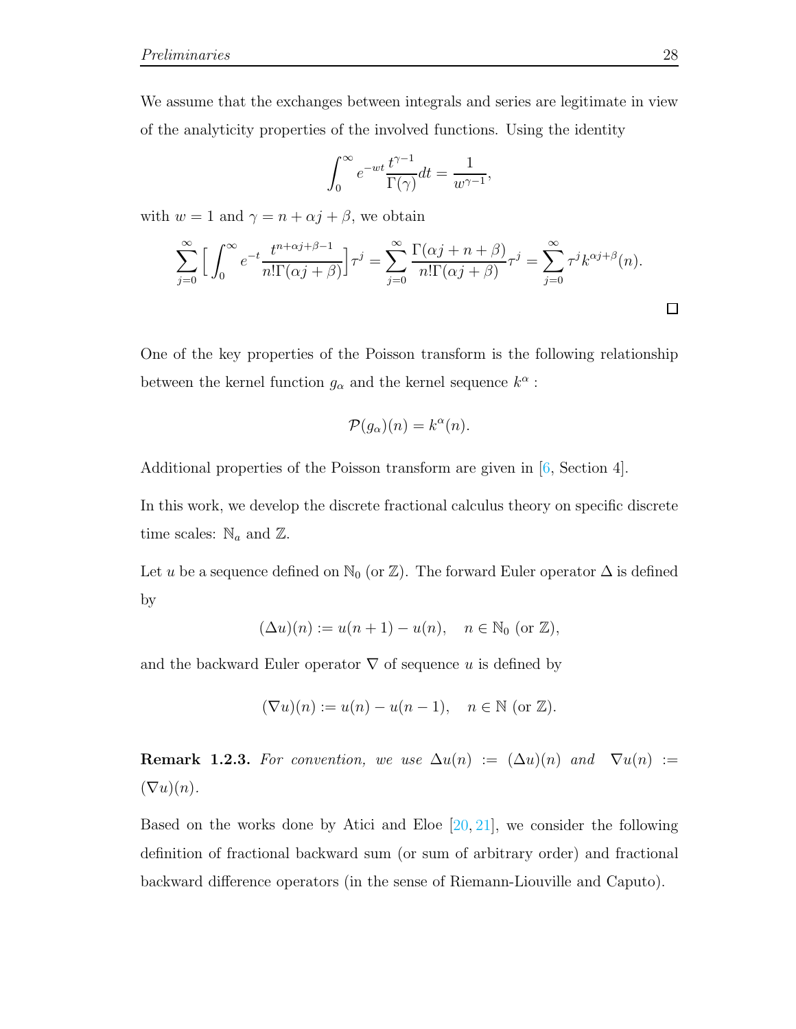We assume that the exchanges between integrals and series are legitimate in view of the analyticity properties of the involved functions. Using the identity

$$\int_0^\infty e^{-wt}\frac{t^{\gamma-1}}{\Gamma(\gamma)}dt = \frac{1}{w^{\gamma-1}},$$

with $w = 1$ and $\gamma = n + \alpha j + \beta$, we obtain

$$\sum_{j=0}^{\infty}\Big[\int_0^\infty e^{-t}\frac{t^{n+\alpha j+\beta-1}}{n!\Gamma(\alpha j+\beta)}\Big]\tau^j = \sum_{j=0}^{\infty}\frac{\Gamma(\alpha j+n+\beta)}{n!\Gamma(\alpha j+\beta)}\tau^j = \sum_{j=0}^{\infty}\tau^j k^{\alpha j+\beta}(n).$$

□

One of the key properties of the Poisson transform is the following relationship between the kernel function $g_\alpha$ and the kernel sequence $k^\alpha$ :

$$\mathcal{P}(g_\alpha)(n) = k^\alpha(n).$$

Additional properties of the Poisson transform are given in [6, Section 4].

In this work, we develop the discrete fractional calculus theory on specific discrete time scales: $\mathbb{N}_a$ and $\mathbb{Z}$.

Let $u$ be a sequence defined on $\mathbb{N}_0$ (or $\mathbb{Z}$). The forward Euler operator $\Delta$ is defined by

$$(\Delta u)(n) := u(n+1) - u(n), \quad n \in \mathbb{N}_0 \text{ (or } \mathbb{Z}),$$

and the backward Euler operator $\nabla$ of sequence $u$ is defined by

$$(\nabla u)(n) := u(n) - u(n-1), \quad n \in \mathbb{N} \text{ (or } \mathbb{Z}).$$

**Remark 1.2.3.** *For convention, we use* $\Delta u(n) := (\Delta u)(n)$ *and* $\nabla u(n) := (\nabla u)(n)$.

Based on the works done by Atici and Eloe [20, 21], we consider the following definition of fractional backward sum (or sum of arbitrary order) and fractional backward difference operators (in the sense of Riemann-Liouville and Caputo).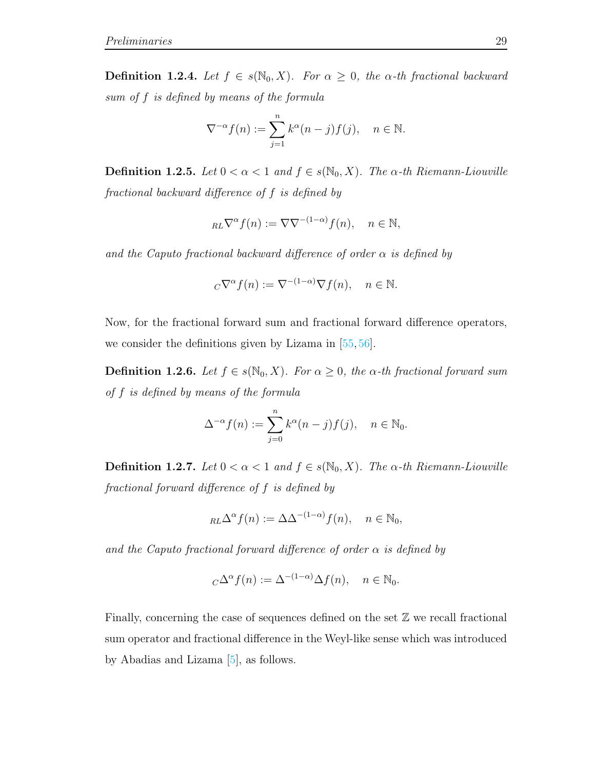**Definition 1.2.4.** *Let $f \in s(\mathbb{N}_0, X)$. For $\alpha \geq 0$, the $\alpha$-th fractional backward sum of $f$ is defined by means of the formula*

$$\nabla^{-\alpha} f(n) := \sum_{j=1}^{n} k^{\alpha}(n-j) f(j), \quad n \in \mathbb{N}.$$

**Definition 1.2.5.** *Let $0 < \alpha < 1$ and $f \in s(\mathbb{N}_0, X)$. The $\alpha$-th Riemann-Liouville fractional backward difference of $f$ is defined by*

$$_{RL}\nabla^{\alpha} f(n) := \nabla \nabla^{-(1-\alpha)} f(n), \quad n \in \mathbb{N},$$

*and the Caputo fractional backward difference of order $\alpha$ is defined by*

$$_{C}\nabla^{\alpha} f(n) := \nabla^{-(1-\alpha)} \nabla f(n), \quad n \in \mathbb{N}.$$

Now, for the fractional forward sum and fractional forward difference operators, we consider the definitions given by Lizama in [55, 56].

**Definition 1.2.6.** *Let $f \in s(\mathbb{N}_0, X)$. For $\alpha \geq 0$, the $\alpha$-th fractional forward sum of $f$ is defined by means of the formula*

$$\Delta^{-\alpha} f(n) := \sum_{j=0}^{n} k^{\alpha}(n-j) f(j), \quad n \in \mathbb{N}_0.$$

**Definition 1.2.7.** *Let $0 < \alpha < 1$ and $f \in s(\mathbb{N}_0, X)$. The $\alpha$-th Riemann-Liouville fractional forward difference of $f$ is defined by*

$$_{RL}\Delta^{\alpha} f(n) := \Delta \Delta^{-(1-\alpha)} f(n), \quad n \in \mathbb{N}_0,$$

*and the Caputo fractional forward difference of order $\alpha$ is defined by*

$$_{C}\Delta^{\alpha} f(n) := \Delta^{-(1-\alpha)} \Delta f(n), \quad n \in \mathbb{N}_0.$$

Finally, concerning the case of sequences defined on the set $\mathbb{Z}$ we recall fractional sum operator and fractional difference in the Weyl-like sense which was introduced by Abadias and Lizama [5], as follows.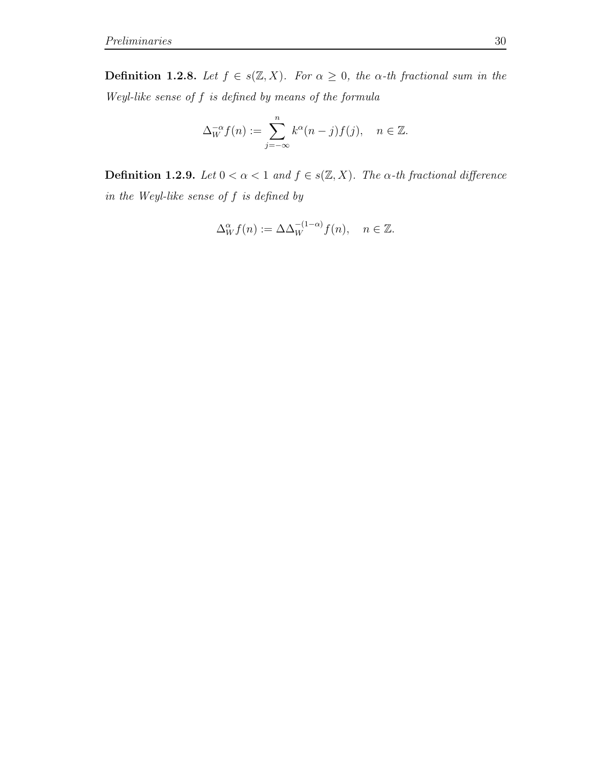**Definition 1.2.8.** *Let $f \in s(\mathbb{Z}, X)$. For $\alpha \geq 0$, the $\alpha$-th fractional sum in the Weyl-like sense of $f$ is defined by means of the formula*

$$\Delta_W^{-\alpha} f(n) := \sum_{j=-\infty}^{n} k^{\alpha}(n-j) f(j), \quad n \in \mathbb{Z}.$$

**Definition 1.2.9.** *Let $0 < \alpha < 1$ and $f \in s(\mathbb{Z}, X)$. The $\alpha$-th fractional difference in the Weyl-like sense of $f$ is defined by*

$$\Delta_W^{\alpha} f(n) := \Delta \Delta_W^{-(1-\alpha)} f(n), \quad n \in \mathbb{Z}.$$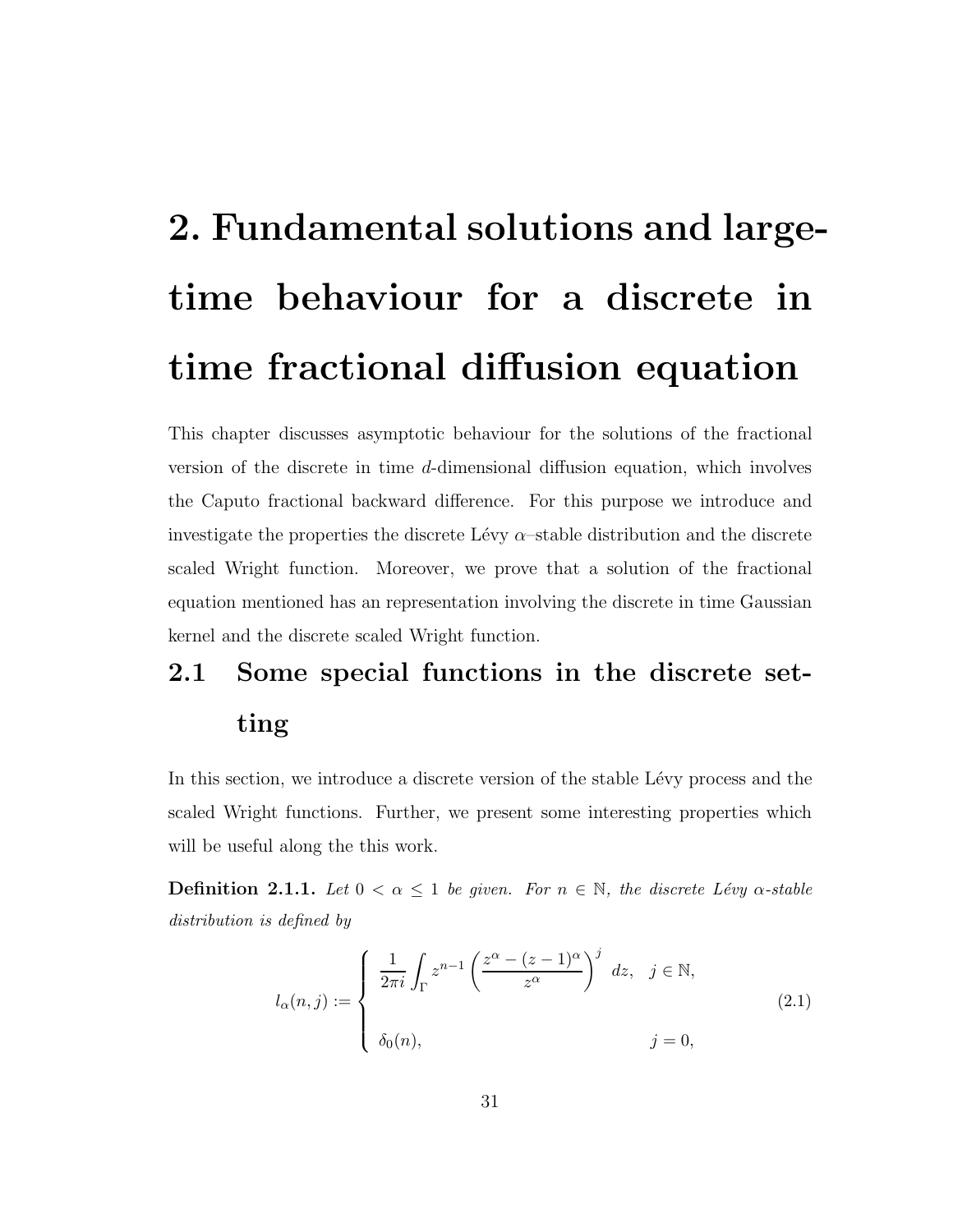# 2. Fundamental solutions and large-time behaviour for a discrete in time fractional diffusion equation

This chapter discusses asymptotic behaviour for the solutions of the fractional version of the discrete in time $d$-dimensional diffusion equation, which involves the Caputo fractional backward difference. For this purpose we introduce and investigate the properties the discrete Lévy $\alpha$–stable distribution and the discrete scaled Wright function. Moreover, we prove that a solution of the fractional equation mentioned has an representation involving the discrete in time Gaussian kernel and the discrete scaled Wright function.

## 2.1 Some special functions in the discrete setting

In this section, we introduce a discrete version of the stable Lévy process and the scaled Wright functions. Further, we present some interesting properties which will be useful along the this work.

**Definition 2.1.1.** *Let $0 < \alpha \leq 1$ be given. For $n \in \mathbb{N}$, the discrete Lévy $\alpha$-stable distribution is defined by*

$$
l_\alpha(n, j) := \begin{cases} \dfrac{1}{2\pi i} \displaystyle\int_\Gamma z^{n-1} \left( \dfrac{z^\alpha - (z-1)^\alpha}{z^\alpha} \right)^j \, dz, & j \in \mathbb{N}, \\ \\ \delta_0(n), & j = 0, \end{cases} \tag{2.1}
$$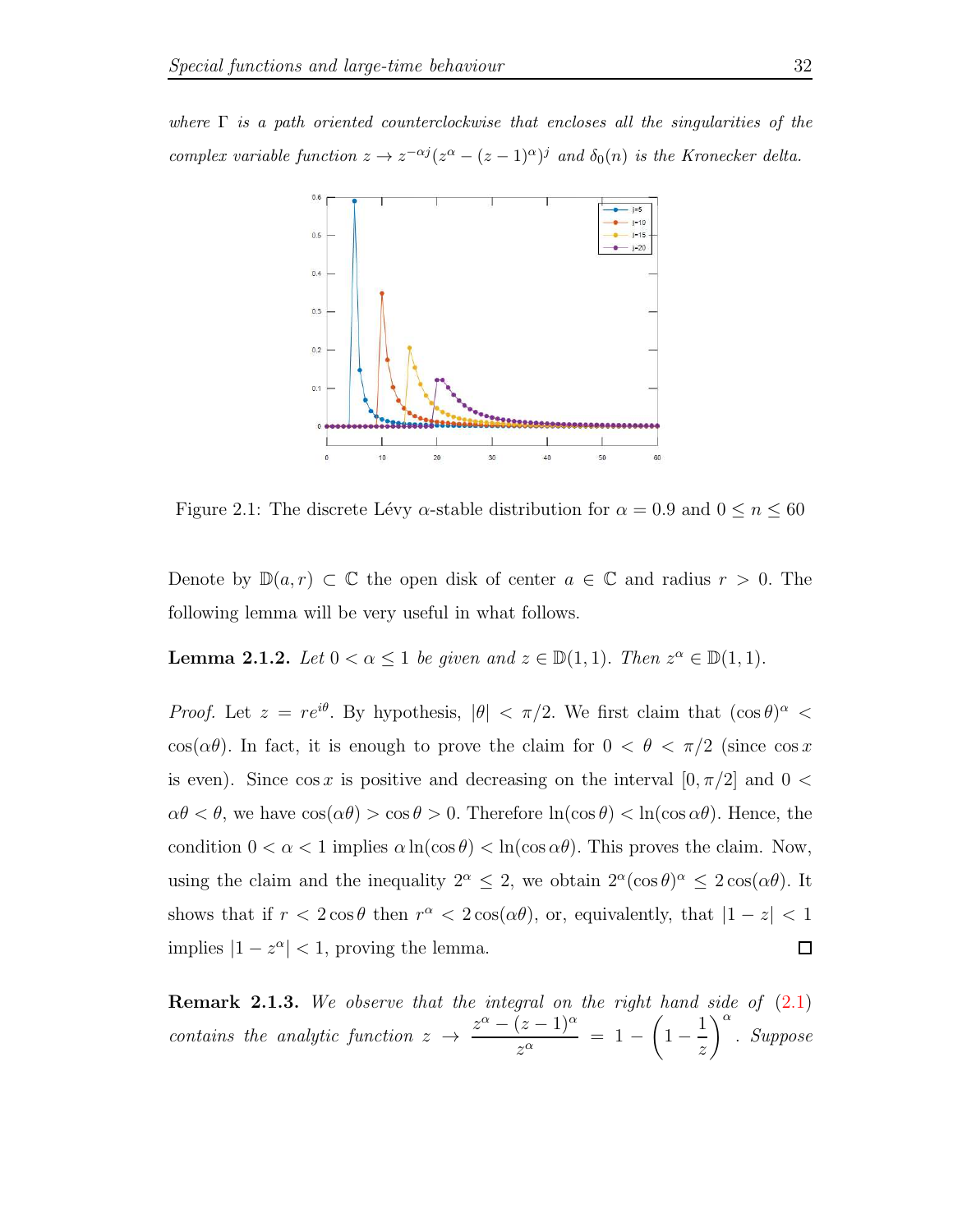*where* $\Gamma$ *is a path oriented counterclockwise that encloses all the singularities of the complex variable function* $z \to z^{-\alpha j}(z^\alpha - (z-1)^\alpha)^j$ *and* $\delta_0(n)$ *is the Kronecker delta.*

Figure 2.1: The discrete Lévy $\alpha$-stable distribution for $\alpha = 0.9$ and $0 \leq n \leq 60$

Denote by $\mathbb{D}(a, r) \subset \mathbb{C}$ the open disk of center $a \in \mathbb{C}$ and radius $r > 0$. The following lemma will be very useful in what follows.

**Lemma 2.1.2.** *Let* $0 < \alpha \leq 1$ *be given and* $z \in \mathbb{D}(1, 1)$*. Then* $z^\alpha \in \mathbb{D}(1, 1)$*.*

*Proof.* Let $z = re^{i\theta}$. By hypothesis, $|\theta| < \pi/2$. We first claim that $(\cos\theta)^\alpha < \cos(\alpha\theta)$. In fact, it is enough to prove the claim for $0 < \theta < \pi/2$ (since $\cos x$ is even). Since $\cos x$ is positive and decreasing on the interval $[0, \pi/2]$ and $0 < \alpha\theta < \theta$, we have $\cos(\alpha\theta) > \cos\theta > 0$. Therefore $\ln(\cos\theta) < \ln(\cos\alpha\theta)$. Hence, the condition $0 < \alpha < 1$ implies $\alpha \ln(\cos\theta) < \ln(\cos\alpha\theta)$. This proves the claim. Now, using the claim and the inequality $2^\alpha \leq 2$, we obtain $2^\alpha(\cos\theta)^\alpha \leq 2\cos(\alpha\theta)$. It shows that if $r < 2\cos\theta$ then $r^\alpha < 2\cos(\alpha\theta)$, or, equivalently, that $|1 - z| < 1$ implies $|1 - z^\alpha| < 1$, proving the lemma. ☐

**Remark 2.1.3.** *We observe that the integral on the right hand side of* (2.1) *contains the analytic function* $z \to \dfrac{z^\alpha - (z-1)^\alpha}{z^\alpha} = 1 - \left(1 - \dfrac{1}{z}\right)^\alpha$*. Suppose*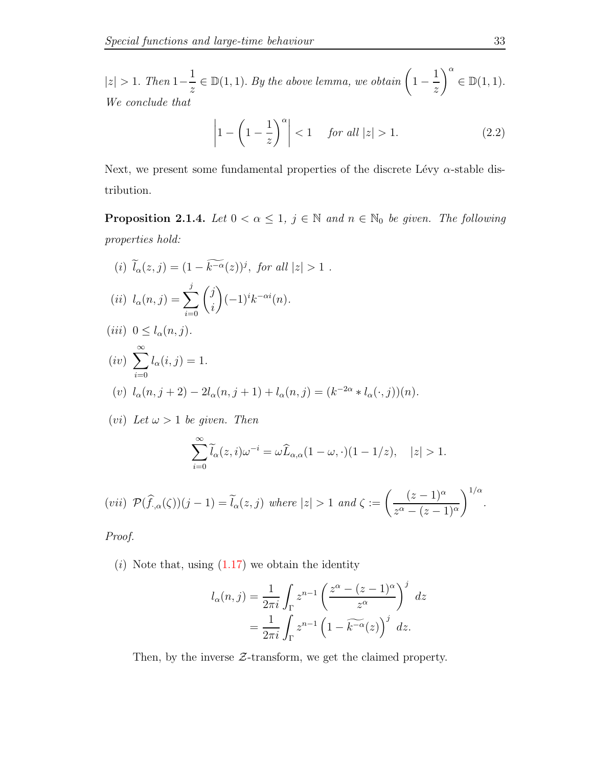$|z| > 1$. *Then* $1 - \dfrac{1}{z} \in \mathbb{D}(1,1)$. *By the above lemma, we obtain* $\left(1 - \dfrac{1}{z}\right)^{\alpha} \in \mathbb{D}(1,1)$. *We conclude that*

$$\left|1 - \left(1 - \frac{1}{z}\right)^{\alpha}\right| < 1 \quad \text{for all } |z| > 1. \tag{2.2}$$

Next, we present some fundamental properties of the discrete Lévy $\alpha$-stable distribution.

**Proposition 2.1.4.** *Let* $0 < \alpha \leq 1$, $j \in \mathbb{N}$ *and* $n \in \mathbb{N}_0$ *be given. The following properties hold:*

(*i*) $\widetilde{l}_{\alpha}(z,j) = (1 - \widetilde{k^{-\alpha}}(z))^j$, *for all* $|z| > 1$ .

(*ii*) $l_{\alpha}(n,j) = \displaystyle\sum_{i=0}^{j} \binom{j}{i} (-1)^i k^{-\alpha i}(n)$.

(*iii*) $0 \leq l_{\alpha}(n,j)$.

(*iv*) $\displaystyle\sum_{i=0}^{\infty} l_{\alpha}(i,j) = 1$.

(*v*) $l_{\alpha}(n,j+2) - 2l_{\alpha}(n,j+1) + l_{\alpha}(n,j) = (k^{-2\alpha} * l_{\alpha}(\cdot,j))(n)$.

(*vi*) *Let* $\omega > 1$ *be given. Then*

$$\sum_{i=0}^{\infty} \widetilde{l}_{\alpha}(z,i)\omega^{-i} = \omega \widehat{L}_{\alpha,\alpha}(1-\omega,\cdot)(1-1/z), \quad |z| > 1.$$

(*vii*) $\mathcal{P}(\widehat{f}_{\cdot,\alpha}(\zeta))(j-1) = \widetilde{l}_{\alpha}(z,j)$ *where* $|z| > 1$ *and* $\zeta := \left(\dfrac{(z-1)^{\alpha}}{z^{\alpha} - (z-1)^{\alpha}}\right)^{1/\alpha}$.

*Proof.*

(*i*) Note that, using (1.17) we obtain the identity

$$\begin{aligned}
l_{\alpha}(n,j) &= \frac{1}{2\pi i} \int_{\Gamma} z^{n-1} \left(\frac{z^{\alpha} - (z-1)^{\alpha}}{z^{\alpha}}\right)^j \, dz \\
&= \frac{1}{2\pi i} \int_{\Gamma} z^{n-1} \left(1 - \widetilde{k^{-\alpha}}(z)\right)^j \, dz.
\end{aligned}$$

Then, by the inverse $\mathcal{Z}$-transform, we get the claimed property.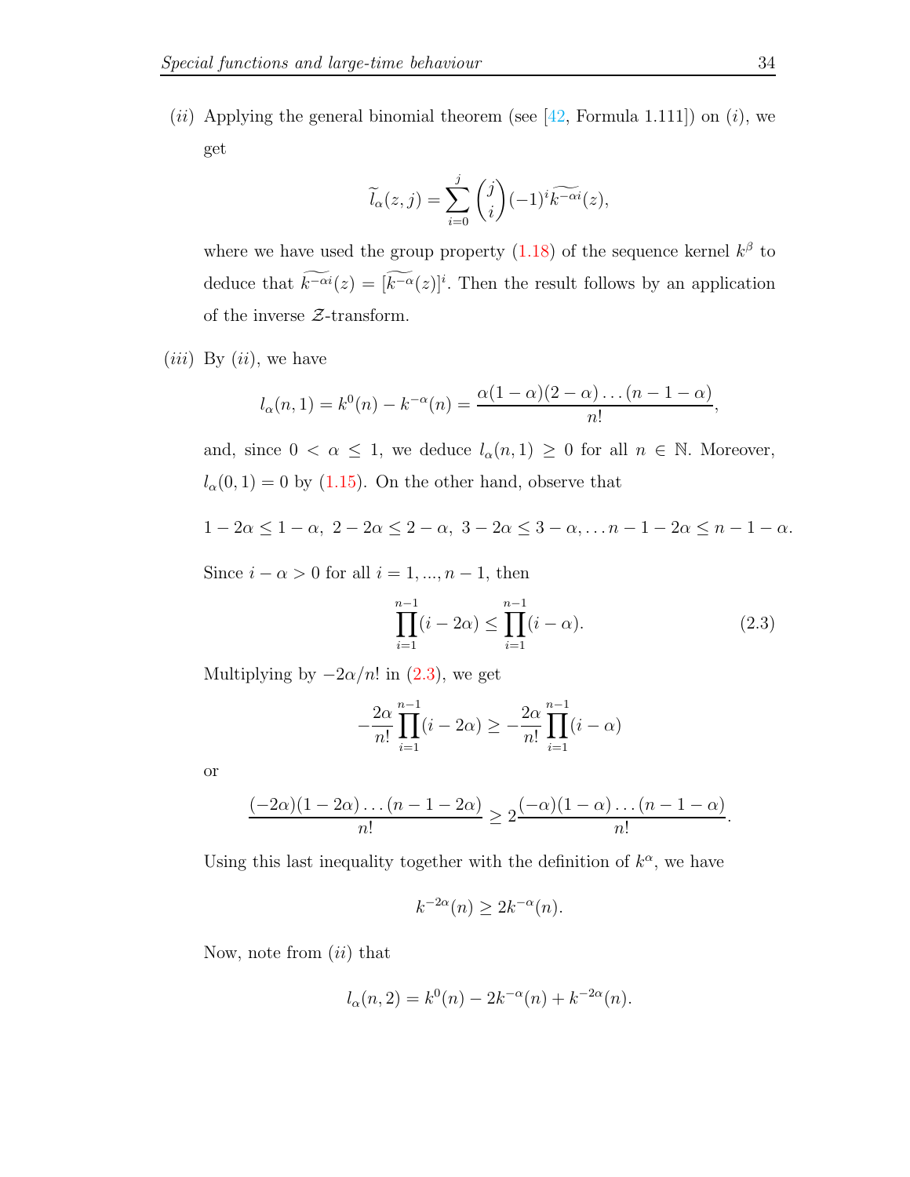$(ii)$ Applying the general binomial theorem (see [42, Formula 1.111]) on $(i)$, we get

$$\widetilde{l_\alpha}(z,j) = \sum_{i=0}^{j} \binom{j}{i} (-1)^i \widetilde{k^{-\alpha i}}(z),$$

where we have used the group property (1.18) of the sequence kernel $k^\beta$ to deduce that $\widetilde{k^{-\alpha i}}(z) = [\widetilde{k^{-\alpha}}(z)]^i$. Then the result follows by an application of the inverse $\mathcal{Z}$-transform.

$(iii)$ By $(ii)$, we have

$$l_\alpha(n,1) = k^0(n) - k^{-\alpha}(n) = \frac{\alpha(1-\alpha)(2-\alpha)\dots(n-1-\alpha)}{n!},$$

and, since $0 < \alpha \leq 1$, we deduce $l_\alpha(n,1) \geq 0$ for all $n \in \mathbb{N}$. Moreover, $l_\alpha(0,1) = 0$ by (1.15). On the other hand, observe that

$$1-2\alpha \leq 1-\alpha,\ 2-2\alpha \leq 2-\alpha,\ 3-2\alpha \leq 3-\alpha, \dots n-1-2\alpha \leq n-1-\alpha.$$

Since $i - \alpha > 0$ for all $i = 1, ..., n-1$, then

$$\prod_{i=1}^{n-1}(i-2\alpha) \leq \prod_{i=1}^{n-1}(i-\alpha). \tag{2.3}$$

Multiplying by $-2\alpha/n!$ in (2.3), we get

$$-\frac{2\alpha}{n!}\prod_{i=1}^{n-1}(i-2\alpha) \geq -\frac{2\alpha}{n!}\prod_{i=1}^{n-1}(i-\alpha)$$

or

$$\frac{(-2\alpha)(1-2\alpha)\dots(n-1-2\alpha)}{n!} \geq 2\frac{(-\alpha)(1-\alpha)\dots(n-1-\alpha)}{n!}.$$

Using this last inequality together with the definition of $k^\alpha$, we have

$$k^{-2\alpha}(n) \geq 2k^{-\alpha}(n).$$

Now, note from $(ii)$ that

$$l_\alpha(n,2) = k^0(n) - 2k^{-\alpha}(n) + k^{-2\alpha}(n).$$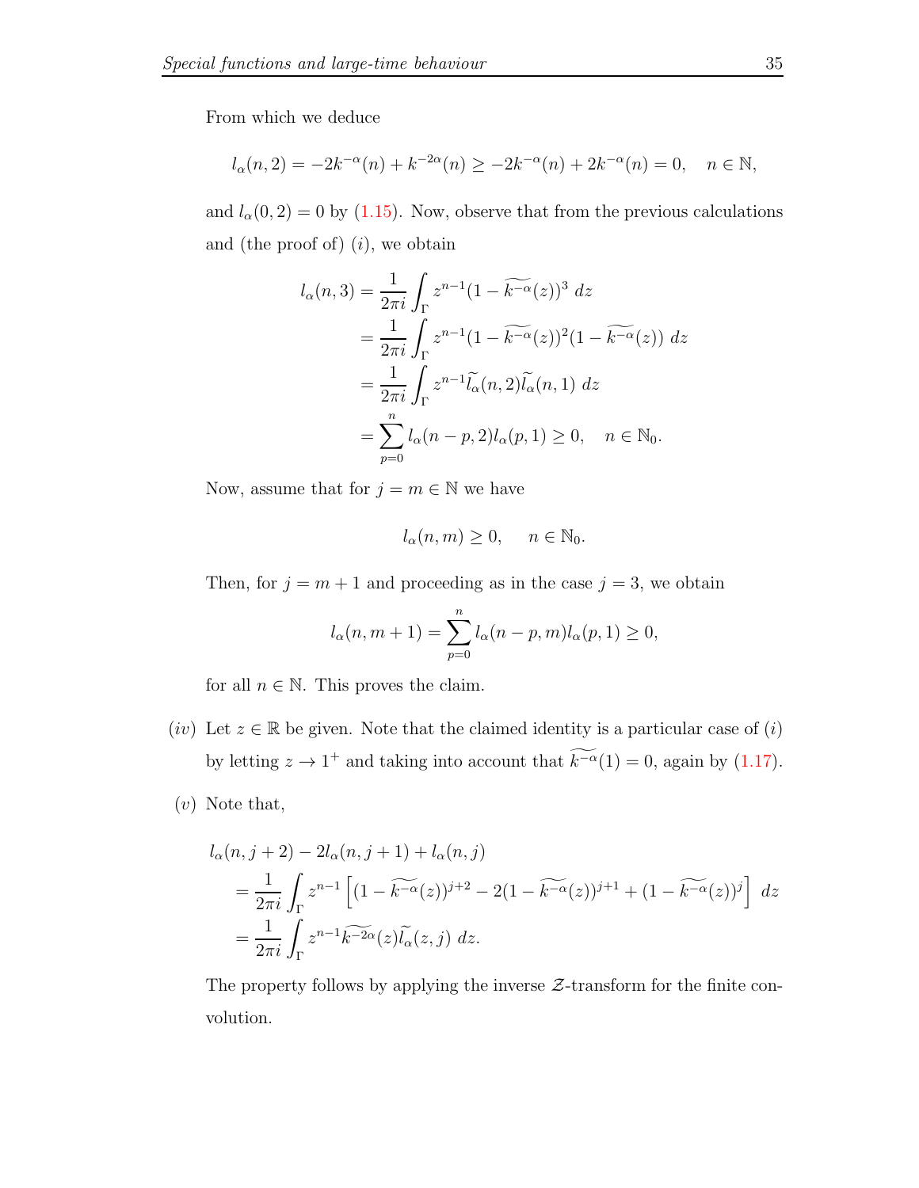From which we deduce

$$l_\alpha(n,2) = -2k^{-\alpha}(n) + k^{-2\alpha}(n) \geq -2k^{-\alpha}(n) + 2k^{-\alpha}(n) = 0, \quad n \in \mathbb{N},$$

and $l_\alpha(0,2) = 0$ by (1.15). Now, observe that from the previous calculations and (the proof of) $(i)$, we obtain

$$\begin{aligned}
l_\alpha(n,3) &= \frac{1}{2\pi i}\int_\Gamma z^{n-1}(1-\widetilde{k^{-\alpha}}(z))^3 \; dz \\
&= \frac{1}{2\pi i}\int_\Gamma z^{n-1}(1-\widetilde{k^{-\alpha}}(z))^2(1-\widetilde{k^{-\alpha}}(z)) \; dz \\
&= \frac{1}{2\pi i}\int_\Gamma z^{n-1}\widetilde{l_\alpha}(n,2)\widetilde{l_\alpha}(n,1) \; dz \\
&= \sum_{p=0}^{n} l_\alpha(n-p,2)l_\alpha(p,1) \geq 0, \quad n \in \mathbb{N}_0.
\end{aligned}$$

Now, assume that for $j = m \in \mathbb{N}$ we have

$$l_\alpha(n,m) \geq 0, \quad n \in \mathbb{N}_0.$$

Then, for $j = m+1$ and proceeding as in the case $j = 3$, we obtain

$$l_\alpha(n,m+1) = \sum_{p=0}^{n} l_\alpha(n-p,m)l_\alpha(p,1) \geq 0,$$

for all $n \in \mathbb{N}$. This proves the claim.

$(iv)$ Let $z \in \mathbb{R}$ be given. Note that the claimed identity is a particular case of $(i)$ by letting $z \to 1^+$ and taking into account that $\widetilde{k^{-\alpha}}(1) = 0$, again by (1.17).

$(v)$ Note that,

$$\begin{aligned}
&l_\alpha(n,j+2) - 2l_\alpha(n,j+1) + l_\alpha(n,j) \\
&= \frac{1}{2\pi i}\int_\Gamma z^{n-1}\left[(1-\widetilde{k^{-\alpha}}(z))^{j+2} - 2(1-\widetilde{k^{-\alpha}}(z))^{j+1} + (1-\widetilde{k^{-\alpha}}(z))^{j}\right] \; dz \\
&= \frac{1}{2\pi i}\int_\Gamma z^{n-1}\widetilde{k^{-2\alpha}}(z)\widetilde{l_\alpha}(z,j) \; dz.
\end{aligned}$$

The property follows by applying the inverse $\mathcal{Z}$-transform for the finite convolution.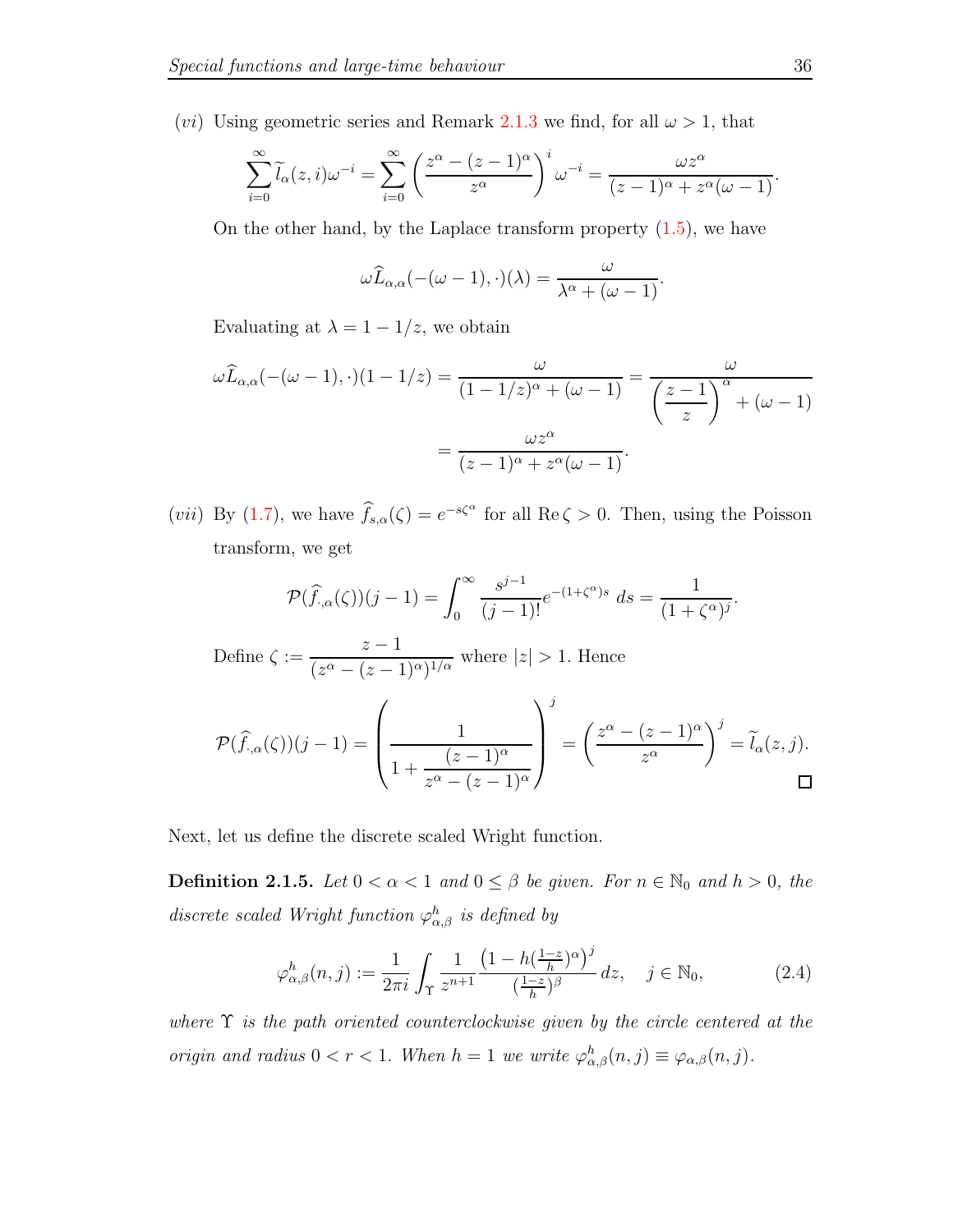$(vi)$ Using geometric series and Remark 2.1.3 we find, for all $\omega > 1$, that

$$\sum_{i=0}^{\infty} \widetilde{l}_\alpha(z,i)\omega^{-i} = \sum_{i=0}^{\infty} \left( \frac{z^\alpha - (z-1)^\alpha}{z^\alpha} \right)^i \omega^{-i} = \frac{\omega z^\alpha}{(z-1)^\alpha + z^\alpha(\omega - 1)}.$$

On the other hand, by the Laplace transform property (1.5), we have

$$\omega \widehat{L}_{\alpha,\alpha}(-(\omega-1),\cdot)(\lambda) = \frac{\omega}{\lambda^\alpha + (\omega - 1)}.$$

Evaluating at $\lambda = 1 - 1/z$, we obtain

$$\omega \widehat{L}_{\alpha,\alpha}(-(\omega-1),\cdot)(1-1/z) = \frac{\omega}{(1-1/z)^\alpha + (\omega-1)} = \frac{\omega}{\left(\dfrac{z-1}{z}\right)^\alpha + (\omega - 1)}$$

$$= \frac{\omega z^\alpha}{(z-1)^\alpha + z^\alpha(\omega-1)}.$$

$(vii)$ By (1.7), we have $\widehat{f}_{s,\alpha}(\zeta) = e^{-s\zeta^\alpha}$ for all $\operatorname{Re}\zeta > 0$. Then, using the Poisson transform, we get

$$\mathcal{P}(\widehat{f}_{\cdot,\alpha}(\zeta))(j-1) = \int_0^\infty \frac{s^{j-1}}{(j-1)!} e^{-(1+\zeta^\alpha)s}\, ds = \frac{1}{(1+\zeta^\alpha)^j}.$$

Define $\zeta := \dfrac{z-1}{(z^\alpha - (z-1)^\alpha)^{1/\alpha}}$ where $|z| > 1$. Hence

$$\mathcal{P}(\widehat{f}_{\cdot,\alpha}(\zeta))(j-1) = \left( \frac{1}{1 + \dfrac{(z-1)^\alpha}{z^\alpha - (z-1)^\alpha}} \right)^j = \left( \frac{z^\alpha - (z-1)^\alpha}{z^\alpha} \right)^j = \widetilde{l}_\alpha(z,j).$$

□

Next, let us define the discrete scaled Wright function.

**Definition 2.1.5.** *Let $0 < \alpha < 1$ and $0 \leq \beta$ be given. For $n \in \mathbb{N}_0$ and $h > 0$, the discrete scaled Wright function $\varphi^h_{\alpha,\beta}$ is defined by*

$$\varphi^h_{\alpha,\beta}(n,j) := \frac{1}{2\pi i} \int_\Upsilon \frac{1}{z^{n+1}} \frac{\left(1 - h(\frac{1-z}{h})^\alpha\right)^j}{(\frac{1-z}{h})^\beta}\, dz, \quad j \in \mathbb{N}_0, \tag{2.4}$$

*where $\Upsilon$ is the path oriented counterclockwise given by the circle centered at the origin and radius $0 < r < 1$. When $h = 1$ we write $\varphi^h_{\alpha,\beta}(n,j) \equiv \varphi_{\alpha,\beta}(n,j)$.*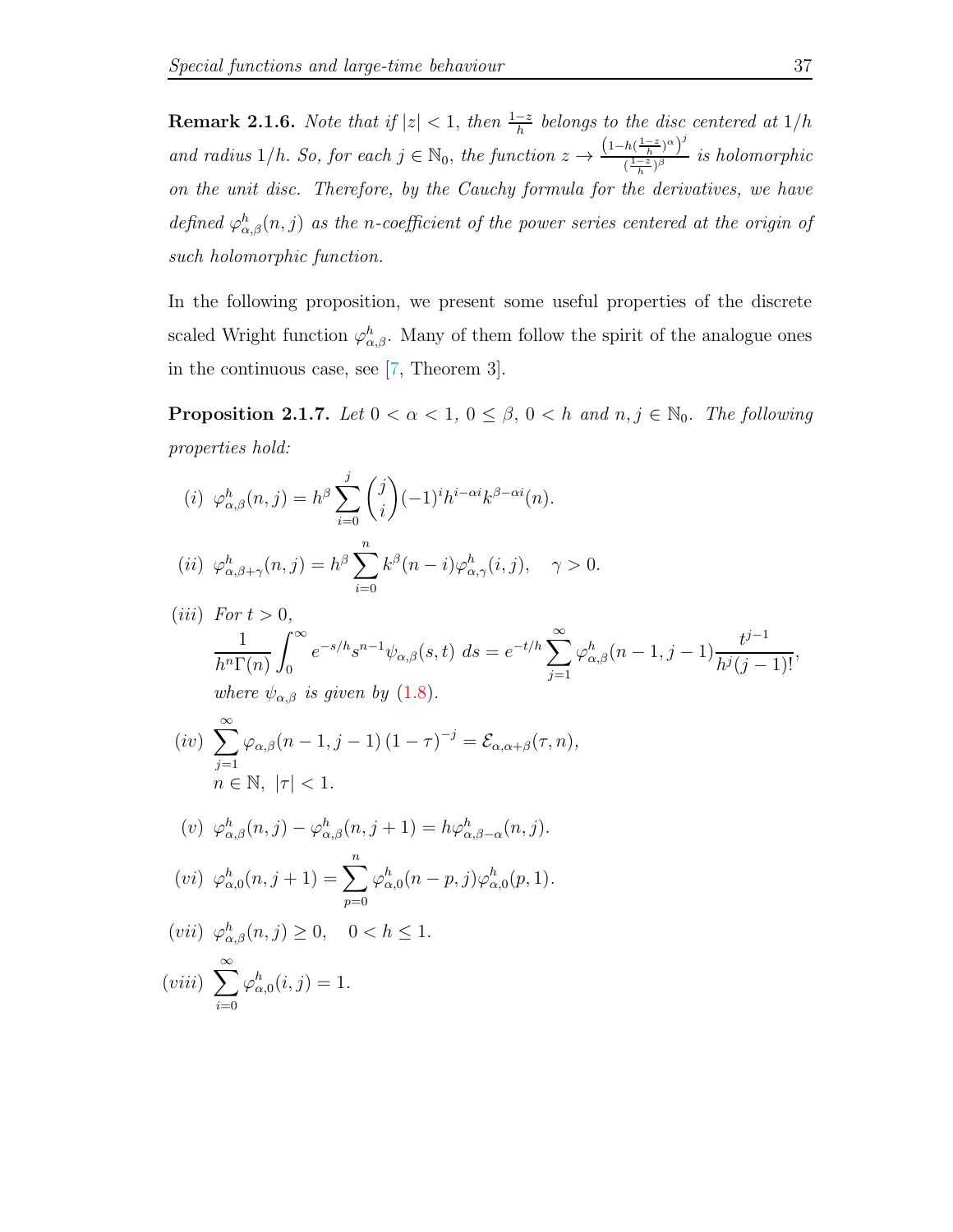**Remark 2.1.6.** *Note that if $|z|<1$, then $\frac{1-z}{h}$ belongs to the disc centered at $1/h$ and radius $1/h$. So, for each $j\in\mathbb{N}_0$, the function $z\to\frac{\left(1-h(\frac{1-z}{h})^{\alpha}\right)^j}{(\frac{1-z}{h})^{\beta}}$ is holomorphic on the unit disc. Therefore, by the Cauchy formula for the derivatives, we have defined $\varphi^h_{\alpha,\beta}(n,j)$ as the $n$-coefficient of the power series centered at the origin of such holomorphic function.*

In the following proposition, we present some useful properties of the discrete scaled Wright function $\varphi^h_{\alpha,\beta}$. Many of them follow the spirit of the analogue ones in the continuous case, see [7, Theorem 3].

**Proposition 2.1.7.** *Let $0<\alpha<1$, $0\leq\beta$, $0<h$ and $n,j\in\mathbb{N}_0$. The following properties hold:*

*(i)* $\varphi^h_{\alpha,\beta}(n,j)=h^{\beta}\sum_{i=0}^{j}\binom{j}{i}(-1)^i h^{i-\alpha i}k^{\beta-\alpha i}(n).$

*(ii)* $\varphi^h_{\alpha,\beta+\gamma}(n,j)=h^{\beta}\sum_{i=0}^{n}k^{\beta}(n-i)\varphi^h_{\alpha,\gamma}(i,j),\quad \gamma>0.$

*(iii)* *For $t>0$,*
$$\frac{1}{h^n\Gamma(n)}\int_0^{\infty}e^{-s/h}s^{n-1}\psi_{\alpha,\beta}(s,t)\,ds=e^{-t/h}\sum_{j=1}^{\infty}\varphi^h_{\alpha,\beta}(n-1,j-1)\frac{t^{j-1}}{h^j(j-1)!},$$
*where $\psi_{\alpha,\beta}$ is given by (1.8).*

*(iv)* $\sum_{j=1}^{\infty}\varphi_{\alpha,\beta}(n-1,j-1)\,(1-\tau)^{-j}=\mathcal{E}_{\alpha,\alpha+\beta}(\tau,n),$
$n\in\mathbb{N},\ |\tau|<1.$

*(v)* $\varphi^h_{\alpha,\beta}(n,j)-\varphi^h_{\alpha,\beta}(n,j+1)=h\varphi^h_{\alpha,\beta-\alpha}(n,j).$

*(vi)* $\varphi^h_{\alpha,0}(n,j+1)=\sum_{p=0}^{n}\varphi^h_{\alpha,0}(n-p,j)\varphi^h_{\alpha,0}(p,1).$

*(vii)* $\varphi^h_{\alpha,\beta}(n,j)\geq 0,\quad 0<h\leq 1.$

*(viii)* $\sum_{i=0}^{\infty}\varphi^h_{\alpha,0}(i,j)=1.$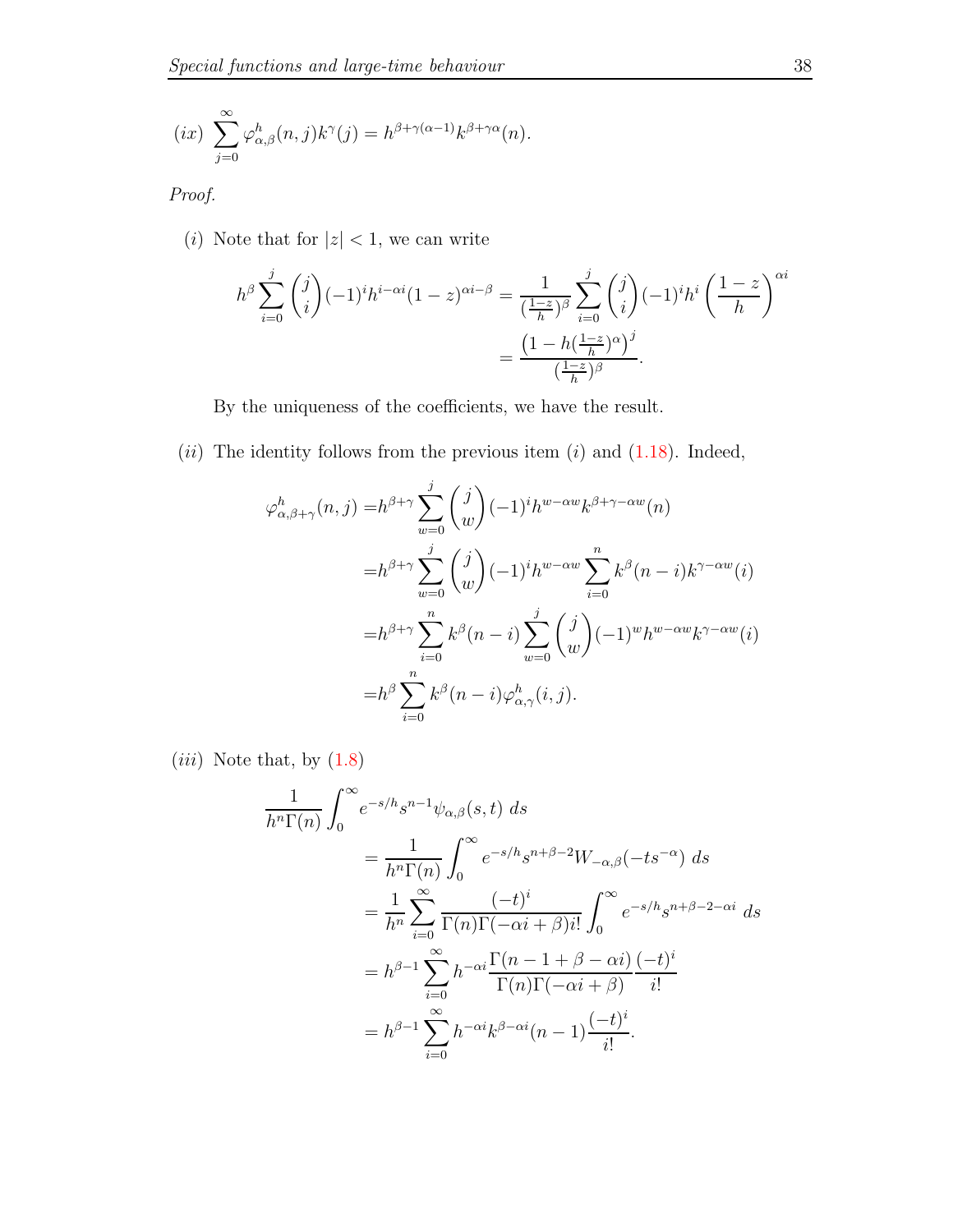$(ix)$ $\displaystyle\sum_{j=0}^{\infty} \varphi^h_{\alpha,\beta}(n,j)k^{\gamma}(j) = h^{\beta+\gamma(\alpha-1)}k^{\beta+\gamma\alpha}(n).$

*Proof.*

$(i)$ Note that for $|z| < 1$, we can write

$$h^{\beta}\sum_{i=0}^{j}\binom{j}{i}(-1)^i h^{i-\alpha i}(1-z)^{\alpha i-\beta} = \frac{1}{(\frac{1-z}{h})^{\beta}}\sum_{i=0}^{j}\binom{j}{i}(-1)^i h^i\left(\frac{1-z}{h}\right)^{\alpha i} = \frac{\left(1-h(\frac{1-z}{h})^{\alpha}\right)^j}{(\frac{1-z}{h})^{\beta}}.$$

By the uniqueness of the coefficients, we have the result.

$(ii)$ The identity follows from the previous item $(i)$ and (1.18). Indeed,

$$\begin{aligned}
\varphi^h_{\alpha,\beta+\gamma}(n,j) =& h^{\beta+\gamma}\sum_{w=0}^{j}\binom{j}{w}(-1)^i h^{w-\alpha w}k^{\beta+\gamma-\alpha w}(n)\\
=& h^{\beta+\gamma}\sum_{w=0}^{j}\binom{j}{w}(-1)^i h^{w-\alpha w}\sum_{i=0}^{n}k^{\beta}(n-i)k^{\gamma-\alpha w}(i)\\
=& h^{\beta+\gamma}\sum_{i=0}^{n}k^{\beta}(n-i)\sum_{w=0}^{j}\binom{j}{w}(-1)^w h^{w-\alpha w}k^{\gamma-\alpha w}(i)\\
=& h^{\beta}\sum_{i=0}^{n}k^{\beta}(n-i)\varphi^h_{\alpha,\gamma}(i,j).
\end{aligned}$$

$(iii)$ Note that, by (1.8)

$$\begin{aligned}
&\frac{1}{h^n\Gamma(n)}\int_0^{\infty}e^{-s/h}s^{n-1}\psi_{\alpha,\beta}(s,t)\,ds\\
&\qquad= \frac{1}{h^n\Gamma(n)}\int_0^{\infty}e^{-s/h}s^{n+\beta-2}W_{-\alpha,\beta}(-ts^{-\alpha})\,ds\\
&\qquad= \frac{1}{h^n}\sum_{i=0}^{\infty}\frac{(-t)^i}{\Gamma(n)\Gamma(-\alpha i+\beta)i!}\int_0^{\infty}e^{-s/h}s^{n+\beta-2-\alpha i}\,ds\\
&\qquad= h^{\beta-1}\sum_{i=0}^{\infty}h^{-\alpha i}\frac{\Gamma(n-1+\beta-\alpha i)}{\Gamma(n)\Gamma(-\alpha i+\beta)}\frac{(-t)^i}{i!}\\
&\qquad= h^{\beta-1}\sum_{i=0}^{\infty}h^{-\alpha i}k^{\beta-\alpha i}(n-1)\frac{(-t)^i}{i!}.
\end{aligned}$$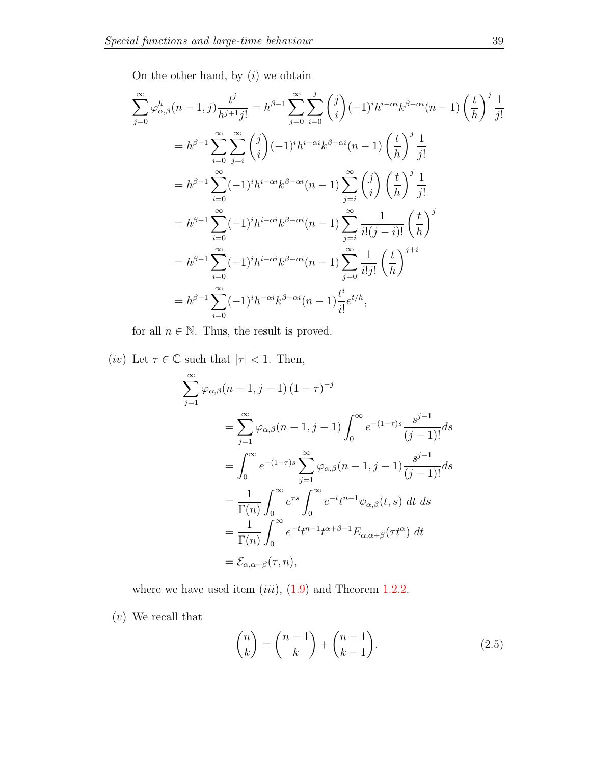On the other hand, by $(i)$ we obtain

$$
\begin{aligned}
\sum_{j=0}^{\infty} \varphi^h_{\alpha,\beta}(n-1,j)\frac{t^j}{h^{j+1}j!} &= h^{\beta-1}\sum_{j=0}^{\infty}\sum_{i=0}^{j}\binom{j}{i}(-1)^i h^{i-\alpha i}k^{\beta-\alpha i}(n-1)\left(\frac{t}{h}\right)^j\frac{1}{j!} \\
&= h^{\beta-1}\sum_{i=0}^{\infty}\sum_{j=i}^{\infty}\binom{j}{i}(-1)^i h^{i-\alpha i}k^{\beta-\alpha i}(n-1)\left(\frac{t}{h}\right)^j\frac{1}{j!} \\
&= h^{\beta-1}\sum_{i=0}^{\infty}(-1)^i h^{i-\alpha i}k^{\beta-\alpha i}(n-1)\sum_{j=i}^{\infty}\binom{j}{i}\left(\frac{t}{h}\right)^j\frac{1}{j!} \\
&= h^{\beta-1}\sum_{i=0}^{\infty}(-1)^i h^{i-\alpha i}k^{\beta-\alpha i}(n-1)\sum_{j=i}^{\infty}\frac{1}{i!(j-i)!}\left(\frac{t}{h}\right)^j \\
&= h^{\beta-1}\sum_{i=0}^{\infty}(-1)^i h^{i-\alpha i}k^{\beta-\alpha i}(n-1)\sum_{j=0}^{\infty}\frac{1}{i!j!}\left(\frac{t}{h}\right)^{j+i} \\
&= h^{\beta-1}\sum_{i=0}^{\infty}(-1)^i h^{-\alpha i}k^{\beta-\alpha i}(n-1)\frac{t^i}{i!}e^{t/h},
\end{aligned}
$$

for all $n \in \mathbb{N}$. Thus, the result is proved.

$(iv)$ Let $\tau \in \mathbb{C}$ such that $|\tau| < 1$. Then,

$$
\begin{aligned}
&\sum_{j=1}^{\infty} \varphi_{\alpha,\beta}(n-1,j-1)\,(1-\tau)^{-j} \\
&\qquad = \sum_{j=1}^{\infty} \varphi_{\alpha,\beta}(n-1,j-1)\int_0^{\infty} e^{-(1-\tau)s}\frac{s^{j-1}}{(j-1)!}ds \\
&\qquad = \int_0^{\infty} e^{-(1-\tau)s}\sum_{j=1}^{\infty}\varphi_{\alpha,\beta}(n-1,j-1)\frac{s^{j-1}}{(j-1)!}ds \\
&\qquad = \frac{1}{\Gamma(n)}\int_0^{\infty} e^{\tau s}\int_0^{\infty} e^{-t}t^{n-1}\psi_{\alpha,\beta}(t,s)\;dt\;ds \\
&\qquad = \frac{1}{\Gamma(n)}\int_0^{\infty} e^{-t}t^{n-1}t^{\alpha+\beta-1}E_{\alpha,\alpha+\beta}(\tau t^{\alpha})\;dt \\
&\qquad = \mathcal{E}_{\alpha,\alpha+\beta}(\tau,n),
\end{aligned}
$$

where we have used item $(iii)$, (1.9) and Theorem 1.2.2.

$(v)$ We recall that

$$
\binom{n}{k} = \binom{n-1}{k} + \binom{n-1}{k-1}. \tag{2.5}
$$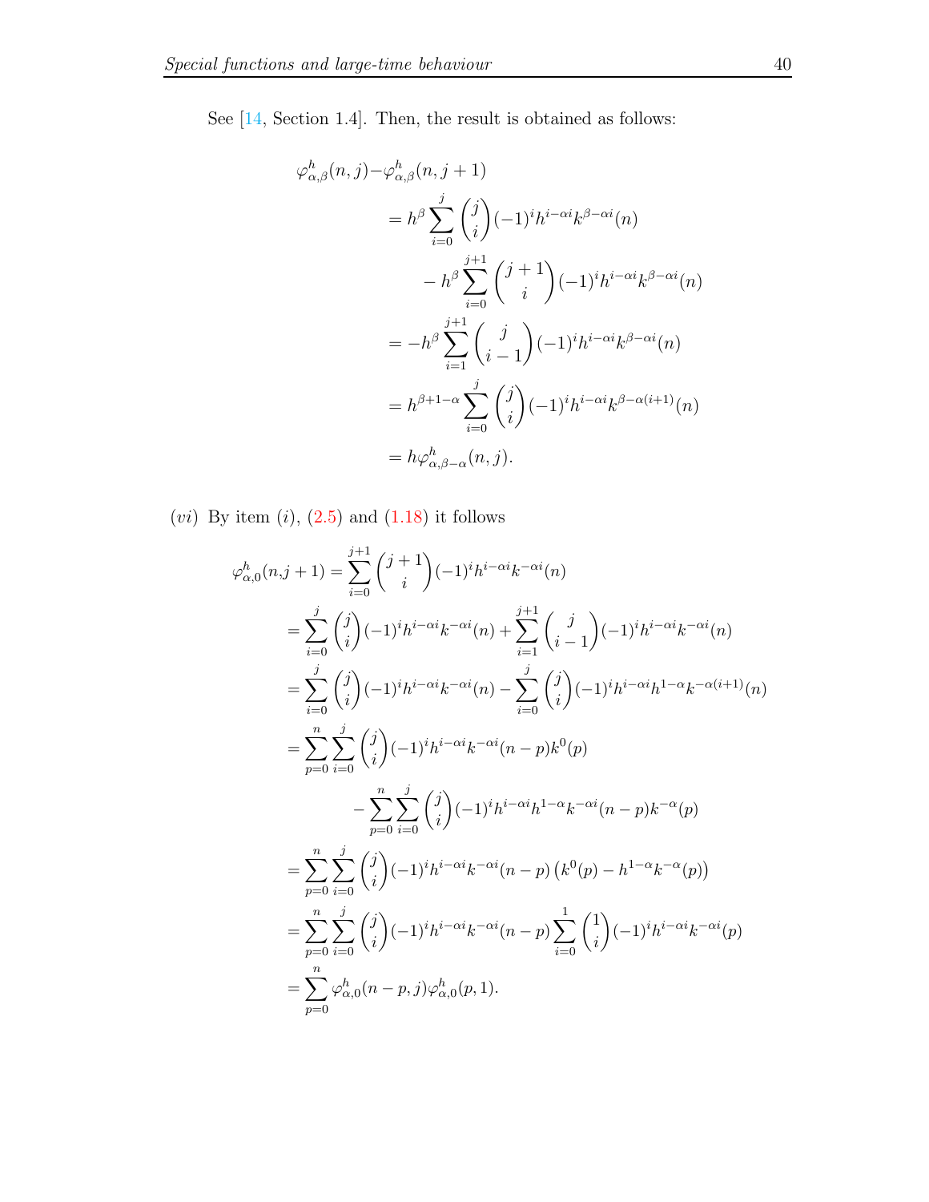See [14, Section 1.4]. Then, the result is obtained as follows:

$$
\begin{aligned}
\varphi^h_{\alpha,\beta}(n,j)-&\varphi^h_{\alpha,\beta}(n,j+1)\\
&= h^{\beta}\sum_{i=0}^{j}\binom{j}{i}(-1)^i h^{i-\alpha i}k^{\beta-\alpha i}(n)\\
&\qquad - h^{\beta}\sum_{i=0}^{j+1}\binom{j+1}{i}(-1)^i h^{i-\alpha i}k^{\beta-\alpha i}(n)\\
&= -h^{\beta}\sum_{i=1}^{j+1}\binom{j}{i-1}(-1)^i h^{i-\alpha i}k^{\beta-\alpha i}(n)\\
&= h^{\beta+1-\alpha}\sum_{i=0}^{j}\binom{j}{i}(-1)^i h^{i-\alpha i}k^{\beta-\alpha(i+1)}(n)\\
&= h\varphi^h_{\alpha,\beta-\alpha}(n,j).
\end{aligned}
$$

$(vi)$ By item $(i)$, (2.5) and (1.18) it follows

$$
\begin{aligned}
\varphi^h_{\alpha,0}(n,j+1) &= \sum_{i=0}^{j+1}\binom{j+1}{i}(-1)^i h^{i-\alpha i}k^{-\alpha i}(n)\\
&= \sum_{i=0}^{j}\binom{j}{i}(-1)^i h^{i-\alpha i}k^{-\alpha i}(n) + \sum_{i=1}^{j+1}\binom{j}{i-1}(-1)^i h^{i-\alpha i}k^{-\alpha i}(n)\\
&= \sum_{i=0}^{j}\binom{j}{i}(-1)^i h^{i-\alpha i}k^{-\alpha i}(n) - \sum_{i=0}^{j}\binom{j}{i}(-1)^i h^{i-\alpha i}h^{1-\alpha}k^{-\alpha(i+1)}(n)\\
&= \sum_{p=0}^{n}\sum_{i=0}^{j}\binom{j}{i}(-1)^i h^{i-\alpha i}k^{-\alpha i}(n-p)k^{0}(p)\\
&\qquad - \sum_{p=0}^{n}\sum_{i=0}^{j}\binom{j}{i}(-1)^i h^{i-\alpha i}h^{1-\alpha}k^{-\alpha i}(n-p)k^{-\alpha}(p)\\
&= \sum_{p=0}^{n}\sum_{i=0}^{j}\binom{j}{i}(-1)^i h^{i-\alpha i}k^{-\alpha i}(n-p)\left(k^{0}(p)-h^{1-\alpha}k^{-\alpha}(p)\right)\\
&= \sum_{p=0}^{n}\sum_{i=0}^{j}\binom{j}{i}(-1)^i h^{i-\alpha i}k^{-\alpha i}(n-p)\sum_{i=0}^{1}\binom{1}{i}(-1)^i h^{i-\alpha i}k^{-\alpha i}(p)\\
&= \sum_{p=0}^{n}\varphi^h_{\alpha,0}(n-p,j)\varphi^h_{\alpha,0}(p,1).
\end{aligned}
$$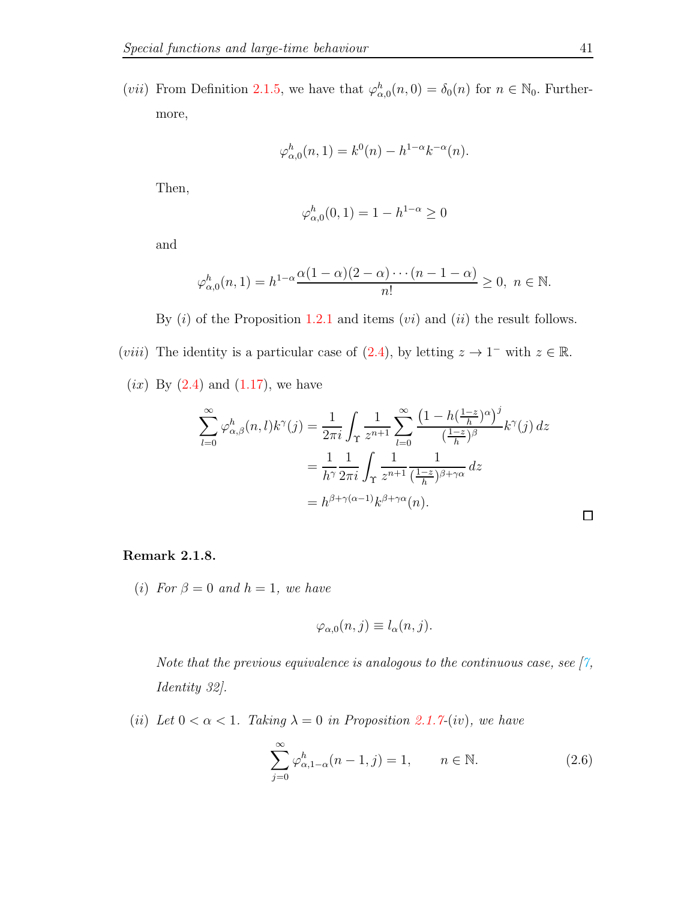$(vii)$ From Definition 2.1.5, we have that $\varphi^h_{\alpha,0}(n,0) = \delta_0(n)$ for $n \in \mathbb{N}_0$. Furthermore,

$$\varphi^h_{\alpha,0}(n,1) = k^0(n) - h^{1-\alpha}k^{-\alpha}(n).$$

Then,

$$\varphi^h_{\alpha,0}(0,1) = 1 - h^{1-\alpha} \geq 0$$

and

$$\varphi^h_{\alpha,0}(n,1) = h^{1-\alpha}\frac{\alpha(1-\alpha)(2-\alpha)\cdots(n-1-\alpha)}{n!} \geq 0, \ n \in \mathbb{N}.$$

By $(i)$ of the Proposition 1.2.1 and items $(vi)$ and $(ii)$ the result follows.

$(viii)$ The identity is a particular case of (2.4), by letting $z \to 1^-$ with $z \in \mathbb{R}$.

$(ix)$ By (2.4) and (1.17), we have

$$\begin{aligned}
\sum_{l=0}^{\infty} \varphi^h_{\alpha,\beta}(n,l)k^\gamma(j) &= \frac{1}{2\pi i}\int_\Upsilon \frac{1}{z^{n+1}} \sum_{l=0}^{\infty} \frac{\left(1 - h(\frac{1-z}{h})^\alpha\right)^j}{(\frac{1-z}{h})^\beta} k^\gamma(j)\, dz \\
&= \frac{1}{h^\gamma}\frac{1}{2\pi i}\int_\Upsilon \frac{1}{z^{n+1}} \frac{1}{(\frac{1-z}{h})^{\beta+\gamma\alpha}}\, dz \\
&= h^{\beta+\gamma(\alpha-1)}k^{\beta+\gamma\alpha}(n).
\end{aligned}$$

□

**Remark 2.1.8.**

$(i)$ *For $\beta = 0$ and $h = 1$, we have*

$$\varphi_{\alpha,0}(n,j) \equiv l_\alpha(n,j).$$

*Note that the previous equivalence is analogous to the continuous case, see [7, Identity 32].*

$(ii)$ *Let $0 < \alpha < 1$. Taking $\lambda = 0$ in Proposition 2.1.7-(iv), we have*

$$\sum_{j=0}^{\infty} \varphi^h_{\alpha,1-\alpha}(n-1,j) = 1, \qquad n \in \mathbb{N}. \tag{2.6}$$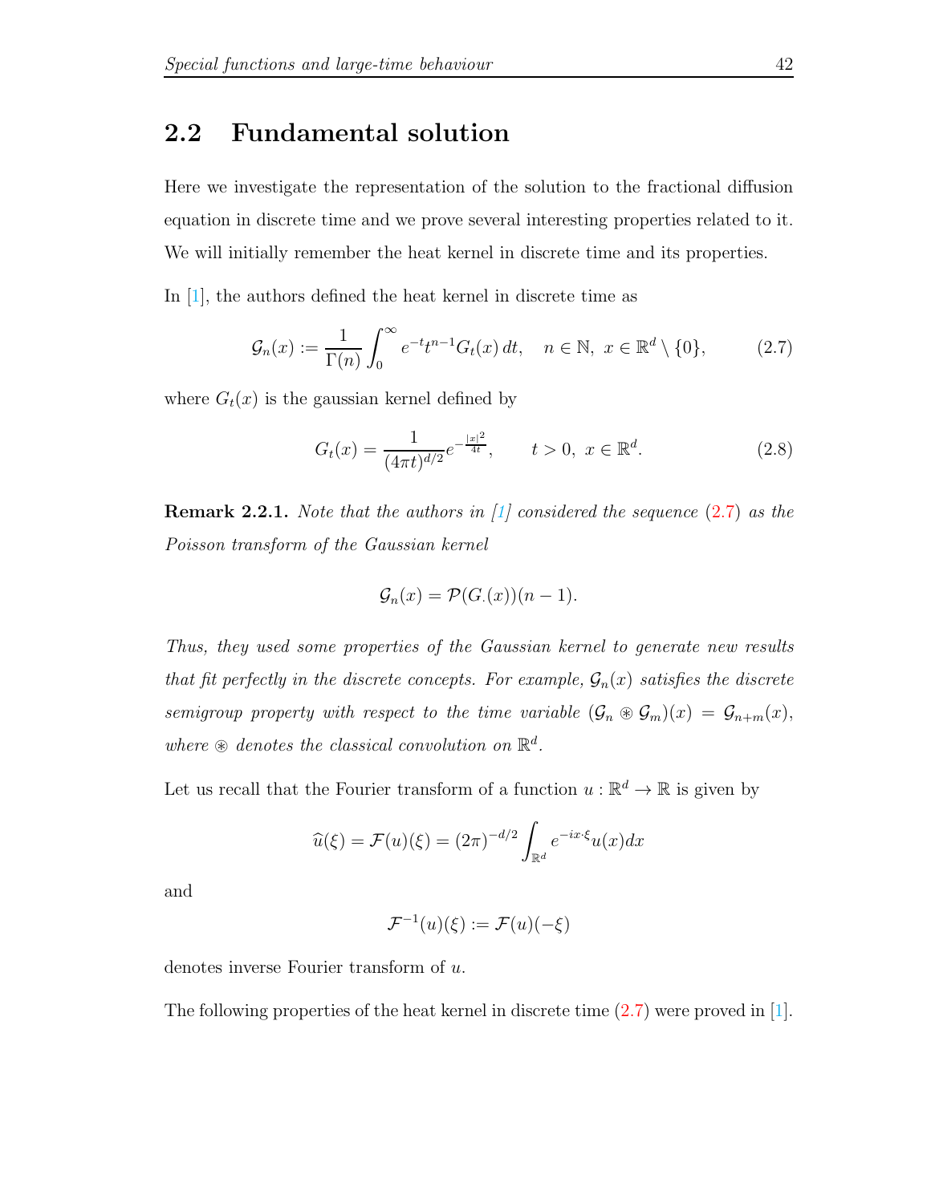## 2.2 Fundamental solution

Here we investigate the representation of the solution to the fractional diffusion equation in discrete time and we prove several interesting properties related to it. We will initially remember the heat kernel in discrete time and its properties.

In [1], the authors defined the heat kernel in discrete time as

$$\mathcal{G}_n(x) := \frac{1}{\Gamma(n)} \int_0^\infty e^{-t} t^{n-1} G_t(x)\, dt, \quad n \in \mathbb{N},\ x \in \mathbb{R}^d \setminus \{0\}, \tag{2.7}$$

where $G_t(x)$ is the gaussian kernel defined by

$$G_t(x) = \frac{1}{(4\pi t)^{d/2}} e^{-\frac{|x|^2}{4t}}, \qquad t > 0,\ x \in \mathbb{R}^d. \tag{2.8}$$

**Remark 2.2.1.** *Note that the authors in [1] considered the sequence (2.7) as the Poisson transform of the Gaussian kernel*

$$\mathcal{G}_n(x) = \mathcal{P}(G_{\cdot}(x))(n-1).$$

*Thus, they used some properties of the Gaussian kernel to generate new results that fit perfectly in the discrete concepts. For example, $\mathcal{G}_n(x)$ satisfies the discrete semigroup property with respect to the time variable $(\mathcal{G}_n \circledast \mathcal{G}_m)(x) = \mathcal{G}_{n+m}(x)$, where $\circledast$ denotes the classical convolution on $\mathbb{R}^d$.*

Let us recall that the Fourier transform of a function $u : \mathbb{R}^d \to \mathbb{R}$ is given by

$$\widehat{u}(\xi) = \mathcal{F}(u)(\xi) = (2\pi)^{-d/2} \int_{\mathbb{R}^d} e^{-ix\cdot\xi} u(x) dx$$

and

$$\mathcal{F}^{-1}(u)(\xi) := \mathcal{F}(u)(-\xi)$$

denotes inverse Fourier transform of $u$.

The following properties of the heat kernel in discrete time (2.7) were proved in [1].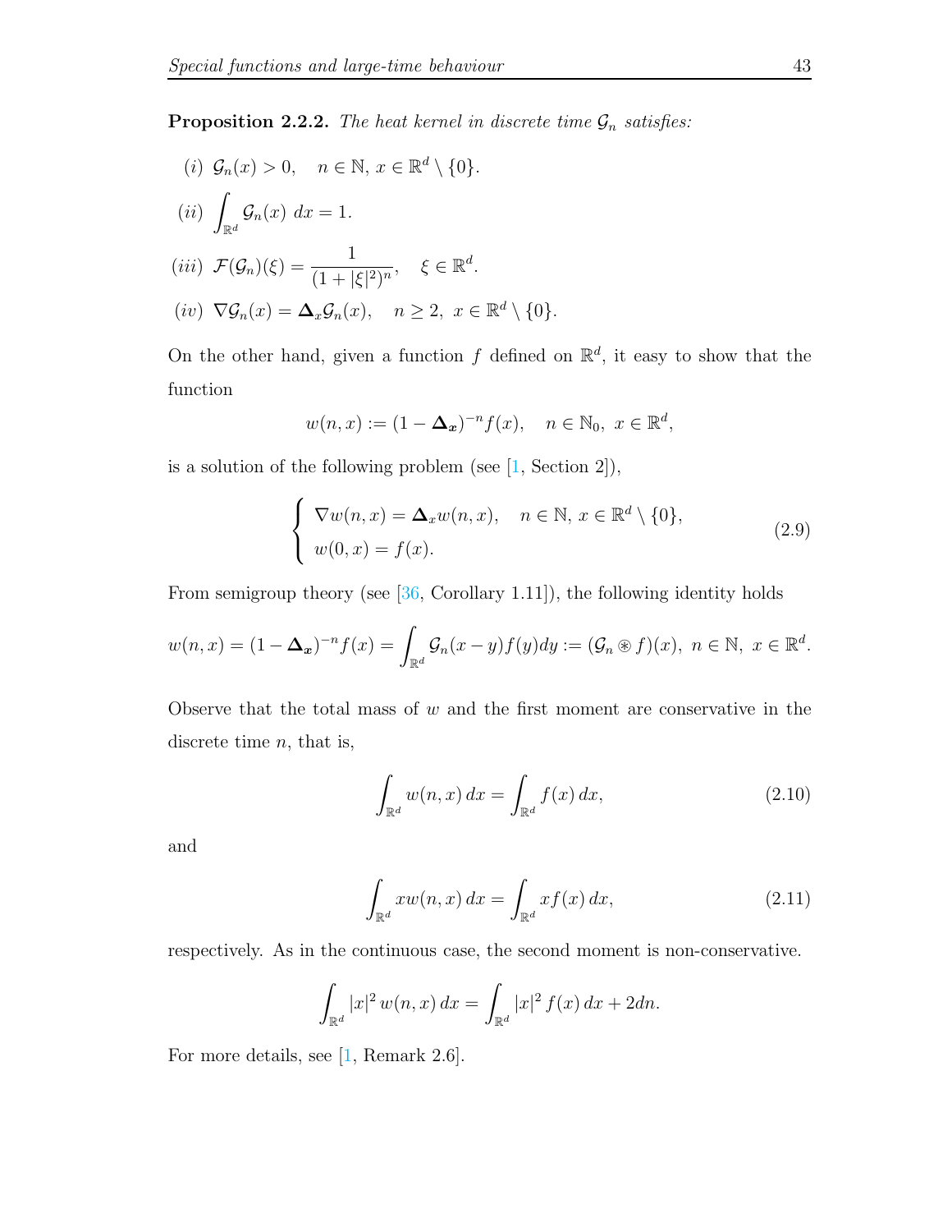**Proposition 2.2.2.** *The heat kernel in discrete time $\mathcal{G}_n$ satisfies:*

(i) $\mathcal{G}_n(x) > 0, \quad n \in \mathbb{N},\ x \in \mathbb{R}^d \setminus \{0\}$.

(ii) $\displaystyle\int_{\mathbb{R}^d} \mathcal{G}_n(x)\ dx = 1$.

(iii) $\mathcal{F}(\mathcal{G}_n)(\xi) = \dfrac{1}{(1+|\xi|^2)^n}, \quad \xi \in \mathbb{R}^d$.

(iv) $\nabla \mathcal{G}_n(x) = \mathbf{\Delta}_x \mathcal{G}_n(x), \quad n \geq 2,\ x \in \mathbb{R}^d \setminus \{0\}$.

On the other hand, given a function $f$ defined on $\mathbb{R}^d$, it easy to show that the function

$$w(n,x) := (1 - \mathbf{\Delta}_{\boldsymbol{x}})^{-n} f(x), \quad n \in \mathbb{N}_0,\ x \in \mathbb{R}^d,$$

is a solution of the following problem (see [1, Section 2]),

$$\begin{cases} \nabla w(n,x) = \mathbf{\Delta}_x w(n,x), \quad n \in \mathbb{N},\ x \in \mathbb{R}^d \setminus \{0\}, \\ w(0,x) = f(x). \end{cases} \tag{2.9}$$

From semigroup theory (see [36, Corollary 1.11]), the following identity holds

$$w(n,x) = (1 - \mathbf{\Delta}_{\boldsymbol{x}})^{-n} f(x) = \int_{\mathbb{R}^d} \mathcal{G}_n(x-y) f(y) dy := (\mathcal{G}_n \circledast f)(x),\ n \in \mathbb{N},\ x \in \mathbb{R}^d.$$

Observe that the total mass of $w$ and the first moment are conservative in the discrete time $n$, that is,

$$\int_{\mathbb{R}^d} w(n,x)\, dx = \int_{\mathbb{R}^d} f(x)\, dx, \tag{2.10}$$

and

$$\int_{\mathbb{R}^d} x w(n,x)\, dx = \int_{\mathbb{R}^d} x f(x)\, dx, \tag{2.11}$$

respectively. As in the continuous case, the second moment is non-conservative.

$$\int_{\mathbb{R}^d} |x|^2\, w(n,x)\, dx = \int_{\mathbb{R}^d} |x|^2\, f(x)\, dx + 2dn.$$

For more details, see [1, Remark 2.6].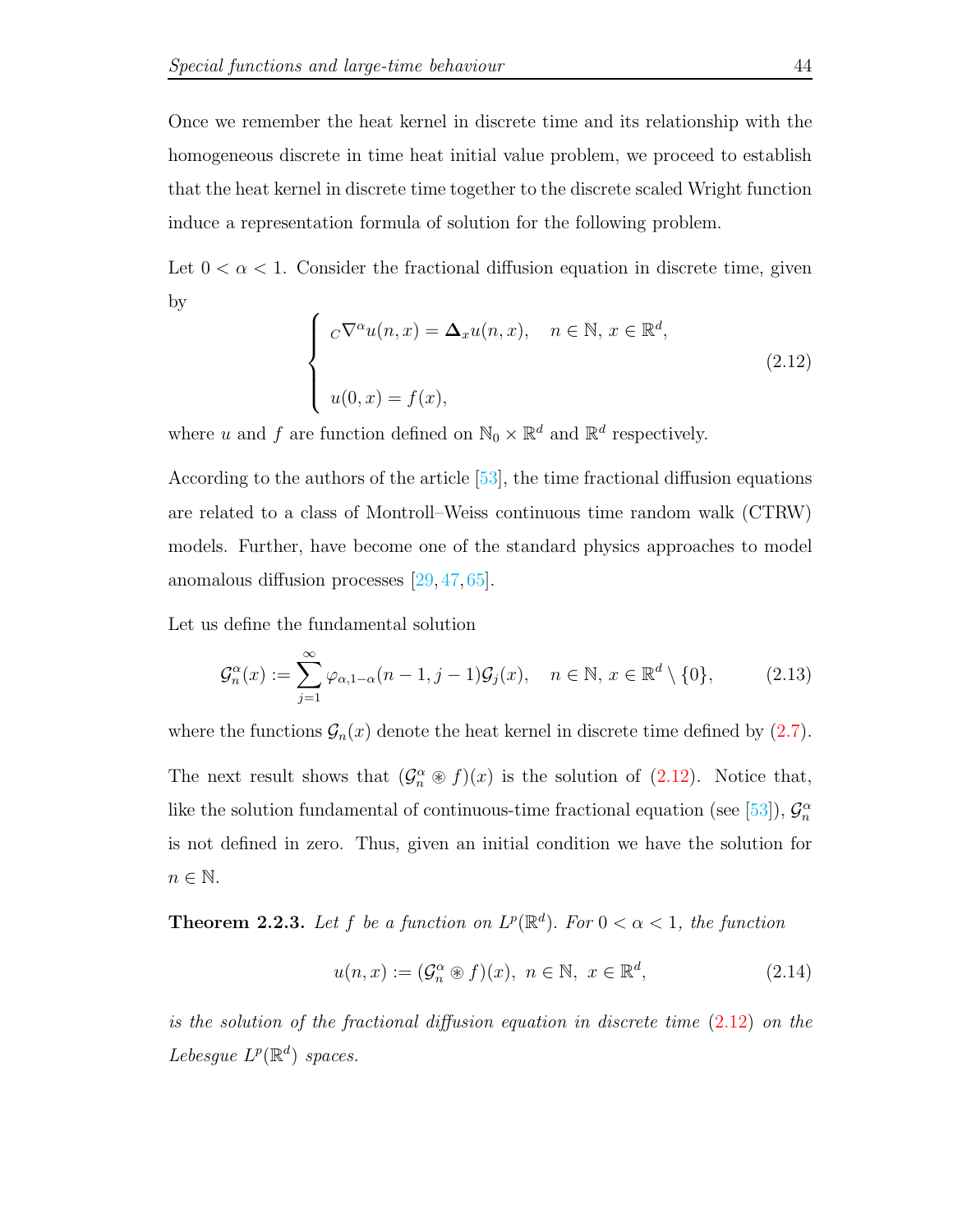Once we remember the heat kernel in discrete time and its relationship with the homogeneous discrete in time heat initial value problem, we proceed to establish that the heat kernel in discrete time together to the discrete scaled Wright function induce a representation formula of solution for the following problem.

Let $0 < \alpha < 1$. Consider the fractional diffusion equation in discrete time, given by

$$\begin{cases} {}_C\nabla^{\alpha} u(n,x) = \mathbf{\Delta}_x u(n,x), \quad n \in \mathbb{N},\, x \in \mathbb{R}^d, \\ \\ u(0,x) = f(x), \end{cases} \tag{2.12}$$

where $u$ and $f$ are function defined on $\mathbb{N}_0 \times \mathbb{R}^d$ and $\mathbb{R}^d$ respectively.

According to the authors of the article [53], the time fractional diffusion equations are related to a class of Montroll–Weiss continuous time random walk (CTRW) models. Further, have become one of the standard physics approaches to model anomalous diffusion processes [29, 47, 65].

Let us define the fundamental solution

$$\mathcal{G}_n^{\alpha}(x) := \sum_{j=1}^{\infty} \varphi_{\alpha,1-\alpha}(n-1, j-1)\mathcal{G}_j(x), \quad n \in \mathbb{N},\, x \in \mathbb{R}^d \setminus \{0\}, \tag{2.13}$$

where the functions $\mathcal{G}_n(x)$ denote the heat kernel in discrete time defined by (2.7).

The next result shows that $(\mathcal{G}_n^{\alpha} \circledast f)(x)$ is the solution of (2.12). Notice that, like the solution fundamental of continuous-time fractional equation (see [53]), $\mathcal{G}_n^{\alpha}$ is not defined in zero. Thus, given an initial condition we have the solution for $n \in \mathbb{N}$.

**Theorem 2.2.3.** *Let $f$ be a function on $L^p(\mathbb{R}^d)$. For $0 < \alpha < 1$, the function*

$$u(n,x) := (\mathcal{G}_n^{\alpha} \circledast f)(x), \; n \in \mathbb{N}, \; x \in \mathbb{R}^d, \tag{2.14}$$

*is the solution of the fractional diffusion equation in discrete time (2.12) on the Lebesgue $L^p(\mathbb{R}^d)$ spaces.*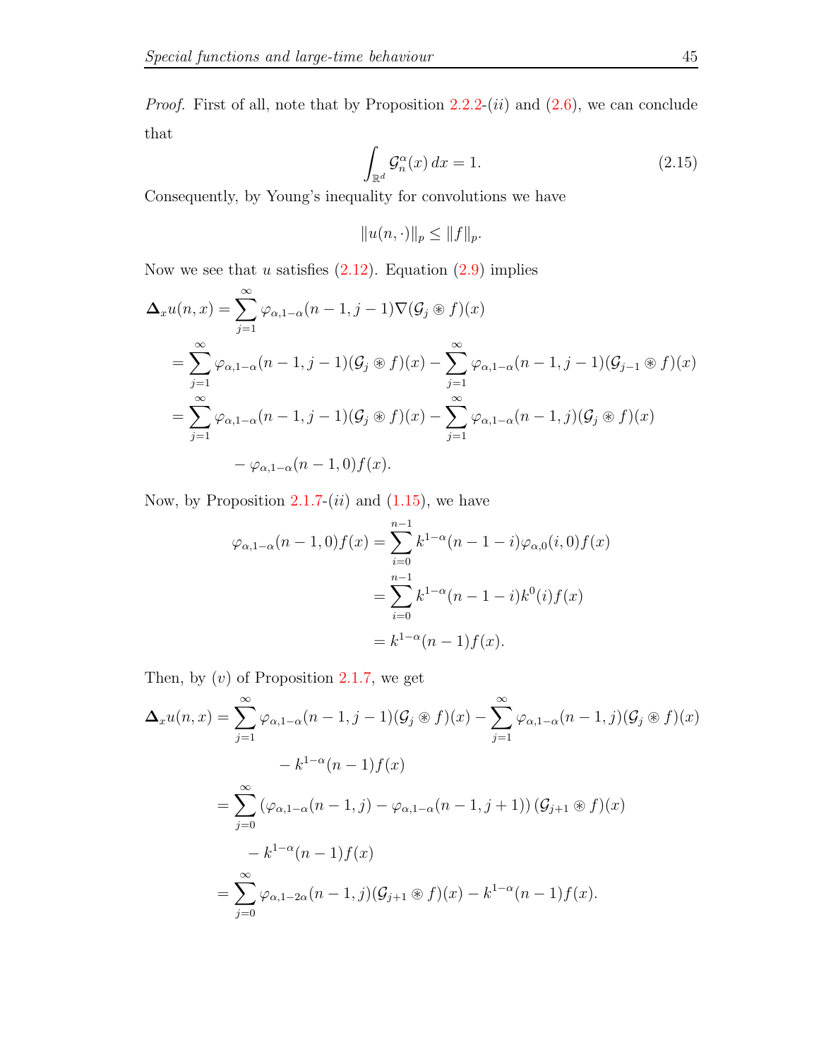*Proof.* First of all, note that by Proposition 2.2.2-$(ii)$ and (2.6), we can conclude that

$$\int_{\mathbb{R}^d} \mathcal{G}_n^{\alpha}(x)\,dx = 1. \tag{2.15}$$

Consequently, by Young's inequality for convolutions we have

$$\|u(n,\cdot)\|_p \leq \|f\|_p.$$

Now we see that $u$ satisfies (2.12). Equation (2.9) implies

$$\begin{aligned}
\boldsymbol{\Delta}_x u(n,x) &= \sum_{j=1}^{\infty} \varphi_{\alpha,1-\alpha}(n-1,j-1)\nabla(\mathcal{G}_j \circledast f)(x) \\
&= \sum_{j=1}^{\infty} \varphi_{\alpha,1-\alpha}(n-1,j-1)(\mathcal{G}_j \circledast f)(x) - \sum_{j=1}^{\infty} \varphi_{\alpha,1-\alpha}(n-1,j-1)(\mathcal{G}_{j-1} \circledast f)(x) \\
&= \sum_{j=1}^{\infty} \varphi_{\alpha,1-\alpha}(n-1,j-1)(\mathcal{G}_j \circledast f)(x) - \sum_{j=1}^{\infty} \varphi_{\alpha,1-\alpha}(n-1,j)(\mathcal{G}_j \circledast f)(x) \\
&\qquad - \varphi_{\alpha,1-\alpha}(n-1,0)f(x).
\end{aligned}$$

Now, by Proposition 2.1.7-$(ii)$ and (1.15), we have

$$\begin{aligned}
\varphi_{\alpha,1-\alpha}(n-1,0)f(x) &= \sum_{i=0}^{n-1} k^{1-\alpha}(n-1-i)\varphi_{\alpha,0}(i,0)f(x) \\
&= \sum_{i=0}^{n-1} k^{1-\alpha}(n-1-i)k^{0}(i)f(x) \\
&= k^{1-\alpha}(n-1)f(x).
\end{aligned}$$

Then, by $(v)$ of Proposition 2.1.7, we get

$$\begin{aligned}
\boldsymbol{\Delta}_x u(n,x) &= \sum_{j=1}^{\infty} \varphi_{\alpha,1-\alpha}(n-1,j-1)(\mathcal{G}_j \circledast f)(x) - \sum_{j=1}^{\infty} \varphi_{\alpha,1-\alpha}(n-1,j)(\mathcal{G}_j \circledast f)(x) \\
&\qquad - k^{1-\alpha}(n-1)f(x) \\
&= \sum_{j=0}^{\infty} \left(\varphi_{\alpha,1-\alpha}(n-1,j) - \varphi_{\alpha,1-\alpha}(n-1,j+1)\right)(\mathcal{G}_{j+1} \circledast f)(x) \\
&\qquad - k^{1-\alpha}(n-1)f(x) \\
&= \sum_{j=0}^{\infty} \varphi_{\alpha,1-2\alpha}(n-1,j)(\mathcal{G}_{j+1} \circledast f)(x) - k^{1-\alpha}(n-1)f(x).
\end{aligned}$$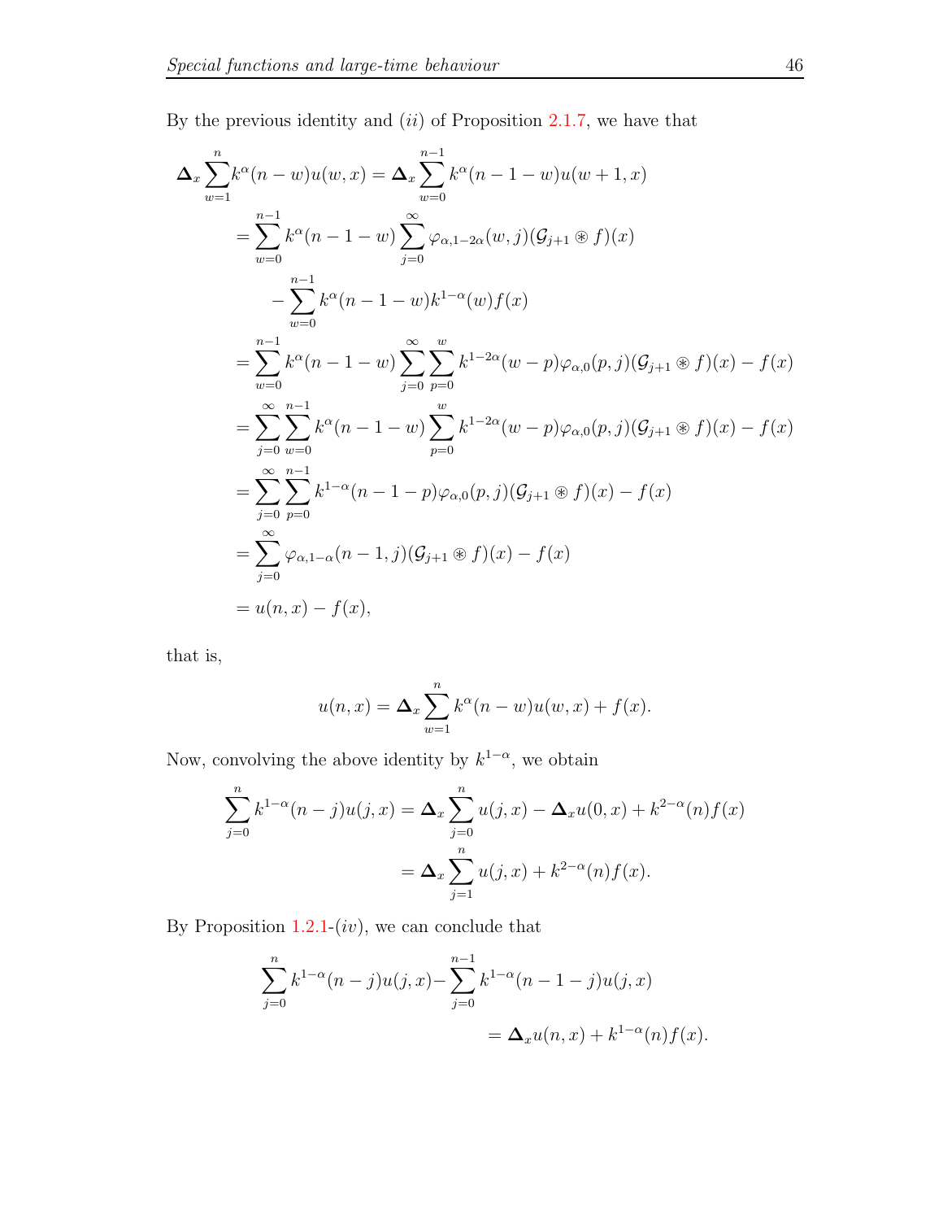By the previous identity and (*ii*) of Proposition 2.1.7, we have that

$$
\begin{aligned}
\boldsymbol{\Delta}_x \sum_{w=1}^{n} k^{\alpha}(n-w)u(w,x) &= \boldsymbol{\Delta}_x \sum_{w=0}^{n-1} k^{\alpha}(n-1-w)u(w+1,x) \\
&= \sum_{w=0}^{n-1} k^{\alpha}(n-1-w) \sum_{j=0}^{\infty} \varphi_{\alpha,1-2\alpha}(w,j)(\mathcal{G}_{j+1} \circledast f)(x) \\
&\quad - \sum_{w=0}^{n-1} k^{\alpha}(n-1-w)k^{1-\alpha}(w)f(x) \\
&= \sum_{w=0}^{n-1} k^{\alpha}(n-1-w) \sum_{j=0}^{\infty} \sum_{p=0}^{w} k^{1-2\alpha}(w-p)\varphi_{\alpha,0}(p,j)(\mathcal{G}_{j+1} \circledast f)(x) - f(x) \\
&= \sum_{j=0}^{\infty} \sum_{w=0}^{n-1} k^{\alpha}(n-1-w) \sum_{p=0}^{w} k^{1-2\alpha}(w-p)\varphi_{\alpha,0}(p,j)(\mathcal{G}_{j+1} \circledast f)(x) - f(x) \\
&= \sum_{j=0}^{\infty} \sum_{p=0}^{n-1} k^{1-\alpha}(n-1-p)\varphi_{\alpha,0}(p,j)(\mathcal{G}_{j+1} \circledast f)(x) - f(x) \\
&= \sum_{j=0}^{\infty} \varphi_{\alpha,1-\alpha}(n-1,j)(\mathcal{G}_{j+1} \circledast f)(x) - f(x) \\
&= u(n,x) - f(x),
\end{aligned}
$$

that is,

$$
u(n,x) = \boldsymbol{\Delta}_x \sum_{w=1}^{n} k^{\alpha}(n-w)u(w,x) + f(x).
$$

Now, convolving the above identity by $k^{1-\alpha}$, we obtain

$$
\begin{aligned}
\sum_{j=0}^{n} k^{1-\alpha}(n-j)u(j,x) &= \boldsymbol{\Delta}_x \sum_{j=0}^{n} u(j,x) - \boldsymbol{\Delta}_x u(0,x) + k^{2-\alpha}(n)f(x) \\
&= \boldsymbol{\Delta}_x \sum_{j=1}^{n} u(j,x) + k^{2-\alpha}(n)f(x).
\end{aligned}
$$

By Proposition 1.2.1-(*iv*), we can conclude that

$$
\begin{aligned}
\sum_{j=0}^{n} k^{1-\alpha}(n-j)u(j,x) - &\sum_{j=0}^{n-1} k^{1-\alpha}(n-1-j)u(j,x) \\
&= \boldsymbol{\Delta}_x u(n,x) + k^{1-\alpha}(n)f(x).
\end{aligned}
$$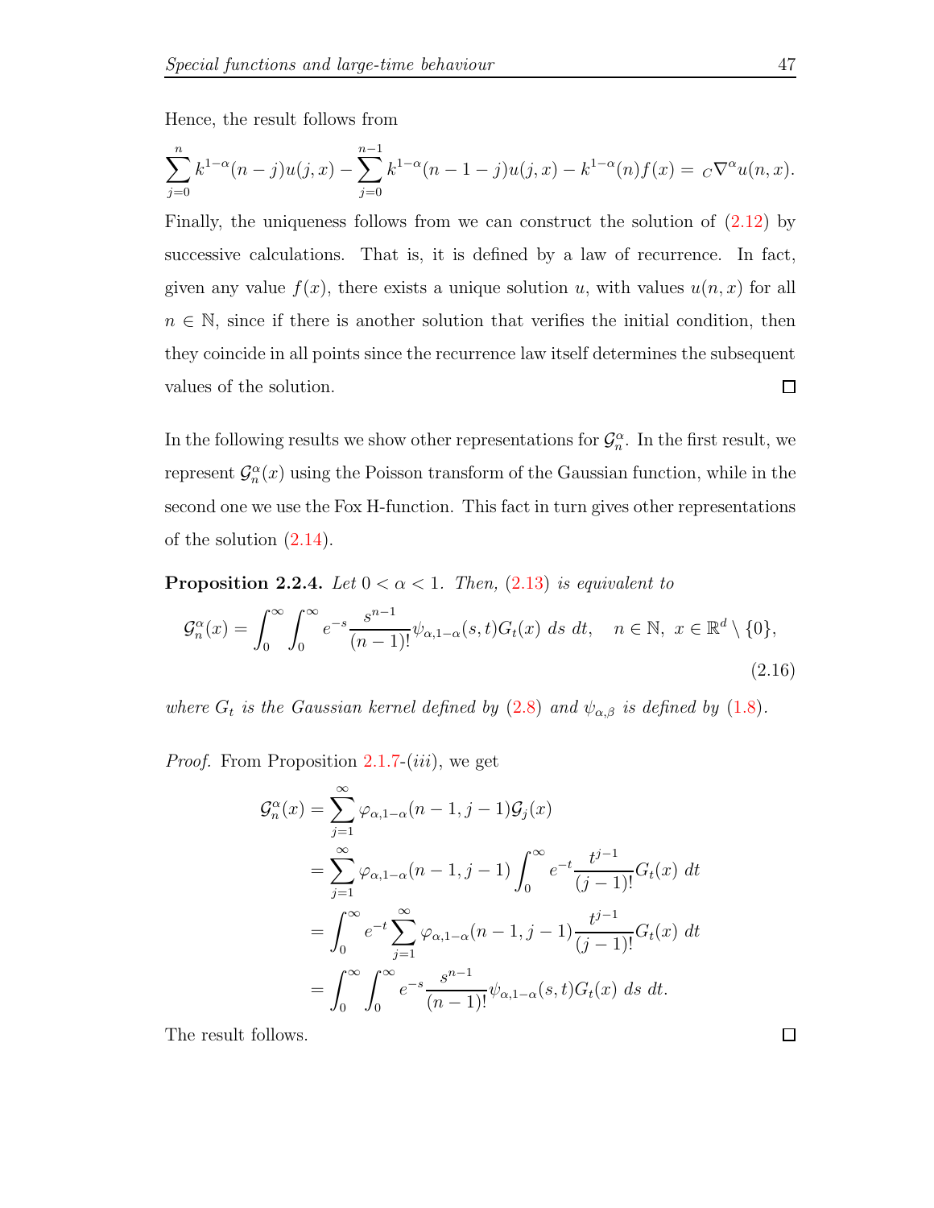Hence, the result follows from

$$\sum_{j=0}^{n} k^{1-\alpha}(n-j)u(j,x) - \sum_{j=0}^{n-1} k^{1-\alpha}(n-1-j)u(j,x) - k^{1-\alpha}(n)f(x) = {}_C\nabla^{\alpha} u(n,x).$$

Finally, the uniqueness follows from we can construct the solution of (2.12) by successive calculations. That is, it is defined by a law of recurrence. In fact, given any value $f(x)$, there exists a unique solution $u$, with values $u(n,x)$ for all $n \in \mathbb{N}$, since if there is another solution that verifies the initial condition, then they coincide in all points since the recurrence law itself determines the subsequent values of the solution. □

In the following results we show other representations for $\mathcal{G}_n^{\alpha}$. In the first result, we represent $\mathcal{G}_n^{\alpha}(x)$ using the Poisson transform of the Gaussian function, while in the second one we use the Fox H-function. This fact in turn gives other representations of the solution (2.14).

**Proposition 2.2.4.** *Let $0 < \alpha < 1$. Then, (2.13) is equivalent to*

$$\mathcal{G}_n^{\alpha}(x) = \int_0^{\infty} \int_0^{\infty} e^{-s} \frac{s^{n-1}}{(n-1)!} \psi_{\alpha,1-\alpha}(s,t) G_t(x)\, ds\, dt, \quad n \in \mathbb{N},\ x \in \mathbb{R}^d \setminus \{0\}, \tag{2.16}$$

*where $G_t$ is the Gaussian kernel defined by (2.8) and $\psi_{\alpha,\beta}$ is defined by (1.8).*

*Proof.* From Proposition 2.1.7-(*iii*), we get

$$\begin{aligned}
\mathcal{G}_n^{\alpha}(x) &= \sum_{j=1}^{\infty} \varphi_{\alpha,1-\alpha}(n-1,j-1)\mathcal{G}_j(x) \\
&= \sum_{j=1}^{\infty} \varphi_{\alpha,1-\alpha}(n-1,j-1) \int_0^{\infty} e^{-t} \frac{t^{j-1}}{(j-1)!} G_t(x)\, dt \\
&= \int_0^{\infty} e^{-t} \sum_{j=1}^{\infty} \varphi_{\alpha,1-\alpha}(n-1,j-1) \frac{t^{j-1}}{(j-1)!} G_t(x)\, dt \\
&= \int_0^{\infty} \int_0^{\infty} e^{-s} \frac{s^{n-1}}{(n-1)!} \psi_{\alpha,1-\alpha}(s,t) G_t(x)\, ds\, dt.
\end{aligned}$$

The result follows. □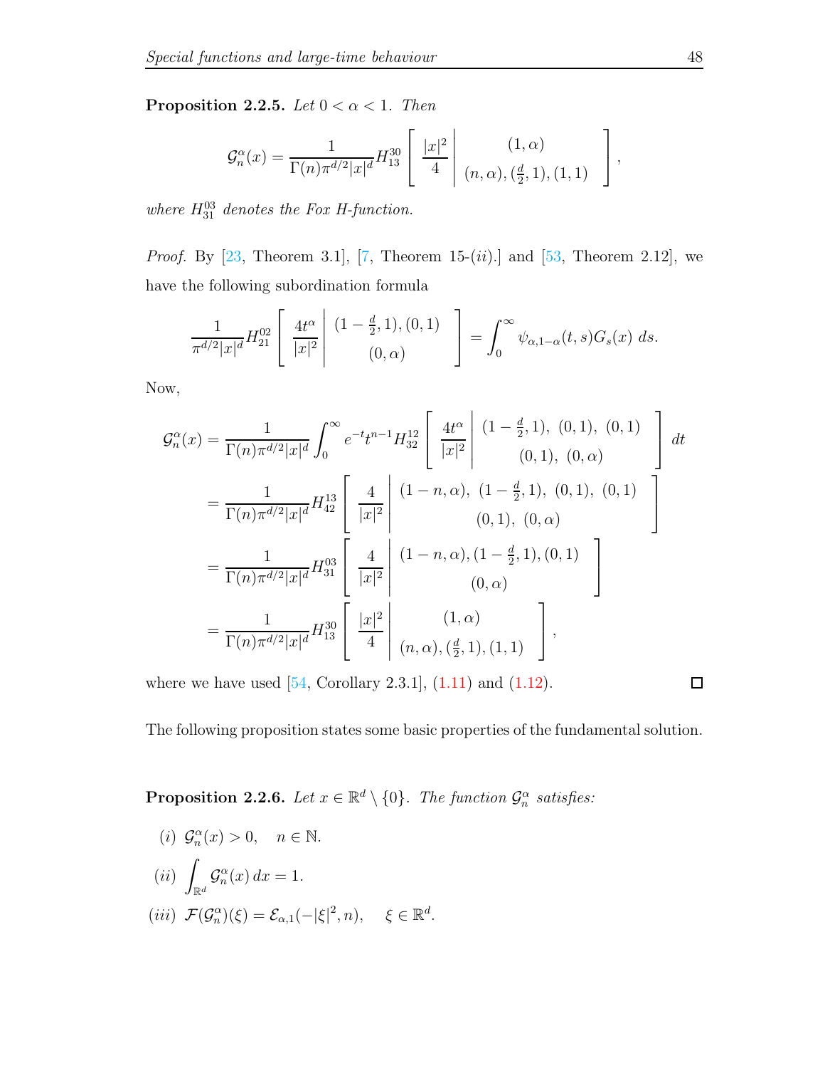**Proposition 2.2.5.** *Let $0 < \alpha < 1$. Then*

$$\mathcal{G}_n^\alpha(x) = \frac{1}{\Gamma(n)\pi^{d/2}|x|^d} H_{13}^{30}\left[\begin{array}{c|c} \frac{|x|^2}{4} & \begin{array}{c}(1,\alpha) \\ (n,\alpha),(\frac{d}{2},1),(1,1)\end{array}\end{array}\right],$$

*where $H_{31}^{03}$ denotes the Fox H-function.*

*Proof.* By [23, Theorem 3.1], [7, Theorem 15-(*ii*).] and [53, Theorem 2.12], we have the following subordination formula

$$\frac{1}{\pi^{d/2}|x|^d} H_{21}^{02}\left[\begin{array}{c|c} \frac{4t^\alpha}{|x|^2} & \begin{array}{c}(1-\frac{d}{2},1),(0,1) \\ (0,\alpha)\end{array}\end{array}\right] = \int_0^\infty \psi_{\alpha,1-\alpha}(t,s) G_s(x)\, ds.$$

Now,

$$\begin{aligned}
\mathcal{G}_n^\alpha(x) &= \frac{1}{\Gamma(n)\pi^{d/2}|x|^d}\int_0^\infty e^{-t}t^{n-1} H_{32}^{12}\left[\begin{array}{c|c} \frac{4t^\alpha}{|x|^2} & \begin{array}{c}(1-\frac{d}{2},1),\ (0,1),\ (0,1) \\ (0,1),\ (0,\alpha)\end{array}\end{array}\right] dt \\
&= \frac{1}{\Gamma(n)\pi^{d/2}|x|^d} H_{42}^{13}\left[\begin{array}{c|c} \frac{4}{|x|^2} & \begin{array}{c}(1-n,\alpha),\ (1-\frac{d}{2},1),\ (0,1),\ (0,1) \\ (0,1),\ (0,\alpha)\end{array}\end{array}\right] \\
&= \frac{1}{\Gamma(n)\pi^{d/2}|x|^d} H_{31}^{03}\left[\begin{array}{c|c} \frac{4}{|x|^2} & \begin{array}{c}(1-n,\alpha),(1-\frac{d}{2},1),(0,1) \\ (0,\alpha)\end{array}\end{array}\right] \\
&= \frac{1}{\Gamma(n)\pi^{d/2}|x|^d} H_{13}^{30}\left[\begin{array}{c|c} \frac{|x|^2}{4} & \begin{array}{c}(1,\alpha) \\ (n,\alpha),(\frac{d}{2},1),(1,1)\end{array}\end{array}\right],
\end{aligned}$$

where we have used [54, Corollary 2.3.1], (1.11) and (1.12). ◻

The following proposition states some basic properties of the fundamental solution.

**Proposition 2.2.6.** *Let $x \in \mathbb{R}^d \setminus \{0\}$. The function $\mathcal{G}_n^\alpha$ satisfies:*

(*i*) $\mathcal{G}_n^\alpha(x) > 0, \quad n \in \mathbb{N}.$

(*ii*) $\displaystyle\int_{\mathbb{R}^d} \mathcal{G}_n^\alpha(x)\, dx = 1.$

(*iii*) $\mathcal{F}(\mathcal{G}_n^\alpha)(\xi) = \mathcal{E}_{\alpha,1}(-|\xi|^2, n), \quad \xi \in \mathbb{R}^d.$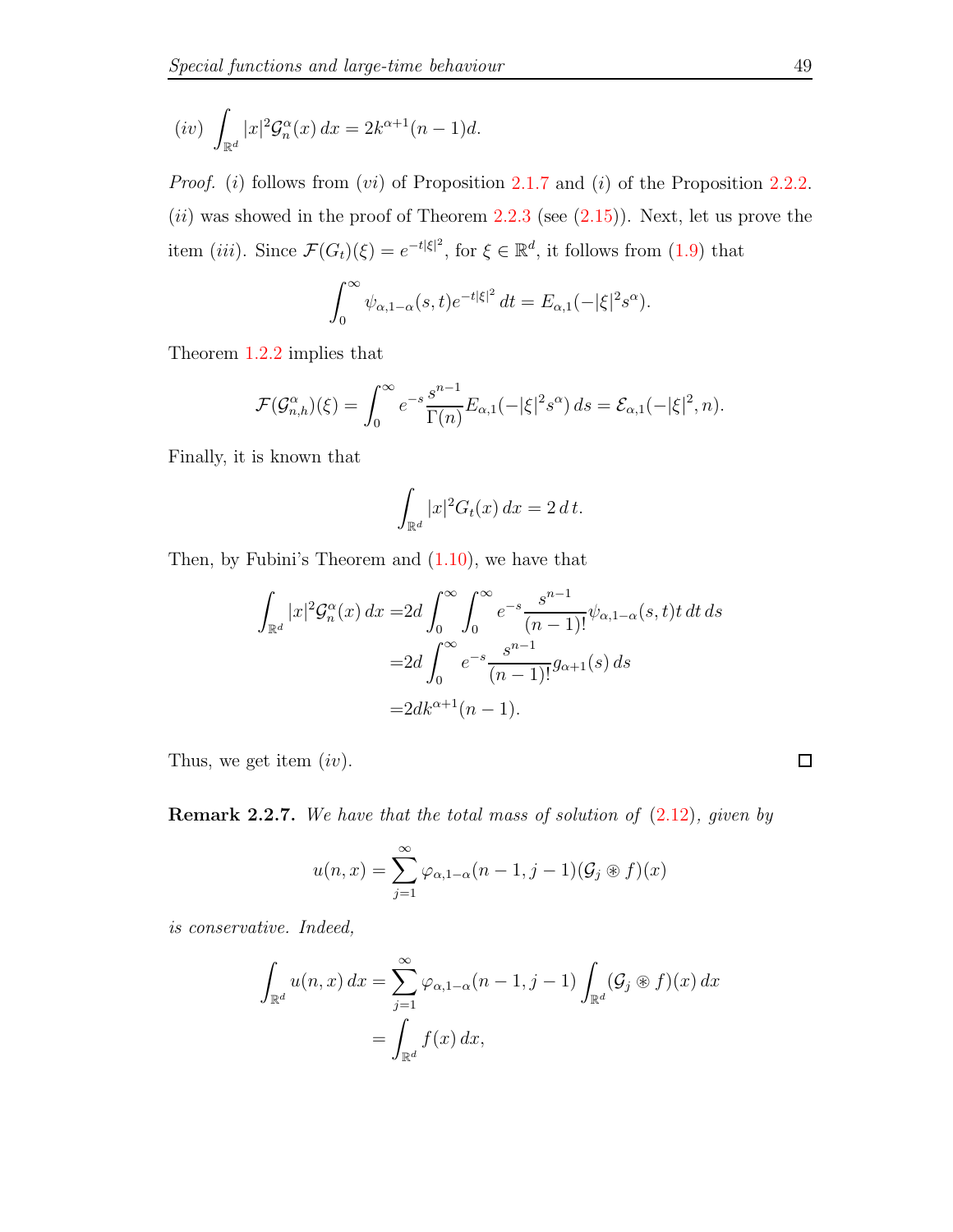$(iv)$ $\displaystyle\int_{\mathbb{R}^d} |x|^2 \mathcal{G}_n^\alpha(x)\, dx = 2k^{\alpha+1}(n-1)d.$

*Proof.* $(i)$ follows from $(vi)$ of Proposition 2.1.7 and $(i)$ of the Proposition 2.2.2. $(ii)$ was showed in the proof of Theorem 2.2.3 (see (2.15)). Next, let us prove the item $(iii)$. Since $\mathcal{F}(G_t)(\xi) = e^{-t|\xi|^2}$, for $\xi \in \mathbb{R}^d$, it follows from (1.9) that

$$\int_0^\infty \psi_{\alpha,1-\alpha}(s,t) e^{-t|\xi|^2}\, dt = E_{\alpha,1}(-|\xi|^2 s^\alpha).$$

Theorem 1.2.2 implies that

$$\mathcal{F}(\mathcal{G}_{n,h}^\alpha)(\xi) = \int_0^\infty e^{-s}\frac{s^{n-1}}{\Gamma(n)} E_{\alpha,1}(-|\xi|^2 s^\alpha)\, ds = \mathcal{E}_{\alpha,1}(-|\xi|^2, n).$$

Finally, it is known that

$$\int_{\mathbb{R}^d} |x|^2 G_t(x)\, dx = 2\, d\, t.$$

Then, by Fubini's Theorem and (1.10), we have that

$$\begin{aligned}
\int_{\mathbb{R}^d} |x|^2 \mathcal{G}_n^\alpha(x)\, dx =& 2d \int_0^\infty \int_0^\infty e^{-s}\frac{s^{n-1}}{(n-1)!}\psi_{\alpha,1-\alpha}(s,t) t\, dt\, ds\\
=& 2d \int_0^\infty e^{-s}\frac{s^{n-1}}{(n-1)!} g_{\alpha+1}(s)\, ds\\
=& 2dk^{\alpha+1}(n-1).
\end{aligned}$$

Thus, we get item $(iv)$. $\square$

**Remark 2.2.7.** *We have that the total mass of solution of* (2.12)*, given by*

$$u(n,x) = \sum_{j=1}^\infty \varphi_{\alpha,1-\alpha}(n-1, j-1)(\mathcal{G}_j \circledast f)(x)$$

*is conservative. Indeed,*

$$\begin{aligned}
\int_{\mathbb{R}^d} u(n,x)\, dx &= \sum_{j=1}^\infty \varphi_{\alpha,1-\alpha}(n-1,j-1)\int_{\mathbb{R}^d} (\mathcal{G}_j \circledast f)(x)\, dx\\
&= \int_{\mathbb{R}^d} f(x)\, dx,
\end{aligned}$$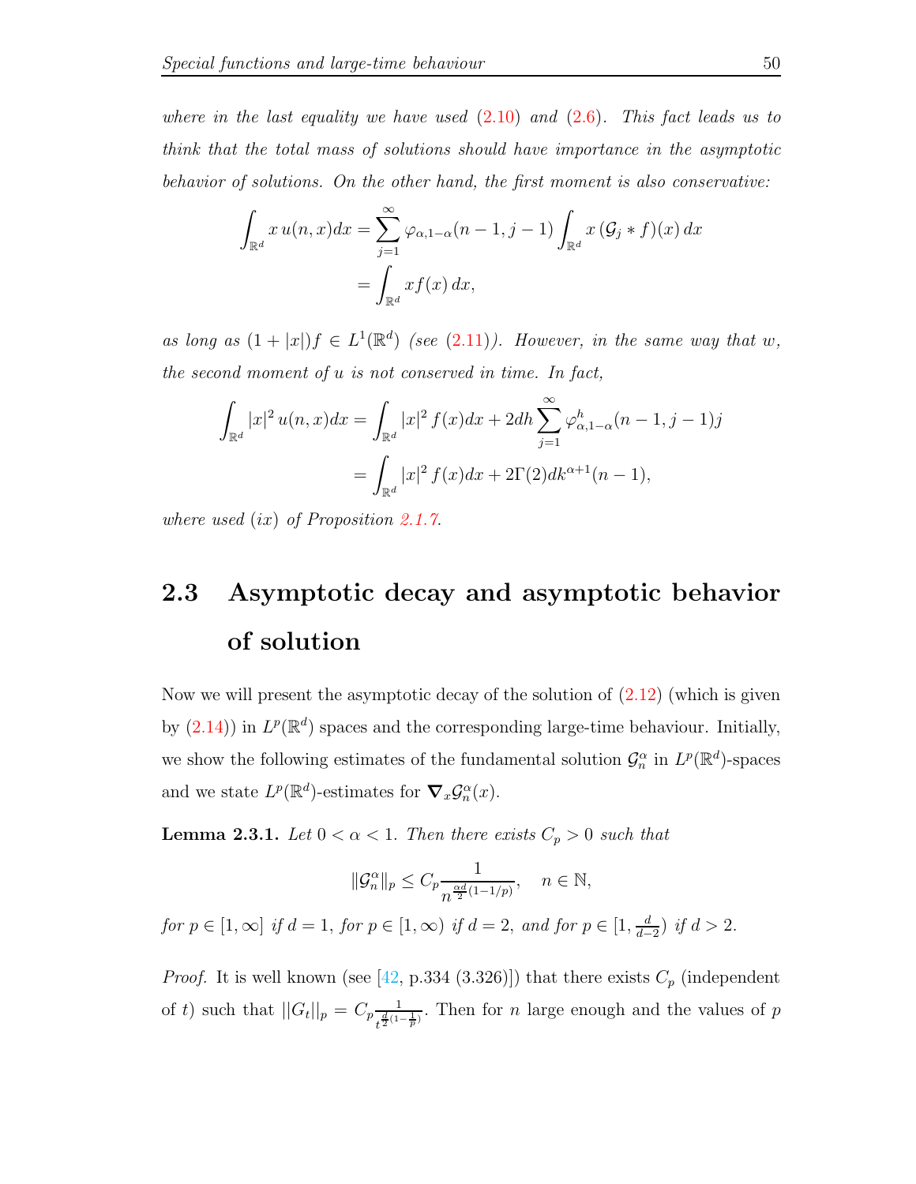*where in the last equality we have used (2.10) and (2.6). This fact leads us to think that the total mass of solutions should have importance in the asymptotic behavior of solutions. On the other hand, the first moment is also conservative:*

$$\int_{\mathbb{R}^d} x\, u(n,x)dx = \sum_{j=1}^{\infty} \varphi_{\alpha,1-\alpha}(n-1,j-1) \int_{\mathbb{R}^d} x\,(\mathcal{G}_j * f)(x)\,dx$$
$$= \int_{\mathbb{R}^d} x f(x)\,dx,$$

*as long as $(1+|x|)f \in L^1(\mathbb{R}^d)$ (see (2.11)). However, in the same way that $w$, the second moment of $u$ is not conserved in time. In fact,*

$$\int_{\mathbb{R}^d} |x|^2\, u(n,x)dx = \int_{\mathbb{R}^d} |x|^2\, f(x)dx + 2dh \sum_{j=1}^{\infty} \varphi^h_{\alpha,1-\alpha}(n-1,j-1)j$$
$$= \int_{\mathbb{R}^d} |x|^2\, f(x)dx + 2\Gamma(2)dk^{\alpha+1}(n-1),$$

*where used $(ix)$ of Proposition 2.1.7.*

## 2.3 Asymptotic decay and asymptotic behavior of solution

Now we will present the asymptotic decay of the solution of (2.12) (which is given by (2.14)) in $L^p(\mathbb{R}^d)$ spaces and the corresponding large-time behaviour. Initially, we show the following estimates of the fundamental solution $\mathcal{G}_n^\alpha$ in $L^p(\mathbb{R}^d)$-spaces and we state $L^p(\mathbb{R}^d)$-estimates for $\boldsymbol{\nabla}_x \mathcal{G}_n^\alpha(x)$.

**Lemma 2.3.1.** *Let $0 < \alpha < 1$. Then there exists $C_p > 0$ such that*

$$\|\mathcal{G}_n^\alpha\|_p \leq C_p \frac{1}{n^{\frac{\alpha d}{2}(1-1/p)}}, \quad n \in \mathbb{N},$$

*for $p \in [1,\infty]$ if $d=1$, for $p \in [1,\infty)$ if $d=2$, and for $p \in [1, \frac{d}{d-2})$ if $d > 2$.*

*Proof.* It is well known (see [42, p.334 (3.326)]) that there exists $C_p$ (independent of $t$) such that $||G_t||_p = C_p \frac{1}{t^{\frac{d}{2}(1-\frac{1}{p})}}$. Then for $n$ large enough and the values of $p$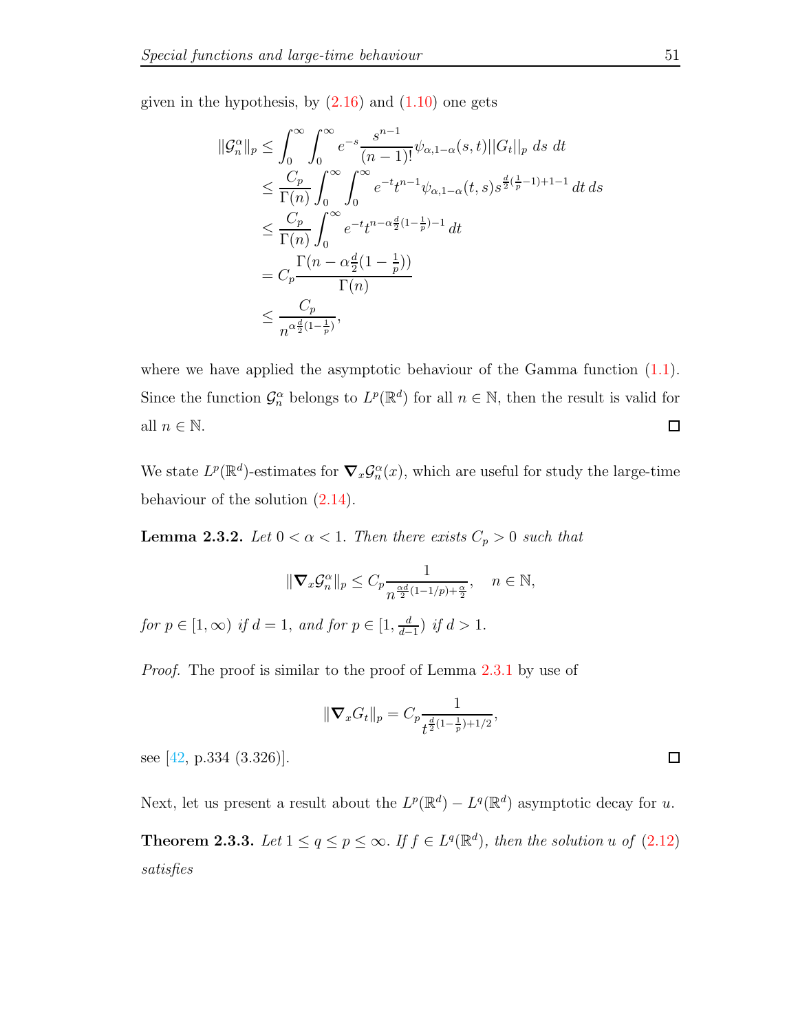given in the hypothesis, by (2.16) and (1.10) one gets

$$
\begin{aligned}
\|\mathcal{G}_n^{\alpha}\|_p &\leq \int_0^{\infty}\int_0^{\infty} e^{-s}\frac{s^{n-1}}{(n-1)!}\psi_{\alpha,1-\alpha}(s,t)||G_t||_p \, ds \, dt \\
&\leq \frac{C_p}{\Gamma(n)}\int_0^{\infty}\int_0^{\infty} e^{-t}t^{n-1}\psi_{\alpha,1-\alpha}(t,s)s^{\frac{d}{2}(\frac{1}{p}-1)+1-1}\, dt\, ds \\
&\leq \frac{C_p}{\Gamma(n)}\int_0^{\infty} e^{-t}t^{n-\alpha\frac{d}{2}(1-\frac{1}{p})-1}\, dt \\
&= C_p\frac{\Gamma(n-\alpha\frac{d}{2}(1-\frac{1}{p}))}{\Gamma(n)} \\
&\leq \frac{C_p}{n^{\alpha\frac{d}{2}(1-\frac{1}{p})}},
\end{aligned}
$$

where we have applied the asymptotic behaviour of the Gamma function (1.1). Since the function $\mathcal{G}_n^{\alpha}$ belongs to $L^p(\mathbb{R}^d)$ for all $n \in \mathbb{N}$, then the result is valid for all $n \in \mathbb{N}$. □

We state $L^p(\mathbb{R}^d)$-estimates for $\boldsymbol{\nabla}_x\mathcal{G}_n^{\alpha}(x)$, which are useful for study the large-time behaviour of the solution (2.14).

**Lemma 2.3.2.** *Let $0 < \alpha < 1$. Then there exists $C_p > 0$ such that*

$$
\|\boldsymbol{\nabla}_x\mathcal{G}_n^{\alpha}\|_p \leq C_p\frac{1}{n^{\frac{\alpha d}{2}(1-1/p)+\frac{\alpha}{2}}}, \quad n \in \mathbb{N},
$$

*for $p \in [1,\infty)$ if $d = 1$, and for $p \in [1, \frac{d}{d-1})$ if $d > 1$.*

*Proof.* The proof is similar to the proof of Lemma 2.3.1 by use of

$$
\|\boldsymbol{\nabla}_x G_t\|_p = C_p\frac{1}{t^{\frac{d}{2}(1-\frac{1}{p})+1/2}},
$$

see [42, p.334 (3.326)]. □

Next, let us present a result about the $L^p(\mathbb{R}^d) - L^q(\mathbb{R}^d)$ asymptotic decay for $u$.

**Theorem 2.3.3.** *Let $1 \leq q \leq p \leq \infty$. If $f \in L^q(\mathbb{R}^d)$, then the solution $u$ of (2.12) satisfies*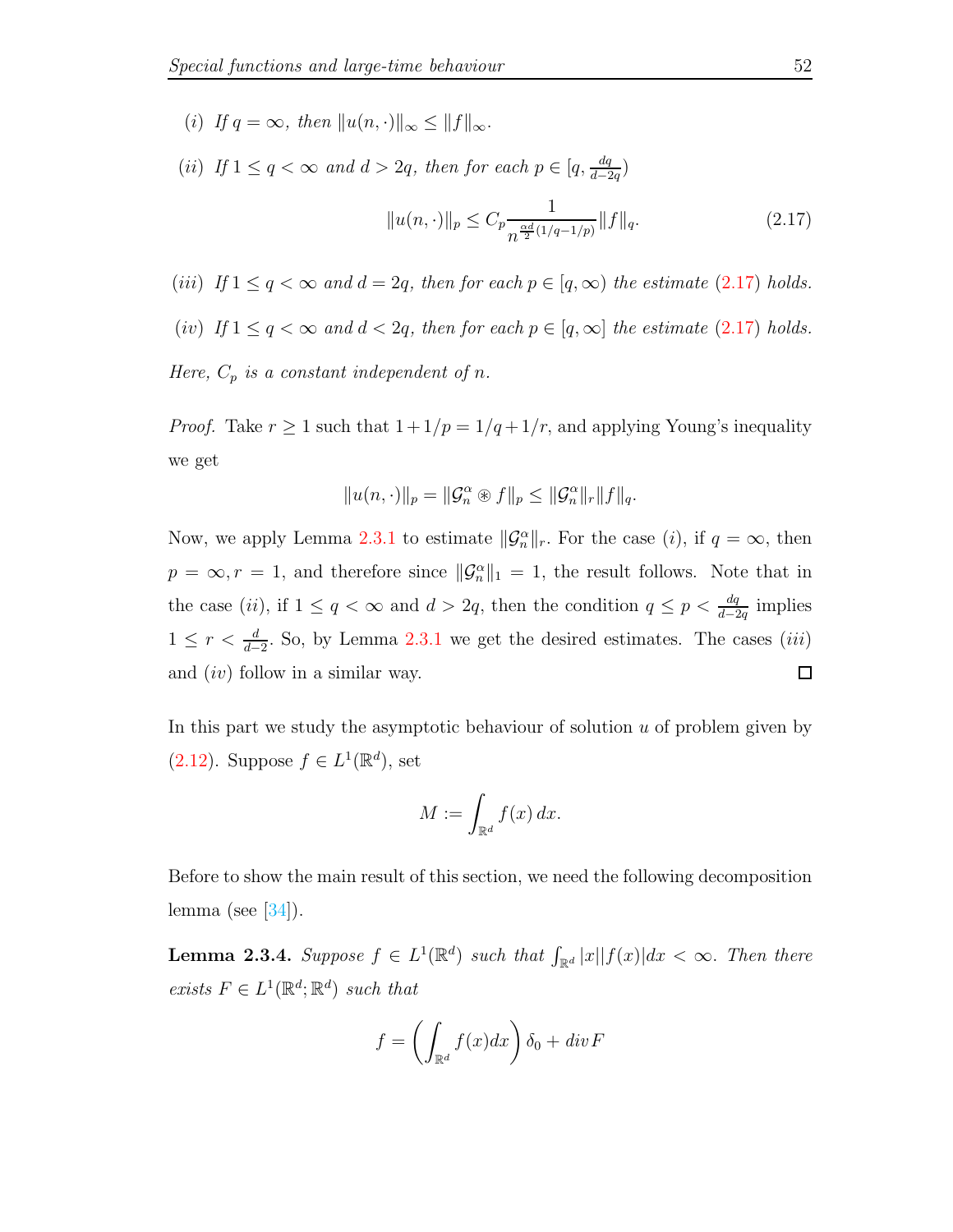*(i) If $q = \infty$, then $\|u(n,\cdot)\|_\infty \le \|f\|_\infty$.*

*(ii) If $1 \le q < \infty$ and $d > 2q$, then for each $p \in [q, \frac{dq}{d-2q})$*

$$\|u(n,\cdot)\|_p \le C_p \frac{1}{n^{\frac{\alpha d}{2}(1/q-1/p)}} \|f\|_q. \tag{2.17}$$

*(iii) If $1 \le q < \infty$ and $d = 2q$, then for each $p \in [q, \infty)$ the estimate (2.17) holds.*

*(iv) If $1 \le q < \infty$ and $d < 2q$, then for each $p \in [q, \infty]$ the estimate (2.17) holds.*

*Here, $C_p$ is a constant independent of $n$.*

*Proof.* Take $r \ge 1$ such that $1 + 1/p = 1/q + 1/r$, and applying Young's inequality we get

$$\|u(n,\cdot)\|_p = \|\mathcal{G}_n^\alpha \circledast f\|_p \le \|\mathcal{G}_n^\alpha\|_r \|f\|_q.$$

Now, we apply Lemma 2.3.1 to estimate $\|\mathcal{G}_n^\alpha\|_r$. For the case $(i)$, if $q = \infty$, then $p = \infty, r = 1$, and therefore since $\|\mathcal{G}_n^\alpha\|_1 = 1$, the result follows. Note that in the case $(ii)$, if $1 \le q < \infty$ and $d > 2q$, then the condition $q \le p < \frac{dq}{d-2q}$ implies $1 \le r < \frac{d}{d-2}$. So, by Lemma 2.3.1 we get the desired estimates. The cases $(iii)$ and $(iv)$ follow in a similar way. $\square$

In this part we study the asymptotic behaviour of solution $u$ of problem given by (2.12). Suppose $f \in L^1(\mathbb{R}^d)$, set

$$M := \int_{\mathbb{R}^d} f(x)\,dx.$$

Before to show the main result of this section, we need the following decomposition lemma (see [34]).

**Lemma 2.3.4.** *Suppose $f \in L^1(\mathbb{R}^d)$ such that $\int_{\mathbb{R}^d} |x||f(x)|dx < \infty$. Then there exists $F \in L^1(\mathbb{R}^d; \mathbb{R}^d)$ such that*

$$f = \left(\int_{\mathbb{R}^d} f(x)dx\right)\delta_0 + div\, F$$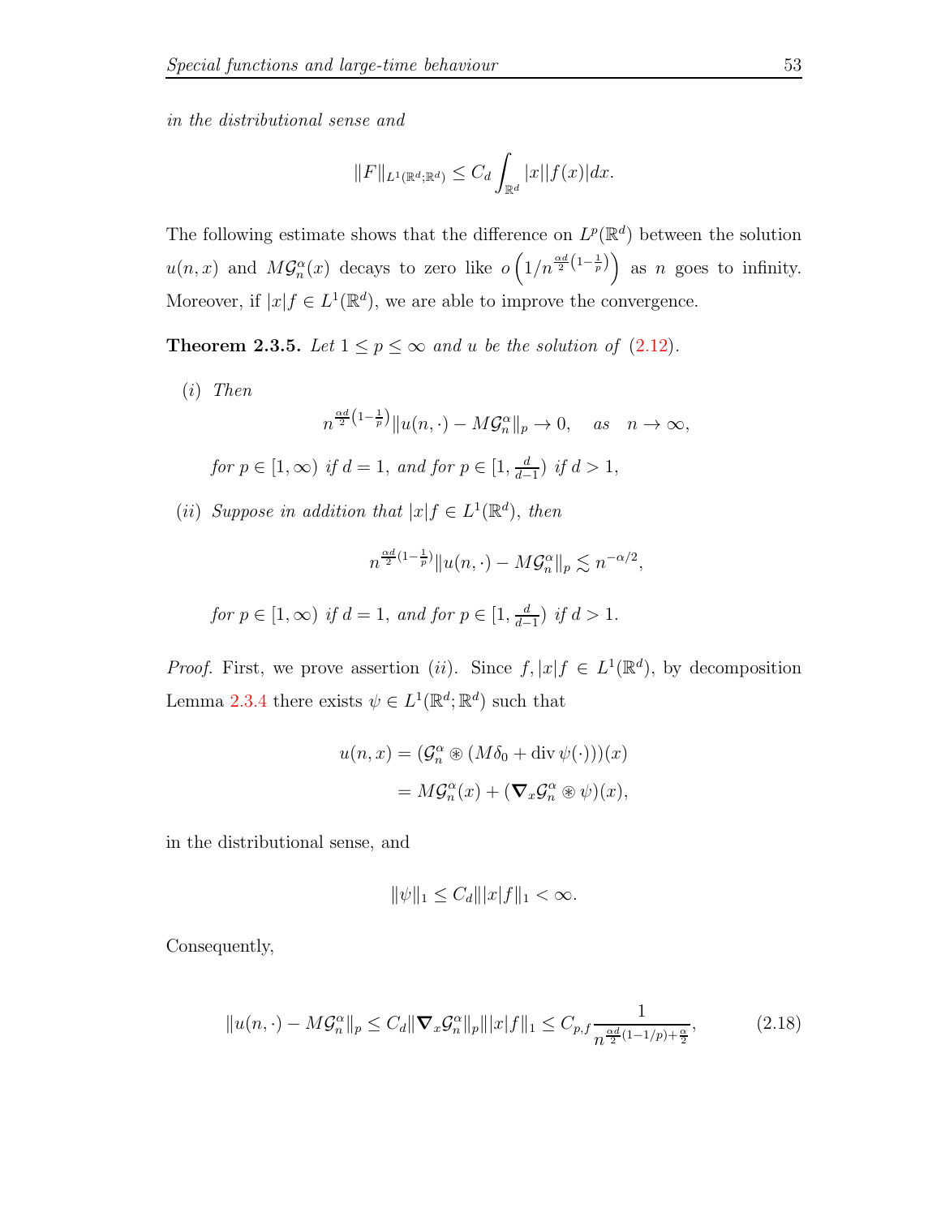*in the distributional sense and*

$$\|F\|_{L^1(\mathbb{R}^d;\mathbb{R}^d)} \leq C_d \int_{\mathbb{R}^d} |x||f(x)|dx.$$

The following estimate shows that the difference on $L^p(\mathbb{R}^d)$ between the solution $u(n,x)$ and $M\mathcal{G}_n^\alpha(x)$ decays to zero like $o\left(1/n^{\frac{\alpha d}{2}\left(1-\frac{1}{p}\right)}\right)$ as $n$ goes to infinity. Moreover, if $|x|f \in L^1(\mathbb{R}^d)$, we are able to improve the convergence.

**Theorem 2.3.5.** *Let $1 \leq p \leq \infty$ and $u$ be the solution of (2.12).*

*(i) Then*

$$n^{\frac{\alpha d}{2}\left(1-\frac{1}{p}\right)} \|u(n,\cdot) - M\mathcal{G}_n^\alpha\|_p \to 0, \quad as \quad n \to \infty,$$

*for $p \in [1,\infty)$ if $d=1$, and for $p \in [1, \frac{d}{d-1})$ if $d > 1$,*

*(ii) Suppose in addition that $|x|f \in L^1(\mathbb{R}^d)$, then*

$$n^{\frac{\alpha d}{2}(1-\frac{1}{p})} \|u(n,\cdot) - M\mathcal{G}_n^\alpha\|_p \lesssim n^{-\alpha/2},$$

*for $p \in [1,\infty)$ if $d=1$, and for $p \in [1, \frac{d}{d-1})$ if $d > 1$.*

*Proof.* First, we prove assertion $(ii)$. Since $f, |x|f \in L^1(\mathbb{R}^d)$, by decomposition Lemma 2.3.4 there exists $\psi \in L^1(\mathbb{R}^d;\mathbb{R}^d)$ such that

$$\begin{aligned} u(n,x) &= (\mathcal{G}_n^\alpha \circledast (M\delta_0 + \operatorname{div} \psi(\cdot)))(x) \\ &= M\mathcal{G}_n^\alpha(x) + (\boldsymbol{\nabla}_x \mathcal{G}_n^\alpha \circledast \psi)(x), \end{aligned}$$

in the distributional sense, and

$$\|\psi\|_1 \leq C_d \||x|f\|_1 < \infty.$$

Consequently,

$$\|u(n,\cdot) - M\mathcal{G}_n^\alpha\|_p \leq C_d \|\boldsymbol{\nabla}_x \mathcal{G}_n^\alpha\|_p \||x|f\|_1 \leq C_{p,f} \frac{1}{n^{\frac{\alpha d}{2}(1-1/p)+\frac{\alpha}{2}}}, \tag{2.18}$$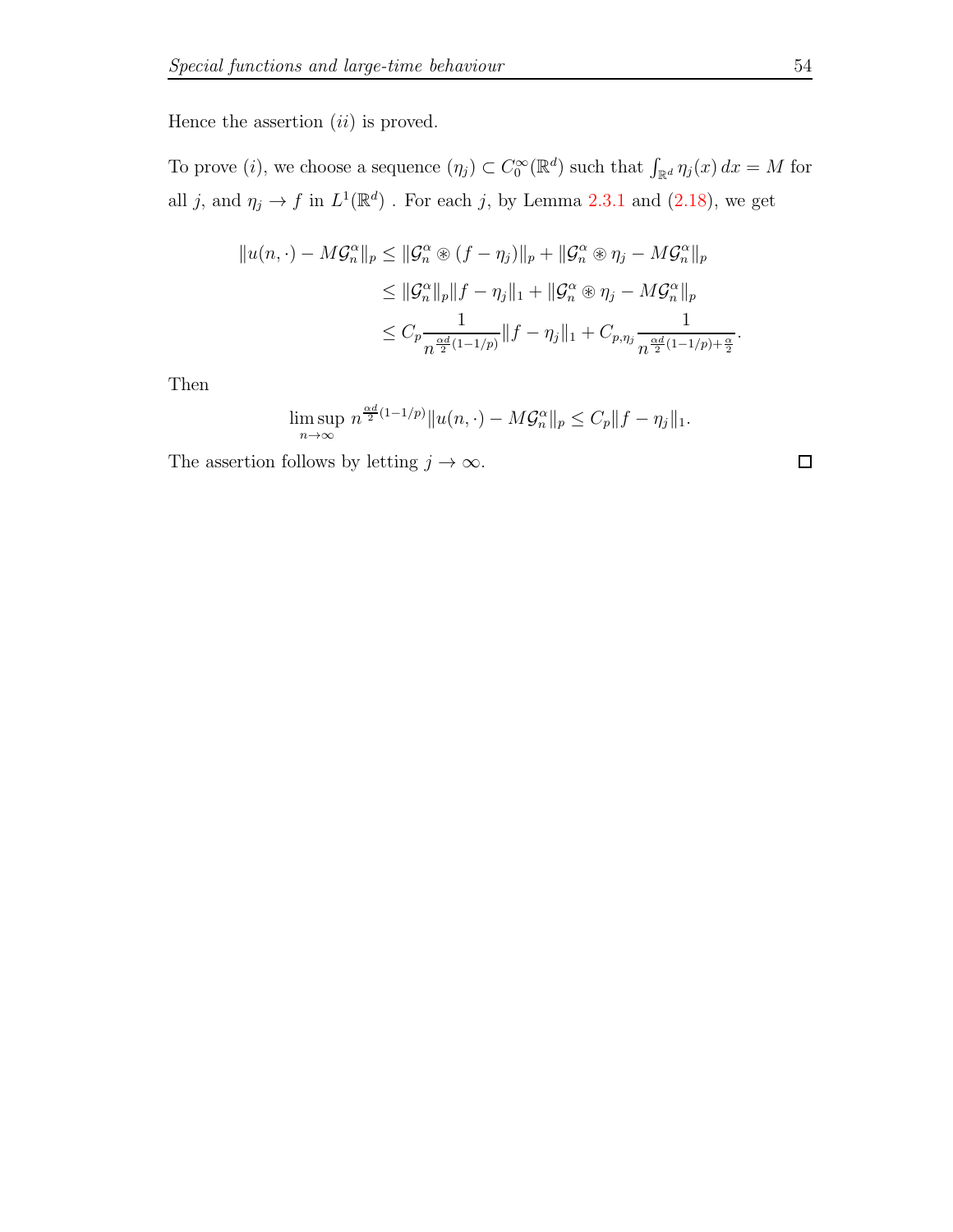Hence the assertion $(ii)$ is proved.

To prove $(i)$, we choose a sequence $(\eta_j) \subset C_0^\infty(\mathbb{R}^d)$ such that $\int_{\mathbb{R}^d} \eta_j(x)\,dx = M$ for all $j$, and $\eta_j \to f$ in $L^1(\mathbb{R}^d)$ . For each $j$, by Lemma 2.3.1 and (2.18), we get

$$
\begin{aligned}
\|u(n,\cdot) - M\mathcal{G}_n^\alpha\|_p &\le \|\mathcal{G}_n^\alpha \circledast (f-\eta_j)\|_p + \|\mathcal{G}_n^\alpha \circledast \eta_j - M\mathcal{G}_n^\alpha\|_p \\
&\le \|\mathcal{G}_n^\alpha\|_p \|f-\eta_j\|_1 + \|\mathcal{G}_n^\alpha \circledast \eta_j - M\mathcal{G}_n^\alpha\|_p \\
&\le C_p \frac{1}{n^{\frac{\alpha d}{2}(1-1/p)}} \|f-\eta_j\|_1 + C_{p,\eta_j} \frac{1}{n^{\frac{\alpha d}{2}(1-1/p)+\frac{\alpha}{2}}}.
\end{aligned}
$$

Then

$$
\limsup_{n\to\infty} n^{\frac{\alpha d}{2}(1-1/p)} \|u(n,\cdot) - M\mathcal{G}_n^\alpha\|_p \le C_p \|f-\eta_j\|_1.
$$

The assertion follows by letting $j \to \infty$. □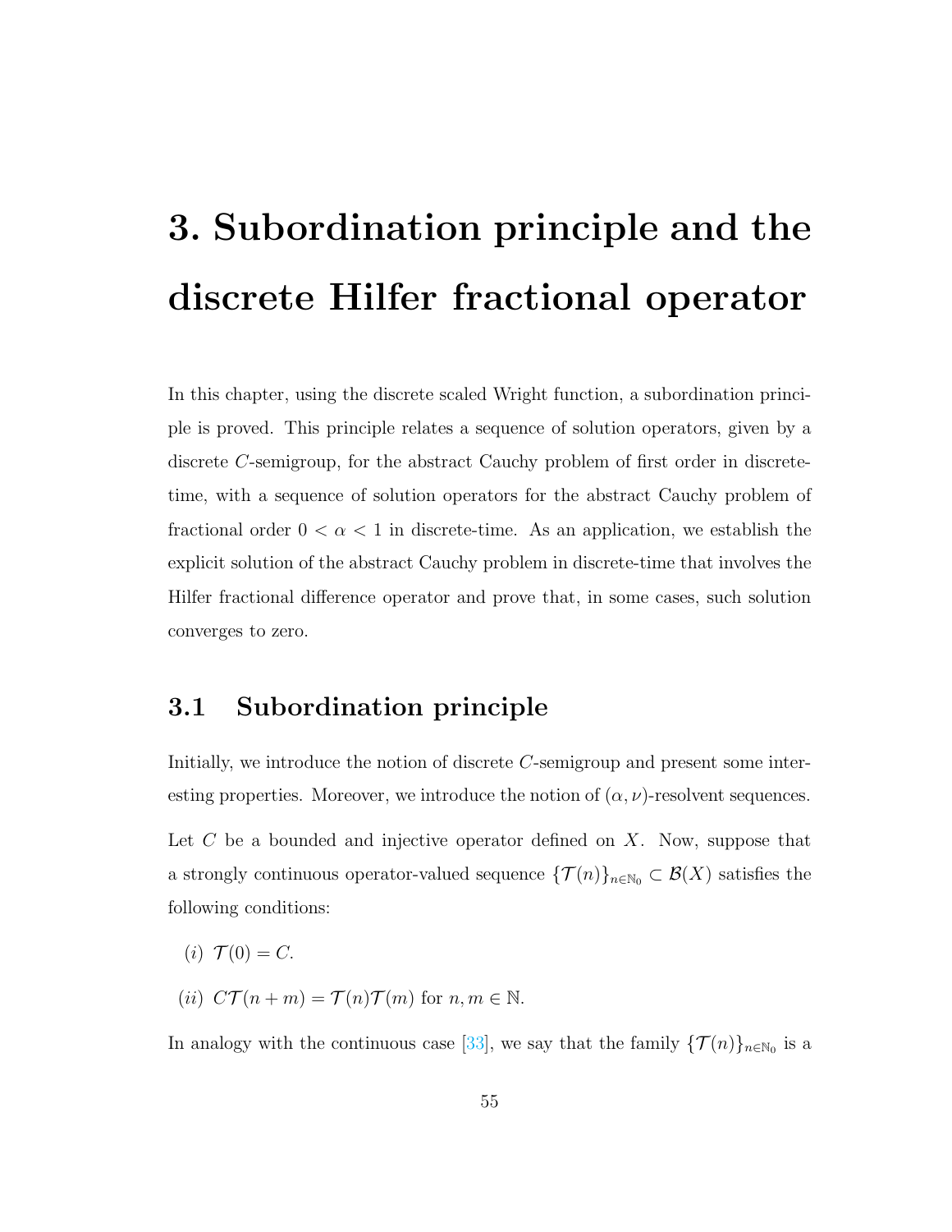# 3. Subordination principle and the discrete Hilfer fractional operator

In this chapter, using the discrete scaled Wright function, a subordination principle is proved. This principle relates a sequence of solution operators, given by a discrete $C$-semigroup, for the abstract Cauchy problem of first order in discrete-time, with a sequence of solution operators for the abstract Cauchy problem of fractional order $0 < \alpha < 1$ in discrete-time. As an application, we establish the explicit solution of the abstract Cauchy problem in discrete-time that involves the Hilfer fractional difference operator and prove that, in some cases, such solution converges to zero.

## 3.1 Subordination principle

Initially, we introduce the notion of discrete $C$-semigroup and present some interesting properties. Moreover, we introduce the notion of $(\alpha, \nu)$-resolvent sequences.

Let $C$ be a bounded and injective operator defined on $X$. Now, suppose that a strongly continuous operator-valued sequence $\{\mathcal{T}(n)\}_{n\in\mathbb{N}_0} \subset \mathcal{B}(X)$ satisfies the following conditions:

$(i)$ $\mathcal{T}(0) = C$.

$(ii)$ $C\mathcal{T}(n+m) = \mathcal{T}(n)\mathcal{T}(m)$ for $n, m \in \mathbb{N}$.

In analogy with the continuous case [33], we say that the family $\{\mathcal{T}(n)\}_{n\in\mathbb{N}_0}$ is a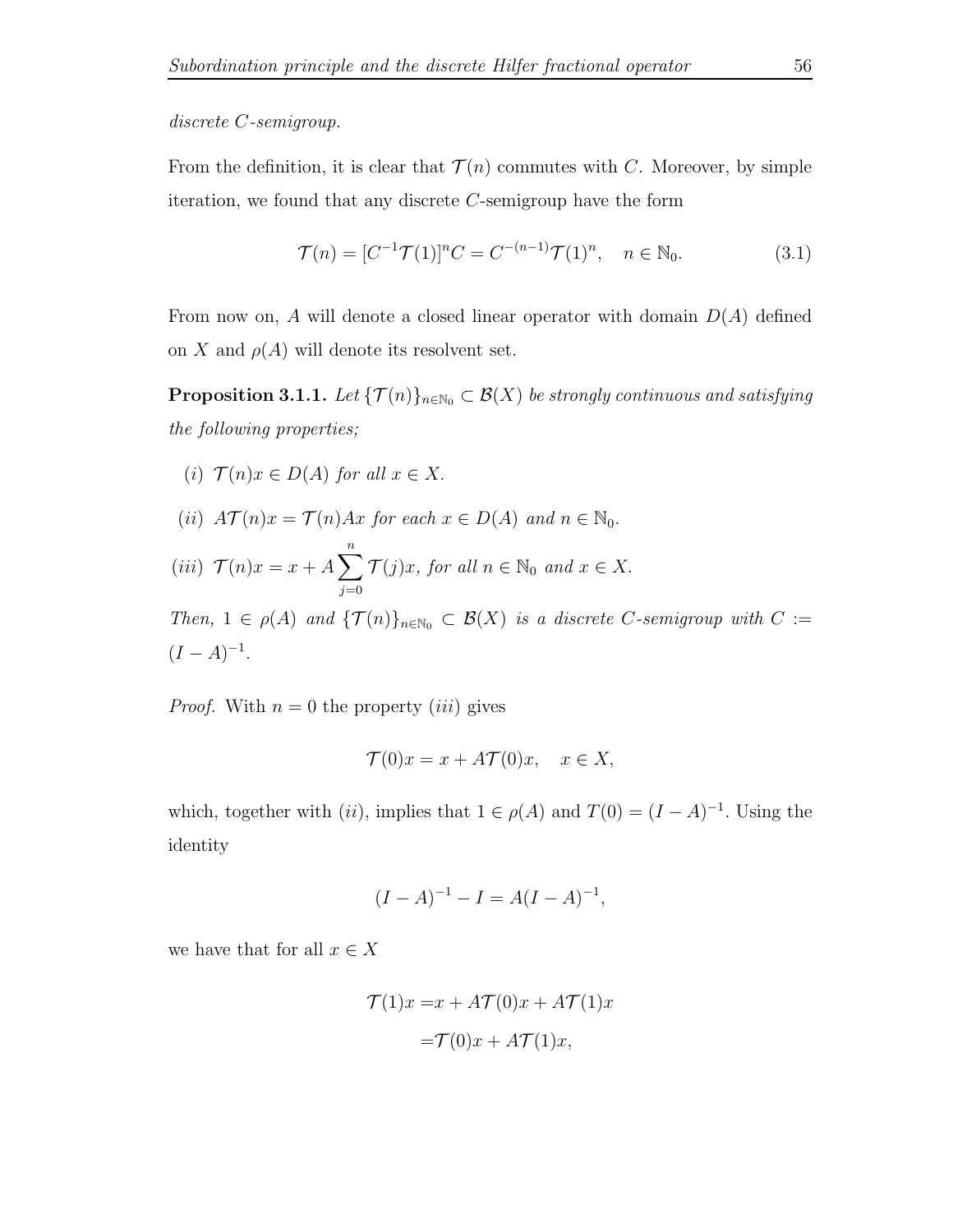*discrete $C$-semigroup.*

From the definition, it is clear that $\mathcal{T}(n)$ commutes with $C$. Moreover, by simple iteration, we found that any discrete $C$-semigroup have the form

$$\mathcal{T}(n) = [C^{-1}\mathcal{T}(1)]^n C = C^{-(n-1)}\mathcal{T}(1)^n, \quad n \in \mathbb{N}_0. \tag{3.1}$$

From now on, $A$ will denote a closed linear operator with domain $D(A)$ defined on $X$ and $\rho(A)$ will denote its resolvent set.

**Proposition 3.1.1.** *Let $\{\mathcal{T}(n)\}_{n\in\mathbb{N}_0} \subset \mathcal{B}(X)$ be strongly continuous and satisfying the following properties;*

*(i) $\mathcal{T}(n)x \in D(A)$ for all $x \in X$.*

*(ii) $A\mathcal{T}(n)x = \mathcal{T}(n)Ax$ for each $x \in D(A)$ and $n \in \mathbb{N}_0$.*

*(iii) $\mathcal{T}(n)x = x + A\sum_{j=0}^{n}\mathcal{T}(j)x$, for all $n \in \mathbb{N}_0$ and $x \in X$.*

*Then, $1 \in \rho(A)$ and $\{\mathcal{T}(n)\}_{n\in\mathbb{N}_0} \subset \mathcal{B}(X)$ is a discrete $C$-semigroup with $C := (I - A)^{-1}$.*

*Proof.* With $n = 0$ the property $(iii)$ gives

$$\mathcal{T}(0)x = x + A\mathcal{T}(0)x, \quad x \in X,$$

which, together with $(ii)$, implies that $1 \in \rho(A)$ and $T(0) = (I - A)^{-1}$. Using the identity

$$(I - A)^{-1} - I = A(I - A)^{-1},$$

we have that for all $x \in X$

$$\begin{aligned}\mathcal{T}(1)x =& x + A\mathcal{T}(0)x + A\mathcal{T}(1)x\\ =& \mathcal{T}(0)x + A\mathcal{T}(1)x,\end{aligned}$$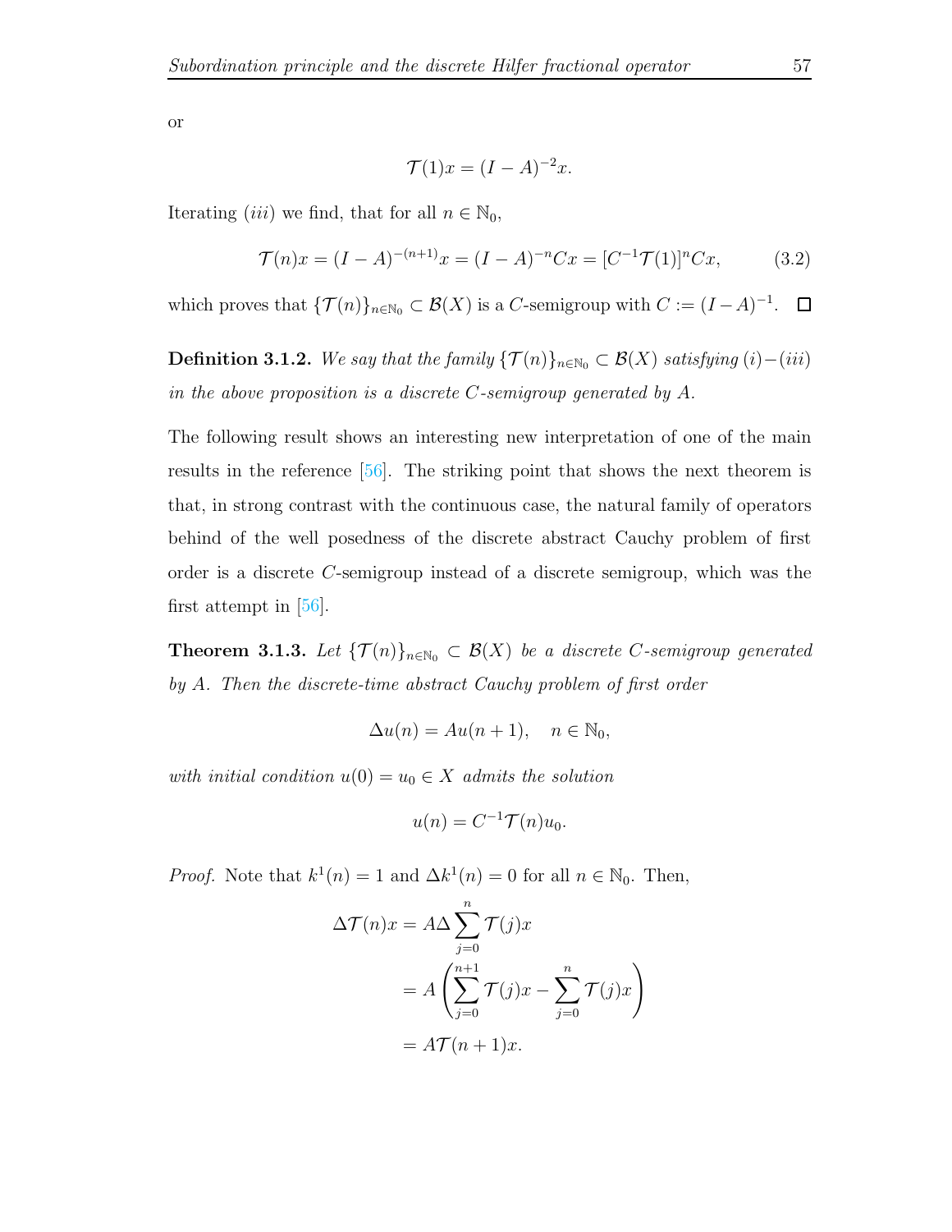or

$$\mathcal{T}(1)x = (I-A)^{-2}x.$$

Iterating $(iii)$ we find, that for all $n \in \mathbb{N}_0$,

$$\mathcal{T}(n)x = (I-A)^{-(n+1)}x = (I-A)^{-n}Cx = [C^{-1}\mathcal{T}(1)]^n Cx, \tag{3.2}$$

which proves that $\{\mathcal{T}(n)\}_{n\in\mathbb{N}_0} \subset \mathcal{B}(X)$ is a $C$-semigroup with $C := (I-A)^{-1}$. $\square$

**Definition 3.1.2.** *We say that the family $\{\mathcal{T}(n)\}_{n\in\mathbb{N}_0} \subset \mathcal{B}(X)$ satisfying $(i)-(iii)$ in the above proposition is a discrete $C$-semigroup generated by $A$.*

The following result shows an interesting new interpretation of one of the main results in the reference [56]. The striking point that shows the next theorem is that, in strong contrast with the continuous case, the natural family of operators behind of the well posedness of the discrete abstract Cauchy problem of first order is a discrete $C$-semigroup instead of a discrete semigroup, which was the first attempt in [56].

**Theorem 3.1.3.** *Let $\{\mathcal{T}(n)\}_{n\in\mathbb{N}_0} \subset \mathcal{B}(X)$ be a discrete $C$-semigroup generated by $A$. Then the discrete-time abstract Cauchy problem of first order*

$$\Delta u(n) = Au(n+1), \quad n \in \mathbb{N}_0,$$

*with initial condition $u(0) = u_0 \in X$ admits the solution*

$$u(n) = C^{-1}\mathcal{T}(n)u_0.$$

*Proof.* Note that $k^1(n) = 1$ and $\Delta k^1(n) = 0$ for all $n \in \mathbb{N}_0$. Then,

$$\begin{aligned}
\Delta\mathcal{T}(n)x &= A\Delta\sum_{j=0}^{n}\mathcal{T}(j)x \\
&= A\left(\sum_{j=0}^{n+1}\mathcal{T}(j)x - \sum_{j=0}^{n}\mathcal{T}(j)x\right) \\
&= A\mathcal{T}(n+1)x.
\end{aligned}$$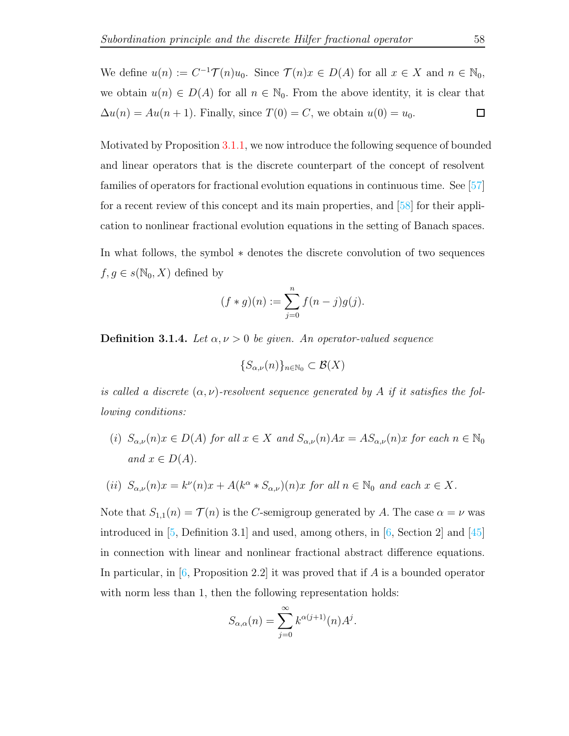We define $u(n) := C^{-1}\mathcal{T}(n)u_0$. Since $\mathcal{T}(n)x \in D(A)$ for all $x \in X$ and $n \in \mathbb{N}_0$, we obtain $u(n) \in D(A)$ for all $n \in \mathbb{N}_0$. From the above identity, it is clear that $\Delta u(n) = Au(n+1)$. Finally, since $T(0) = C$, we obtain $u(0) = u_0$. $\square$

Motivated by Proposition 3.1.1, we now introduce the following sequence of bounded and linear operators that is the discrete counterpart of the concept of resolvent families of operators for fractional evolution equations in continuous time. See [57] for a recent review of this concept and its main properties, and [58] for their application to nonlinear fractional evolution equations in the setting of Banach spaces.

In what follows, the symbol $*$ denotes the discrete convolution of two sequences $f, g \in s(\mathbb{N}_0, X)$ defined by

$$(f * g)(n) := \sum_{j=0}^{n} f(n-j)g(j).$$

**Definition 3.1.4.** *Let $\alpha, \nu > 0$ be given. An operator-valued sequence*

$$\{S_{\alpha,\nu}(n)\}_{n\in\mathbb{N}_0} \subset \mathcal{B}(X)$$

*is called a discrete $(\alpha, \nu)$-resolvent sequence generated by $A$ if it satisfies the following conditions:*

*(i) $S_{\alpha,\nu}(n)x \in D(A)$ for all $x \in X$ and $S_{\alpha,\nu}(n)Ax = AS_{\alpha,\nu}(n)x$ for each $n \in \mathbb{N}_0$ and $x \in D(A)$.*

*(ii) $S_{\alpha,\nu}(n)x = k^{\nu}(n)x + A(k^{\alpha} * S_{\alpha,\nu})(n)x$ for all $n \in \mathbb{N}_0$ and each $x \in X$.*

Note that $S_{1,1}(n) = \mathcal{T}(n)$ is the $C$-semigroup generated by $A$. The case $\alpha = \nu$ was introduced in [5, Definition 3.1] and used, among others, in [6, Section 2] and [45] in connection with linear and nonlinear fractional abstract difference equations. In particular, in [6, Proposition 2.2] it was proved that if $A$ is a bounded operator with norm less than 1, then the following representation holds:

$$S_{\alpha,\alpha}(n) = \sum_{j=0}^{\infty} k^{\alpha(j+1)}(n)A^j.$$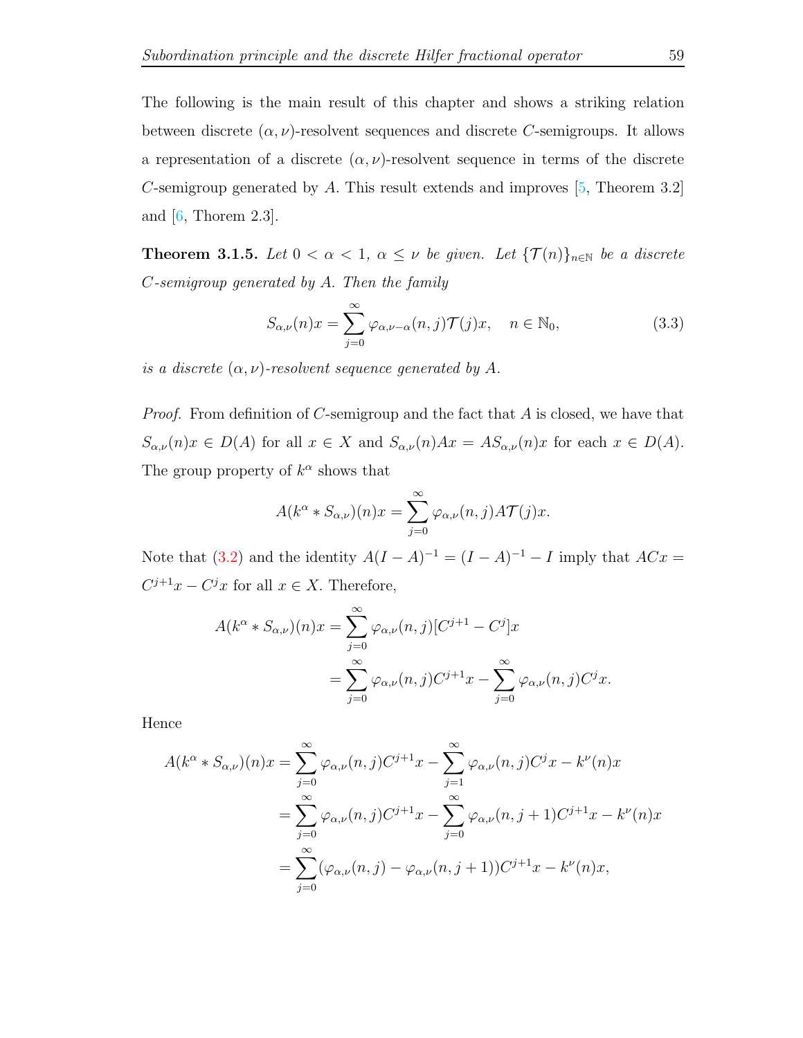The following is the main result of this chapter and shows a striking relation between discrete $(\alpha, \nu)$-resolvent sequences and discrete $C$-semigroups. It allows a representation of a discrete $(\alpha, \nu)$-resolvent sequence in terms of the discrete $C$-semigroup generated by $A$. This result extends and improves [5, Theorem 3.2] and [6, Thorem 2.3].

**Theorem 3.1.5.** *Let $0 < \alpha < 1$, $\alpha \le \nu$ be given. Let $\{\mathcal{T}(n)\}_{n\in\mathbb{N}}$ be a discrete $C$-semigroup generated by $A$. Then the family*

$$S_{\alpha,\nu}(n)x = \sum_{j=0}^{\infty} \varphi_{\alpha,\nu-\alpha}(n,j)\mathcal{T}(j)x, \quad n \in \mathbb{N}_0, \tag{3.3}$$

*is a discrete $(\alpha, \nu)$-resolvent sequence generated by $A$.*

*Proof.* From definition of $C$-semigroup and the fact that $A$ is closed, we have that $S_{\alpha,\nu}(n)x \in D(A)$ for all $x \in X$ and $S_{\alpha,\nu}(n)Ax = AS_{\alpha,\nu}(n)x$ for each $x \in D(A)$. The group property of $k^\alpha$ shows that

$$A(k^\alpha * S_{\alpha,\nu})(n)x = \sum_{j=0}^{\infty} \varphi_{\alpha,\nu}(n,j)A\mathcal{T}(j)x.$$

Note that (3.2) and the identity $A(I-A)^{-1} = (I-A)^{-1} - I$ imply that $ACx = C^{j+1}x - C^jx$ for all $x \in X$. Therefore,

$$\begin{aligned}
A(k^\alpha * S_{\alpha,\nu})(n)x &= \sum_{j=0}^{\infty} \varphi_{\alpha,\nu}(n,j)[C^{j+1} - C^j]x \\
&= \sum_{j=0}^{\infty} \varphi_{\alpha,\nu}(n,j)C^{j+1}x - \sum_{j=0}^{\infty} \varphi_{\alpha,\nu}(n,j)C^jx.
\end{aligned}$$

Hence

$$\begin{aligned}
A(k^\alpha * S_{\alpha,\nu})(n)x &= \sum_{j=0}^{\infty} \varphi_{\alpha,\nu}(n,j)C^{j+1}x - \sum_{j=1}^{\infty} \varphi_{\alpha,\nu}(n,j)C^jx - k^\nu(n)x \\
&= \sum_{j=0}^{\infty} \varphi_{\alpha,\nu}(n,j)C^{j+1}x - \sum_{j=0}^{\infty} \varphi_{\alpha,\nu}(n,j+1)C^{j+1}x - k^\nu(n)x \\
&= \sum_{j=0}^{\infty} (\varphi_{\alpha,\nu}(n,j) - \varphi_{\alpha,\nu}(n,j+1))C^{j+1}x - k^\nu(n)x,
\end{aligned}$$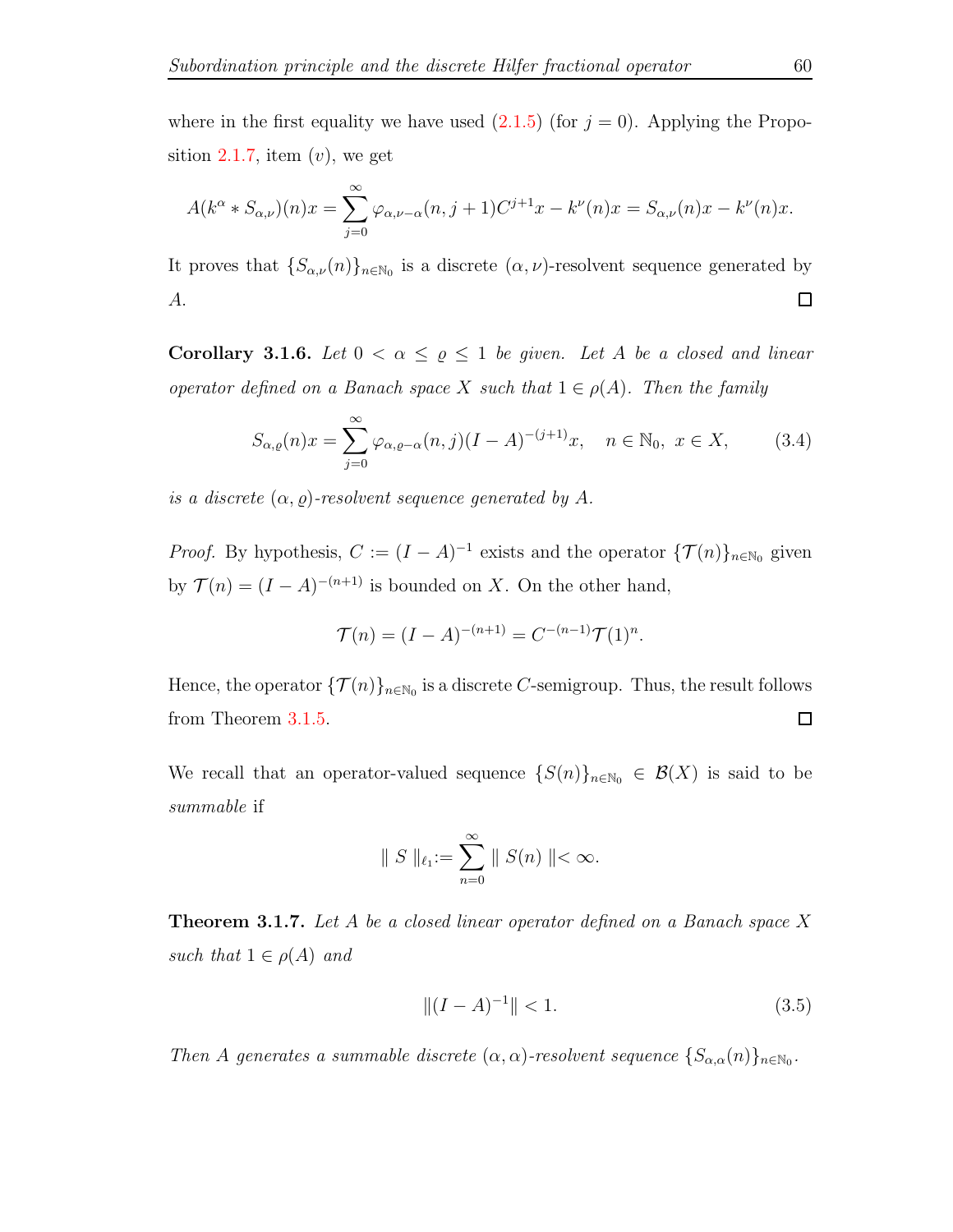where in the first equality we have used (2.1.5) (for $j = 0$). Applying the Proposition 2.1.7, item $(v)$, we get

$$A(k^{\alpha} * S_{\alpha,\nu})(n)x = \sum_{j=0}^{\infty} \varphi_{\alpha,\nu-\alpha}(n, j+1)C^{j+1}x - k^{\nu}(n)x = S_{\alpha,\nu}(n)x - k^{\nu}(n)x.$$

It proves that $\{S_{\alpha,\nu}(n)\}_{n\in\mathbb{N}_0}$ is a discrete $(\alpha,\nu)$-resolvent sequence generated by $A$. $\square$

**Corollary 3.1.6.** *Let $0 < \alpha \leq \varrho \leq 1$ be given. Let $A$ be a closed and linear operator defined on a Banach space $X$ such that $1 \in \rho(A)$. Then the family*

$$S_{\alpha,\varrho}(n)x = \sum_{j=0}^{\infty} \varphi_{\alpha,\varrho-\alpha}(n, j)(I - A)^{-(j+1)}x, \quad n \in \mathbb{N}_0,\ x \in X, \tag{3.4}$$

*is a discrete $(\alpha, \varrho)$-resolvent sequence generated by $A$.*

*Proof.* By hypothesis, $C := (I - A)^{-1}$ exists and the operator $\{\mathcal{T}(n)\}_{n\in\mathbb{N}_0}$ given by $\mathcal{T}(n) = (I - A)^{-(n+1)}$ is bounded on $X$. On the other hand,

$$\mathcal{T}(n) = (I - A)^{-(n+1)} = C^{-(n-1)}\mathcal{T}(1)^n.$$

Hence, the operator $\{\mathcal{T}(n)\}_{n\in\mathbb{N}_0}$ is a discrete $C$-semigroup. Thus, the result follows from Theorem 3.1.5. $\square$

We recall that an operator-valued sequence $\{S(n)\}_{n\in\mathbb{N}_0} \in \mathcal{B}(X)$ is said to be *summable* if

$$\| S \|_{\ell_1} := \sum_{n=0}^{\infty} \| S(n) \| < \infty.$$

**Theorem 3.1.7.** *Let $A$ be a closed linear operator defined on a Banach space $X$ such that $1 \in \rho(A)$ and*

$$\|(I - A)^{-1}\| < 1. \tag{3.5}$$

*Then $A$ generates a summable discrete $(\alpha,\alpha)$-resolvent sequence $\{S_{\alpha,\alpha}(n)\}_{n\in\mathbb{N}_0}$.*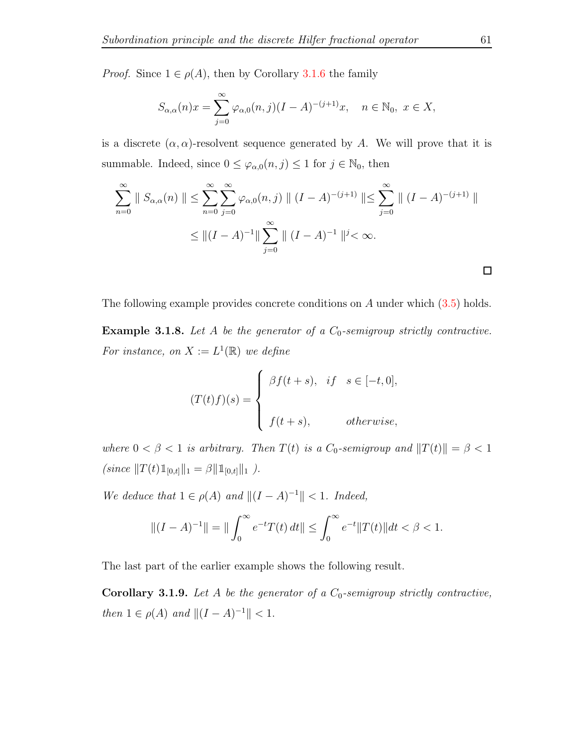*Proof.* Since $1 \in \rho(A)$, then by Corollary 3.1.6 the family

$$S_{\alpha,\alpha}(n)x = \sum_{j=0}^{\infty} \varphi_{\alpha,0}(n,j)(I-A)^{-(j+1)}x, \quad n \in \mathbb{N}_0, \ x \in X,$$

is a discrete $(\alpha, \alpha)$-resolvent sequence generated by $A$. We will prove that it is summable. Indeed, since $0 \leq \varphi_{\alpha,0}(n,j) \leq 1$ for $j \in \mathbb{N}_0$, then

$$\sum_{n=0}^{\infty} \parallel S_{\alpha,\alpha}(n) \parallel \leq \sum_{n=0}^{\infty}\sum_{j=0}^{\infty} \varphi_{\alpha,0}(n,j) \parallel (I-A)^{-(j+1)} \parallel \leq \sum_{j=0}^{\infty} \parallel (I-A)^{-(j+1)} \parallel$$

$$\leq \|(I-A)^{-1}\| \sum_{j=0}^{\infty} \parallel (I-A)^{-1} \parallel^{j} < \infty.$$

□

The following example provides concrete conditions on $A$ under which (3.5) holds.

**Example 3.1.8.** *Let $A$ be the generator of a $C_0$-semigroup strictly contractive. For instance, on $X := L^1(\mathbb{R})$ we define*

$$(T(t)f)(s) = \begin{cases} \beta f(t+s), & if \quad s \in [-t, 0], \\ \\ f(t+s), & otherwise, \end{cases}$$

*where $0 < \beta < 1$ is arbitrary. Then $T(t)$ is a $C_0$-semigroup and $\|T(t)\| = \beta < 1$ (since $\|T(t)\mathbb{1}_{[0,t]}\|_1 = \beta\|\mathbb{1}_{[0,t]}\|_1$ ).*

*We deduce that $1 \in \rho(A)$ and $\|(I-A)^{-1}\| < 1$. Indeed,*

$$\|(I-A)^{-1}\| = \| \int_0^{\infty} e^{-t}T(t)\, dt\| \leq \int_0^{\infty} e^{-t}\|T(t)\|dt < \beta < 1.$$

The last part of the earlier example shows the following result.

**Corollary 3.1.9.** *Let $A$ be the generator of a $C_0$-semigroup strictly contractive, then $1 \in \rho(A)$ and $\|(I-A)^{-1}\| < 1$.*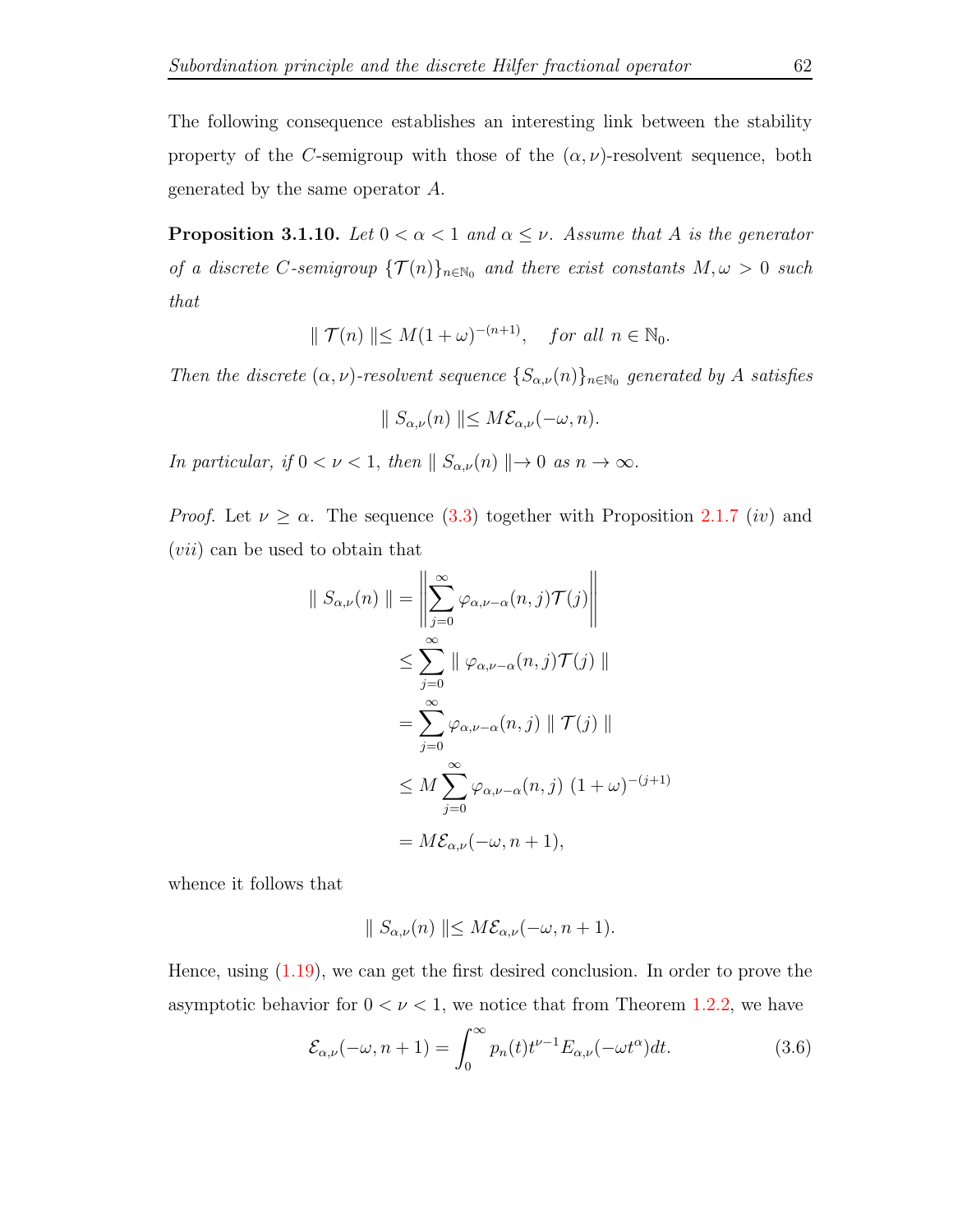The following consequence establishes an interesting link between the stability property of the $C$-semigroup with those of the $(\alpha,\nu)$-resolvent sequence, both generated by the same operator $A$.

**Proposition 3.1.10.** *Let $0<\alpha<1$ and $\alpha\leq\nu$. Assume that $A$ is the generator of a discrete $C$-semigroup $\{\mathcal{T}(n)\}_{n\in\mathbb{N}_0}$ and there exist constants $M,\omega>0$ such that*

$$\parallel \mathcal{T}(n)\parallel\leq M(1+\omega)^{-(n+1)}, \quad \textit{for all } n\in\mathbb{N}_0.$$

*Then the discrete $(\alpha,\nu)$-resolvent sequence $\{S_{\alpha,\nu}(n)\}_{n\in\mathbb{N}_0}$ generated by $A$ satisfies*

$$\parallel S_{\alpha,\nu}(n)\parallel\leq M\mathcal{E}_{\alpha,\nu}(-\omega,n).$$

*In particular, if $0<\nu<1$, then $\parallel S_{\alpha,\nu}(n)\parallel\to 0$ as $n\to\infty$.*

*Proof.* Let $\nu\geq\alpha$. The sequence (3.3) together with Proposition 2.1.7 $(iv)$ and $(vii)$ can be used to obtain that

$$\begin{aligned}
\parallel S_{\alpha,\nu}(n)\parallel &= \left\|\sum_{j=0}^{\infty}\varphi_{\alpha,\nu-\alpha}(n,j)\mathcal{T}(j)\right\| \\
&\leq \sum_{j=0}^{\infty}\parallel\varphi_{\alpha,\nu-\alpha}(n,j)\mathcal{T}(j)\parallel \\
&= \sum_{j=0}^{\infty}\varphi_{\alpha,\nu-\alpha}(n,j)\parallel\mathcal{T}(j)\parallel \\
&\leq M\sum_{j=0}^{\infty}\varphi_{\alpha,\nu-\alpha}(n,j)\ (1+\omega)^{-(j+1)} \\
&= M\mathcal{E}_{\alpha,\nu}(-\omega,n+1),
\end{aligned}$$

whence it follows that

$$\parallel S_{\alpha,\nu}(n)\parallel\leq M\mathcal{E}_{\alpha,\nu}(-\omega,n+1).$$

Hence, using (1.19), we can get the first desired conclusion. In order to prove the asymptotic behavior for $0<\nu<1$, we notice that from Theorem 1.2.2, we have

$$\mathcal{E}_{\alpha,\nu}(-\omega,n+1)=\int_0^{\infty}p_n(t)t^{\nu-1}E_{\alpha,\nu}(-\omega t^{\alpha})dt. \tag{3.6}$$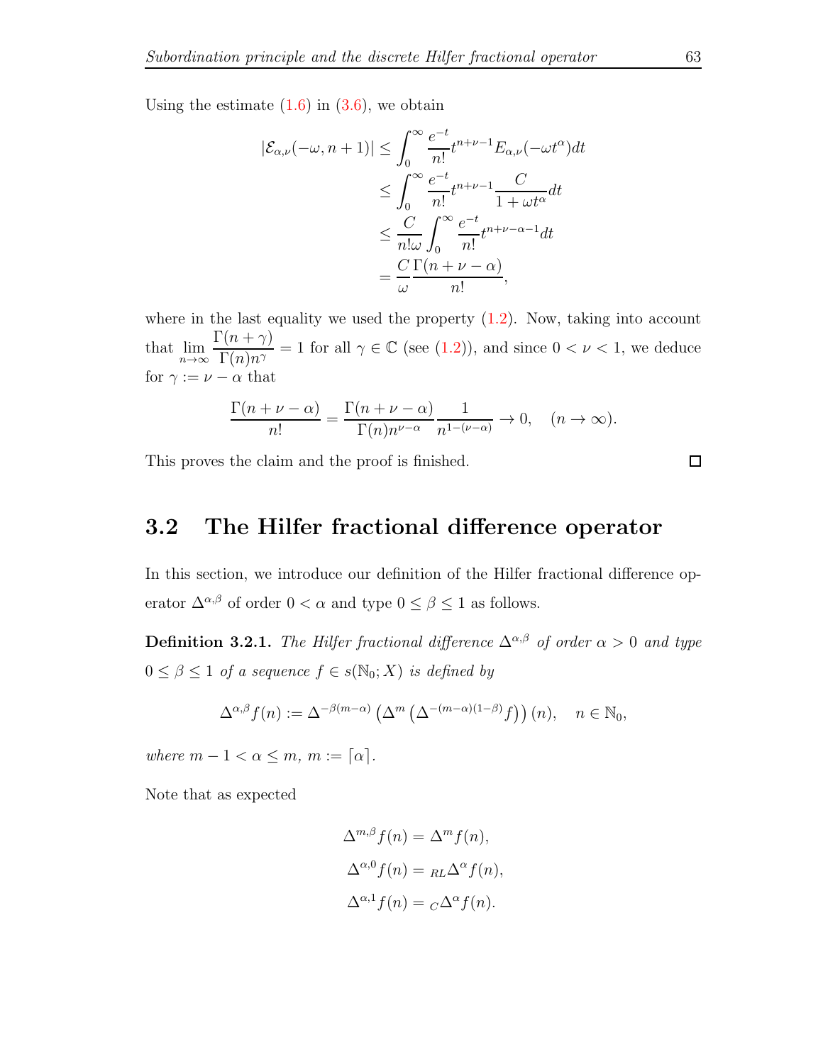Using the estimate (1.6) in (3.6), we obtain

$$
\begin{aligned}
|\mathcal{E}_{\alpha,\nu}(-\omega, n+1)| &\leq \int_0^\infty \frac{e^{-t}}{n!} t^{n+\nu-1} E_{\alpha,\nu}(-\omega t^\alpha) dt \\
&\leq \int_0^\infty \frac{e^{-t}}{n!} t^{n+\nu-1} \frac{C}{1+\omega t^\alpha} dt \\
&\leq \frac{C}{n!\omega} \int_0^\infty \frac{e^{-t}}{n!} t^{n+\nu-\alpha-1} dt \\
&= \frac{C}{\omega} \frac{\Gamma(n+\nu-\alpha)}{n!},
\end{aligned}
$$

where in the last equality we used the property (1.2). Now, taking into account that $\lim_{n\to\infty} \frac{\Gamma(n+\gamma)}{\Gamma(n)n^\gamma} = 1$ for all $\gamma \in \mathbb{C}$ (see (1.2)), and since $0 < \nu < 1$, we deduce for $\gamma := \nu - \alpha$ that

$$
\frac{\Gamma(n+\nu-\alpha)}{n!} = \frac{\Gamma(n+\nu-\alpha)}{\Gamma(n)n^{\nu-\alpha}} \frac{1}{n^{1-(\nu-\alpha)}} \to 0, \quad (n \to \infty).
$$

This proves the claim and the proof is finished. □

## 3.2 The Hilfer fractional difference operator

In this section, we introduce our definition of the Hilfer fractional difference operator $\Delta^{\alpha,\beta}$ of order $0 < \alpha$ and type $0 \leq \beta \leq 1$ as follows.

**Definition 3.2.1.** *The Hilfer fractional difference $\Delta^{\alpha,\beta}$ of order $\alpha > 0$ and type $0 \leq \beta \leq 1$ of a sequence $f \in s(\mathbb{N}_0; X)$ is defined by*

$$
\Delta^{\alpha,\beta} f(n) := \Delta^{-\beta(m-\alpha)} \left(\Delta^m \left(\Delta^{-(m-\alpha)(1-\beta)} f\right)\right)(n), \quad n \in \mathbb{N}_0,
$$

*where $m - 1 < \alpha \leq m$, $m := \lceil \alpha \rceil$.*

Note that as expected

$$
\begin{aligned}
\Delta^{m,\beta} f(n) &= \Delta^m f(n), \\
\Delta^{\alpha,0} f(n) &= {}_{RL}\Delta^\alpha f(n), \\
\Delta^{\alpha,1} f(n) &= {}_{C}\Delta^\alpha f(n).
\end{aligned}
$$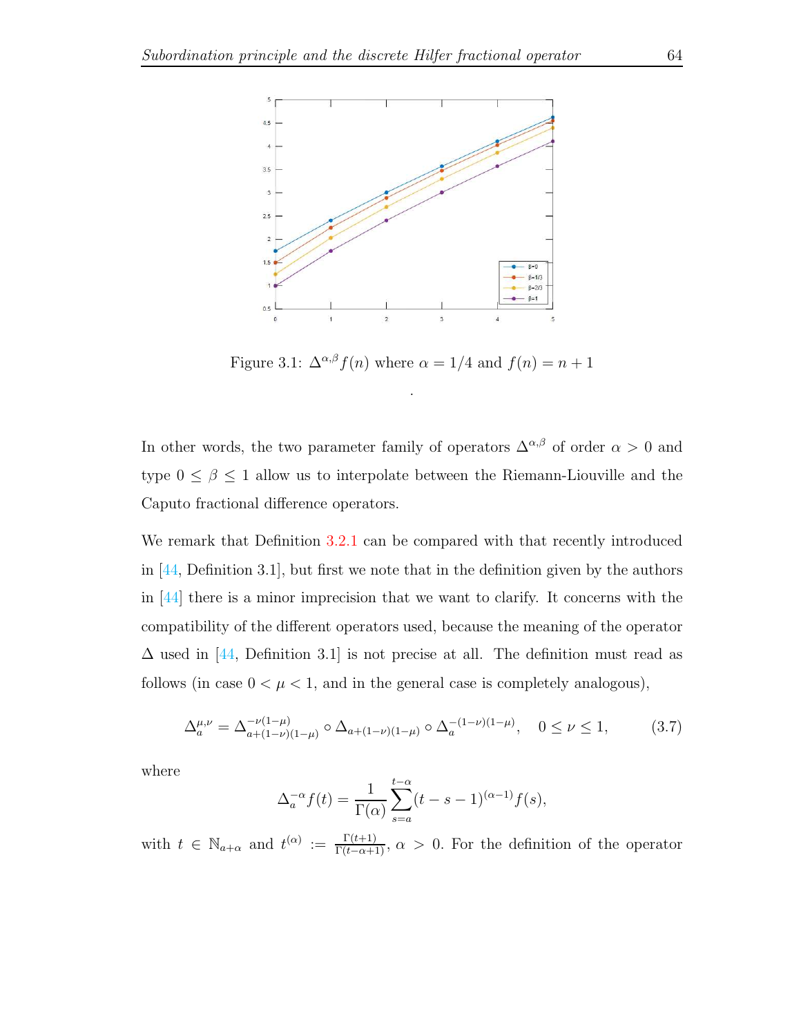Figure 3.1: $\Delta^{\alpha,\beta} f(n)$ where $\alpha = 1/4$ and $f(n) = n+1$

.

In other words, the two parameter family of operators $\Delta^{\alpha,\beta}$ of order $\alpha > 0$ and type $0 \leq \beta \leq 1$ allow us to interpolate between the Riemann-Liouville and the Caputo fractional difference operators.

We remark that Definition 3.2.1 can be compared with that recently introduced in [44, Definition 3.1], but first we note that in the definition given by the authors in [44] there is a minor imprecision that we want to clarify. It concerns with the compatibility of the different operators used, because the meaning of the operator $\Delta$ used in [44, Definition 3.1] is not precise at all. The definition must read as follows (in case $0 < \mu < 1$, and in the general case is completely analogous),

$$\Delta_a^{\mu,\nu} = \Delta_{a+(1-\nu)(1-\mu)}^{-\nu(1-\mu)} \circ \Delta_{a+(1-\nu)(1-\mu)} \circ \Delta_a^{-(1-\nu)(1-\mu)}, \quad 0 \leq \nu \leq 1, \tag{3.7}$$

where

$$\Delta_a^{-\alpha} f(t) = \frac{1}{\Gamma(\alpha)} \sum_{s=a}^{t-\alpha} (t-s-1)^{(\alpha-1)} f(s),$$

with $t \in \mathbb{N}_{a+\alpha}$ and $t^{(\alpha)} := \frac{\Gamma(t+1)}{\Gamma(t-\alpha+1)}$, $\alpha > 0$. For the definition of the operator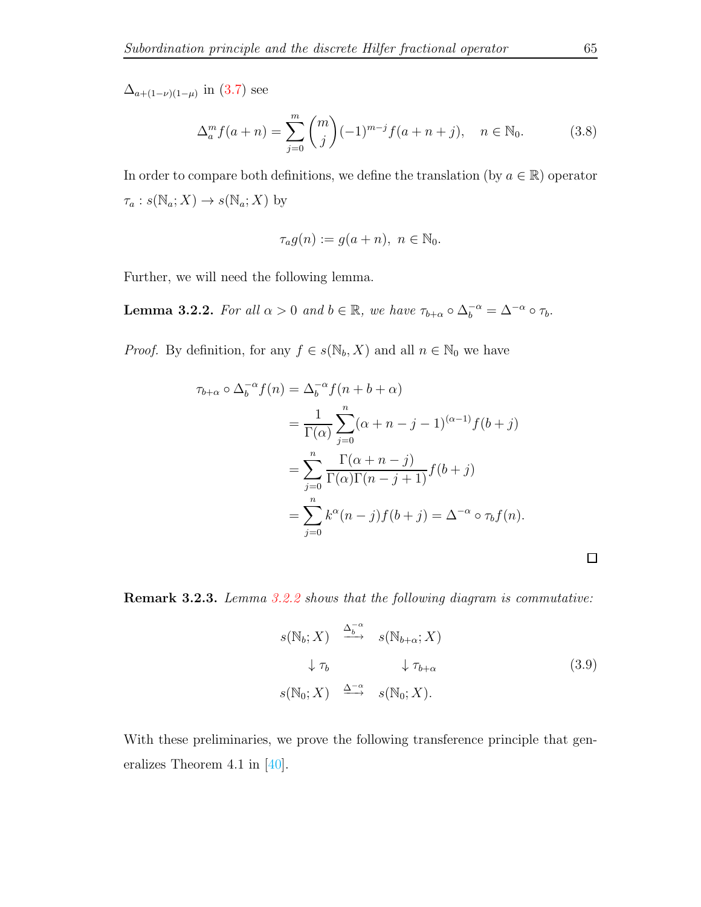$\Delta_{a+(1-\nu)(1-\mu)}$ in (3.7) see

$$\Delta_a^m f(a+n) = \sum_{j=0}^{m} \binom{m}{j} (-1)^{m-j} f(a+n+j), \quad n \in \mathbb{N}_0. \tag{3.8}$$

In order to compare both definitions, we define the translation (by $a \in \mathbb{R}$) operator $\tau_a : s(\mathbb{N}_a; X) \to s(\mathbb{N}_a; X)$ by

$$\tau_a g(n) := g(a+n), \ n \in \mathbb{N}_0.$$

Further, we will need the following lemma.

**Lemma 3.2.2.** *For all $\alpha > 0$ and $b \in \mathbb{R}$, we have $\tau_{b+\alpha} \circ \Delta_b^{-\alpha} = \Delta^{-\alpha} \circ \tau_b$.*

*Proof.* By definition, for any $f \in s(\mathbb{N}_b, X)$ and all $n \in \mathbb{N}_0$ we have

$$\begin{aligned}
\tau_{b+\alpha} \circ \Delta_b^{-\alpha} f(n) &= \Delta_b^{-\alpha} f(n+b+\alpha) \\
&= \frac{1}{\Gamma(\alpha)} \sum_{j=0}^{n} (\alpha+n-j-1)^{(\alpha-1)} f(b+j) \\
&= \sum_{j=0}^{n} \frac{\Gamma(\alpha+n-j)}{\Gamma(\alpha)\Gamma(n-j+1)} f(b+j) \\
&= \sum_{j=0}^{n} k^{\alpha}(n-j) f(b+j) = \Delta^{-\alpha} \circ \tau_b f(n).
\end{aligned}$$

□

**Remark 3.2.3.** *Lemma 3.2.2 shows that the following diagram is commutative:*

$$\begin{array}{ccc}
s(\mathbb{N}_b; X) & \xrightarrow{\Delta_b^{-\alpha}} & s(\mathbb{N}_{b+\alpha}; X) \\
\downarrow \tau_b & & \downarrow \tau_{b+\alpha} \\
s(\mathbb{N}_0; X) & \xrightarrow{\Delta^{-\alpha}} & s(\mathbb{N}_0; X).
\end{array} \tag{3.9}$$

With these preliminaries, we prove the following transference principle that generalizes Theorem 4.1 in [40].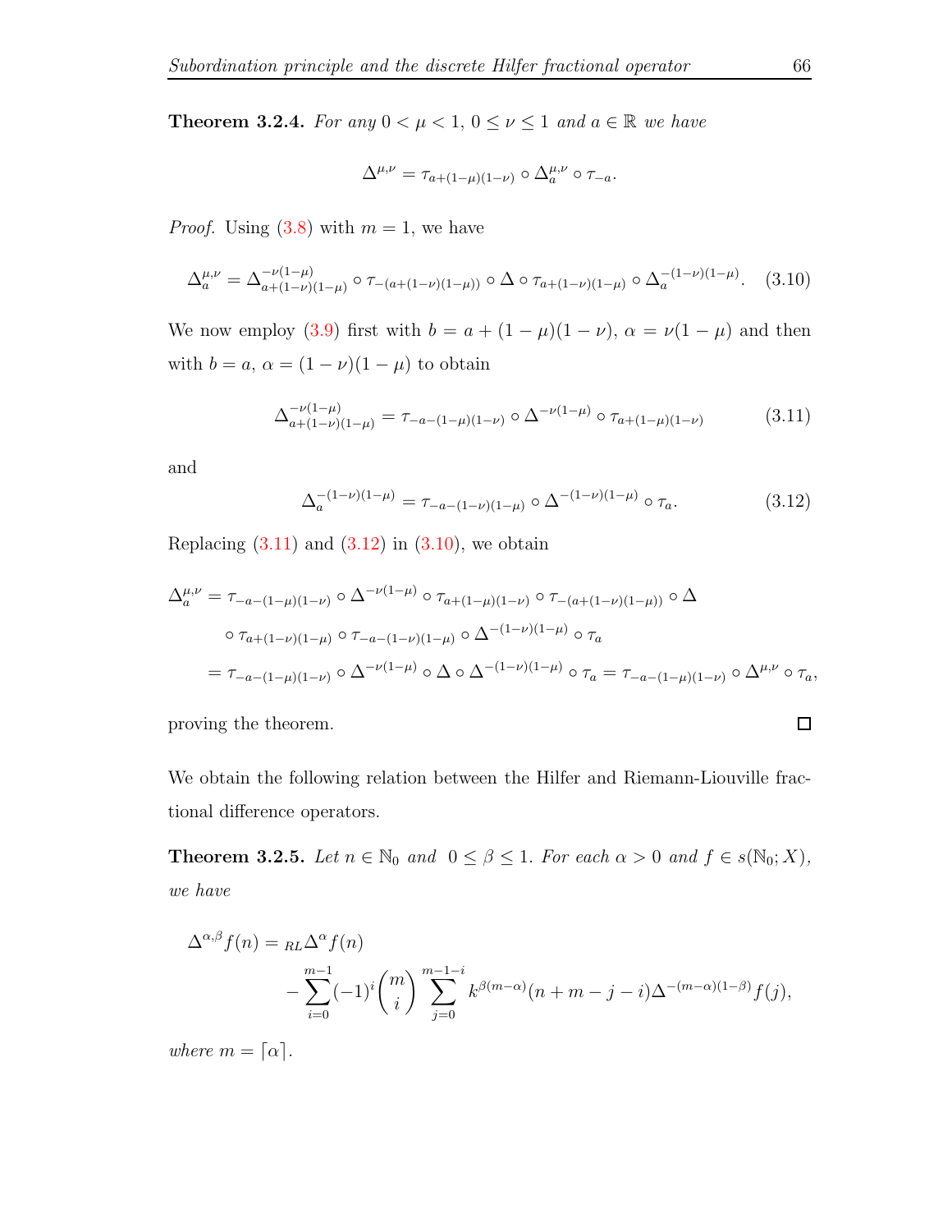**Theorem 3.2.4.** *For any $0 < \mu < 1$, $0 \leq \nu \leq 1$ and $a \in \mathbb{R}$ we have*

$$\Delta^{\mu,\nu} = \tau_{a+(1-\mu)(1-\nu)} \circ \Delta_a^{\mu,\nu} \circ \tau_{-a}.$$

*Proof.* Using (3.8) with $m = 1$, we have

$$\Delta_a^{\mu,\nu} = \Delta_{a+(1-\nu)(1-\mu)}^{-\nu(1-\mu)} \circ \tau_{-(a+(1-\nu)(1-\mu))} \circ \Delta \circ \tau_{a+(1-\nu)(1-\mu)} \circ \Delta_a^{-(1-\nu)(1-\mu)}. \quad (3.10)$$

We now employ (3.9) first with $b = a + (1-\mu)(1-\nu)$, $\alpha = \nu(1-\mu)$ and then with $b = a$, $\alpha = (1-\nu)(1-\mu)$ to obtain

$$\Delta_{a+(1-\nu)(1-\mu)}^{-\nu(1-\mu)} = \tau_{-a-(1-\mu)(1-\nu)} \circ \Delta^{-\nu(1-\mu)} \circ \tau_{a+(1-\mu)(1-\nu)} \quad (3.11)$$

and

$$\Delta_a^{-(1-\nu)(1-\mu)} = \tau_{-a-(1-\nu)(1-\mu)} \circ \Delta^{-(1-\nu)(1-\mu)} \circ \tau_a. \quad (3.12)$$

Replacing (3.11) and (3.12) in (3.10), we obtain

$$\begin{aligned}
\Delta_a^{\mu,\nu} &= \tau_{-a-(1-\mu)(1-\nu)} \circ \Delta^{-\nu(1-\mu)} \circ \tau_{a+(1-\mu)(1-\nu)} \circ \tau_{-(a+(1-\nu)(1-\mu))} \circ \Delta \\
&\quad \circ \tau_{a+(1-\nu)(1-\mu)} \circ \tau_{-a-(1-\nu)(1-\mu)} \circ \Delta^{-(1-\nu)(1-\mu)} \circ \tau_a \\
&= \tau_{-a-(1-\mu)(1-\nu)} \circ \Delta^{-\nu(1-\mu)} \circ \Delta \circ \Delta^{-(1-\nu)(1-\mu)} \circ \tau_a = \tau_{-a-(1-\mu)(1-\nu)} \circ \Delta^{\mu,\nu} \circ \tau_a,
\end{aligned}$$

proving the theorem. $\square$

We obtain the following relation between the Hilfer and Riemann-Liouville fractional difference operators.

**Theorem 3.2.5.** *Let $n \in \mathbb{N}_0$ and $0 \leq \beta \leq 1$. For each $\alpha > 0$ and $f \in s(\mathbb{N}_0; X)$, we have*

$$\begin{aligned}
\Delta^{\alpha,\beta} f(n) &= {}_{RL}\Delta^{\alpha} f(n) \\
&\quad - \sum_{i=0}^{m-1} (-1)^i \binom{m}{i} \sum_{j=0}^{m-1-i} k^{\beta(m-\alpha)}(n+m-j-i) \Delta^{-(m-\alpha)(1-\beta)} f(j),
\end{aligned}$$

*where $m = \lceil \alpha \rceil$.*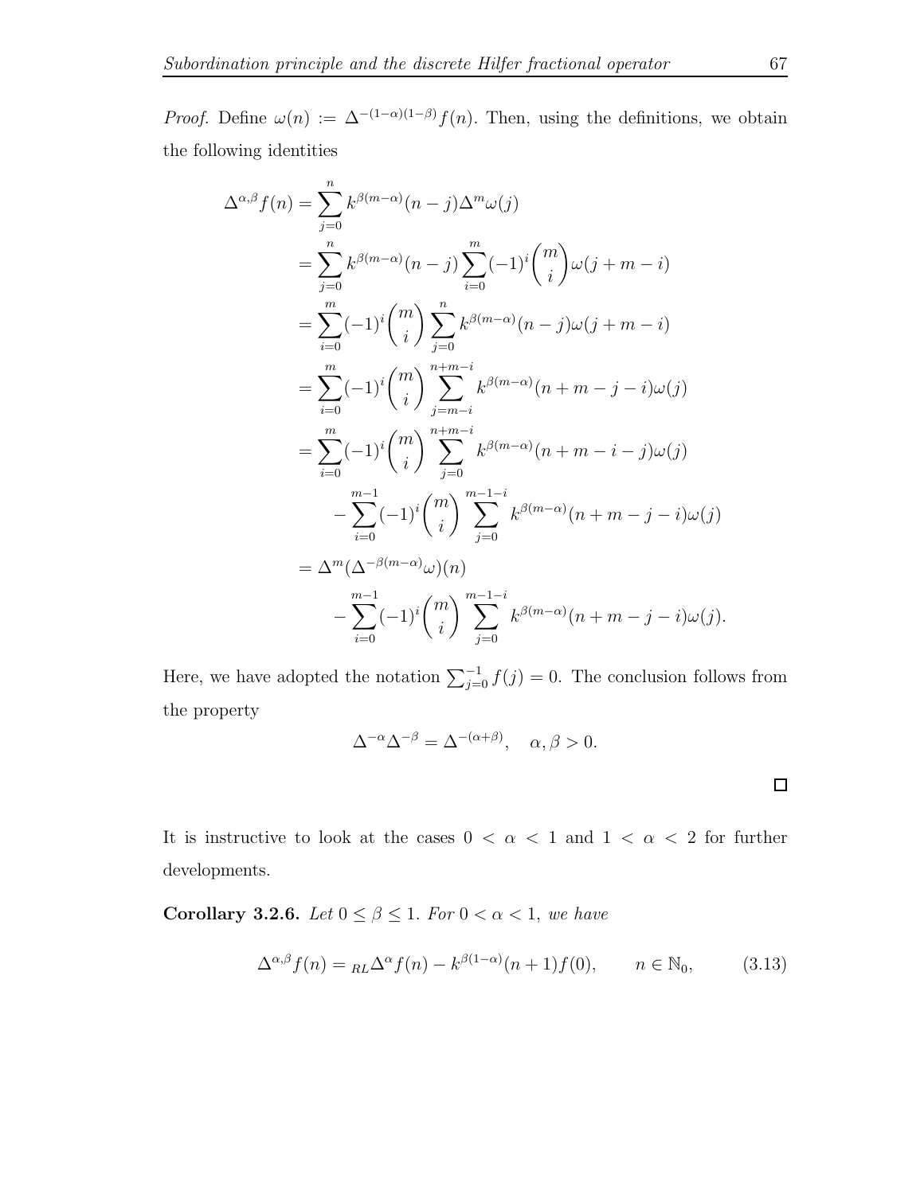*Proof.* Define $\omega(n) := \Delta^{-(1-\alpha)(1-\beta)} f(n)$. Then, using the definitions, we obtain the following identities

$$
\begin{aligned}
\Delta^{\alpha,\beta} f(n) &= \sum_{j=0}^{n} k^{\beta(m-\alpha)}(n-j)\Delta^m \omega(j) \\
&= \sum_{j=0}^{n} k^{\beta(m-\alpha)}(n-j)\sum_{i=0}^{m}(-1)^i \binom{m}{i}\omega(j+m-i) \\
&= \sum_{i=0}^{m}(-1)^i \binom{m}{i}\sum_{j=0}^{n} k^{\beta(m-\alpha)}(n-j)\omega(j+m-i) \\
&= \sum_{i=0}^{m}(-1)^i \binom{m}{i}\sum_{j=m-i}^{n+m-i} k^{\beta(m-\alpha)}(n+m-j-i)\omega(j) \\
&= \sum_{i=0}^{m}(-1)^i \binom{m}{i}\sum_{j=0}^{n+m-i} k^{\beta(m-\alpha)}(n+m-i-j)\omega(j) \\
&\quad - \sum_{i=0}^{m-1}(-1)^i \binom{m}{i}\sum_{j=0}^{m-1-i} k^{\beta(m-\alpha)}(n+m-j-i)\omega(j) \\
&= \Delta^m(\Delta^{-\beta(m-\alpha)}\omega)(n) \\
&\quad - \sum_{i=0}^{m-1}(-1)^i \binom{m}{i}\sum_{j=0}^{m-1-i} k^{\beta(m-\alpha)}(n+m-j-i)\omega(j).
\end{aligned}
$$

Here, we have adopted the notation $\sum_{j=0}^{-1} f(j) = 0$. The conclusion follows from the property

$$
\Delta^{-\alpha}\Delta^{-\beta} = \Delta^{-(\alpha+\beta)}, \quad \alpha, \beta > 0.
$$

□

It is instructive to look at the cases $0 < \alpha < 1$ and $1 < \alpha < 2$ for further developments.

**Corollary 3.2.6.** *Let $0 \le \beta \le 1$. For $0 < \alpha < 1$, we have*

$$
\Delta^{\alpha,\beta} f(n) = {}_{RL}\Delta^{\alpha} f(n) - k^{\beta(1-\alpha)}(n+1) f(0), \qquad n \in \mathbb{N}_0, \tag{3.13}
$$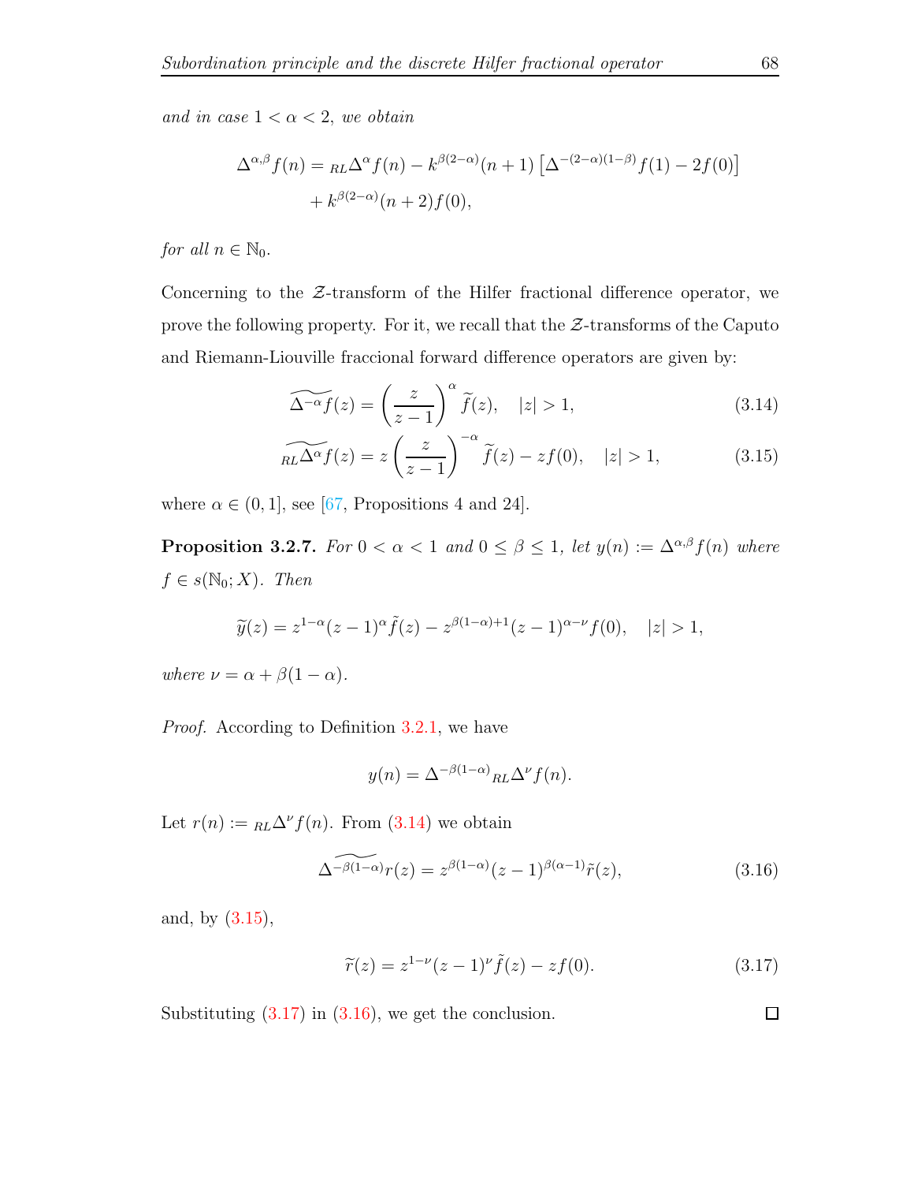*and in case $1 < \alpha < 2$, we obtain*

$$\Delta^{\alpha,\beta} f(n) = {}_{RL}\Delta^{\alpha} f(n) - k^{\beta(2-\alpha)}(n+1)\left[\Delta^{-(2-\alpha)(1-\beta)} f(1) - 2f(0)\right] + k^{\beta(2-\alpha)}(n+2) f(0),$$

*for all $n \in \mathbb{N}_0$.*

Concerning to the $\mathcal{Z}$-transform of the Hilfer fractional difference operator, we prove the following property. For it, we recall that the $\mathcal{Z}$-transforms of the Caputo and Riemann-Liouville fraccional forward difference operators are given by:

$$\widetilde{\Delta^{-\alpha} f}(z) = \left(\frac{z}{z-1}\right)^{\alpha} \widetilde{f}(z), \quad |z| > 1, \tag{3.14}$$

$$\widetilde{{}_{RL}\Delta^{\alpha} f}(z) = z\left(\frac{z}{z-1}\right)^{-\alpha} \widetilde{f}(z) - zf(0), \quad |z| > 1, \tag{3.15}$$

where $\alpha \in (0, 1]$, see [67, Propositions 4 and 24].

**Proposition 3.2.7.** *For $0 < \alpha < 1$ and $0 \leq \beta \leq 1$, let $y(n) := \Delta^{\alpha,\beta} f(n)$ where $f \in s(\mathbb{N}_0; X)$. Then*

$$\widetilde{y}(z) = z^{1-\alpha}(z-1)^{\alpha}\tilde{f}(z) - z^{\beta(1-\alpha)+1}(z-1)^{\alpha-\nu} f(0), \quad |z| > 1,$$

*where $\nu = \alpha + \beta(1-\alpha)$.*

*Proof.* According to Definition 3.2.1, we have

$$y(n) = \Delta^{-\beta(1-\alpha)}{}_{RL}\Delta^{\nu} f(n).$$

Let $r(n) := {}_{RL}\Delta^{\nu} f(n)$. From (3.14) we obtain

$$\widetilde{\Delta^{-\beta(1-\alpha)} r}(z) = z^{\beta(1-\alpha)}(z-1)^{\beta(\alpha-1)}\tilde{r}(z), \tag{3.16}$$

and, by (3.15),

$$\widetilde{r}(z) = z^{1-\nu}(z-1)^{\nu}\tilde{f}(z) - zf(0). \tag{3.17}$$

Substituting (3.17) in (3.16), we get the conclusion. ☐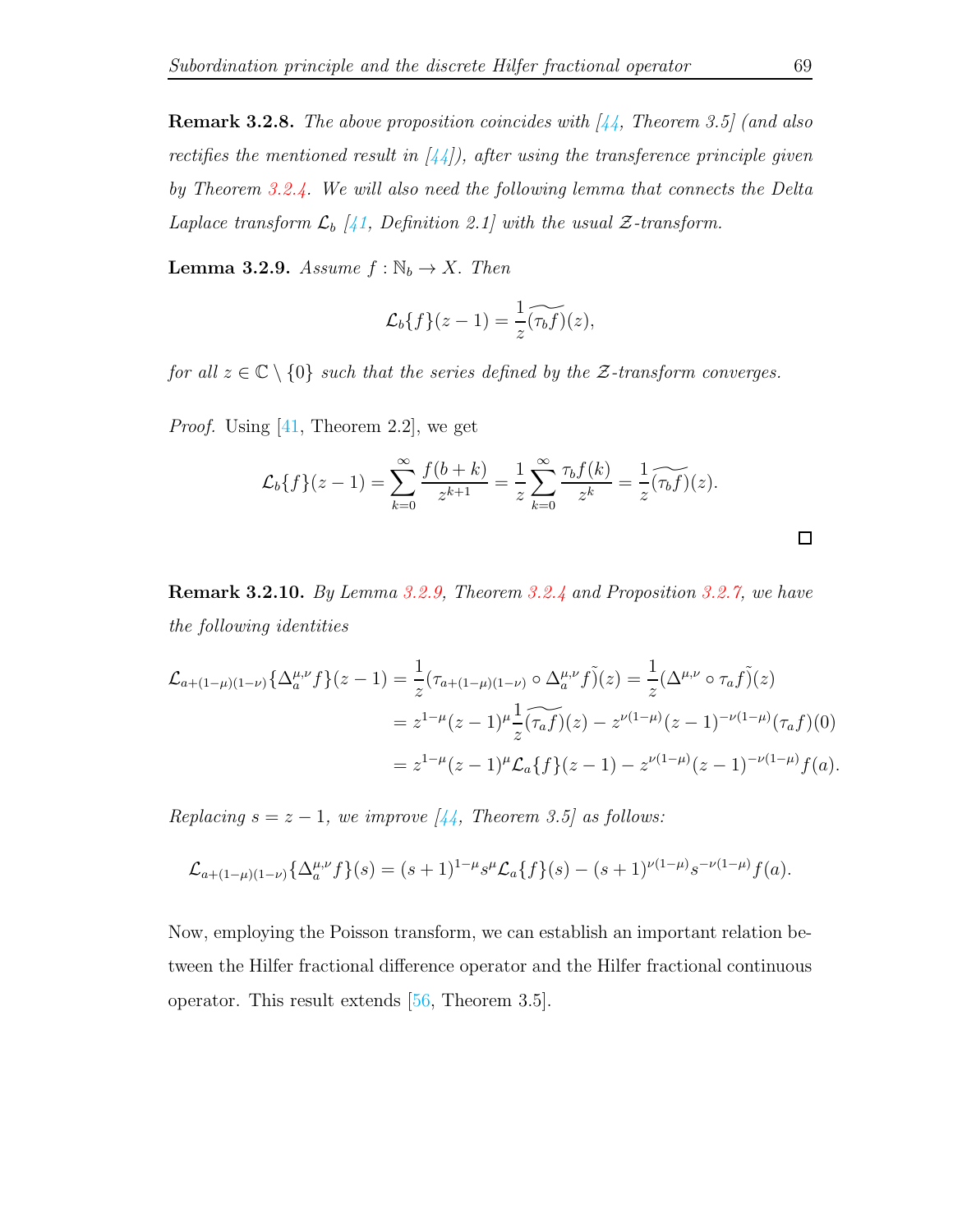**Remark 3.2.8.** *The above proposition coincides with [44, Theorem 3.5] (and also rectifies the mentioned result in [44]), after using the transference principle given by Theorem 3.2.4. We will also need the following lemma that connects the Delta Laplace transform $\mathcal{L}_b$ [41, Definition 2.1] with the usual $\mathcal{Z}$-transform.*

**Lemma 3.2.9.** *Assume $f : \mathbb{N}_b \to X$. Then*

$$\mathcal{L}_b\{f\}(z-1) = \frac{1}{z}\widetilde{(\tau_b f)}(z),$$

*for all $z \in \mathbb{C} \setminus \{0\}$ such that the series defined by the $\mathcal{Z}$-transform converges.*

*Proof.* Using [41, Theorem 2.2], we get

$$\mathcal{L}_b\{f\}(z-1) = \sum_{k=0}^{\infty} \frac{f(b+k)}{z^{k+1}} = \frac{1}{z}\sum_{k=0}^{\infty} \frac{\tau_b f(k)}{z^k} = \frac{1}{z}\widetilde{(\tau_b f)}(z).$$

□

**Remark 3.2.10.** *By Lemma 3.2.9, Theorem 3.2.4 and Proposition 3.2.7, we have the following identities*

$$\begin{aligned}
\mathcal{L}_{a+(1-\mu)(1-\nu)}\{\Delta_a^{\mu,\nu} f\}(z-1) &= \frac{1}{z}(\tau_{a+(1-\mu)(1-\nu)} \circ \Delta_a^{\mu,\nu} f\tilde{)}(z) = \frac{1}{z}(\Delta^{\mu,\nu} \circ \tau_a f\tilde{)}(z) \\
&= z^{1-\mu}(z-1)^{\mu}\frac{1}{z}\widetilde{(\tau_a f)}(z) - z^{\nu(1-\mu)}(z-1)^{-\nu(1-\mu)}(\tau_a f)(0) \\
&= z^{1-\mu}(z-1)^{\mu}\mathcal{L}_a\{f\}(z-1) - z^{\nu(1-\mu)}(z-1)^{-\nu(1-\mu)}f(a).
\end{aligned}$$

*Replacing $s = z-1$, we improve [44, Theorem 3.5] as follows:*

$$\mathcal{L}_{a+(1-\mu)(1-\nu)}\{\Delta_a^{\mu,\nu} f\}(s) = (s+1)^{1-\mu}s^{\mu}\mathcal{L}_a\{f\}(s) - (s+1)^{\nu(1-\mu)}s^{-\nu(1-\mu)}f(a).$$

Now, employing the Poisson transform, we can establish an important relation between the Hilfer fractional difference operator and the Hilfer fractional continuous operator. This result extends [56, Theorem 3.5].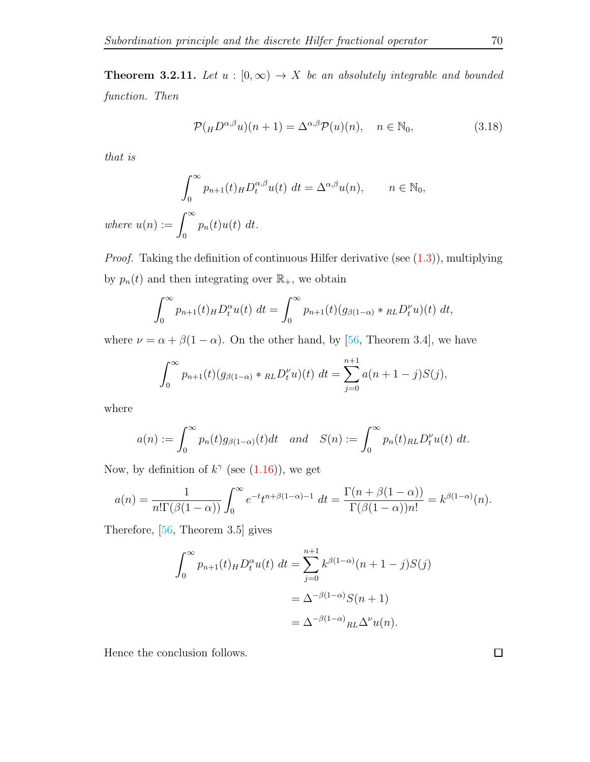**Theorem 3.2.11.** *Let $u : [0, \infty) \to X$ be an absolutely integrable and bounded function. Then*

$$\mathcal{P}({}_HD^{\alpha,\beta}u)(n+1) = \Delta^{\alpha,\beta}\mathcal{P}(u)(n), \quad n \in \mathbb{N}_0, \tag{3.18}$$

*that is*

$$\int_0^\infty p_{n+1}(t)\,{}_HD_t^{\alpha,\beta}u(t)\;dt = \Delta^{\alpha,\beta}u(n), \qquad n \in \mathbb{N}_0,$$

*where* $u(n) := \displaystyle\int_0^\infty p_n(t)u(t)\;dt.$

*Proof.* Taking the definition of continuous Hilfer derivative (see (1.3)), multiplying by $p_n(t)$ and then integrating over $\mathbb{R}_+$, we obtain

$$\int_0^\infty p_{n+1}(t)\,{}_HD_t^{\alpha}u(t)\;dt = \int_0^\infty p_{n+1}(t)(g_{\beta(1-\alpha)} * {}_{RL}D_t^{\nu}u)(t)\;dt,$$

where $\nu = \alpha + \beta(1-\alpha)$. On the other hand, by [56, Theorem 3.4], we have

$$\int_0^\infty p_{n+1}(t)(g_{\beta(1-\alpha)} * {}_{RL}D_t^{\nu}u)(t)\;dt = \sum_{j=0}^{n+1} a(n+1-j)S(j),$$

where

$$a(n) := \int_0^\infty p_n(t)g_{\beta(1-\alpha)}(t)dt \quad \textit{and} \quad S(n) := \int_0^\infty p_n(t)\,{}_{RL}D_t^{\nu}u(t)\;dt.$$

Now, by definition of $k^\gamma$ (see (1.16)), we get

$$a(n) = \frac{1}{n!\Gamma(\beta(1-\alpha))}\int_0^\infty e^{-t}t^{n+\beta(1-\alpha)-1}\;dt = \frac{\Gamma(n+\beta(1-\alpha))}{\Gamma(\beta(1-\alpha))n!} = k^{\beta(1-\alpha)}(n).$$

Therefore, [56, Theorem 3.5] gives

$$\begin{aligned}
\int_0^\infty p_{n+1}(t)\,{}_HD_t^{\alpha}u(t)\;dt &= \sum_{j=0}^{n+1} k^{\beta(1-\alpha)}(n+1-j)S(j) \\
&= \Delta^{-\beta(1-\alpha)}S(n+1) \\
&= \Delta^{-\beta(1-\alpha)}\,{}_{RL}\Delta^{\nu}u(n).
\end{aligned}$$

Hence the conclusion follows. ☐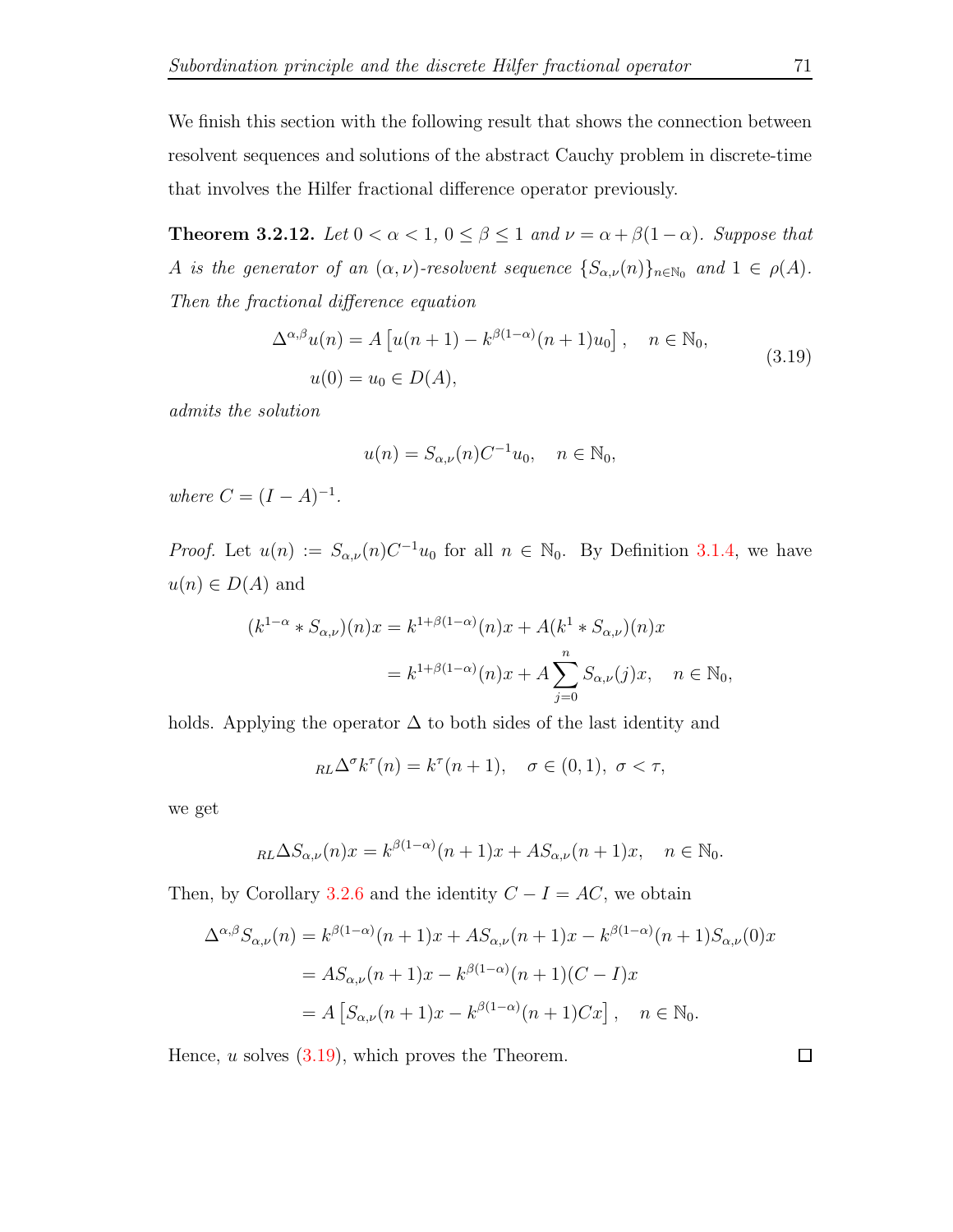We finish this section with the following result that shows the connection between resolvent sequences and solutions of the abstract Cauchy problem in discrete-time that involves the Hilfer fractional difference operator previously.

**Theorem 3.2.12.** *Let $0 < \alpha < 1$, $0 \le \beta \le 1$ and $\nu = \alpha + \beta(1-\alpha)$. Suppose that $A$ is the generator of an $(\alpha, \nu)$-resolvent sequence $\{S_{\alpha,\nu}(n)\}_{n\in\mathbb{N}_0}$ and $1 \in \rho(A)$. Then the fractional difference equation*

$$
\begin{aligned}
\Delta^{\alpha,\beta}u(n) &= A\left[u(n+1) - k^{\beta(1-\alpha)}(n+1)u_0\right], \quad n \in \mathbb{N}_0, \\
u(0) &= u_0 \in D(A),
\end{aligned}
\tag{3.19}
$$

*admits the solution*

$$
u(n) = S_{\alpha,\nu}(n)C^{-1}u_0, \quad n \in \mathbb{N}_0,
$$

*where $C = (I - A)^{-1}$.*

*Proof.* Let $u(n) := S_{\alpha,\nu}(n)C^{-1}u_0$ for all $n \in \mathbb{N}_0$. By Definition 3.1.4, we have $u(n) \in D(A)$ and

$$
\begin{aligned}
(k^{1-\alpha} * S_{\alpha,\nu})(n)x &= k^{1+\beta(1-\alpha)}(n)x + A(k^1 * S_{\alpha,\nu})(n)x \\
&= k^{1+\beta(1-\alpha)}(n)x + A\sum_{j=0}^{n} S_{\alpha,\nu}(j)x, \quad n \in \mathbb{N}_0,
\end{aligned}
$$

holds. Applying the operator $\Delta$ to both sides of the last identity and

$$
{}_{RL}\Delta^{\sigma}k^{\tau}(n) = k^{\tau}(n+1), \quad \sigma \in (0,1),\ \sigma < \tau,
$$

we get

$$
{}_{RL}\Delta S_{\alpha,\nu}(n)x = k^{\beta(1-\alpha)}(n+1)x + AS_{\alpha,\nu}(n+1)x, \quad n \in \mathbb{N}_0.
$$

Then, by Corollary 3.2.6 and the identity $C - I = AC$, we obtain

$$
\begin{aligned}
\Delta^{\alpha,\beta}S_{\alpha,\nu}(n) &= k^{\beta(1-\alpha)}(n+1)x + AS_{\alpha,\nu}(n+1)x - k^{\beta(1-\alpha)}(n+1)S_{\alpha,\nu}(0)x \\
&= AS_{\alpha,\nu}(n+1)x - k^{\beta(1-\alpha)}(n+1)(C - I)x \\
&= A\left[S_{\alpha,\nu}(n+1)x - k^{\beta(1-\alpha)}(n+1)Cx\right], \quad n \in \mathbb{N}_0.
\end{aligned}
$$

Hence, $u$ solves (3.19), which proves the Theorem. ☐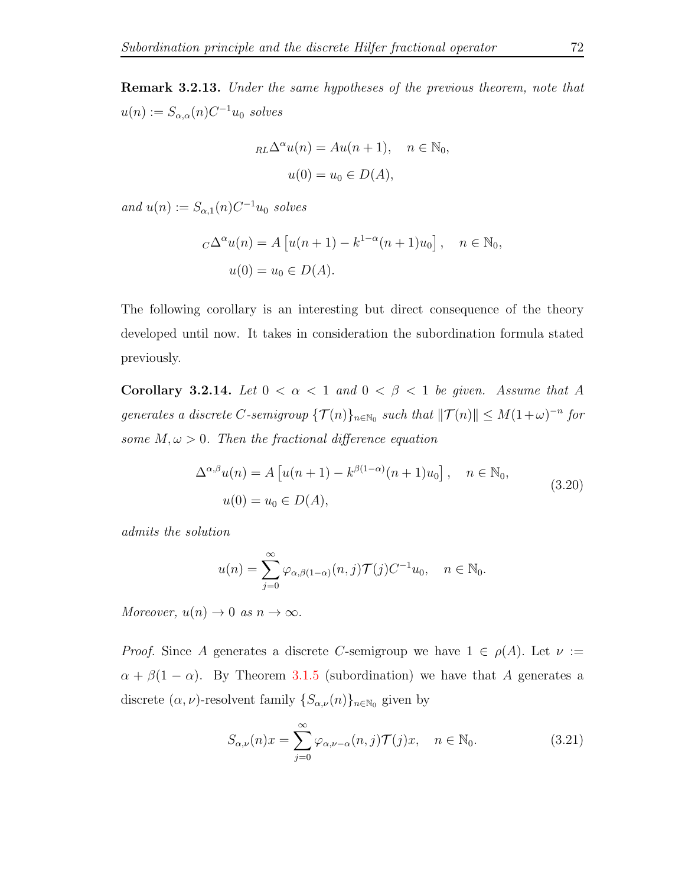**Remark 3.2.13.** *Under the same hypotheses of the previous theorem, note that* $u(n) := S_{\alpha,\alpha}(n)C^{-1}u_0$ *solves*

$$
\begin{aligned}
{}_{RL}\Delta^{\alpha} u(n) &= Au(n+1), \quad n \in \mathbb{N}_0,\\
u(0) &= u_0 \in D(A),
\end{aligned}
$$

*and* $u(n) := S_{\alpha,1}(n)C^{-1}u_0$ *solves*

$$
\begin{aligned}
{}_{C}\Delta^{\alpha} u(n) &= A\left[u(n+1) - k^{1-\alpha}(n+1)u_0\right], \quad n \in \mathbb{N}_0,\\
u(0) &= u_0 \in D(A).
\end{aligned}
$$

The following corollary is an interesting but direct consequence of the theory developed until now. It takes in consideration the subordination formula stated previously.

**Corollary 3.2.14.** *Let* $0 < \alpha < 1$ *and* $0 < \beta < 1$ *be given. Assume that* $A$ *generates a discrete* $C$*-semigroup* $\{\mathcal{T}(n)\}_{n\in\mathbb{N}_0}$ *such that* $\|\mathcal{T}(n)\| \leq M(1+\omega)^{-n}$ *for some* $M, \omega > 0$. *Then the fractional difference equation*

$$
\begin{aligned}
\Delta^{\alpha,\beta} u(n) &= A\left[u(n+1) - k^{\beta(1-\alpha)}(n+1)u_0\right], \quad n \in \mathbb{N}_0,\\
u(0) &= u_0 \in D(A),
\end{aligned}
\tag{3.20}
$$

*admits the solution*

$$
u(n) = \sum_{j=0}^{\infty} \varphi_{\alpha,\beta(1-\alpha)}(n,j)\mathcal{T}(j)C^{-1}u_0, \quad n \in \mathbb{N}_0.
$$

*Moreover,* $u(n) \to 0$ *as* $n \to \infty$.

*Proof.* Since $A$ generates a discrete $C$-semigroup we have $1 \in \rho(A)$. Let $\nu := \alpha + \beta(1-\alpha)$. By Theorem 3.1.5 (subordination) we have that $A$ generates a discrete $(\alpha,\nu)$-resolvent family $\{S_{\alpha,\nu}(n)\}_{n\in\mathbb{N}_0}$ given by

$$
S_{\alpha,\nu}(n)x = \sum_{j=0}^{\infty} \varphi_{\alpha,\nu-\alpha}(n,j)\mathcal{T}(j)x, \quad n \in \mathbb{N}_0.
\tag{3.21}
$$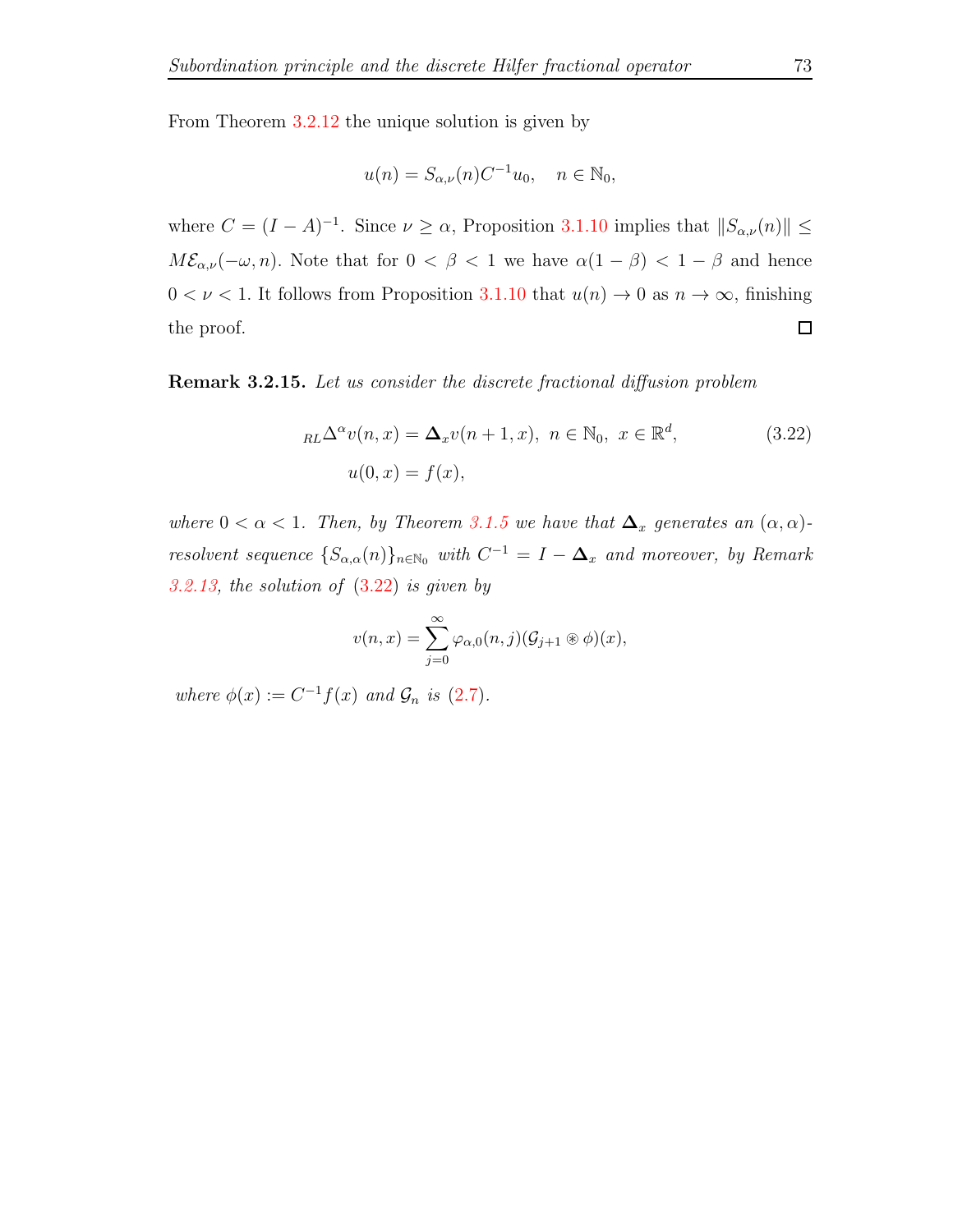From Theorem 3.2.12 the unique solution is given by

$$u(n) = S_{\alpha,\nu}(n)C^{-1}u_0, \quad n \in \mathbb{N}_0,$$

where $C = (I - A)^{-1}$. Since $\nu \geq \alpha$, Proposition 3.1.10 implies that $\|S_{\alpha,\nu}(n)\| \leq M\mathcal{E}_{\alpha,\nu}(-\omega, n)$. Note that for $0 < \beta < 1$ we have $\alpha(1-\beta) < 1-\beta$ and hence $0 < \nu < 1$. It follows from Proposition 3.1.10 that $u(n) \to 0$ as $n \to \infty$, finishing the proof. □

**Remark 3.2.15.** *Let us consider the discrete fractional diffusion problem*

$$\begin{aligned} {}_{RL}\Delta^{\alpha} v(n,x) &= \mathbf{\Delta}_x v(n+1,x), \ n \in \mathbb{N}_0, \ x \in \mathbb{R}^d, \\ u(0,x) &= f(x), \end{aligned} \tag{3.22}$$

*where $0 < \alpha < 1$. Then, by Theorem 3.1.5 we have that $\mathbf{\Delta}_x$ generates an $(\alpha,\alpha)$-resolvent sequence $\{S_{\alpha,\alpha}(n)\}_{n\in\mathbb{N}_0}$ with $C^{-1} = I - \mathbf{\Delta}_x$ and moreover, by Remark 3.2.13, the solution of (3.22) is given by*

$$v(n,x) = \sum_{j=0}^{\infty} \varphi_{\alpha,0}(n,j)(\mathcal{G}_{j+1} \circledast \phi)(x),$$

*where $\phi(x) := C^{-1}f(x)$ and $\mathcal{G}_n$ is (2.7).*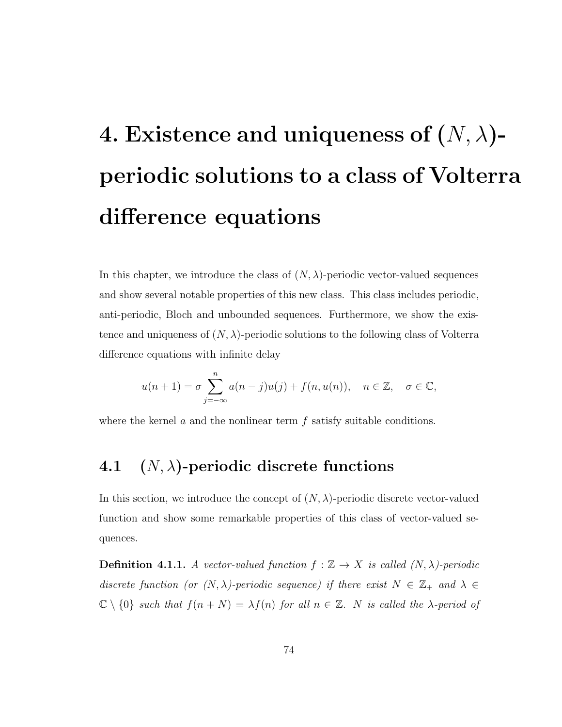# 4. Existence and uniqueness of $(N, \lambda)$-periodic solutions to a class of Volterra difference equations

In this chapter, we introduce the class of $(N, \lambda)$-periodic vector-valued sequences and show several notable properties of this new class. This class includes periodic, anti-periodic, Bloch and unbounded sequences. Furthermore, we show the existence and uniqueness of $(N, \lambda)$-periodic solutions to the following class of Volterra difference equations with infinite delay

$$u(n+1) = \sigma \sum_{j=-\infty}^{n} a(n-j)u(j) + f(n, u(n)), \quad n \in \mathbb{Z}, \quad \sigma \in \mathbb{C},$$

where the kernel $a$ and the nonlinear term $f$ satisfy suitable conditions.

## 4.1 $(N, \lambda)$-periodic discrete functions

In this section, we introduce the concept of $(N, \lambda)$-periodic discrete vector-valued function and show some remarkable properties of this class of vector-valued sequences.

**Definition 4.1.1.** *A vector-valued function $f : \mathbb{Z} \to X$ is called $(N, \lambda)$-periodic discrete function (or $(N, \lambda)$-periodic sequence) if there exist $N \in \mathbb{Z}_+$ and $\lambda \in \mathbb{C} \setminus \{0\}$ such that $f(n + N) = \lambda f(n)$ for all $n \in \mathbb{Z}$. $N$ is called the $\lambda$-period of*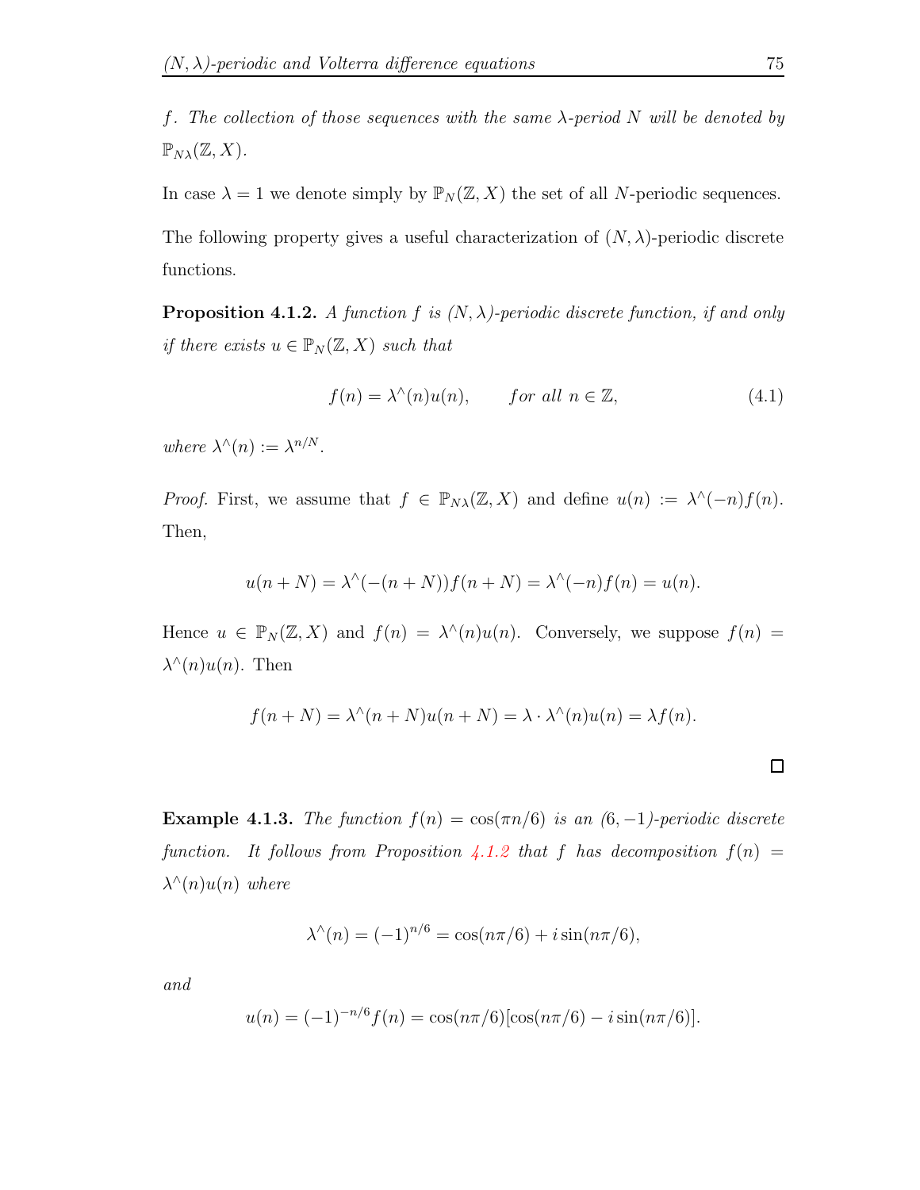*f. The collection of those sequences with the same $\lambda$-period $N$ will be denoted by $\mathbb{P}_{N\lambda}(\mathbb{Z}, X)$.*

In case $\lambda = 1$ we denote simply by $\mathbb{P}_N(\mathbb{Z}, X)$ the set of all $N$-periodic sequences.

The following property gives a useful characterization of $(N, \lambda)$-periodic discrete functions.

**Proposition 4.1.2.** *A function $f$ is $(N, \lambda)$-periodic discrete function, if and only if there exists $u \in \mathbb{P}_N(\mathbb{Z}, X)$ such that*

$$f(n) = \lambda^{\wedge}(n)u(n), \qquad \textit{for all } n \in \mathbb{Z}, \tag{4.1}$$

*where $\lambda^{\wedge}(n) := \lambda^{n/N}$.*

*Proof.* First, we assume that $f \in \mathbb{P}_{N\lambda}(\mathbb{Z}, X)$ and define $u(n) := \lambda^{\wedge}(-n)f(n)$. Then,

$$u(n + N) = \lambda^{\wedge}(-(n + N))f(n + N) = \lambda^{\wedge}(-n)f(n) = u(n).$$

Hence $u \in \mathbb{P}_N(\mathbb{Z}, X)$ and $f(n) = \lambda^{\wedge}(n)u(n)$. Conversely, we suppose $f(n) = \lambda^{\wedge}(n)u(n)$. Then

$$f(n + N) = \lambda^{\wedge}(n + N)u(n + N) = \lambda \cdot \lambda^{\wedge}(n)u(n) = \lambda f(n).$$

□

**Example 4.1.3.** *The function $f(n) = \cos(\pi n/6)$ is an $(6, -1)$-periodic discrete function. It follows from Proposition 4.1.2 that $f$ has decomposition $f(n) = \lambda^{\wedge}(n)u(n)$ where*

$$\lambda^{\wedge}(n) = (-1)^{n/6} = \cos(n\pi/6) + i \sin(n\pi/6),$$

*and*

$$u(n) = (-1)^{-n/6}f(n) = \cos(n\pi/6)[\cos(n\pi/6) - i \sin(n\pi/6)].$$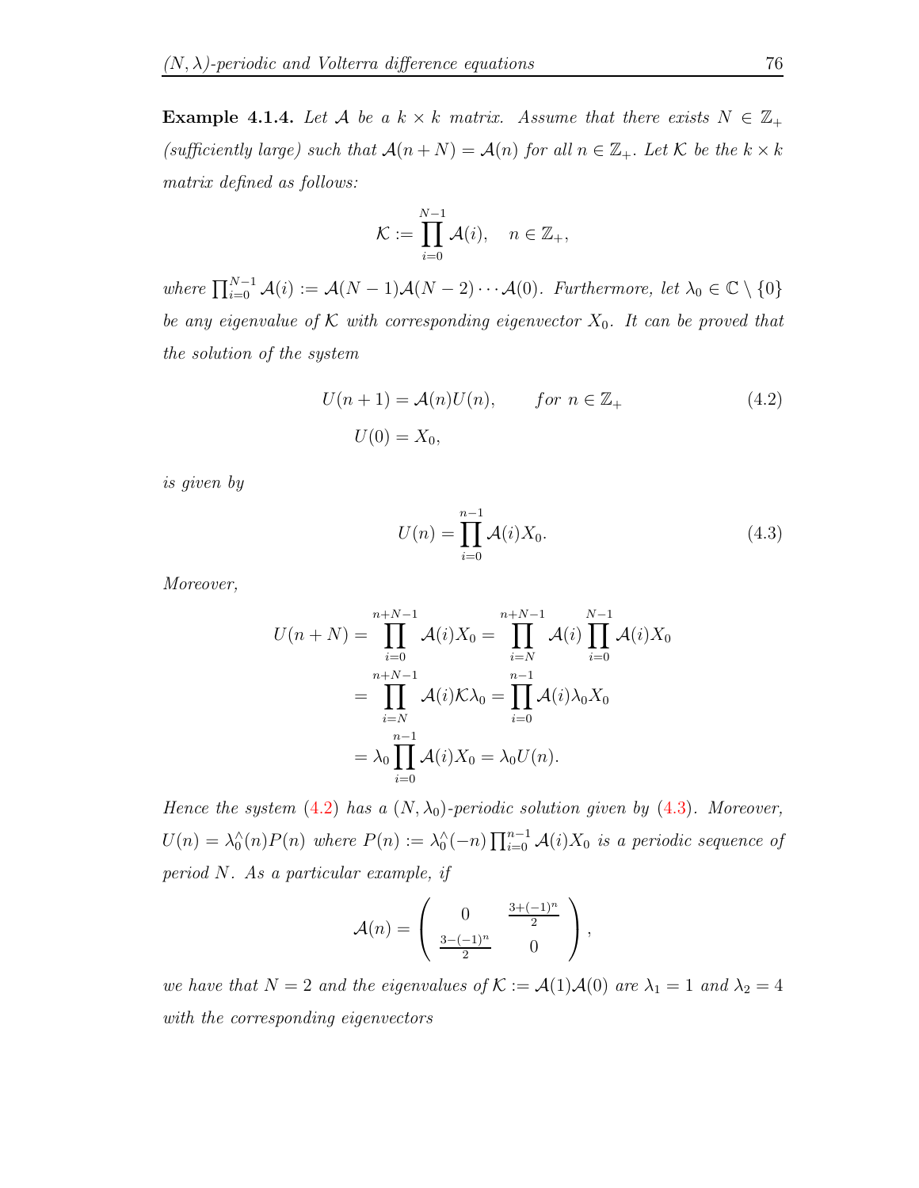**Example 4.1.4.** *Let $\mathcal{A}$ be a $k \times k$ matrix. Assume that there exists $N \in \mathbb{Z}_+$ (sufficiently large) such that $\mathcal{A}(n+N) = \mathcal{A}(n)$ for all $n \in \mathbb{Z}_+$. Let $\mathcal{K}$ be the $k \times k$ matrix defined as follows:*

$$\mathcal{K} := \prod_{i=0}^{N-1} \mathcal{A}(i), \quad n \in \mathbb{Z}_+,$$

*where $\prod_{i=0}^{N-1} \mathcal{A}(i) := \mathcal{A}(N-1)\mathcal{A}(N-2)\cdots\mathcal{A}(0)$. Furthermore, let $\lambda_0 \in \mathbb{C} \setminus \{0\}$ be any eigenvalue of $\mathcal{K}$ with corresponding eigenvector $X_0$. It can be proved that the solution of the system*

$$\begin{aligned} U(n+1) &= \mathcal{A}(n)U(n), \qquad \textit{for } n \in \mathbb{Z}_+ \\ U(0) &= X_0, \end{aligned} \tag{4.2}$$

*is given by*

$$U(n) = \prod_{i=0}^{n-1} \mathcal{A}(i) X_0. \tag{4.3}$$

*Moreover,*

$$\begin{aligned} U(n+N) &= \prod_{i=0}^{n+N-1} \mathcal{A}(i) X_0 = \prod_{i=N}^{n+N-1} \mathcal{A}(i) \prod_{i=0}^{N-1} \mathcal{A}(i) X_0 \\ &= \prod_{i=N}^{n+N-1} \mathcal{A}(i) \mathcal{K} \lambda_0 = \prod_{i=0}^{n-1} \mathcal{A}(i) \lambda_0 X_0 \\ &= \lambda_0 \prod_{i=0}^{n-1} \mathcal{A}(i) X_0 = \lambda_0 U(n). \end{aligned}$$

*Hence the system (4.2) has a $(N, \lambda_0)$-periodic solution given by (4.3). Moreover, $U(n) = \lambda_0^{\wedge}(n)P(n)$ where $P(n) := \lambda_0^{\wedge}(-n)\prod_{i=0}^{n-1} \mathcal{A}(i) X_0$ is a periodic sequence of period $N$. As a particular example, if*

$$\mathcal{A}(n) = \begin{pmatrix} 0 & \frac{3+(-1)^n}{2} \\ \frac{3-(-1)^n}{2} & 0 \end{pmatrix},$$

*we have that $N = 2$ and the eigenvalues of $\mathcal{K} := \mathcal{A}(1)\mathcal{A}(0)$ are $\lambda_1 = 1$ and $\lambda_2 = 4$ with the corresponding eigenvectors*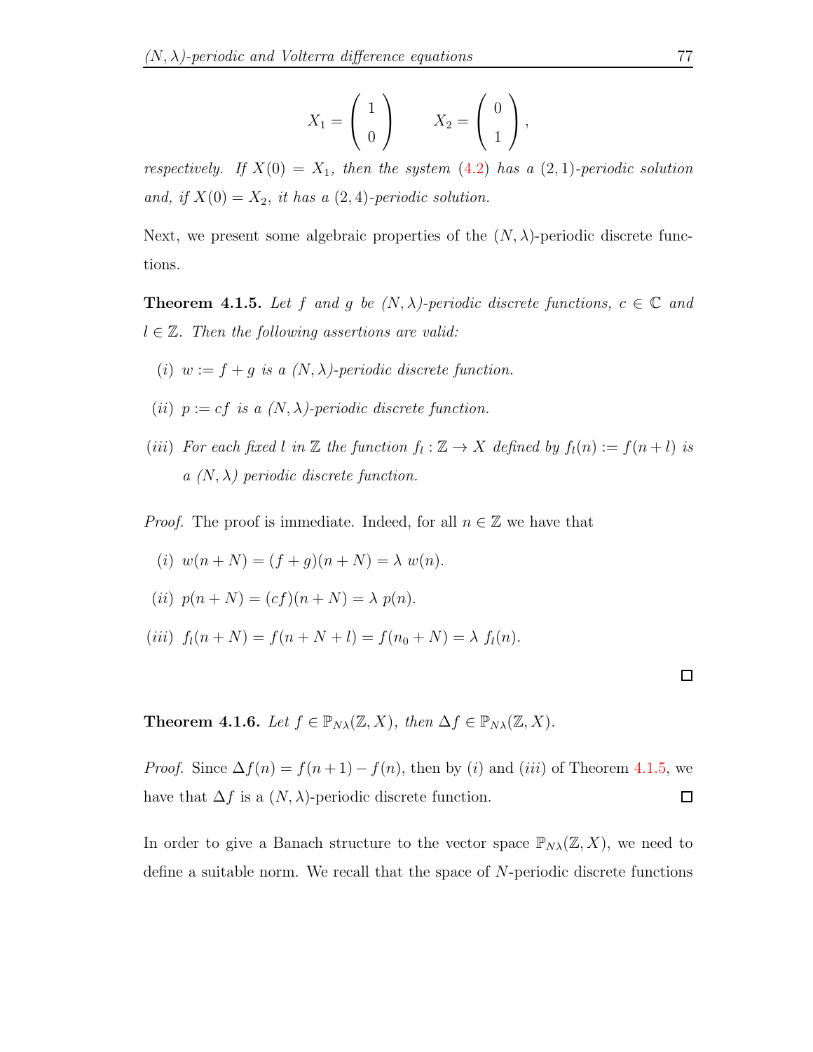$$X_1 = \begin{pmatrix} 1 \\ 0 \end{pmatrix} \qquad X_2 = \begin{pmatrix} 0 \\ 1 \end{pmatrix},$$

*respectively. If $X(0) = X_1$, then the system (4.2) has a $(2,1)$-periodic solution and, if $X(0) = X_2$, it has a $(2,4)$-periodic solution.*

Next, we present some algebraic properties of the $(N, \lambda)$-periodic discrete functions.

**Theorem 4.1.5.** *Let $f$ and $g$ be $(N, \lambda)$-periodic discrete functions, $c \in \mathbb{C}$ and $l \in \mathbb{Z}$. Then the following assertions are valid:*

*(i)* *$w := f + g$ is a $(N, \lambda)$-periodic discrete function.*

*(ii)* *$p := cf$ is a $(N, \lambda)$-periodic discrete function.*

*(iii)* *For each fixed $l$ in $\mathbb{Z}$ the function $f_l : \mathbb{Z} \to X$ defined by $f_l(n) := f(n + l)$ is a $(N, \lambda)$ periodic discrete function.*

*Proof.* The proof is immediate. Indeed, for all $n \in \mathbb{Z}$ we have that

*(i)* $w(n + N) = (f + g)(n + N) = \lambda\ w(n)$.

*(ii)* $p(n + N) = (cf)(n + N) = \lambda\ p(n)$.

*(iii)* $f_l(n + N) = f(n + N + l) = f(n_0 + N) = \lambda\ f_l(n)$.

□

**Theorem 4.1.6.** *Let $f \in \mathbb{P}_{N\lambda}(\mathbb{Z}, X)$, then $\Delta f \in \mathbb{P}_{N\lambda}(\mathbb{Z}, X)$.*

*Proof.* Since $\Delta f(n) = f(n+1) - f(n)$, then by *(i)* and *(iii)* of Theorem 4.1.5, we have that $\Delta f$ is a $(N, \lambda)$-periodic discrete function. □

In order to give a Banach structure to the vector space $\mathbb{P}_{N\lambda}(\mathbb{Z}, X)$, we need to define a suitable norm. We recall that the space of $N$-periodic discrete functions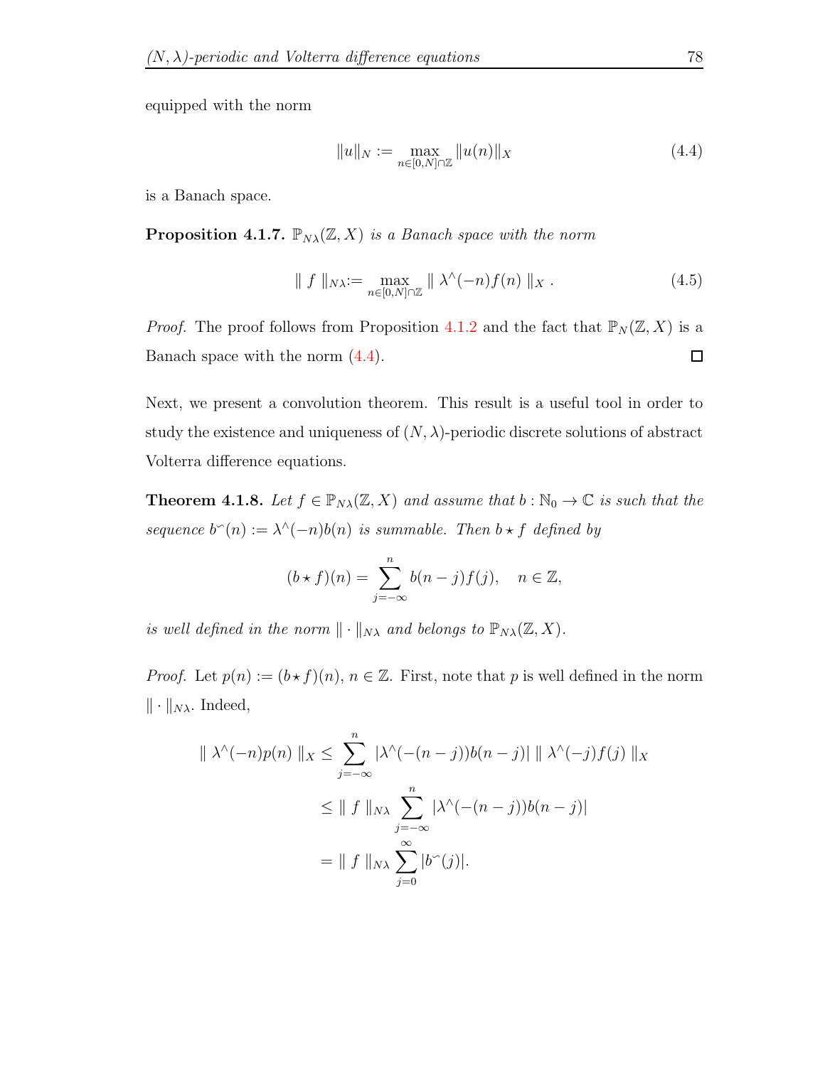equipped with the norm

$$\|u\|_N := \max_{n \in [0,N] \cap \mathbb{Z}} \|u(n)\|_X \tag{4.4}$$

is a Banach space.

**Proposition 4.1.7.** *$\mathbb{P}_{N\lambda}(\mathbb{Z}, X)$ is a Banach space with the norm*

$$\| f \|_{N\lambda} := \max_{n \in [0,N] \cap \mathbb{Z}} \| \lambda^\wedge(-n) f(n) \|_X . \tag{4.5}$$

*Proof.* The proof follows from Proposition 4.1.2 and the fact that $\mathbb{P}_N(\mathbb{Z}, X)$ is a Banach space with the norm (4.4). □

Next, we present a convolution theorem. This result is a useful tool in order to study the existence and uniqueness of $(N, \lambda)$-periodic discrete solutions of abstract Volterra difference equations.

**Theorem 4.1.8.** *Let $f \in \mathbb{P}_{N\lambda}(\mathbb{Z}, X)$ and assume that $b : \mathbb{N}_0 \to \mathbb{C}$ is such that the sequence $b^\frown(n) := \lambda^\wedge(-n) b(n)$ is summable. Then $b \star f$ defined by*

$$(b \star f)(n) = \sum_{j=-\infty}^{n} b(n-j) f(j), \quad n \in \mathbb{Z},$$

*is well defined in the norm $\| \cdot \|_{N\lambda}$ and belongs to $\mathbb{P}_{N\lambda}(\mathbb{Z}, X)$.*

*Proof.* Let $p(n) := (b \star f)(n)$, $n \in \mathbb{Z}$. First, note that $p$ is well defined in the norm $\| \cdot \|_{N\lambda}$. Indeed,

$$\begin{aligned}
\| \lambda^\wedge(-n) p(n) \|_X &\leq \sum_{j=-\infty}^{n} |\lambda^\wedge(-(n-j)) b(n-j)| \, \| \lambda^\wedge(-j) f(j) \|_X \\
&\leq \| f \|_{N\lambda} \sum_{j=-\infty}^{n} |\lambda^\wedge(-(n-j)) b(n-j)| \\
&= \| f \|_{N\lambda} \sum_{j=0}^{\infty} |b^\frown(j)|.
\end{aligned}$$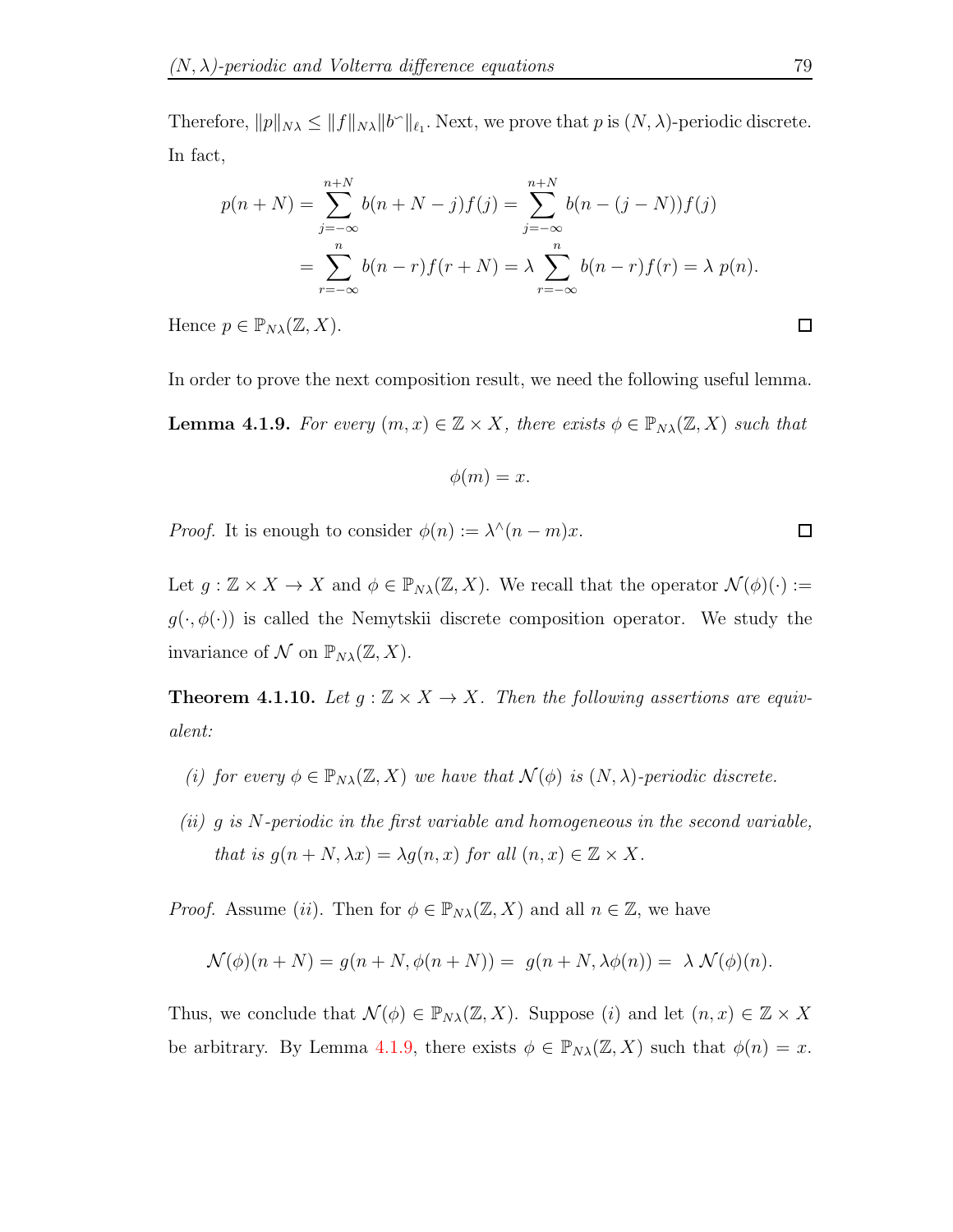Therefore, $\|p\|_{N\lambda} \leq \|f\|_{N\lambda} \|b^{\frown}\|_{\ell_1}$. Next, we prove that $p$ is $(N, \lambda)$-periodic discrete. In fact,

$$
\begin{aligned}
p(n+N) &= \sum_{j=-\infty}^{n+N} b(n+N-j) f(j) = \sum_{j=-\infty}^{n+N} b(n-(j-N)) f(j) \\
&= \sum_{r=-\infty}^{n} b(n-r) f(r+N) = \lambda \sum_{r=-\infty}^{n} b(n-r) f(r) = \lambda \; p(n).
\end{aligned}
$$

Hence $p \in \mathbb{P}_{N\lambda}(\mathbb{Z}, X)$. □

In order to prove the next composition result, we need the following useful lemma.

**Lemma 4.1.9.** *For every $(m, x) \in \mathbb{Z} \times X$, there exists $\phi \in \mathbb{P}_{N\lambda}(\mathbb{Z}, X)$ such that*

$$\phi(m) = x.$$

*Proof.* It is enough to consider $\phi(n) := \lambda^{\wedge}(n-m)x$. □

Let $g : \mathbb{Z} \times X \to X$ and $\phi \in \mathbb{P}_{N\lambda}(\mathbb{Z}, X)$. We recall that the operator $\mathcal{N}(\phi)(\cdot) := g(\cdot, \phi(\cdot))$ is called the Nemytskii discrete composition operator. We study the invariance of $\mathcal{N}$ on $\mathbb{P}_{N\lambda}(\mathbb{Z}, X)$.

**Theorem 4.1.10.** *Let $g : \mathbb{Z} \times X \to X$. Then the following assertions are equivalent:*

*(i) for every $\phi \in \mathbb{P}_{N\lambda}(\mathbb{Z}, X)$ we have that $\mathcal{N}(\phi)$ is $(N, \lambda)$-periodic discrete.*

*(ii) $g$ is $N$-periodic in the first variable and homogeneous in the second variable, that is $g(n+N, \lambda x) = \lambda g(n, x)$ for all $(n, x) \in \mathbb{Z} \times X$.*

*Proof.* Assume $(ii)$. Then for $\phi \in \mathbb{P}_{N\lambda}(\mathbb{Z}, X)$ and all $n \in \mathbb{Z}$, we have

$$\mathcal{N}(\phi)(n+N) = g(n+N, \phi(n+N)) = \; g(n+N, \lambda\phi(n)) = \; \lambda \, \mathcal{N}(\phi)(n).$$

Thus, we conclude that $\mathcal{N}(\phi) \in \mathbb{P}_{N\lambda}(\mathbb{Z}, X)$. Suppose $(i)$ and let $(n, x) \in \mathbb{Z} \times X$ be arbitrary. By Lemma 4.1.9, there exists $\phi \in \mathbb{P}_{N\lambda}(\mathbb{Z}, X)$ such that $\phi(n) = x$.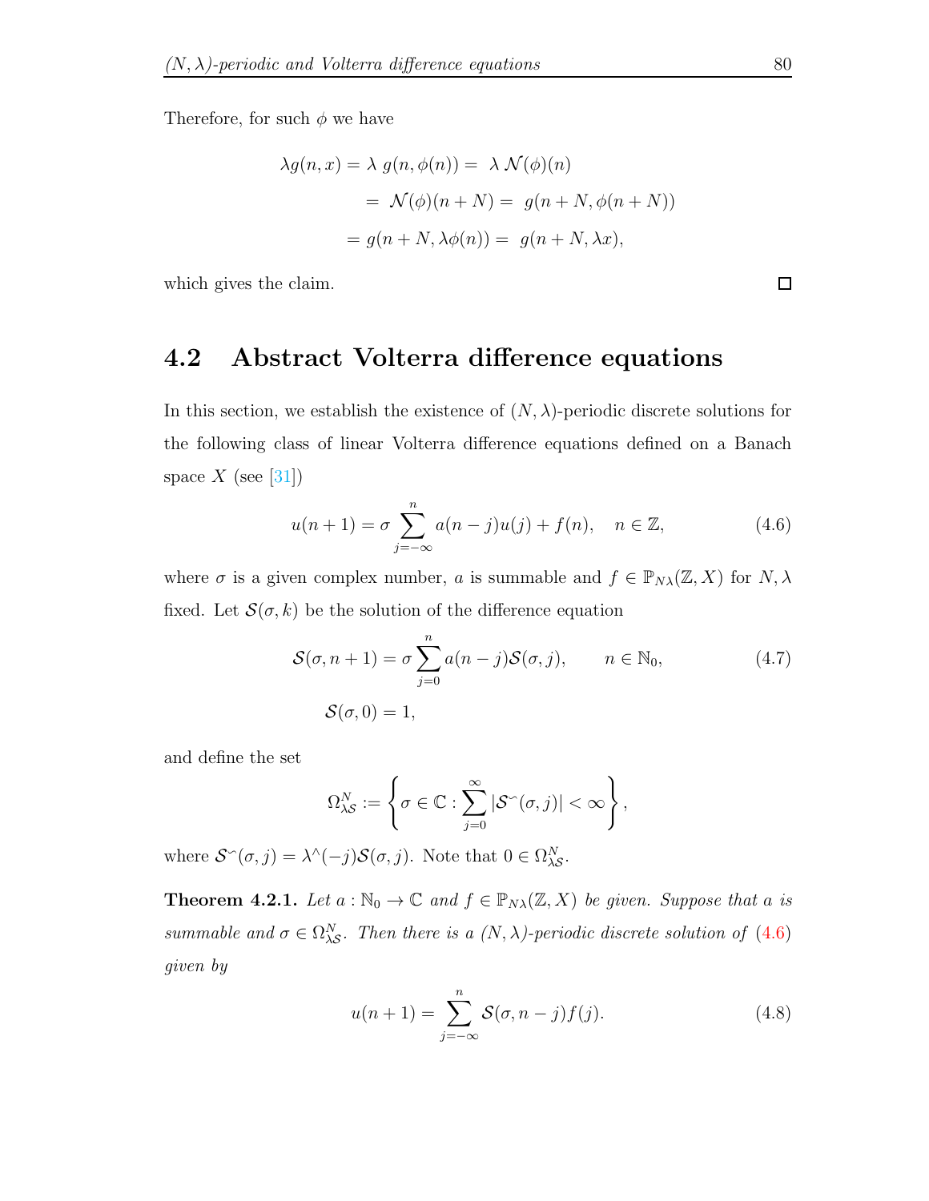Therefore, for such $\phi$ we have

$$
\begin{aligned}
\lambda g(n,x) = \lambda\ g(n,\phi(n)) =&\ \lambda\ \mathcal{N}(\phi)(n) \\
=&\ \mathcal{N}(\phi)(n+N) = \ g(n+N,\phi(n+N)) \\
=&\ g(n+N,\lambda\phi(n)) = \ g(n+N,\lambda x),
\end{aligned}
$$

which gives the claim. □

## 4.2 Abstract Volterra difference equations

In this section, we establish the existence of $(N,\lambda)$-periodic discrete solutions for the following class of linear Volterra difference equations defined on a Banach space $X$ (see [31])

$$
u(n+1) = \sigma \sum_{j=-\infty}^{n} a(n-j)u(j) + f(n), \quad n \in \mathbb{Z}, \tag{4.6}
$$

where $\sigma$ is a given complex number, $a$ is summable and $f \in \mathbb{P}_{N\lambda}(\mathbb{Z},X)$ for $N,\lambda$ fixed. Let $\mathcal{S}(\sigma,k)$ be the solution of the difference equation

$$
\begin{aligned}
\mathcal{S}(\sigma,n+1) &= \sigma \sum_{j=0}^{n} a(n-j)\mathcal{S}(\sigma,j), \qquad n \in \mathbb{N}_0, \\
\mathcal{S}(\sigma,0) &= 1,
\end{aligned} \tag{4.7}
$$

and define the set

$$
\Omega_{\lambda\mathcal{S}}^{N} := \left\{ \sigma \in \mathbb{C} : \sum_{j=0}^{\infty} |\mathcal{S}^{\frown}(\sigma,j)| < \infty \right\},
$$

where $\mathcal{S}^{\frown}(\sigma,j) = \lambda^{\wedge}(-j)\mathcal{S}(\sigma,j)$. Note that $0 \in \Omega_{\lambda\mathcal{S}}^{N}$.

**Theorem 4.2.1.** *Let $a : \mathbb{N}_0 \to \mathbb{C}$ and $f \in \mathbb{P}_{N\lambda}(\mathbb{Z},X)$ be given. Suppose that $a$ is summable and $\sigma \in \Omega_{\lambda\mathcal{S}}^{N}$. Then there is a $(N,\lambda)$-periodic discrete solution of (4.6) given by*

$$
u(n+1) = \sum_{j=-\infty}^{n} \mathcal{S}(\sigma,n-j)f(j). \tag{4.8}
$$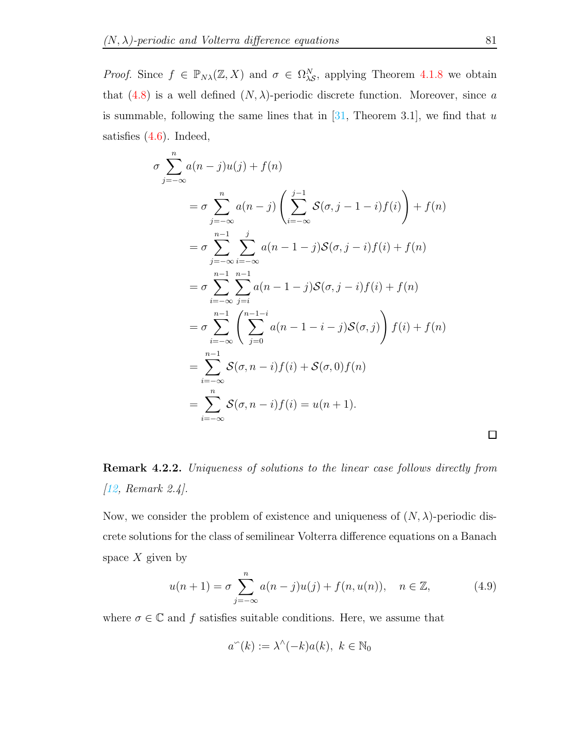*Proof.* Since $f \in \mathbb{P}_{N\lambda}(\mathbb{Z}, X)$ and $\sigma \in \Omega^N_{\lambda\mathcal{S}}$, applying Theorem 4.1.8 we obtain that (4.8) is a well defined $(N,\lambda)$-periodic discrete function. Moreover, since $a$ is summable, following the same lines that in [31, Theorem 3.1], we find that $u$ satisfies (4.6). Indeed,

$$
\begin{aligned}
\sigma \sum_{j=-\infty}^{n} a(n-j)u(j) + f(n) \\
&= \sigma \sum_{j=-\infty}^{n} a(n-j)\left(\sum_{i=-\infty}^{j-1} \mathcal{S}(\sigma, j-1-i)f(i)\right) + f(n) \\
&= \sigma \sum_{j=-\infty}^{n-1} \sum_{i=-\infty}^{j} a(n-1-j)\mathcal{S}(\sigma, j-i)f(i) + f(n) \\
&= \sigma \sum_{i=-\infty}^{n-1} \sum_{j=i}^{n-1} a(n-1-j)\mathcal{S}(\sigma, j-i)f(i) + f(n) \\
&= \sigma \sum_{i=-\infty}^{n-1} \left(\sum_{j=0}^{n-1-i} a(n-1-i-j)\mathcal{S}(\sigma, j)\right) f(i) + f(n) \\
&= \sum_{i=-\infty}^{n-1} \mathcal{S}(\sigma, n-i)f(i) + \mathcal{S}(\sigma, 0)f(n) \\
&= \sum_{i=-\infty}^{n} \mathcal{S}(\sigma, n-i)f(i) = u(n+1).
\end{aligned}
$$

□

**Remark 4.2.2.** *Uniqueness of solutions to the linear case follows directly from [12, Remark 2.4].*

Now, we consider the problem of existence and uniqueness of $(N,\lambda)$-periodic discrete solutions for the class of semilinear Volterra difference equations on a Banach space $X$ given by

$$
u(n+1) = \sigma \sum_{j=-\infty}^{n} a(n-j)u(j) + f(n, u(n)), \quad n \in \mathbb{Z}, \tag{4.9}
$$

where $\sigma \in \mathbb{C}$ and $f$ satisfies suitable conditions. Here, we assume that

$$
a^{\smile}(k) := \lambda^{\wedge}(-k)a(k), \ k \in \mathbb{N}_0
$$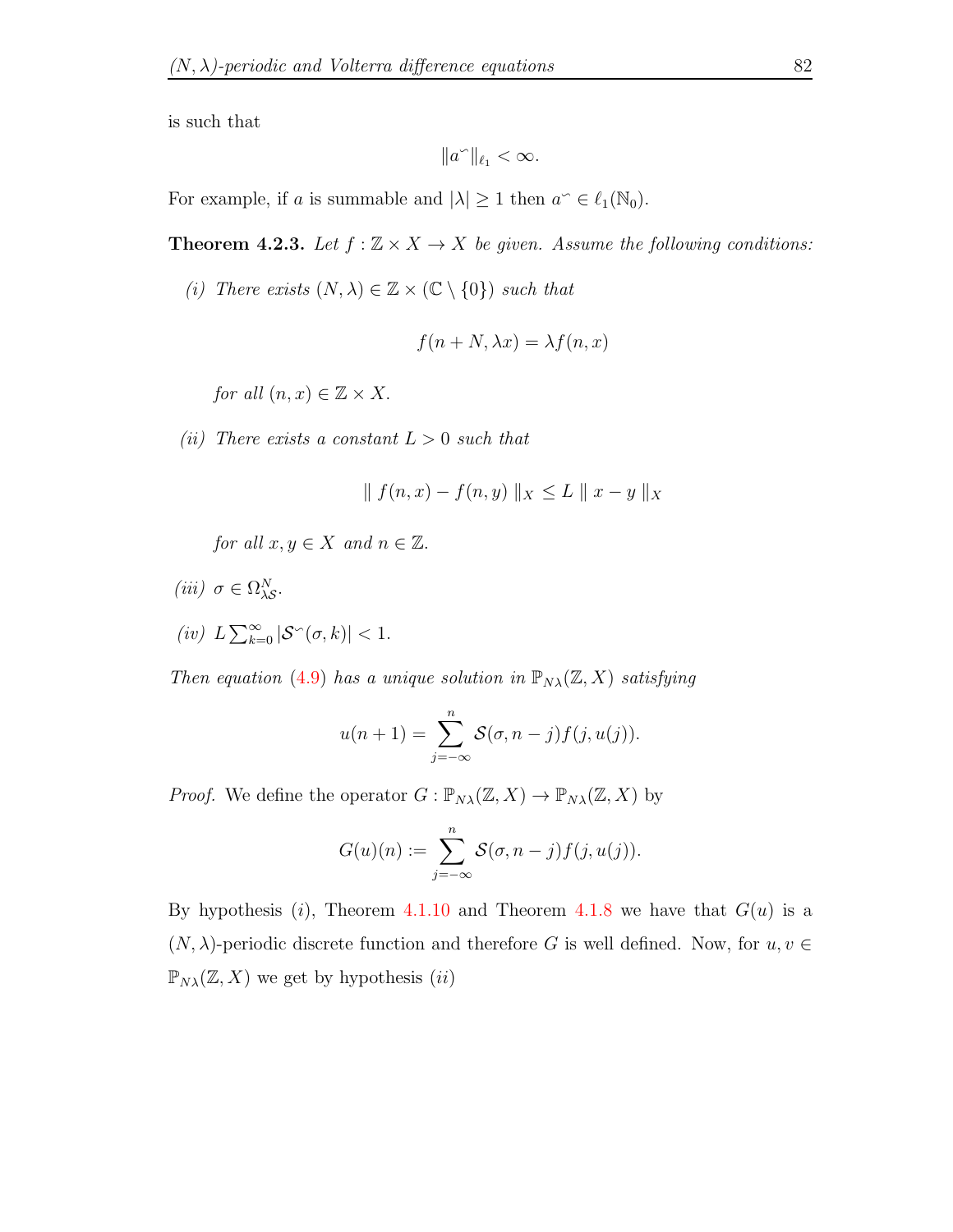is such that

$$\|a^{\frown}\|_{\ell_1} < \infty.$$

For example, if $a$ is summable and $|\lambda| \geq 1$ then $a^{\frown} \in \ell_1(\mathbb{N}_0)$.

**Theorem 4.2.3.** *Let $f : \mathbb{Z} \times X \to X$ be given. Assume the following conditions:*

*(i) There exists $(N, \lambda) \in \mathbb{Z} \times (\mathbb{C} \setminus \{0\})$ such that*

$$f(n + N, \lambda x) = \lambda f(n, x)$$

*for all $(n, x) \in \mathbb{Z} \times X$.*

*(ii) There exists a constant $L > 0$ such that*

$$\| f(n, x) - f(n, y) \|_X \leq L \| x - y \|_X$$

*for all $x, y \in X$ and $n \in \mathbb{Z}$.*

*(iii) $\sigma \in \Omega^N_{\lambda\mathcal{S}}$.*

*(iv) $L \sum_{k=0}^{\infty} |\mathcal{S}^{\frown}(\sigma, k)| < 1$.*

*Then equation (4.9) has a unique solution in $\mathbb{P}_{N\lambda}(\mathbb{Z}, X)$ satisfying*

$$u(n + 1) = \sum_{j=-\infty}^{n} \mathcal{S}(\sigma, n - j) f(j, u(j)).$$

*Proof.* We define the operator $G : \mathbb{P}_{N\lambda}(\mathbb{Z}, X) \to \mathbb{P}_{N\lambda}(\mathbb{Z}, X)$ by

$$G(u)(n) := \sum_{j=-\infty}^{n} \mathcal{S}(\sigma, n - j) f(j, u(j)).$$

By hypothesis $(i)$, Theorem 4.1.10 and Theorem 4.1.8 we have that $G(u)$ is a $(N, \lambda)$-periodic discrete function and therefore $G$ is well defined. Now, for $u, v \in \mathbb{P}_{N\lambda}(\mathbb{Z}, X)$ we get by hypothesis $(ii)$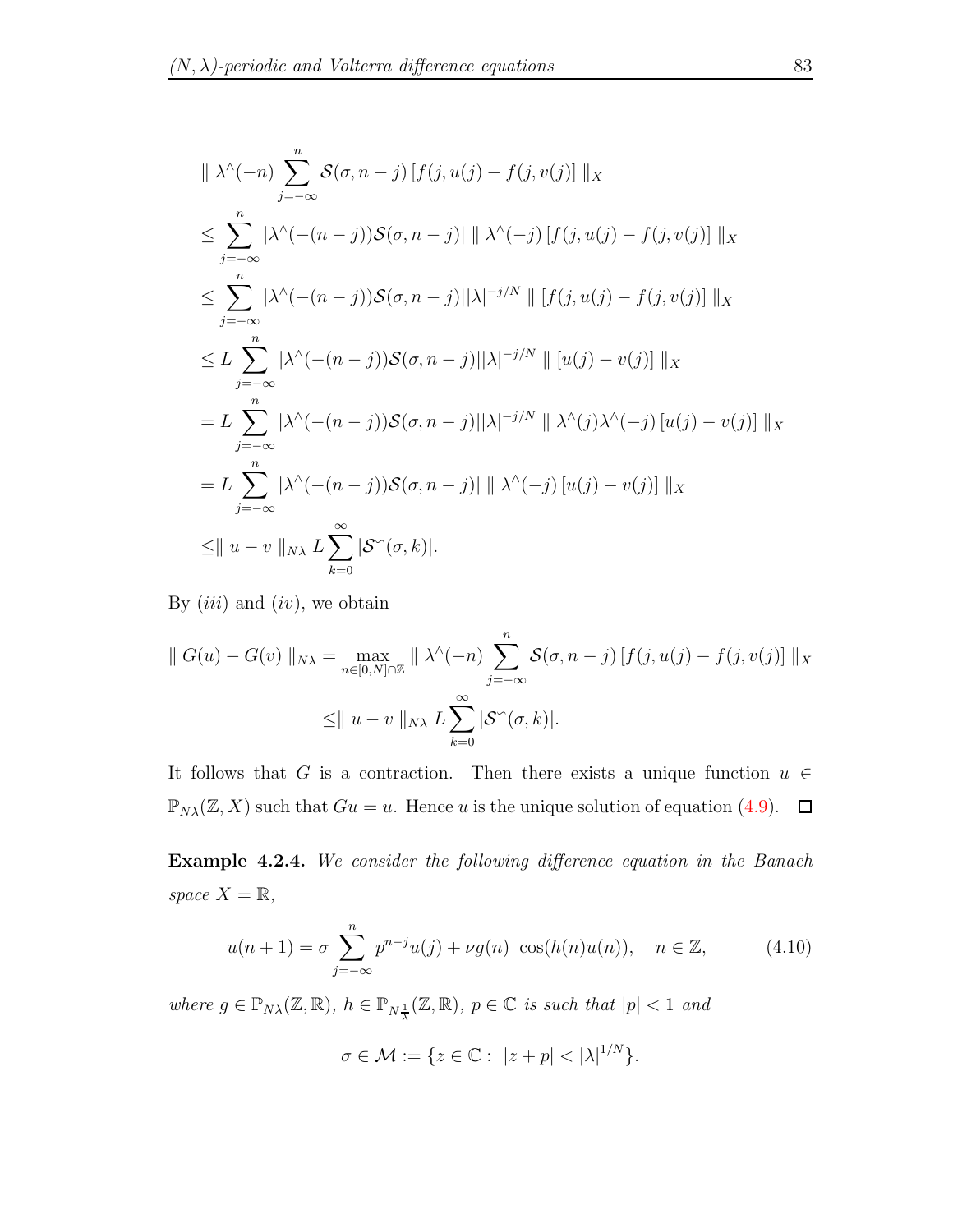$$
\begin{aligned}
&\| \lambda^\wedge(-n) \sum_{j=-\infty}^{n} \mathcal{S}(\sigma, n-j) \left[ f(j, u(j) - f(j, v(j)) \right] \|_X \\
&\leq \sum_{j=-\infty}^{n} |\lambda^\wedge(-(n-j)) \mathcal{S}(\sigma, n-j)| \| \lambda^\wedge(-j) \left[ f(j, u(j) - f(j, v(j)) \right] \|_X \\
&\leq \sum_{j=-\infty}^{n} |\lambda^\wedge(-(n-j)) \mathcal{S}(\sigma, n-j)| |\lambda|^{-j/N} \| \left[ f(j, u(j) - f(j, v(j)) \right] \|_X \\
&\leq L \sum_{j=-\infty}^{n} |\lambda^\wedge(-(n-j)) \mathcal{S}(\sigma, n-j)| |\lambda|^{-j/N} \| \left[ u(j) - v(j) \right] \|_X \\
&= L \sum_{j=-\infty}^{n} |\lambda^\wedge(-(n-j)) \mathcal{S}(\sigma, n-j)| |\lambda|^{-j/N} \| \lambda^\wedge(j) \lambda^\wedge(-j) \left[ u(j) - v(j) \right] \|_X \\
&= L \sum_{j=-\infty}^{n} |\lambda^\wedge(-(n-j)) \mathcal{S}(\sigma, n-j)| \| \lambda^\wedge(-j) \left[ u(j) - v(j) \right] \|_X \\
&\leq \| u - v \|_{N\lambda} \, L \sum_{k=0}^{\infty} |\mathcal{S}^\frown(\sigma, k)|.
\end{aligned}
$$

By $(iii)$ and $(iv)$, we obtain

$$
\begin{aligned}
\| G(u) - G(v) \|_{N\lambda} &= \max_{n \in [0,N] \cap \mathbb{Z}} \| \lambda^\wedge(-n) \sum_{j=-\infty}^{n} \mathcal{S}(\sigma, n-j) \left[ f(j, u(j) - f(j, v(j)) \right] \|_X \\
&\leq \| u - v \|_{N\lambda} \, L \sum_{k=0}^{\infty} |\mathcal{S}^\frown(\sigma, k)|.
\end{aligned}
$$

It follows that $G$ is a contraction. Then there exists a unique function $u \in \mathbb{P}_{N\lambda}(\mathbb{Z}, X)$ such that $Gu = u$. Hence $u$ is the unique solution of equation (4.9). $\square$

**Example 4.2.4.** *We consider the following difference equation in the Banach space $X = \mathbb{R}$,*

$$
u(n+1) = \sigma \sum_{j=-\infty}^{n} p^{n-j} u(j) + \nu g(n) \, \cos(h(n)u(n)), \quad n \in \mathbb{Z}, \tag{4.10}
$$

*where $g \in \mathbb{P}_{N\lambda}(\mathbb{Z}, \mathbb{R})$, $h \in \mathbb{P}_{N\frac{1}{\lambda}}(\mathbb{Z}, \mathbb{R})$, $p \in \mathbb{C}$ is such that $|p| < 1$ and*

$$
\sigma \in \mathcal{M} := \{ z \in \mathbb{C} : \; |z + p| < |\lambda|^{1/N} \}.
$$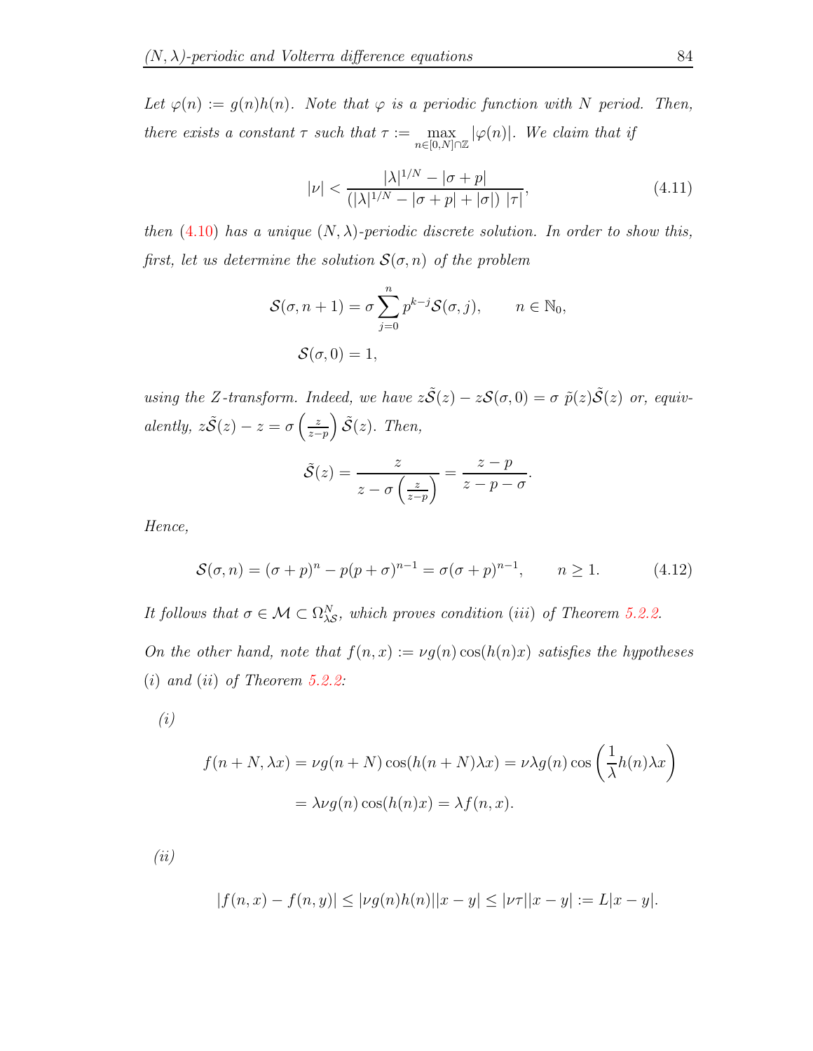*Let $\varphi(n) := g(n)h(n)$. Note that $\varphi$ is a periodic function with $N$ period. Then, there exists a constant $\tau$ such that $\tau := \max_{n\in[0,N]\cap\mathbb{Z}} |\varphi(n)|$. We claim that if*

$$|\nu| < \frac{|\lambda|^{1/N} - |\sigma + p|}{(|\lambda|^{1/N} - |\sigma + p| + |\sigma|)\ |\tau|}, \tag{4.11}$$

*then (4.10) has a unique $(N, \lambda)$-periodic discrete solution. In order to show this, first, let us determine the solution $\mathcal{S}(\sigma, n)$ of the problem*

$$\mathcal{S}(\sigma, n+1) = \sigma \sum_{j=0}^{n} p^{k-j} \mathcal{S}(\sigma, j), \qquad n \in \mathbb{N}_0,$$

$$\mathcal{S}(\sigma, 0) = 1,$$

*using the Z-transform. Indeed, we have $z\tilde{\mathcal{S}}(z) - z\mathcal{S}(\sigma, 0) = \sigma\ \tilde{p}(z)\tilde{\mathcal{S}}(z)$ or, equivalently, $z\tilde{\mathcal{S}}(z) - z = \sigma\left(\frac{z}{z-p}\right)\tilde{\mathcal{S}}(z)$. Then,*

$$\tilde{\mathcal{S}}(z) = \frac{z}{z - \sigma\left(\frac{z}{z-p}\right)} = \frac{z-p}{z-p-\sigma}.$$

*Hence,*

$$\mathcal{S}(\sigma, n) = (\sigma + p)^n - p(p+\sigma)^{n-1} = \sigma(\sigma + p)^{n-1}, \qquad n \geq 1. \tag{4.12}$$

*It follows that $\sigma \in \mathcal{M} \subset \Omega^N_{\lambda\mathcal{S}}$, which proves condition $(iii)$ of Theorem 5.2.2.*

*On the other hand, note that $f(n, x) := \nu g(n)\cos(h(n)x)$ satisfies the hypotheses $(i)$ and $(ii)$ of Theorem 5.2.2:*

*(i)*

$$f(n+N, \lambda x) = \nu g(n+N)\cos(h(n+N)\lambda x) = \nu\lambda g(n)\cos\left(\frac{1}{\lambda}h(n)\lambda x\right)$$

$$= \lambda\nu g(n)\cos(h(n)x) = \lambda f(n, x).$$

*(ii)*

$$|f(n, x) - f(n, y)| \leq |\nu g(n)h(n)||x - y| \leq |\nu\tau||x - y| := L|x - y|.$$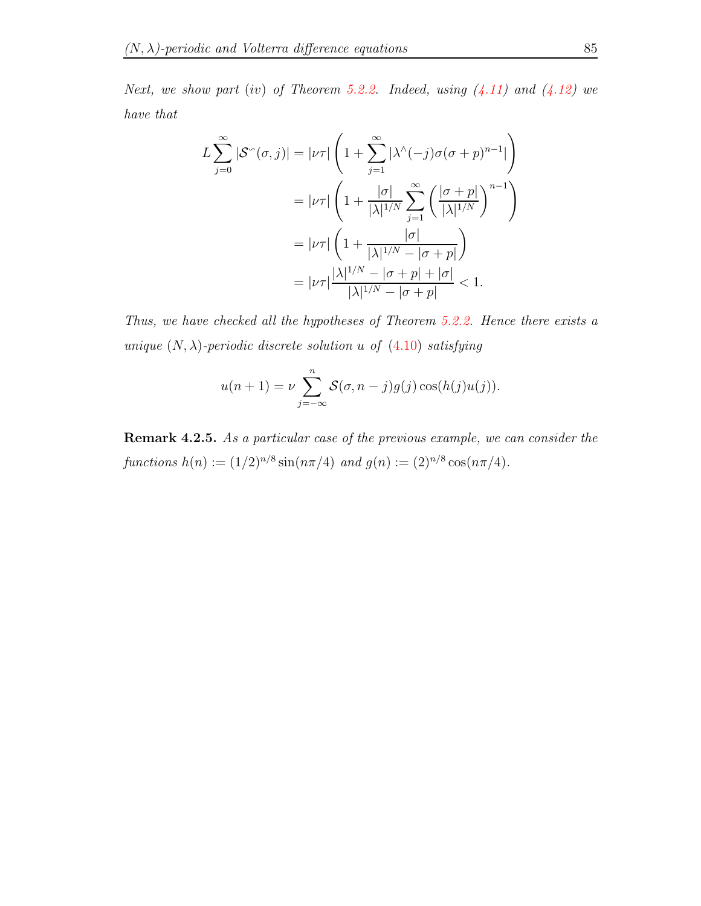*Next, we show part (iv) of Theorem 5.2.2. Indeed, using (4.11) and (4.12) we have that*

$$
\begin{aligned}
L\sum_{j=0}^{\infty}|\mathcal{S}^{\frown}(\sigma,j)| &= |\nu\tau|\left(1+\sum_{j=1}^{\infty}|\lambda^{\wedge}(-j)\sigma(\sigma+p)^{n-1}|\right)\\
&= |\nu\tau|\left(1+\frac{|\sigma|}{|\lambda|^{1/N}}\sum_{j=1}^{\infty}\left(\frac{|\sigma+p|}{|\lambda|^{1/N}}\right)^{n-1}\right)\\
&= |\nu\tau|\left(1+\frac{|\sigma|}{|\lambda|^{1/N}-|\sigma+p|}\right)\\
&= |\nu\tau|\frac{|\lambda|^{1/N}-|\sigma+p|+|\sigma|}{|\lambda|^{1/N}-|\sigma+p|}<1.
\end{aligned}
$$

*Thus, we have checked all the hypotheses of Theorem 5.2.2. Hence there exists a unique $(N,\lambda)$-periodic discrete solution $u$ of (4.10) satisfying*

$$
u(n+1)=\nu\sum_{j=-\infty}^{n}\mathcal{S}(\sigma,n-j)g(j)\cos(h(j)u(j)).
$$

**Remark 4.2.5.** *As a particular case of the previous example, we can consider the functions $h(n):=(1/2)^{n/8}\sin(n\pi/4)$ and $g(n):=(2)^{n/8}\cos(n\pi/4)$.*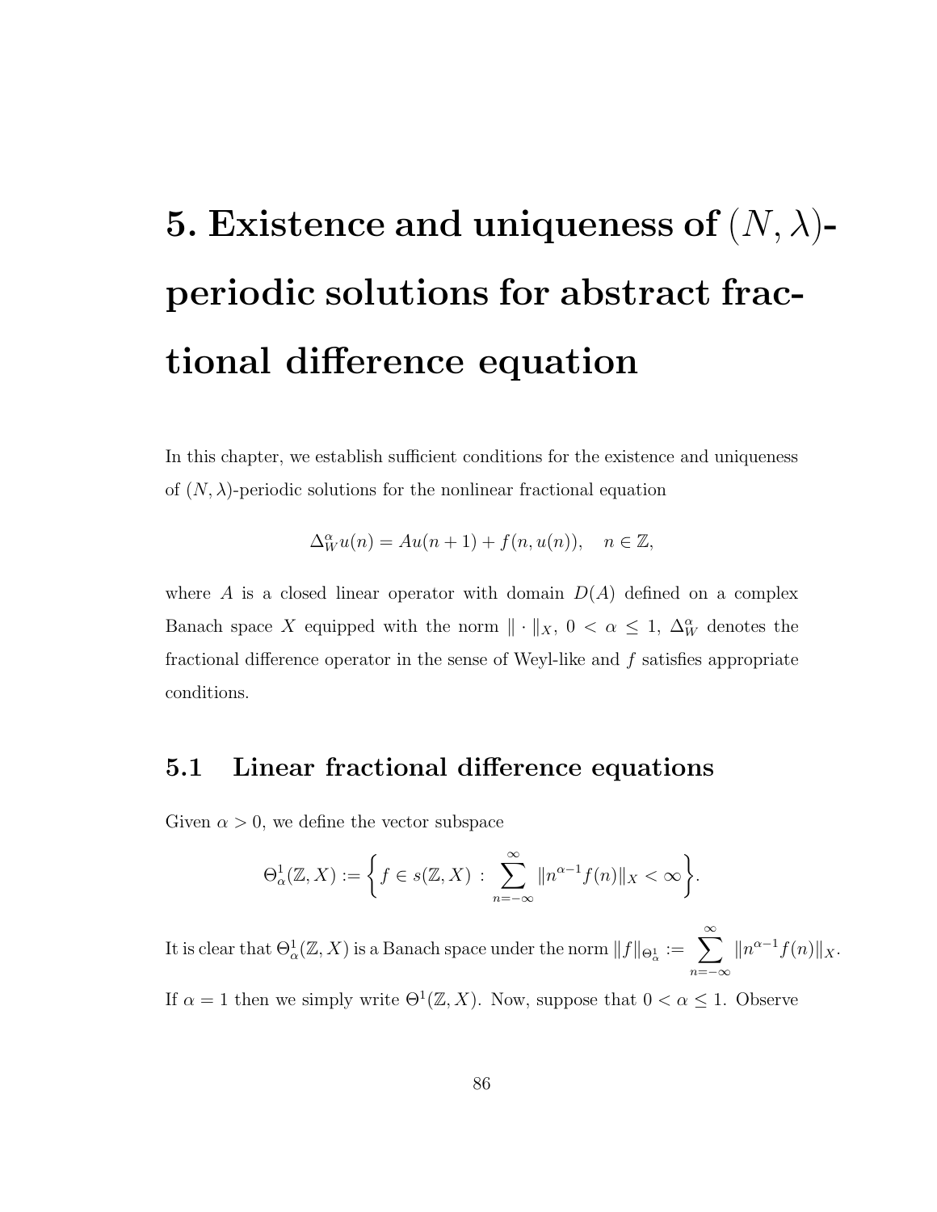# 5. Existence and uniqueness of $(N, \lambda)$-periodic solutions for abstract fractional difference equation

In this chapter, we establish sufficient conditions for the existence and uniqueness of $(N, \lambda)$-periodic solutions for the nonlinear fractional equation

$$\Delta_W^\alpha u(n) = Au(n+1) + f(n, u(n)), \quad n \in \mathbb{Z},$$

where $A$ is a closed linear operator with domain $D(A)$ defined on a complex Banach space $X$ equipped with the norm $\| \cdot \|_X$, $0 < \alpha \leq 1$, $\Delta_W^\alpha$ denotes the fractional difference operator in the sense of Weyl-like and $f$ satisfies appropriate conditions.

## 5.1 Linear fractional difference equations

Given $\alpha > 0$, we define the vector subspace

$$\Theta_\alpha^1(\mathbb{Z}, X) := \left\{ f \in s(\mathbb{Z}, X) \, : \, \sum_{n=-\infty}^{\infty} \| n^{\alpha-1} f(n) \|_X < \infty \right\}.$$

It is clear that $\Theta_\alpha^1(\mathbb{Z}, X)$ is a Banach space under the norm $\|f\|_{\Theta_\alpha^1} := \displaystyle\sum_{n=-\infty}^{\infty} \|n^{\alpha-1} f(n)\|_X$.

If $\alpha = 1$ then we simply write $\Theta^1(\mathbb{Z}, X)$. Now, suppose that $0 < \alpha \leq 1$. Observe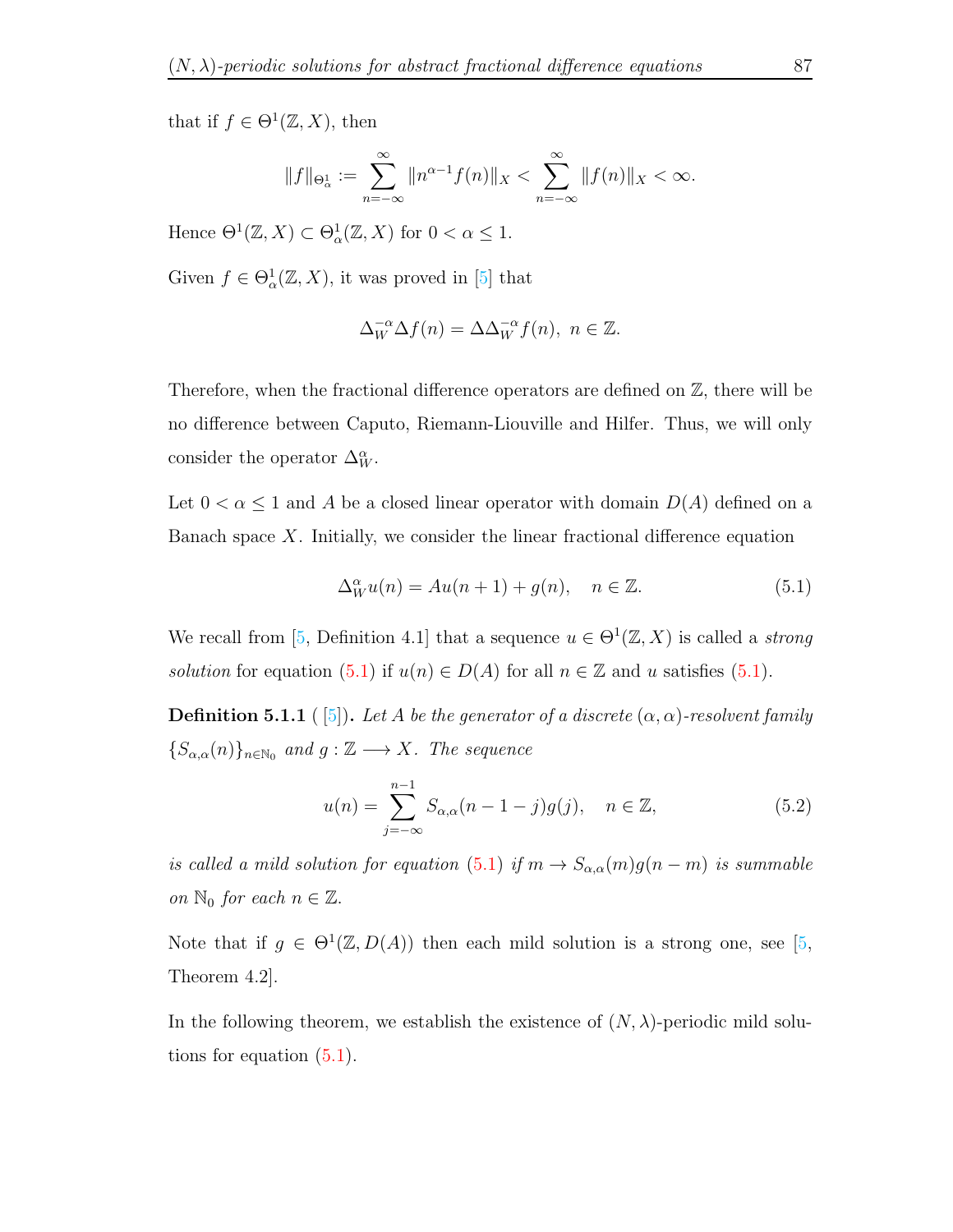that if $f \in \Theta^1(\mathbb{Z}, X)$, then

$$\|f\|_{\Theta^1_\alpha} := \sum_{n=-\infty}^{\infty} \|n^{\alpha-1} f(n)\|_X < \sum_{n=-\infty}^{\infty} \|f(n)\|_X < \infty.$$

Hence $\Theta^1(\mathbb{Z}, X) \subset \Theta^1_\alpha(\mathbb{Z}, X)$ for $0 < \alpha \leq 1$.

Given $f \in \Theta^1_\alpha(\mathbb{Z}, X)$, it was proved in [5] that

$$\Delta_W^{-\alpha} \Delta f(n) = \Delta \Delta_W^{-\alpha} f(n), \ n \in \mathbb{Z}.$$

Therefore, when the fractional difference operators are defined on $\mathbb{Z}$, there will be no difference between Caputo, Riemann-Liouville and Hilfer. Thus, we will only consider the operator $\Delta_W^\alpha$.

Let $0 < \alpha \leq 1$ and $A$ be a closed linear operator with domain $D(A)$ defined on a Banach space $X$. Initially, we consider the linear fractional difference equation

$$\Delta_W^\alpha u(n) = Au(n+1) + g(n), \quad n \in \mathbb{Z}. \tag{5.1}$$

We recall from [5, Definition 4.1] that a sequence $u \in \Theta^1(\mathbb{Z}, X)$ is called a *strong solution* for equation (5.1) if $u(n) \in D(A)$ for all $n \in \mathbb{Z}$ and $u$ satisfies (5.1).

**Definition 5.1.1** ( [5]). *Let $A$ be the generator of a discrete $(\alpha, \alpha)$-resolvent family $\{S_{\alpha,\alpha}(n)\}_{n \in \mathbb{N}_0}$ and $g : \mathbb{Z} \longrightarrow X$. The sequence*

$$u(n) = \sum_{j=-\infty}^{n-1} S_{\alpha,\alpha}(n-1-j) g(j), \quad n \in \mathbb{Z}, \tag{5.2}$$

*is called a mild solution for equation (5.1) if $m \to S_{\alpha,\alpha}(m) g(n-m)$ is summable on $\mathbb{N}_0$ for each $n \in \mathbb{Z}$.*

Note that if $g \in \Theta^1(\mathbb{Z}, D(A))$ then each mild solution is a strong one, see [5, Theorem 4.2].

In the following theorem, we establish the existence of $(N, \lambda)$-periodic mild solutions for equation (5.1).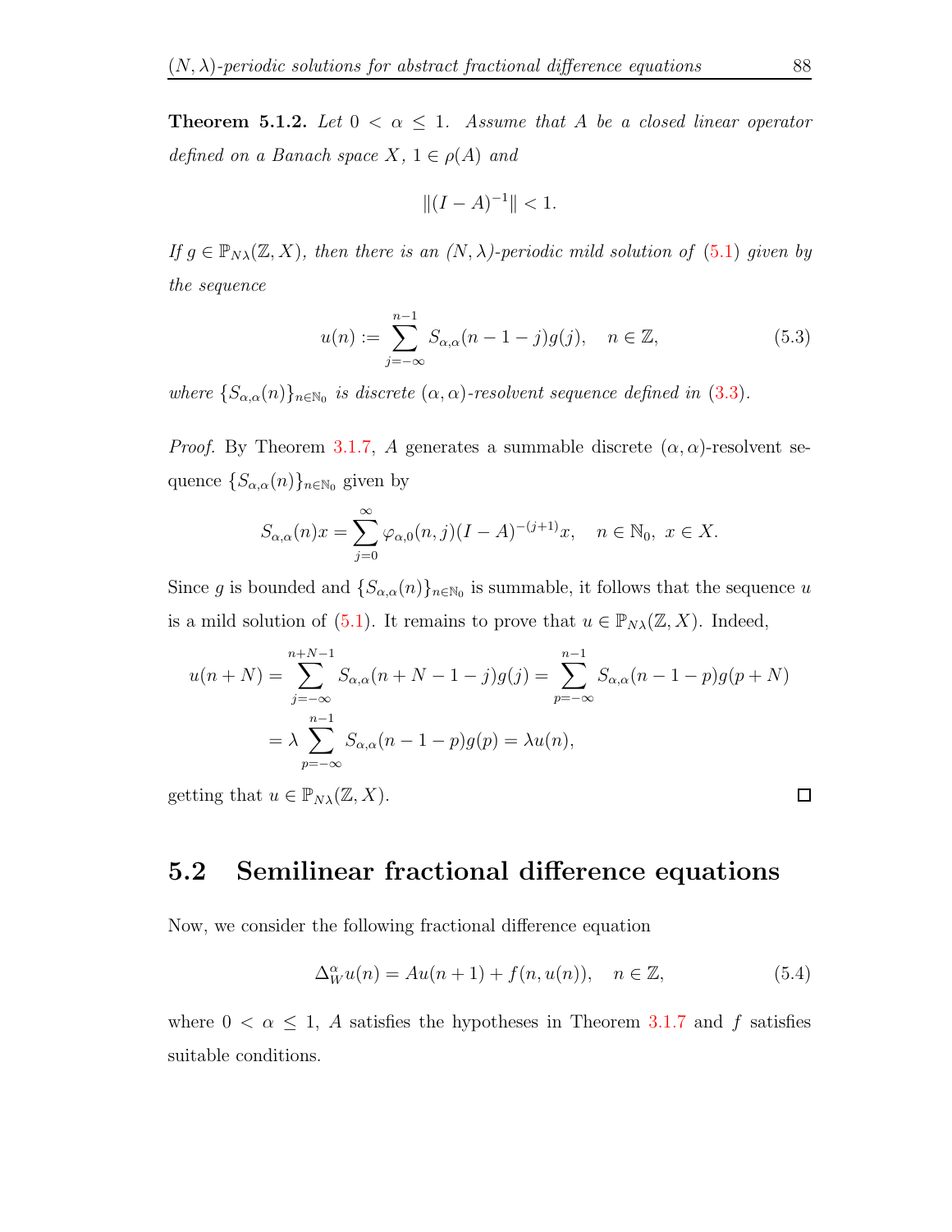**Theorem 5.1.2.** *Let $0 < \alpha \leq 1$. Assume that $A$ be a closed linear operator defined on a Banach space $X$, $1 \in \rho(A)$ and*

$$\|(I-A)^{-1}\| < 1.$$

*If $g \in \mathbb{P}_{N\lambda}(\mathbb{Z}, X)$, then there is an $(N, \lambda)$-periodic mild solution of (5.1) given by the sequence*

$$u(n) := \sum_{j=-\infty}^{n-1} S_{\alpha,\alpha}(n-1-j)g(j), \quad n \in \mathbb{Z}, \tag{5.3}$$

*where $\{S_{\alpha,\alpha}(n)\}_{n\in\mathbb{N}_0}$ is discrete $(\alpha, \alpha)$-resolvent sequence defined in (3.3).*

*Proof.* By Theorem 3.1.7, $A$ generates a summable discrete $(\alpha, \alpha)$-resolvent sequence $\{S_{\alpha,\alpha}(n)\}_{n\in\mathbb{N}_0}$ given by

$$S_{\alpha,\alpha}(n)x = \sum_{j=0}^{\infty} \varphi_{\alpha,0}(n, j)(I-A)^{-(j+1)}x, \quad n \in \mathbb{N}_0, \ x \in X.$$

Since $g$ is bounded and $\{S_{\alpha,\alpha}(n)\}_{n\in\mathbb{N}_0}$ is summable, it follows that the sequence $u$ is a mild solution of (5.1). It remains to prove that $u \in \mathbb{P}_{N\lambda}(\mathbb{Z}, X)$. Indeed,

$$\begin{aligned}
u(n+N) &= \sum_{j=-\infty}^{n+N-1} S_{\alpha,\alpha}(n+N-1-j)g(j) = \sum_{p=-\infty}^{n-1} S_{\alpha,\alpha}(n-1-p)g(p+N) \\
&= \lambda \sum_{p=-\infty}^{n-1} S_{\alpha,\alpha}(n-1-p)g(p) = \lambda u(n),
\end{aligned}$$

getting that $u \in \mathbb{P}_{N\lambda}(\mathbb{Z}, X)$. □

## 5.2 Semilinear fractional difference equations

Now, we consider the following fractional difference equation

$$\Delta_W^{\alpha} u(n) = Au(n+1) + f(n, u(n)), \quad n \in \mathbb{Z}, \tag{5.4}$$

where $0 < \alpha \leq 1$, $A$ satisfies the hypotheses in Theorem 3.1.7 and $f$ satisfies suitable conditions.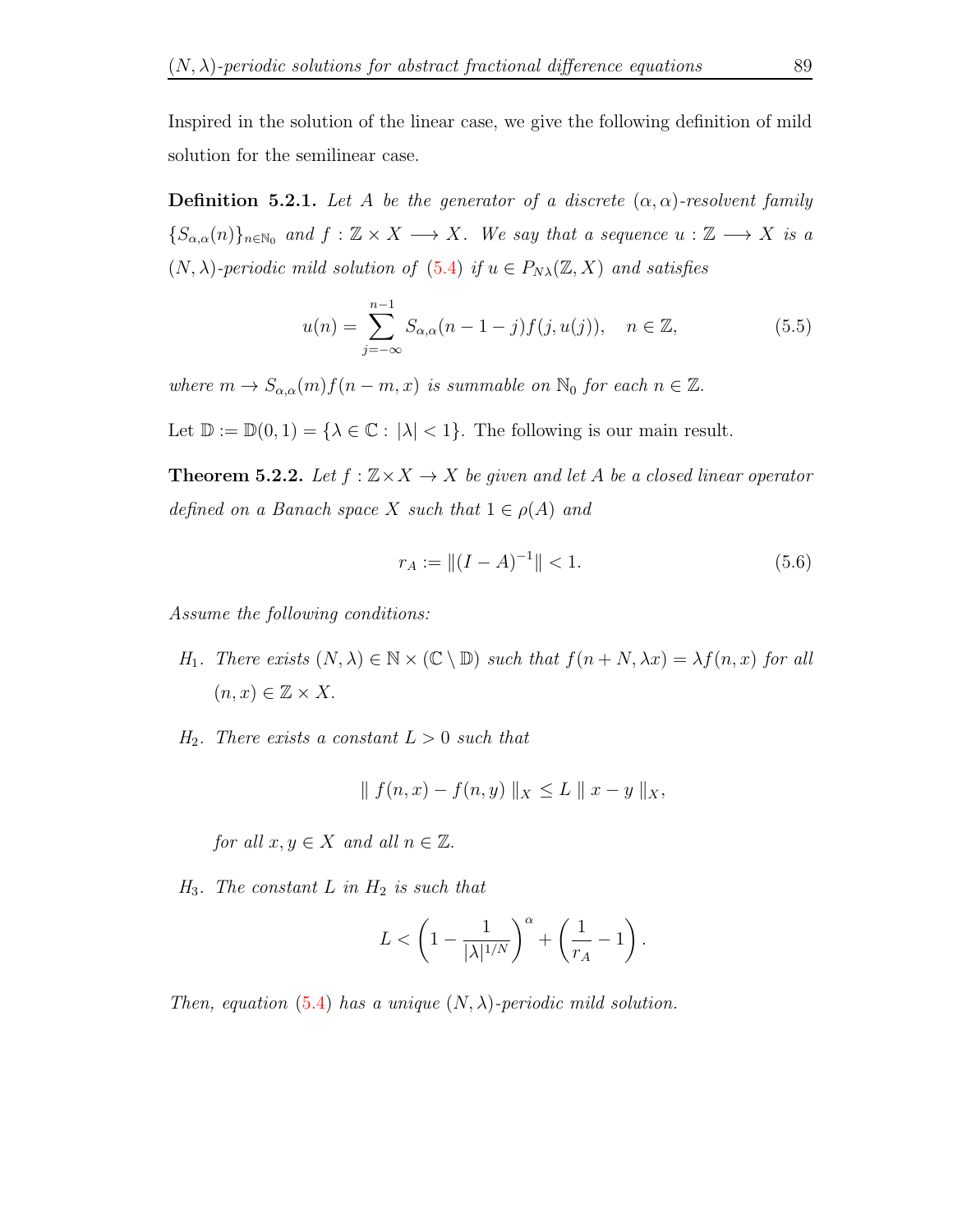Inspired in the solution of the linear case, we give the following definition of mild solution for the semilinear case.

**Definition 5.2.1.** *Let $A$ be the generator of a discrete $(\alpha,\alpha)$-resolvent family $\{S_{\alpha,\alpha}(n)\}_{n\in\mathbb{N}_0}$ and $f : \mathbb{Z}\times X \longrightarrow X$. We say that a sequence $u : \mathbb{Z} \longrightarrow X$ is a $(N,\lambda)$-periodic mild solution of (5.4) if $u \in P_{N\lambda}(\mathbb{Z}, X)$ and satisfies*

$$u(n) = \sum_{j=-\infty}^{n-1} S_{\alpha,\alpha}(n-1-j)f(j,u(j)), \quad n \in \mathbb{Z}, \tag{5.5}$$

*where $m \to S_{\alpha,\alpha}(m)f(n-m,x)$ is summable on $\mathbb{N}_0$ for each $n\in\mathbb{Z}$.*

Let $\mathbb{D} := \mathbb{D}(0,1) = \{\lambda \in \mathbb{C} : |\lambda| < 1\}$. The following is our main result.

**Theorem 5.2.2.** *Let $f : \mathbb{Z}\times X \to X$ be given and let $A$ be a closed linear operator defined on a Banach space $X$ such that $1 \in \rho(A)$ and*

$$r_A := \|(I-A)^{-1}\| < 1. \tag{5.6}$$

*Assume the following conditions:*

- $H_1$. *There exists $(N,\lambda) \in \mathbb{N}\times(\mathbb{C}\setminus\mathbb{D})$ such that $f(n+N,\lambda x) = \lambda f(n,x)$ for all $(n,x)\in\mathbb{Z}\times X$.*

- $H_2$. *There exists a constant $L > 0$ such that*

$$\| f(n,x) - f(n,y) \|_X \leq L \| x-y \|_X,$$

*for all $x,y\in X$ and all $n\in\mathbb{Z}$.*

- $H_3$. *The constant $L$ in $H_2$ is such that*

$$L < \left(1 - \frac{1}{|\lambda|^{1/N}}\right)^{\alpha} + \left(\frac{1}{r_A} - 1\right).$$

*Then, equation (5.4) has a unique $(N,\lambda)$-periodic mild solution.*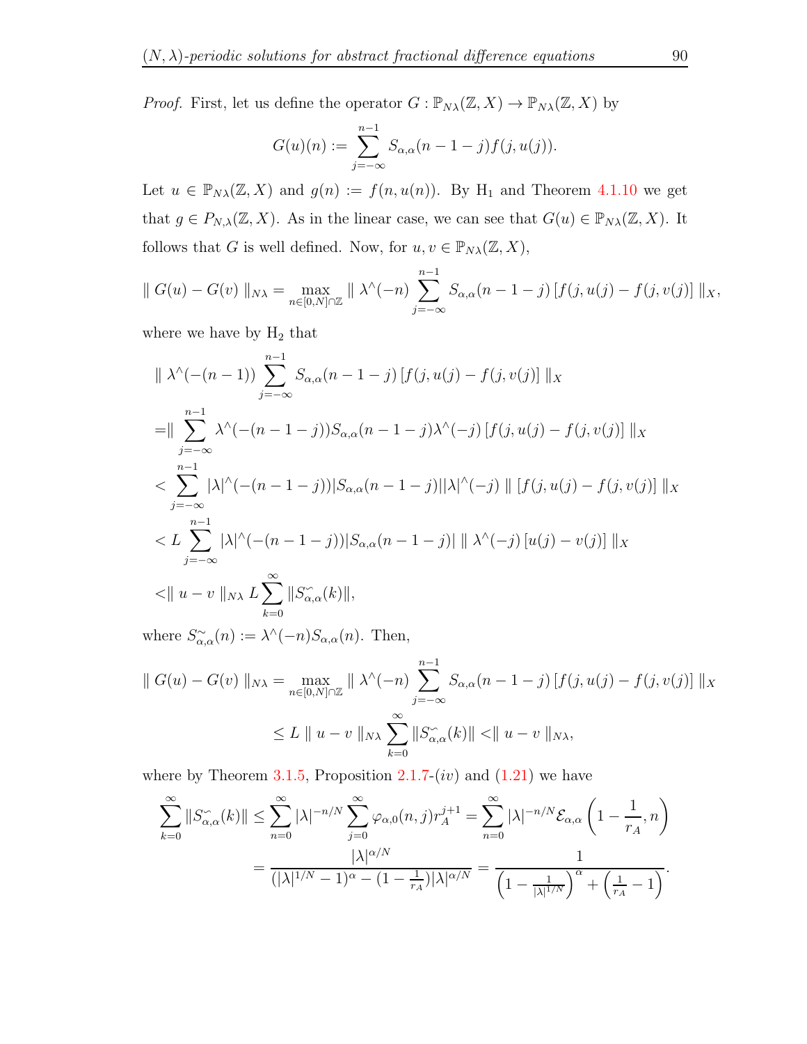*Proof.* First, let us define the operator $G : \mathbb{P}_{N\lambda}(\mathbb{Z}, X) \to \mathbb{P}_{N\lambda}(\mathbb{Z}, X)$ by

$$G(u)(n) := \sum_{j=-\infty}^{n-1} S_{\alpha,\alpha}(n-1-j) f(j, u(j)).$$

Let $u \in \mathbb{P}_{N\lambda}(\mathbb{Z}, X)$ and $g(n) := f(n, u(n))$. By $\mathrm{H}_1$ and Theorem 4.1.10 we get that $g \in P_{N,\lambda}(\mathbb{Z}, X)$. As in the linear case, we can see that $G(u) \in \mathbb{P}_{N\lambda}(\mathbb{Z}, X)$. It follows that $G$ is well defined. Now, for $u, v \in \mathbb{P}_{N\lambda}(\mathbb{Z}, X)$,

$$\| G(u) - G(v) \|_{N\lambda} = \max_{n \in [0,N] \cap \mathbb{Z}} \| \lambda^{\wedge}(-n) \sum_{j=-\infty}^{n-1} S_{\alpha,\alpha}(n-1-j) \left[ f(j, u(j) - f(j, v(j)) \right] \|_X,$$

where we have by $\mathrm{H}_2$ that

$$\begin{aligned}
&\| \lambda^{\wedge}(-(n-1)) \sum_{j=-\infty}^{n-1} S_{\alpha,\alpha}(n-1-j) \left[ f(j, u(j) - f(j, v(j)) \right] \|_X \\
&= \| \sum_{j=-\infty}^{n-1} \lambda^{\wedge}(-(n-1-j)) S_{\alpha,\alpha}(n-1-j) \lambda^{\wedge}(-j) \left[ f(j, u(j) - f(j, v(j)) \right] \|_X \\
&< \sum_{j=-\infty}^{n-1} |\lambda|^{\wedge}(-(n-1-j)) |S_{\alpha,\alpha}(n-1-j)| |\lambda|^{\wedge}(-j) \| \left[ f(j, u(j) - f(j, v(j)) \right] \|_X \\
&< L \sum_{j=-\infty}^{n-1} |\lambda|^{\wedge}(-(n-1-j)) |S_{\alpha,\alpha}(n-1-j)| \| \lambda^{\wedge}(-j) \left[ u(j) - v(j) \right] \|_X \\
&< \| u - v \|_{N\lambda} L \sum_{k=0}^{\infty} \| S^{\sim}_{\alpha,\alpha}(k) \|,
\end{aligned}$$

where $S^{\sim}_{\alpha,\alpha}(n) := \lambda^{\wedge}(-n) S_{\alpha,\alpha}(n)$. Then,

$$\begin{aligned}
\| G(u) - G(v) \|_{N\lambda} &= \max_{n \in [0,N] \cap \mathbb{Z}} \| \lambda^{\wedge}(-n) \sum_{j=-\infty}^{n-1} S_{\alpha,\alpha}(n-1-j) \left[ f(j, u(j) - f(j, v(j)) \right] \|_X \\
&\leq L \| u - v \|_{N\lambda} \sum_{k=0}^{\infty} \| S^{\sim}_{\alpha,\alpha}(k) \| < \| u - v \|_{N\lambda},
\end{aligned}$$

where by Theorem 3.1.5, Proposition 2.1.7-$(iv)$ and (1.21) we have

$$\begin{aligned}
\sum_{k=0}^{\infty} \| S^{\sim}_{\alpha,\alpha}(k) \| &\leq \sum_{n=0}^{\infty} |\lambda|^{-n/N} \sum_{j=0}^{\infty} \varphi_{\alpha,0}(n,j) r_A^{j+1} = \sum_{n=0}^{\infty} |\lambda|^{-n/N} \mathcal{E}_{\alpha,\alpha}\left(1 - \frac{1}{r_A}, n\right) \\
&= \frac{|\lambda|^{\alpha/N}}{(|\lambda|^{1/N} - 1)^{\alpha} - (1 - \frac{1}{r_A})|\lambda|^{\alpha/N}} = \frac{1}{\left(1 - \frac{1}{|\lambda|^{1/N}}\right)^{\alpha} + \left(\frac{1}{r_A} - 1\right)}.
\end{aligned}$$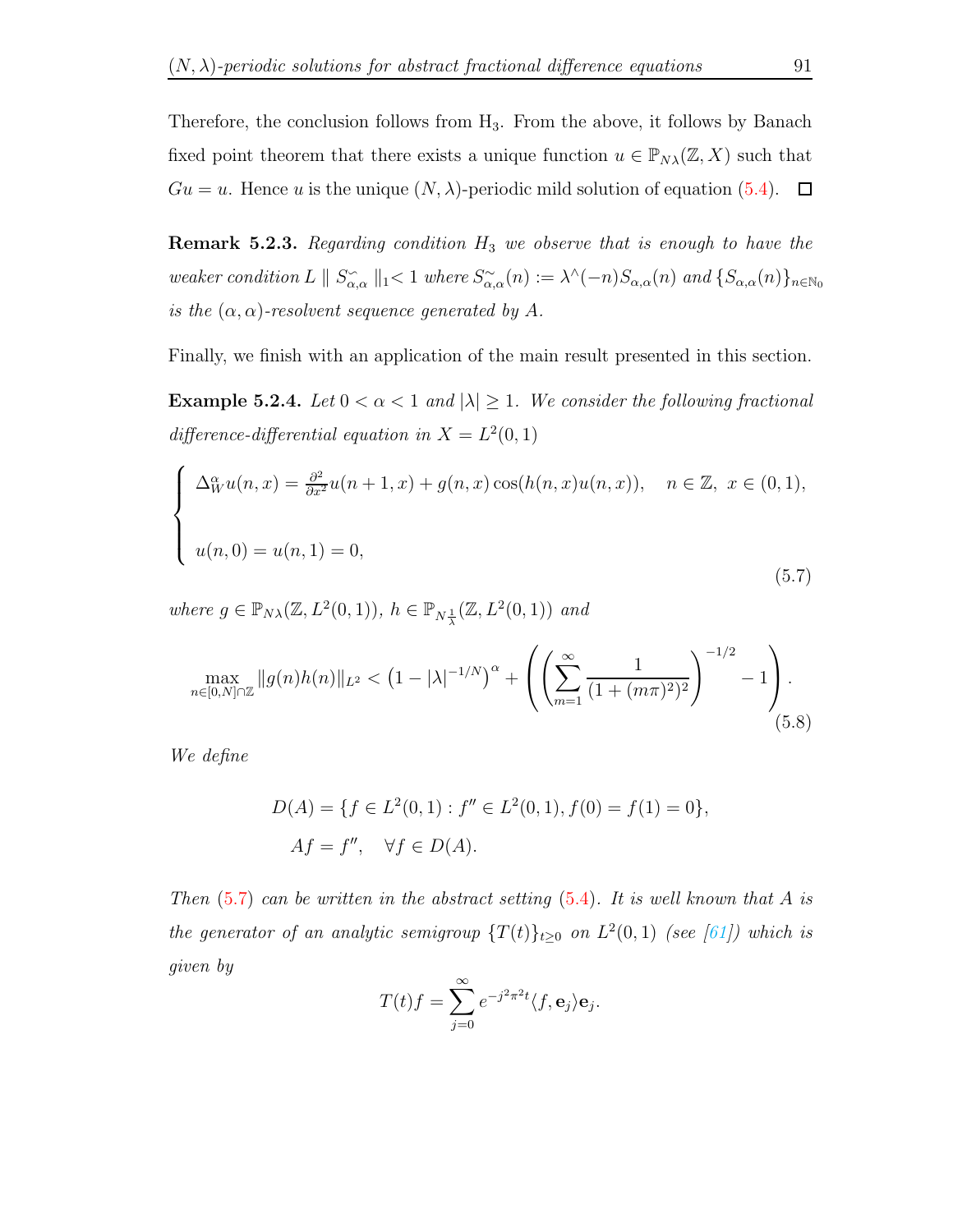Therefore, the conclusion follows from $H_3$. From the above, it follows by Banach fixed point theorem that there exists a unique function $u \in \mathbb{P}_{N\lambda}(\mathbb{Z}, X)$ such that $Gu = u$. Hence $u$ is the unique $(N, \lambda)$-periodic mild solution of equation (5.4). $\square$

**Remark 5.2.3.** *Regarding condition $H_3$ we observe that is enough to have the weaker condition $L \parallel S^{\sim}_{\alpha,\alpha} \parallel_1 < 1$ where $S^{\sim}_{\alpha,\alpha}(n) := \lambda^\wedge(-n) S_{\alpha,\alpha}(n)$ and $\{S_{\alpha,\alpha}(n)\}_{n \in \mathbb{N}_0}$ is the $(\alpha, \alpha)$-resolvent sequence generated by $A$.*

Finally, we finish with an application of the main result presented in this section.

**Example 5.2.4.** *Let $0 < \alpha < 1$ and $|\lambda| \geq 1$. We consider the following fractional difference-differential equation in $X = L^2(0,1)$*

$$
\begin{cases}
\Delta^\alpha_W u(n,x) = \frac{\partial^2}{\partial x^2} u(n+1,x) + g(n,x)\cos(h(n,x)u(n,x)), & n \in \mathbb{Z},\ x \in (0,1), \\
\\
u(n,0) = u(n,1) = 0,
\end{cases}
\tag{5.7}
$$

*where $g \in \mathbb{P}_{N\lambda}(\mathbb{Z}, L^2(0,1))$, $h \in \mathbb{P}_{N\frac{1}{\lambda}}(\mathbb{Z}, L^2(0,1))$ and*

$$
\max_{n \in [0,N] \cap \mathbb{Z}} \|g(n)h(n)\|_{L^2} < \left(1 - |\lambda|^{-1/N}\right)^\alpha + \left( \left( \sum_{m=1}^{\infty} \frac{1}{(1 + (m\pi)^2)^2} \right)^{-1/2} - 1 \right).
\tag{5.8}
$$

*We define*

$$
\begin{aligned}
D(A) &= \{ f \in L^2(0,1) : f'' \in L^2(0,1), f(0) = f(1) = 0 \}, \\
Af &= f'', \quad \forall f \in D(A).
\end{aligned}
$$

*Then (5.7) can be written in the abstract setting (5.4). It is well known that $A$ is the generator of an analytic semigroup $\{T(t)\}_{t \geq 0}$ on $L^2(0,1)$ (see [61]) which is given by*

$$
T(t)f = \sum_{j=0}^{\infty} e^{-j^2 \pi^2 t} \langle f, \mathbf{e}_j \rangle \mathbf{e}_j.
$$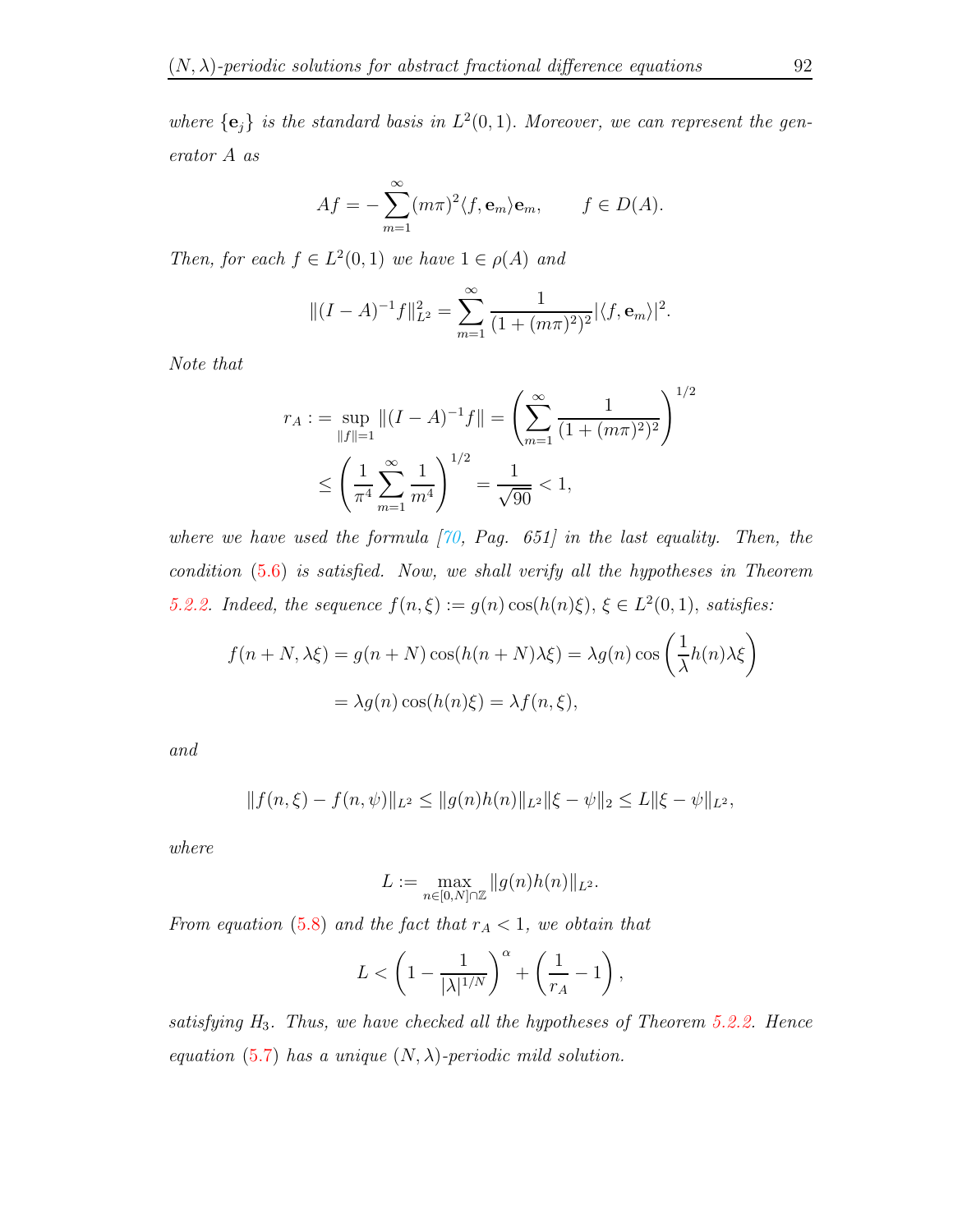*where* $\{\mathbf{e}_j\}$ *is the standard basis in* $L^2(0,1)$. *Moreover, we can represent the generator* $A$ *as*

$$Af = -\sum_{m=1}^{\infty}(m\pi)^2\langle f, \mathbf{e}_m\rangle \mathbf{e}_m, \qquad f \in D(A).$$

*Then, for each* $f \in L^2(0,1)$ *we have* $1 \in \rho(A)$ *and*

$$\|(I-A)^{-1}f\|_{L^2}^2 = \sum_{m=1}^{\infty}\frac{1}{(1+(m\pi)^2)^2}|\langle f, \mathbf{e}_m\rangle|^2.$$

*Note that*

$$\begin{aligned} r_A := \sup_{\|f\|=1}\|(I-A)^{-1}f\| &= \left(\sum_{m=1}^{\infty}\frac{1}{(1+(m\pi)^2)^2}\right)^{1/2} \\ &\leq \left(\frac{1}{\pi^4}\sum_{m=1}^{\infty}\frac{1}{m^4}\right)^{1/2} = \frac{1}{\sqrt{90}} < 1, \end{aligned}$$

*where we have used the formula [70, Pag. 651] in the last equality. Then, the condition (5.6) is satisfied. Now, we shall verify all the hypotheses in Theorem 5.2.2. Indeed, the sequence* $f(n,\xi) := g(n)\cos(h(n)\xi)$, $\xi \in L^2(0,1)$, *satisfies:*

$$\begin{aligned} f(n+N, \lambda\xi) = g(n+N)\cos(h(n+N)\lambda\xi) &= \lambda g(n)\cos\left(\frac{1}{\lambda}h(n)\lambda\xi\right) \\ &= \lambda g(n)\cos(h(n)\xi) = \lambda f(n,\xi), \end{aligned}$$

*and*

$$\|f(n,\xi) - f(n,\psi)\|_{L^2} \leq \|g(n)h(n)\|_{L^2}\|\xi - \psi\|_2 \leq L\|\xi - \psi\|_{L^2},$$

*where*

$$L := \max_{n\in[0,N]\cap\mathbb{Z}}\|g(n)h(n)\|_{L^2}.$$

*From equation (5.8) and the fact that* $r_A < 1$, *we obtain that*

$$L < \left(1 - \frac{1}{|\lambda|^{1/N}}\right)^{\alpha} + \left(\frac{1}{r_A} - 1\right),$$

*satisfying* $H_3$. *Thus, we have checked all the hypotheses of Theorem 5.2.2. Hence equation (5.7) has a unique* $(N,\lambda)$*-periodic mild solution.*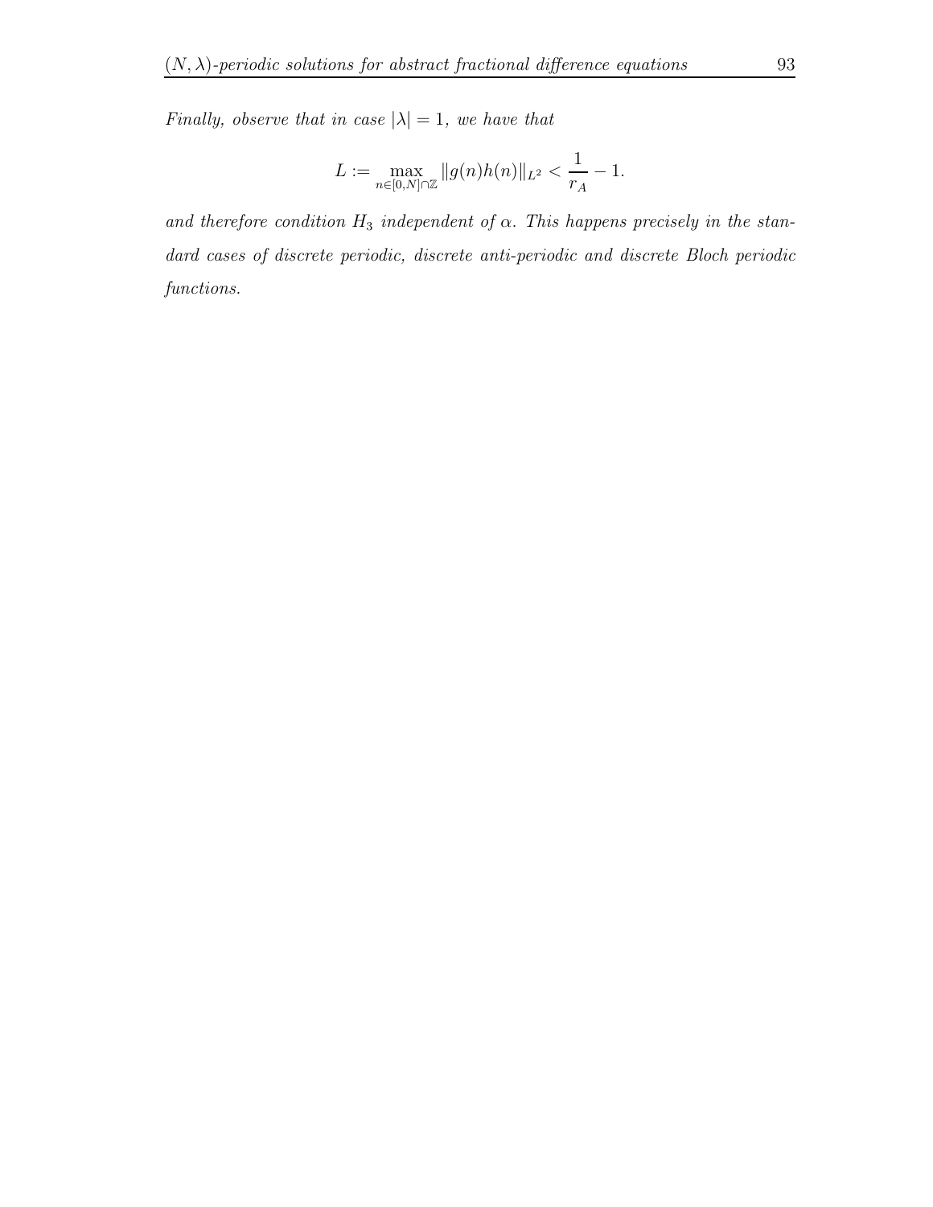*Finally, observe that in case $|\lambda| = 1$, we have that*

$$L := \max_{n \in [0,N] \cap \mathbb{Z}} \|g(n)h(n)\|_{L^2} < \frac{1}{r_A} - 1.$$

*and therefore condition $H_3$ independent of $\alpha$. This happens precisely in the standard cases of discrete periodic, discrete anti-periodic and discrete Bloch periodic functions.*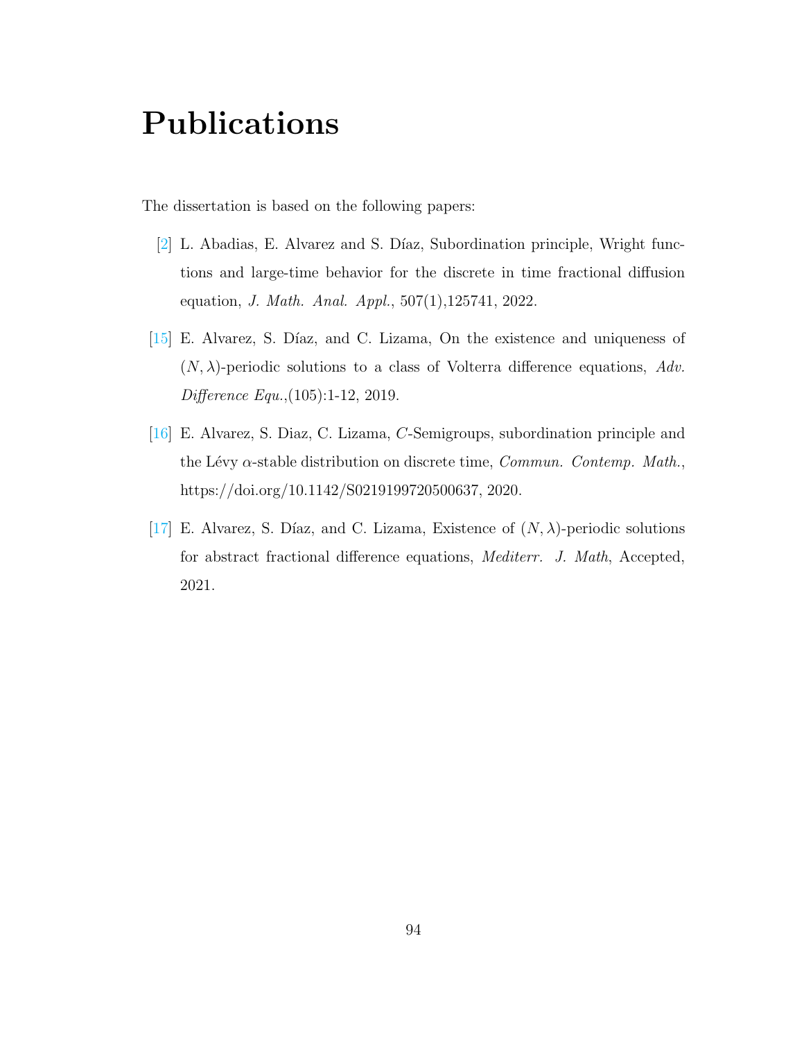# Publications

The dissertation is based on the following papers:

[2] L. Abadias, E. Alvarez and S. Díaz, Subordination principle, Wright functions and large-time behavior for the discrete in time fractional diffusion equation, *J. Math. Anal. Appl.*, 507(1),125741, 2022.

[15] E. Alvarez, S. Díaz, and C. Lizama, On the existence and uniqueness of $(N, \lambda)$-periodic solutions to a class of Volterra difference equations, *Adv. Difference Equ.*,(105):1-12, 2019.

[16] E. Alvarez, S. Diaz, C. Lizama, $C$-Semigroups, subordination principle and the Lévy $\alpha$-stable distribution on discrete time, *Commun. Contemp. Math.*, https://doi.org/10.1142/S0219199720500637, 2020.

[17] E. Alvarez, S. Díaz, and C. Lizama, Existence of $(N, \lambda)$-periodic solutions for abstract fractional difference equations, *Mediterr. J. Math*, Accepted, 2021.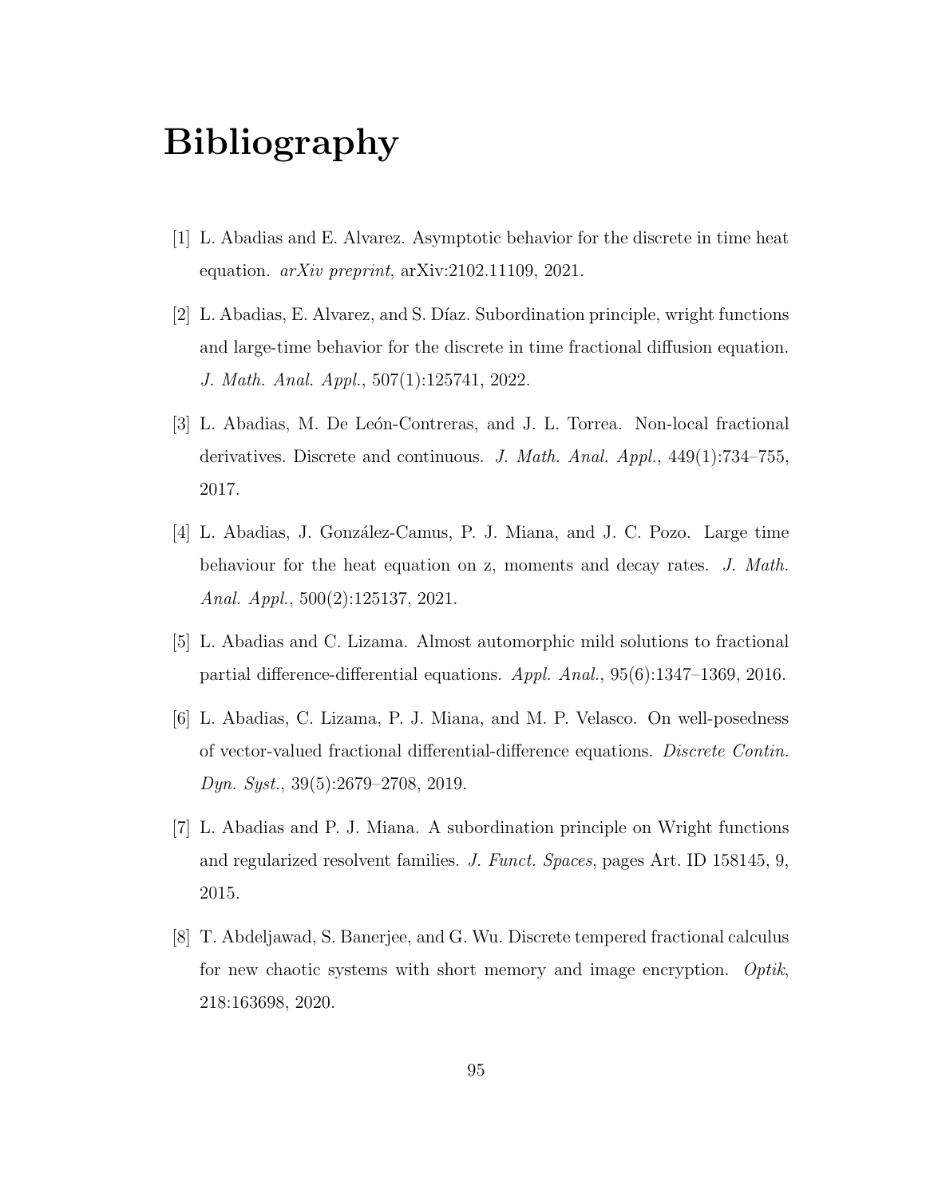# Bibliography

[1] L. Abadias and E. Alvarez. Asymptotic behavior for the discrete in time heat equation. *arXiv preprint*, arXiv:2102.11109, 2021.

[2] L. Abadias, E. Alvarez, and S. Díaz. Subordination principle, wright functions and large-time behavior for the discrete in time fractional diffusion equation. *J. Math. Anal. Appl.*, 507(1):125741, 2022.

[3] L. Abadias, M. De León-Contreras, and J. L. Torrea. Non-local fractional derivatives. Discrete and continuous. *J. Math. Anal. Appl.*, 449(1):734–755, 2017.

[4] L. Abadias, J. González-Camus, P. J. Miana, and J. C. Pozo. Large time behaviour for the heat equation on z, moments and decay rates. *J. Math. Anal. Appl.*, 500(2):125137, 2021.

[5] L. Abadias and C. Lizama. Almost automorphic mild solutions to fractional partial difference-differential equations. *Appl. Anal.*, 95(6):1347–1369, 2016.

[6] L. Abadias, C. Lizama, P. J. Miana, and M. P. Velasco. On well-posedness of vector-valued fractional differential-difference equations. *Discrete Contin. Dyn. Syst.*, 39(5):2679–2708, 2019.

[7] L. Abadias and P. J. Miana. A subordination principle on Wright functions and regularized resolvent families. *J. Funct. Spaces*, pages Art. ID 158145, 9, 2015.

[8] T. Abdeljawad, S. Banerjee, and G. Wu. Discrete tempered fractional calculus for new chaotic systems with short memory and image encryption. *Optik*, 218:163698, 2020.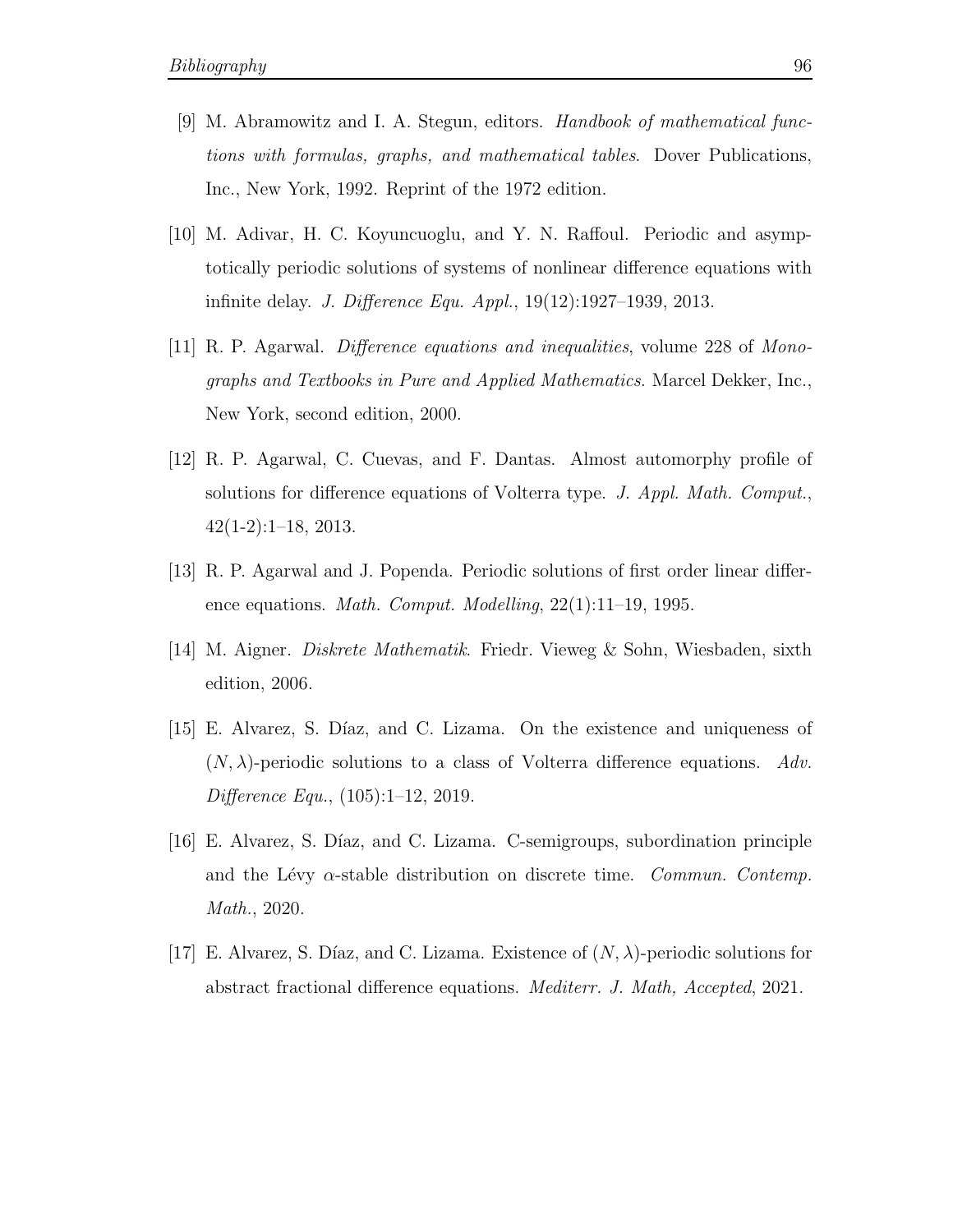[9] M. Abramowitz and I. A. Stegun, editors. *Handbook of mathematical functions with formulas, graphs, and mathematical tables*. Dover Publications, Inc., New York, 1992. Reprint of the 1972 edition.

[10] M. Adivar, H. C. Koyuncuoglu, and Y. N. Raffoul. Periodic and asymptotically periodic solutions of systems of nonlinear difference equations with infinite delay. *J. Difference Equ. Appl.*, 19(12):1927–1939, 2013.

[11] R. P. Agarwal. *Difference equations and inequalities*, volume 228 of *Monographs and Textbooks in Pure and Applied Mathematics*. Marcel Dekker, Inc., New York, second edition, 2000.

[12] R. P. Agarwal, C. Cuevas, and F. Dantas. Almost automorphy profile of solutions for difference equations of Volterra type. *J. Appl. Math. Comput.*, 42(1-2):1–18, 2013.

[13] R. P. Agarwal and J. Popenda. Periodic solutions of first order linear difference equations. *Math. Comput. Modelling*, 22(1):11–19, 1995.

[14] M. Aigner. *Diskrete Mathematik*. Friedr. Vieweg & Sohn, Wiesbaden, sixth edition, 2006.

[15] E. Alvarez, S. Díaz, and C. Lizama. On the existence and uniqueness of $(N, \lambda)$-periodic solutions to a class of Volterra difference equations. *Adv. Difference Equ.*, (105):1–12, 2019.

[16] E. Alvarez, S. Díaz, and C. Lizama. C-semigroups, subordination principle and the Lévy $\alpha$-stable distribution on discrete time. *Commun. Contemp. Math.*, 2020.

[17] E. Alvarez, S. Díaz, and C. Lizama. Existence of $(N, \lambda)$-periodic solutions for abstract fractional difference equations. *Mediterr. J. Math, Accepted*, 2021.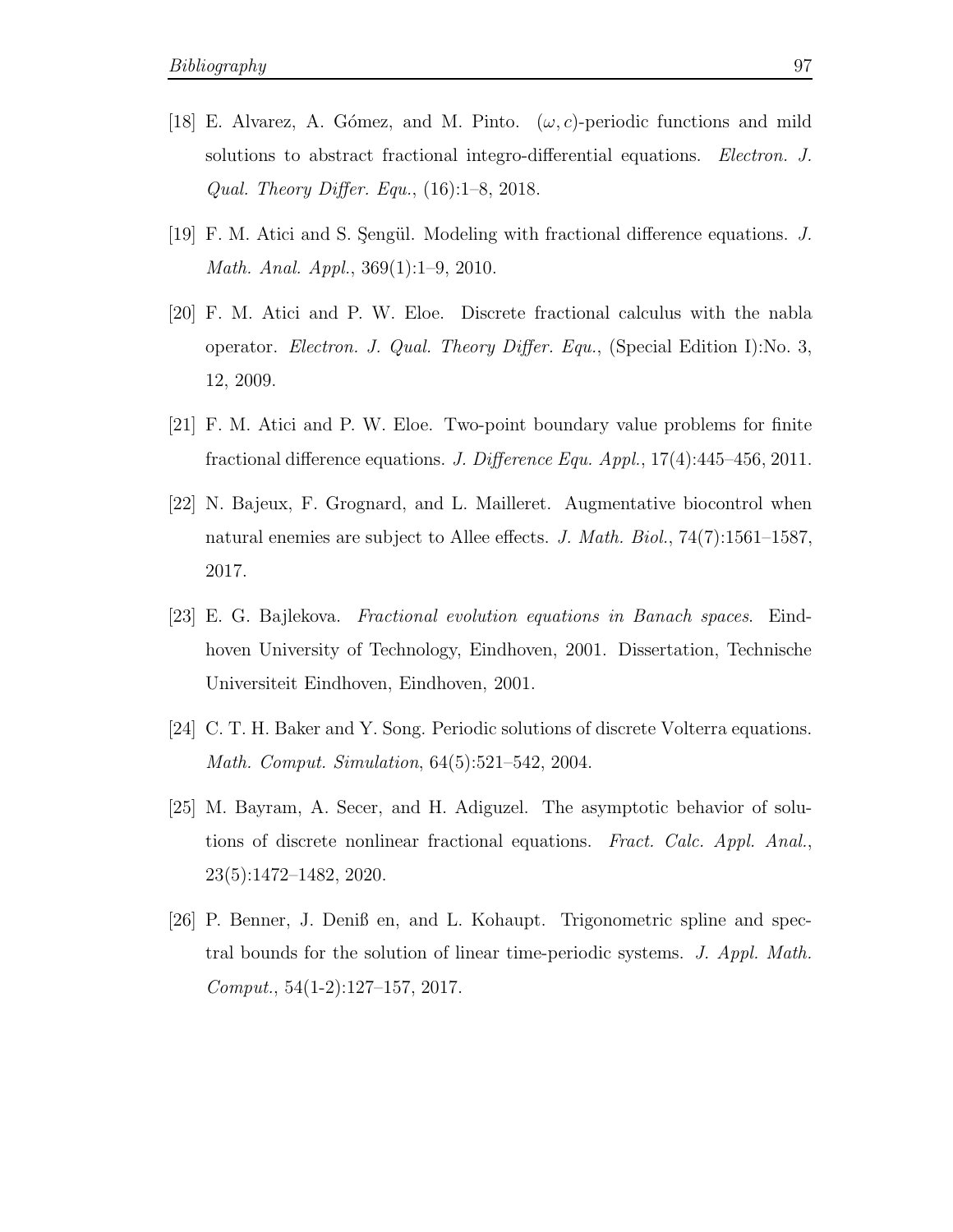[18] E. Alvarez, A. Gómez, and M. Pinto. $(\omega, c)$-periodic functions and mild solutions to abstract fractional integro-differential equations. *Electron. J. Qual. Theory Differ. Equ.*, (16):1–8, 2018.

[19] F. M. Atici and S. Şengül. Modeling with fractional difference equations. *J. Math. Anal. Appl.*, 369(1):1–9, 2010.

[20] F. M. Atici and P. W. Eloe. Discrete fractional calculus with the nabla operator. *Electron. J. Qual. Theory Differ. Equ.*, (Special Edition I):No. 3, 12, 2009.

[21] F. M. Atici and P. W. Eloe. Two-point boundary value problems for finite fractional difference equations. *J. Difference Equ. Appl.*, 17(4):445–456, 2011.

[22] N. Bajeux, F. Grognard, and L. Mailleret. Augmentative biocontrol when natural enemies are subject to Allee effects. *J. Math. Biol.*, 74(7):1561–1587, 2017.

[23] E. G. Bajlekova. *Fractional evolution equations in Banach spaces*. Eindhoven University of Technology, Eindhoven, 2001. Dissertation, Technische Universiteit Eindhoven, Eindhoven, 2001.

[24] C. T. H. Baker and Y. Song. Periodic solutions of discrete Volterra equations. *Math. Comput. Simulation*, 64(5):521–542, 2004.

[25] M. Bayram, A. Secer, and H. Adiguzel. The asymptotic behavior of solutions of discrete nonlinear fractional equations. *Fract. Calc. Appl. Anal.*, 23(5):1472–1482, 2020.

[26] P. Benner, J. Deniß en, and L. Kohaupt. Trigonometric spline and spectral bounds for the solution of linear time-periodic systems. *J. Appl. Math. Comput.*, 54(1-2):127–157, 2017.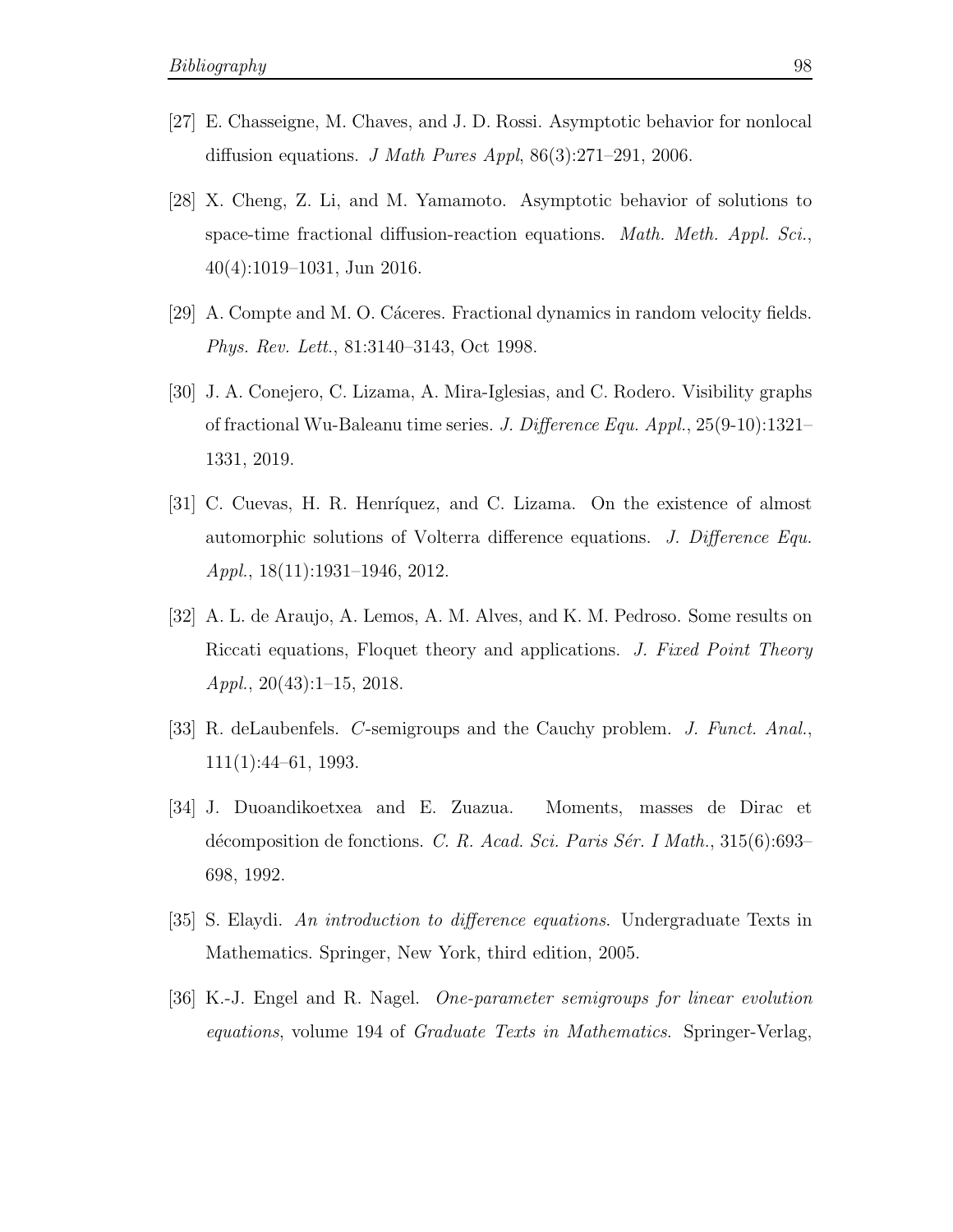[27] E. Chasseigne, M. Chaves, and J. D. Rossi. Asymptotic behavior for nonlocal diffusion equations. *J Math Pures Appl*, 86(3):271–291, 2006.

[28] X. Cheng, Z. Li, and M. Yamamoto. Asymptotic behavior of solutions to space-time fractional diffusion-reaction equations. *Math. Meth. Appl. Sci.*, 40(4):1019–1031, Jun 2016.

[29] A. Compte and M. O. Cáceres. Fractional dynamics in random velocity fields. *Phys. Rev. Lett.*, 81:3140–3143, Oct 1998.

[30] J. A. Conejero, C. Lizama, A. Mira-Iglesias, and C. Rodero. Visibility graphs of fractional Wu-Baleanu time series. *J. Difference Equ. Appl.*, 25(9-10):1321–1331, 2019.

[31] C. Cuevas, H. R. Henríquez, and C. Lizama. On the existence of almost automorphic solutions of Volterra difference equations. *J. Difference Equ. Appl.*, 18(11):1931–1946, 2012.

[32] A. L. de Araujo, A. Lemos, A. M. Alves, and K. M. Pedroso. Some results on Riccati equations, Floquet theory and applications. *J. Fixed Point Theory Appl.*, 20(43):1–15, 2018.

[33] R. deLaubenfels. $C$-semigroups and the Cauchy problem. *J. Funct. Anal.*, 111(1):44–61, 1993.

[34] J. Duoandikoetxea and E. Zuazua. Moments, masses de Dirac et décomposition de fonctions. *C. R. Acad. Sci. Paris Sér. I Math.*, 315(6):693–698, 1992.

[35] S. Elaydi. *An introduction to difference equations*. Undergraduate Texts in Mathematics. Springer, New York, third edition, 2005.

[36] K.-J. Engel and R. Nagel. *One-parameter semigroups for linear evolution equations*, volume 194 of *Graduate Texts in Mathematics*. Springer-Verlag,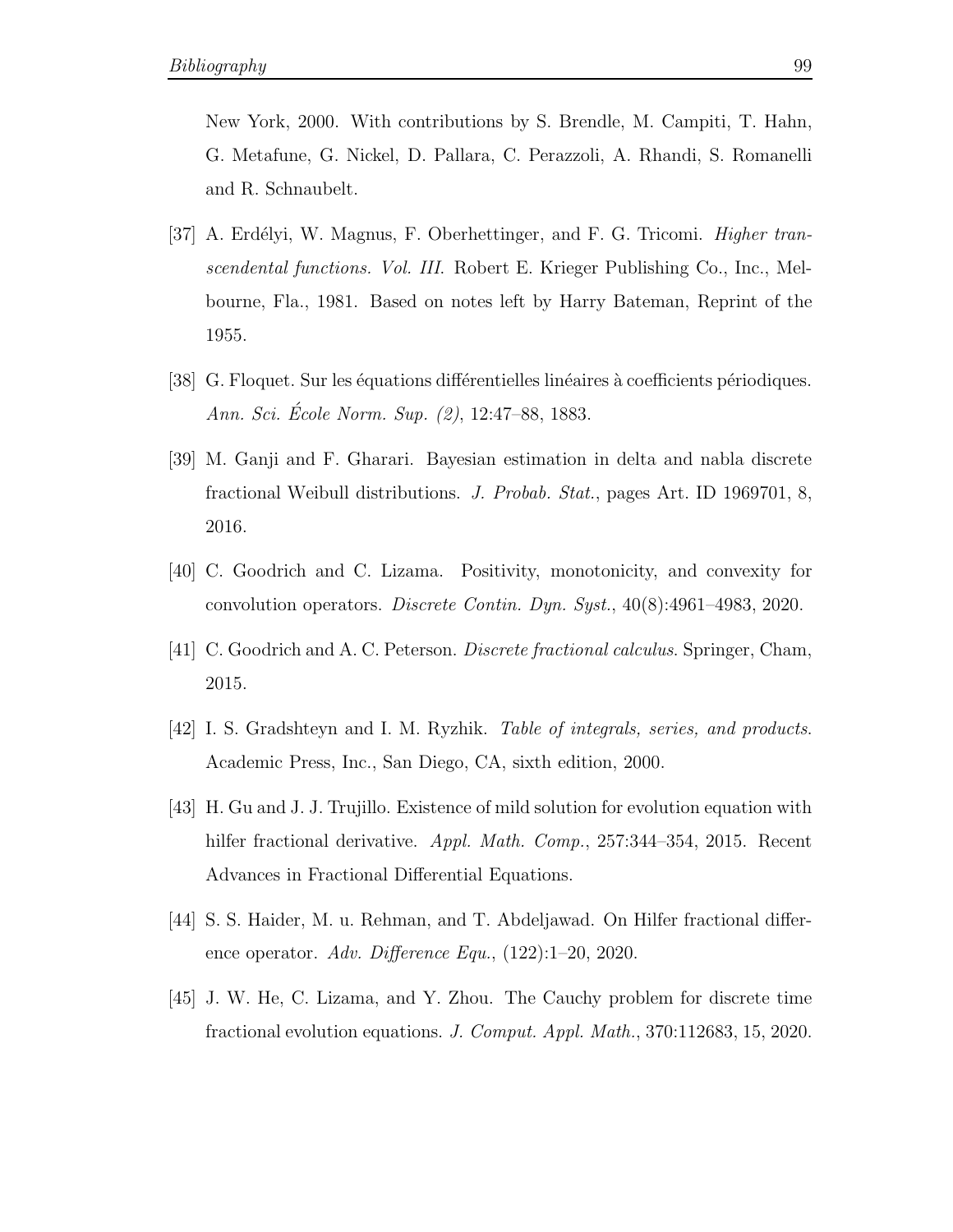New York, 2000. With contributions by S. Brendle, M. Campiti, T. Hahn, G. Metafune, G. Nickel, D. Pallara, C. Perazzoli, A. Rhandi, S. Romanelli and R. Schnaubelt.

[37] A. Erdélyi, W. Magnus, F. Oberhettinger, and F. G. Tricomi. *Higher transcendental functions. Vol. III.* Robert E. Krieger Publishing Co., Inc., Melbourne, Fla., 1981. Based on notes left by Harry Bateman, Reprint of the 1955.

[38] G. Floquet. Sur les équations différentielles linéaires à coefficients périodiques. *Ann. Sci. École Norm. Sup. (2)*, 12:47–88, 1883.

[39] M. Ganji and F. Gharari. Bayesian estimation in delta and nabla discrete fractional Weibull distributions. *J. Probab. Stat.*, pages Art. ID 1969701, 8, 2016.

[40] C. Goodrich and C. Lizama. Positivity, monotonicity, and convexity for convolution operators. *Discrete Contin. Dyn. Syst.*, 40(8):4961–4983, 2020.

[41] C. Goodrich and A. C. Peterson. *Discrete fractional calculus.* Springer, Cham, 2015.

[42] I. S. Gradshteyn and I. M. Ryzhik. *Table of integrals, series, and products.* Academic Press, Inc., San Diego, CA, sixth edition, 2000.

[43] H. Gu and J. J. Trujillo. Existence of mild solution for evolution equation with hilfer fractional derivative. *Appl. Math. Comp.*, 257:344–354, 2015. Recent Advances in Fractional Differential Equations.

[44] S. S. Haider, M. u. Rehman, and T. Abdeljawad. On Hilfer fractional difference operator. *Adv. Difference Equ.*, (122):1–20, 2020.

[45] J. W. He, C. Lizama, and Y. Zhou. The Cauchy problem for discrete time fractional evolution equations. *J. Comput. Appl. Math.*, 370:112683, 15, 2020.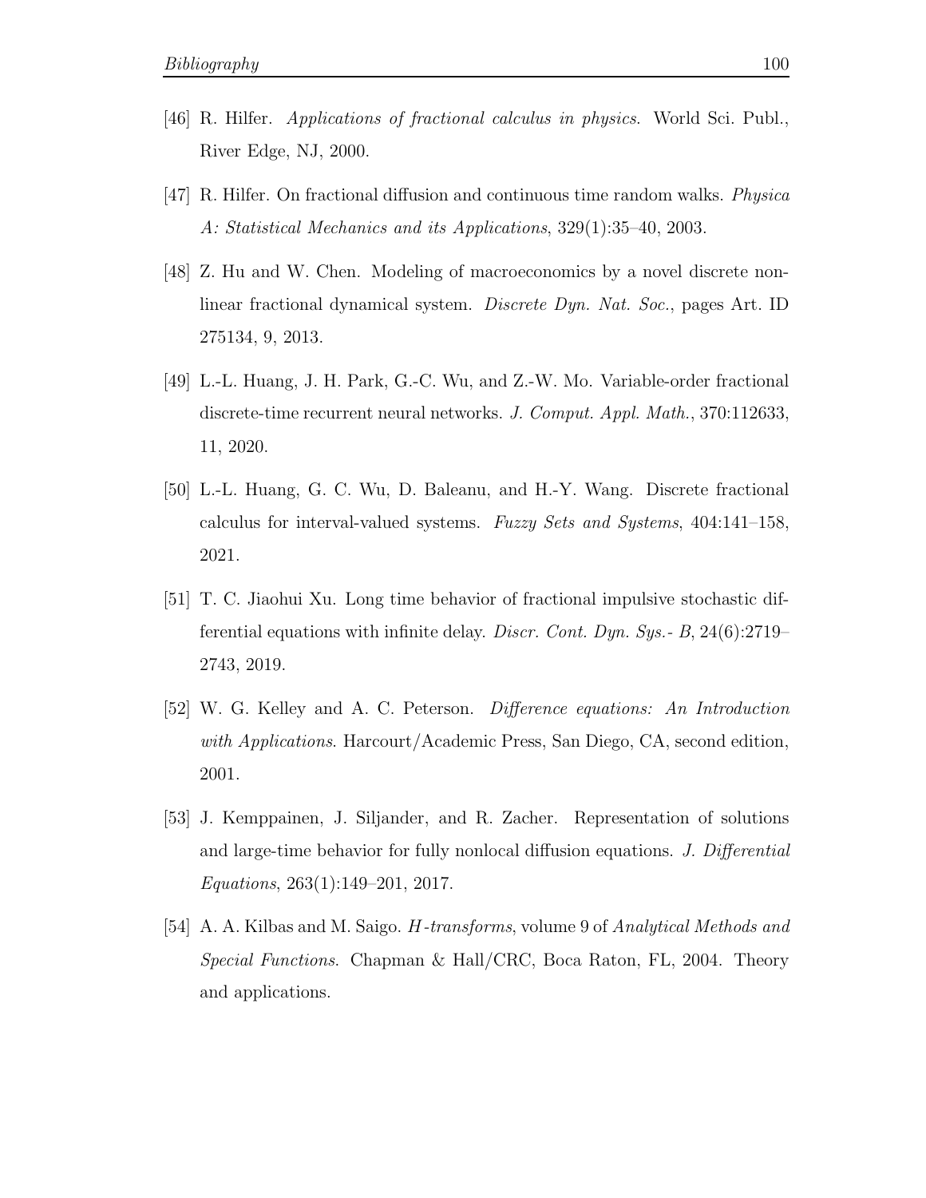[46] R. Hilfer. *Applications of fractional calculus in physics*. World Sci. Publ., River Edge, NJ, 2000.

[47] R. Hilfer. On fractional diffusion and continuous time random walks. *Physica A: Statistical Mechanics and its Applications*, 329(1):35–40, 2003.

[48] Z. Hu and W. Chen. Modeling of macroeconomics by a novel discrete nonlinear fractional dynamical system. *Discrete Dyn. Nat. Soc.*, pages Art. ID 275134, 9, 2013.

[49] L.-L. Huang, J. H. Park, G.-C. Wu, and Z.-W. Mo. Variable-order fractional discrete-time recurrent neural networks. *J. Comput. Appl. Math.*, 370:112633, 11, 2020.

[50] L.-L. Huang, G. C. Wu, D. Baleanu, and H.-Y. Wang. Discrete fractional calculus for interval-valued systems. *Fuzzy Sets and Systems*, 404:141–158, 2021.

[51] T. C. Jiaohui Xu. Long time behavior of fractional impulsive stochastic differential equations with infinite delay. *Discr. Cont. Dyn. Sys.- B*, 24(6):2719–2743, 2019.

[52] W. G. Kelley and A. C. Peterson. *Difference equations: An Introduction with Applications*. Harcourt/Academic Press, San Diego, CA, second edition, 2001.

[53] J. Kemppainen, J. Siljander, and R. Zacher. Representation of solutions and large-time behavior for fully nonlocal diffusion equations. *J. Differential Equations*, 263(1):149–201, 2017.

[54] A. A. Kilbas and M. Saigo. *H-transforms*, volume 9 of *Analytical Methods and Special Functions*. Chapman & Hall/CRC, Boca Raton, FL, 2004. Theory and applications.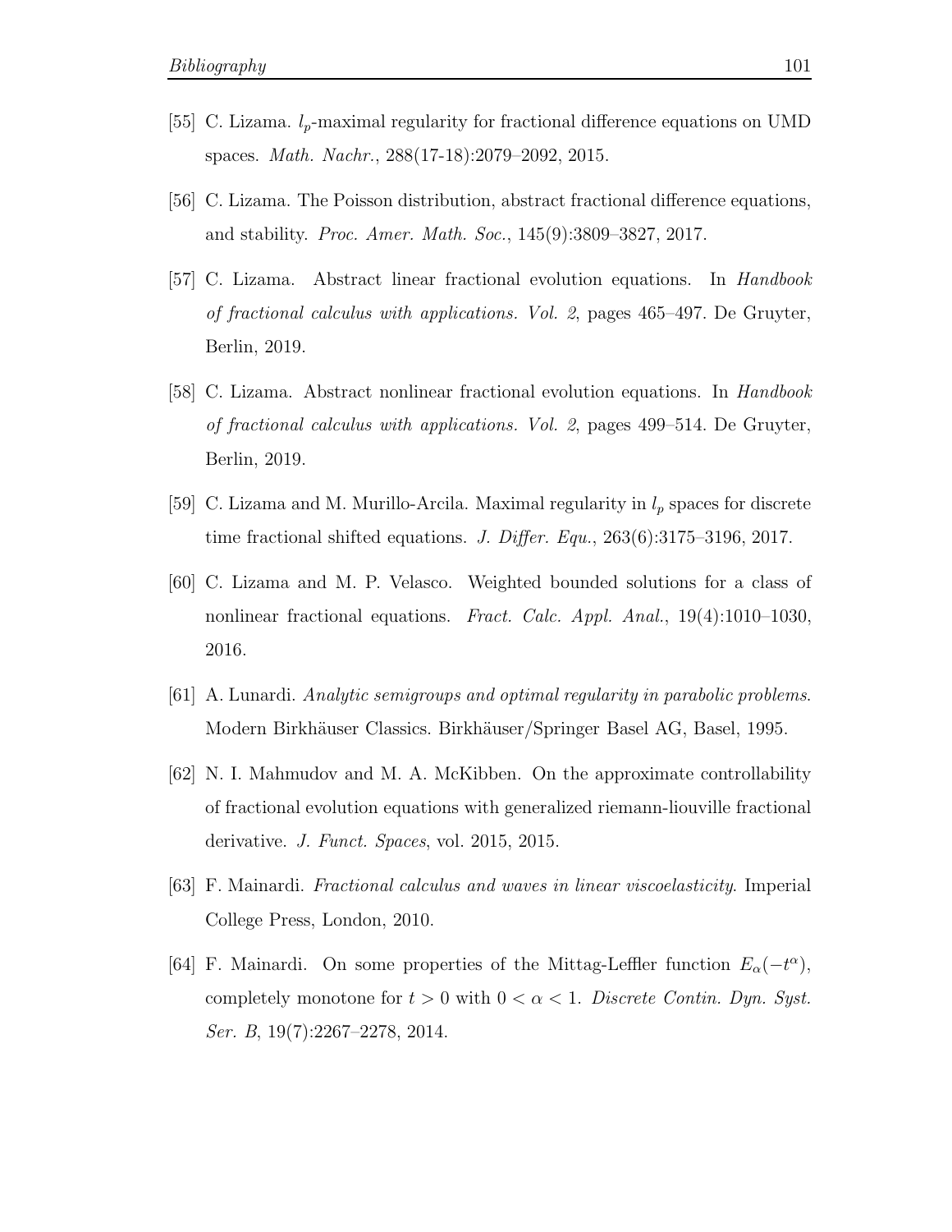[55] C. Lizama. $l_p$-maximal regularity for fractional difference equations on UMD spaces. *Math. Nachr.*, 288(17-18):2079–2092, 2015.

[56] C. Lizama. The Poisson distribution, abstract fractional difference equations, and stability. *Proc. Amer. Math. Soc.*, 145(9):3809–3827, 2017.

[57] C. Lizama. Abstract linear fractional evolution equations. In *Handbook of fractional calculus with applications. Vol. 2*, pages 465–497. De Gruyter, Berlin, 2019.

[58] C. Lizama. Abstract nonlinear fractional evolution equations. In *Handbook of fractional calculus with applications. Vol. 2*, pages 499–514. De Gruyter, Berlin, 2019.

[59] C. Lizama and M. Murillo-Arcila. Maximal regularity in $l_p$ spaces for discrete time fractional shifted equations. *J. Differ. Equ.*, 263(6):3175–3196, 2017.

[60] C. Lizama and M. P. Velasco. Weighted bounded solutions for a class of nonlinear fractional equations. *Fract. Calc. Appl. Anal.*, 19(4):1010–1030, 2016.

[61] A. Lunardi. *Analytic semigroups and optimal regularity in parabolic problems*. Modern Birkhäuser Classics. Birkhäuser/Springer Basel AG, Basel, 1995.

[62] N. I. Mahmudov and M. A. McKibben. On the approximate controllability of fractional evolution equations with generalized riemann-liouville fractional derivative. *J. Funct. Spaces*, vol. 2015, 2015.

[63] F. Mainardi. *Fractional calculus and waves in linear viscoelasticity*. Imperial College Press, London, 2010.

[64] F. Mainardi. On some properties of the Mittag-Leffler function $E_\alpha(-t^\alpha)$, completely monotone for $t > 0$ with $0 < \alpha < 1$. *Discrete Contin. Dyn. Syst. Ser. B*, 19(7):2267–2278, 2014.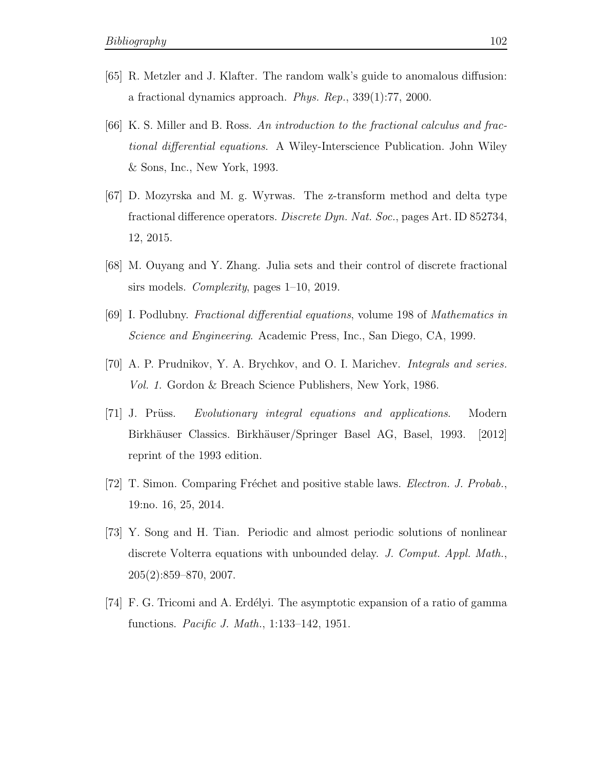[65] R. Metzler and J. Klafter. The random walk's guide to anomalous diffusion: a fractional dynamics approach. *Phys. Rep.*, 339(1):77, 2000.

[66] K. S. Miller and B. Ross. *An introduction to the fractional calculus and fractional differential equations*. A Wiley-Interscience Publication. John Wiley & Sons, Inc., New York, 1993.

[67] D. Mozyrska and M. g. Wyrwas. The z-transform method and delta type fractional difference operators. *Discrete Dyn. Nat. Soc.*, pages Art. ID 852734, 12, 2015.

[68] M. Ouyang and Y. Zhang. Julia sets and their control of discrete fractional sirs models. *Complexity*, pages 1–10, 2019.

[69] I. Podlubny. *Fractional differential equations*, volume 198 of *Mathematics in Science and Engineering*. Academic Press, Inc., San Diego, CA, 1999.

[70] A. P. Prudnikov, Y. A. Brychkov, and O. I. Marichev. *Integrals and series. Vol. 1.* Gordon & Breach Science Publishers, New York, 1986.

[71] J. Prüss. *Evolutionary integral equations and applications*. Modern Birkhäuser Classics. Birkhäuser/Springer Basel AG, Basel, 1993. [2012] reprint of the 1993 edition.

[72] T. Simon. Comparing Fréchet and positive stable laws. *Electron. J. Probab.*, 19:no. 16, 25, 2014.

[73] Y. Song and H. Tian. Periodic and almost periodic solutions of nonlinear discrete Volterra equations with unbounded delay. *J. Comput. Appl. Math.*, 205(2):859–870, 2007.

[74] F. G. Tricomi and A. Erdélyi. The asymptotic expansion of a ratio of gamma functions. *Pacific J. Math.*, 1:133–142, 1951.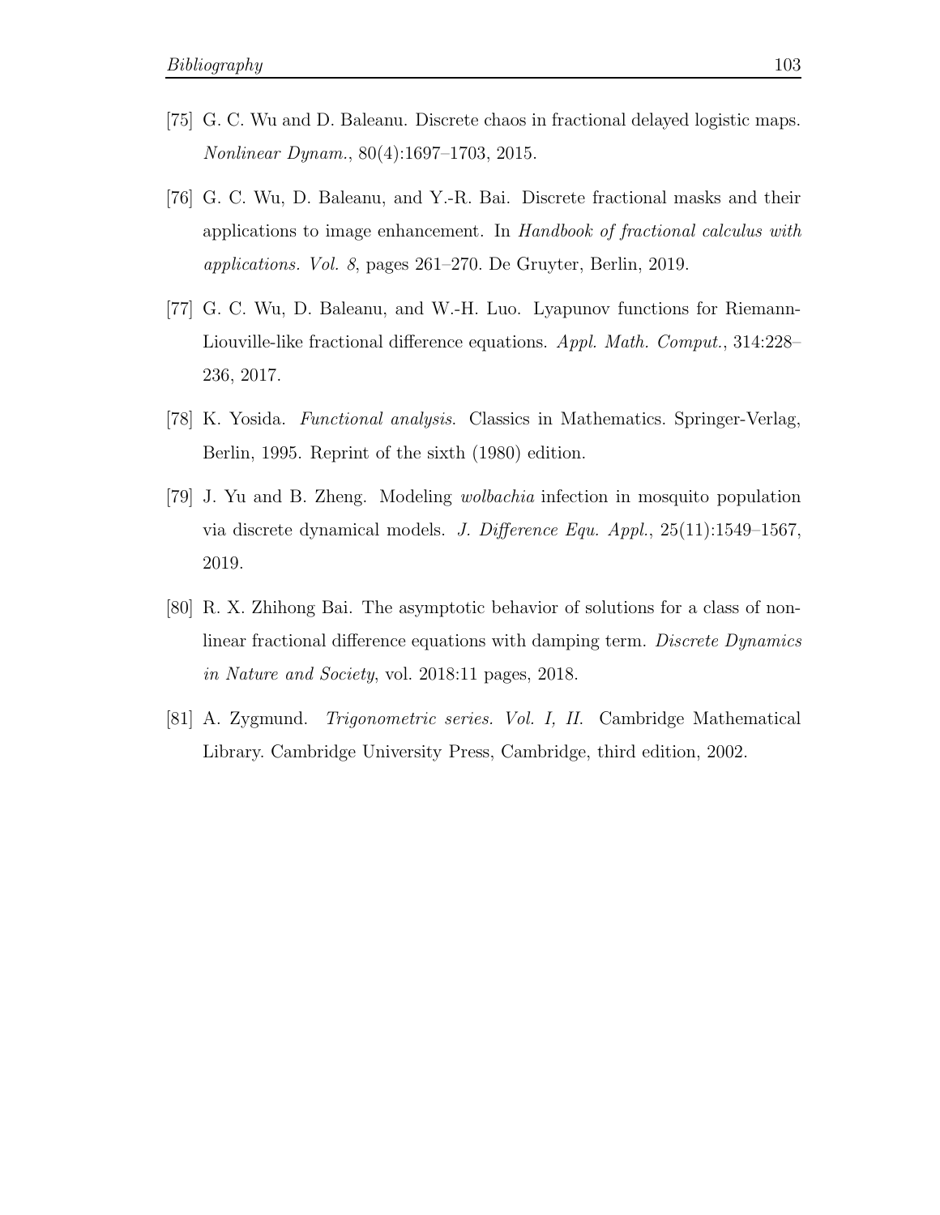[75] G. C. Wu and D. Baleanu. Discrete chaos in fractional delayed logistic maps. *Nonlinear Dynam.*, 80(4):1697–1703, 2015.

[76] G. C. Wu, D. Baleanu, and Y.-R. Bai. Discrete fractional masks and their applications to image enhancement. In *Handbook of fractional calculus with applications. Vol. 8*, pages 261–270. De Gruyter, Berlin, 2019.

[77] G. C. Wu, D. Baleanu, and W.-H. Luo. Lyapunov functions for Riemann-Liouville-like fractional difference equations. *Appl. Math. Comput.*, 314:228–236, 2017.

[78] K. Yosida. *Functional analysis*. Classics in Mathematics. Springer-Verlag, Berlin, 1995. Reprint of the sixth (1980) edition.

[79] J. Yu and B. Zheng. Modeling *wolbachia* infection in mosquito population via discrete dynamical models. *J. Difference Equ. Appl.*, 25(11):1549–1567, 2019.

[80] R. X. Zhihong Bai. The asymptotic behavior of solutions for a class of nonlinear fractional difference equations with damping term. *Discrete Dynamics in Nature and Society*, vol. 2018:11 pages, 2018.

[81] A. Zygmund. *Trigonometric series. Vol. I, II.* Cambridge Mathematical Library. Cambridge University Press, Cambridge, third edition, 2002.